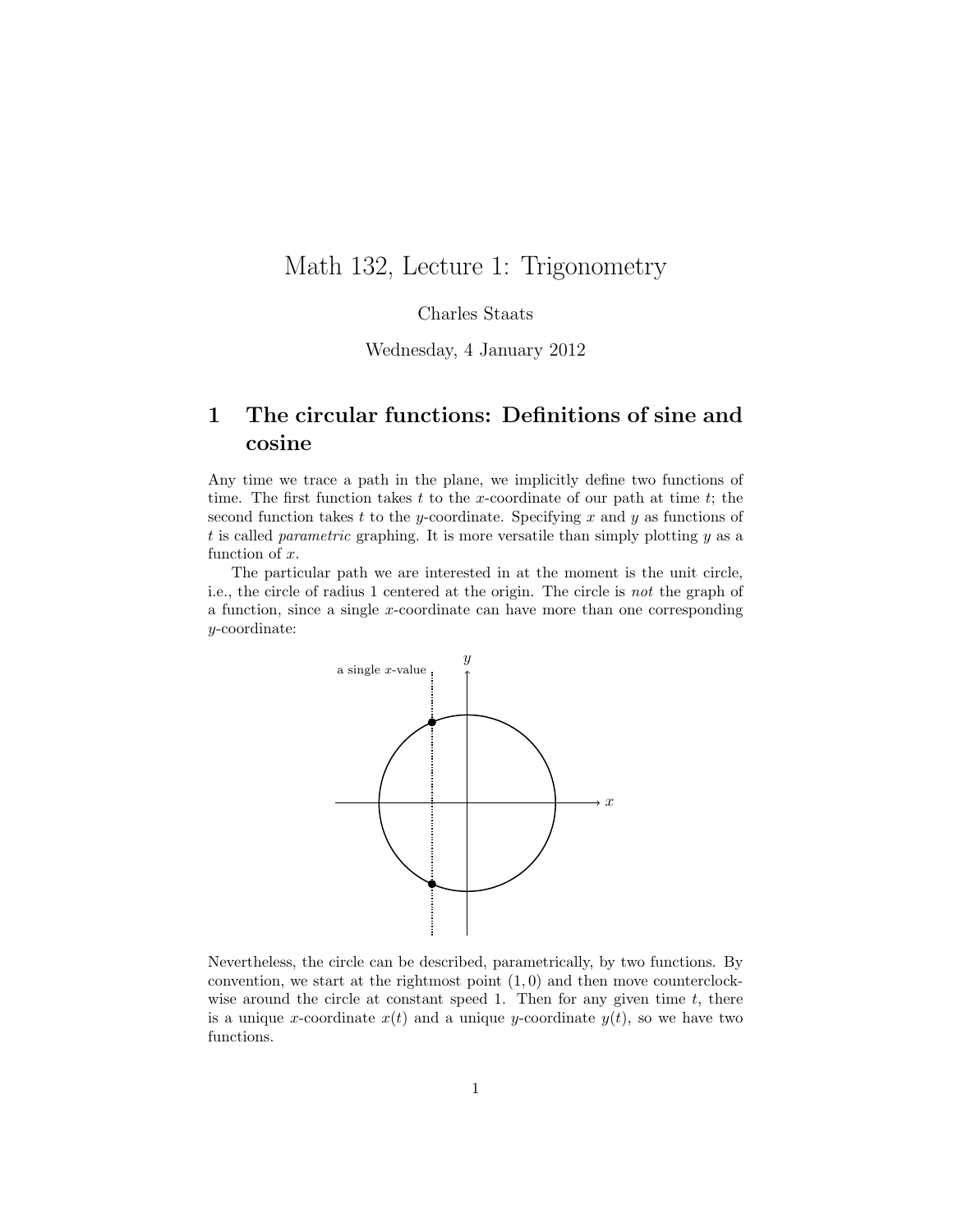# Math 132, Lecture 1: Trigonometry

Charles Staats

Wednesday, 4 January 2012

## 1 The circular functions: Definitions of sine and cosine

Any time we trace a path in the plane, we implicitly define two functions of time. The first function takes $t$ to the $x$-coordinate of our path at time $t$; the second function takes $t$ to the $y$-coordinate. Specifying $x$ and $y$ as functions of $t$ is called *parametric* graphing. It is more versatile than simply plotting $y$ as a function of $x$.

The particular path we are interested in at the moment is the unit circle, i.e., the circle of radius 1 centered at the origin. The circle is *not* the graph of a function, since a single $x$-coordinate can have more than one corresponding $y$-coordinate:

Nevertheless, the circle can be described, parametrically, by two functions. By convention, we start at the rightmost point $(1, 0)$ and then move counterclockwise around the circle at constant speed 1. Then for any given time $t$, there is a unique $x$-coordinate $x(t)$ and a unique $y$-coordinate $y(t)$, so we have two functions.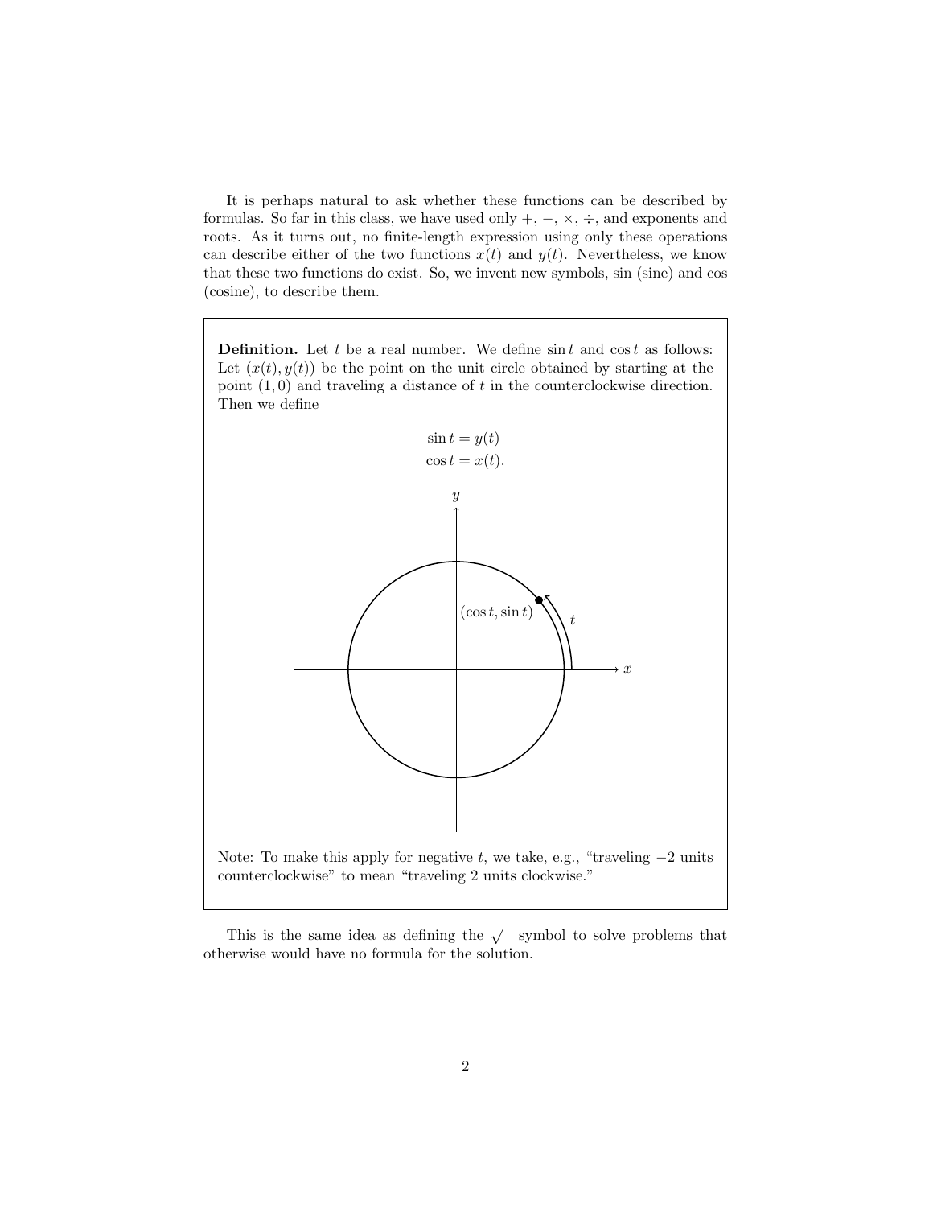It is perhaps natural to ask whether these functions can be described by formulas. So far in this class, we have used only $+$, $-$, $\times$, $\div$, and exponents and roots. As it turns out, no finite-length expression using only these operations can describe either of the two functions $x(t)$ and $y(t)$. Nevertheless, we know that these two functions do exist. So, we invent new symbols, sin (sine) and cos (cosine), to describe them.

**Definition.** Let $t$ be a real number. We define $\sin t$ and $\cos t$ as follows: Let $(x(t), y(t))$ be the point on the unit circle obtained by starting at the point $(1, 0)$ and traveling a distance of $t$ in the counterclockwise direction. Then we define

$$\sin t = y(t)$$
$$\cos t = x(t).$$

Note: To make this apply for negative $t$, we take, e.g., "traveling $-2$ units counterclockwise" to mean "traveling 2 units clockwise."

This is the same idea as defining the $\sqrt{\phantom{x}}$ symbol to solve problems that otherwise would have no formula for the solution.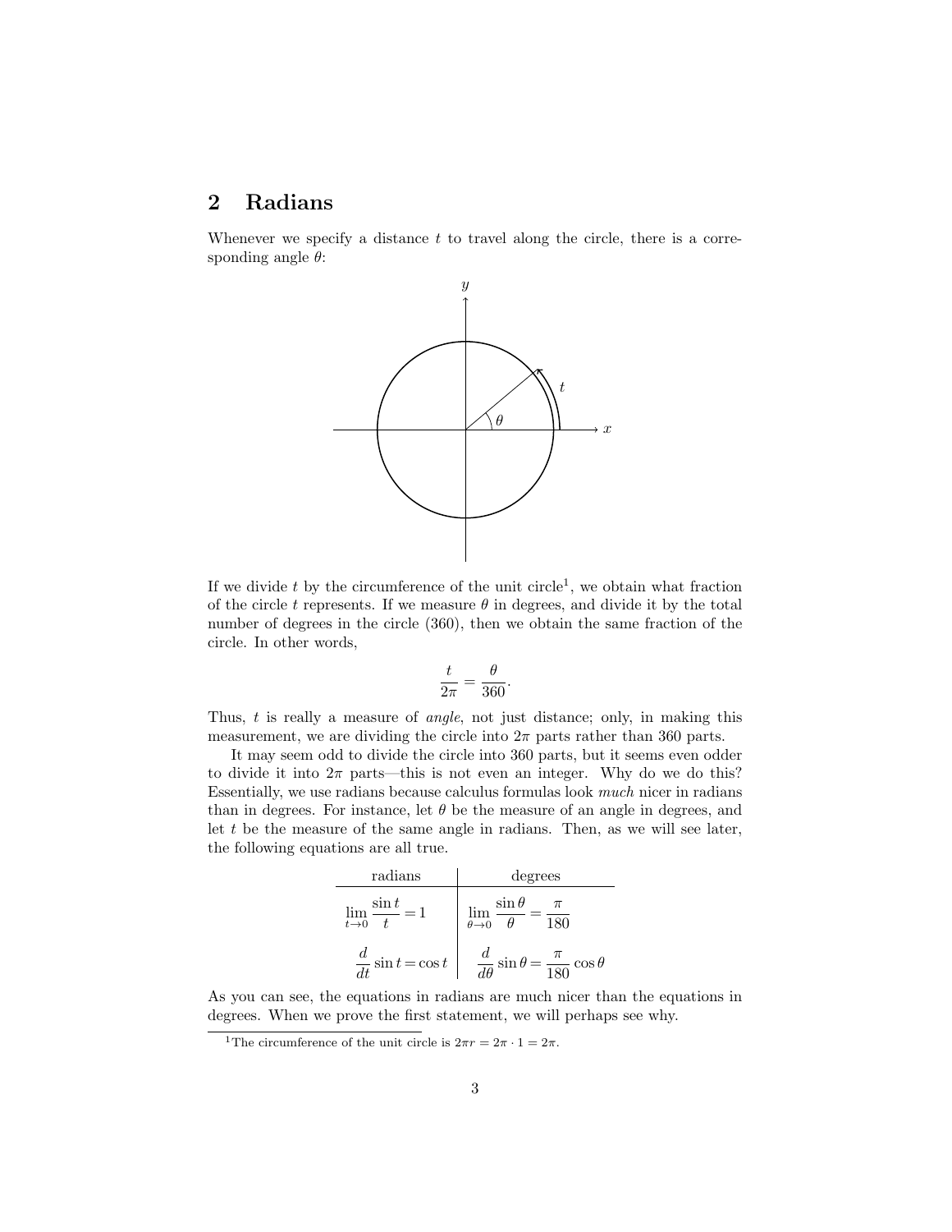## 2 Radians

Whenever we specify a distance $t$ to travel along the circle, there is a corresponding angle $\theta$:

If we divide $t$ by the circumference of the unit circle[1], we obtain what fraction of the circle $t$ represents. If we measure $\theta$ in degrees, and divide it by the total number of degrees in the circle (360), then we obtain the same fraction of the circle. In other words,

$$\frac{t}{2\pi} = \frac{\theta}{360}.$$

Thus, $t$ is really a measure of *angle*, not just distance; only, in making this measurement, we are dividing the circle into $2\pi$ parts rather than 360 parts.

It may seem odd to divide the circle into 360 parts, but it seems even odder to divide it into $2\pi$ parts—this is not even an integer. Why do we do this? Essentially, we use radians because calculus formulas look *much* nicer in radians than in degrees. For instance, let $\theta$ be the measure of an angle in degrees, and let $t$ be the measure of the same angle in radians. Then, as we will see later, the following equations are all true.

| radians | degrees |
|---|---|
| $\lim_{t \to 0} \frac{\sin t}{t} = 1$ | $\lim_{\theta \to 0} \frac{\sin \theta}{\theta} = \frac{\pi}{180}$ |
| $\frac{d}{dt} \sin t = \cos t$ | $\frac{d}{d\theta} \sin \theta = \frac{\pi}{180} \cos \theta$ |

As you can see, the equations in radians are much nicer than the equations in degrees. When we prove the first statement, we will perhaps see why.

[1] The circumference of the unit circle is $2\pi r = 2\pi \cdot 1 = 2\pi$.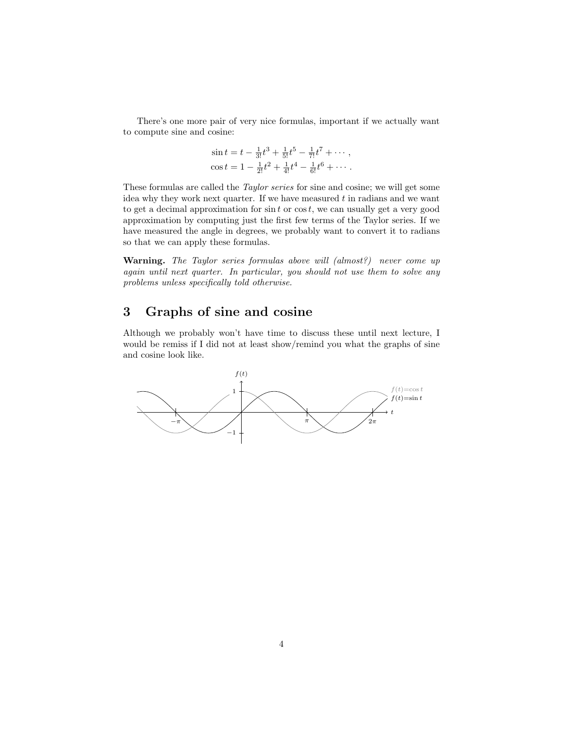There's one more pair of very nice formulas, important if we actually want to compute sine and cosine:

$$\sin t = t - \tfrac{1}{3!}t^3 + \tfrac{1}{5!}t^5 - \tfrac{1}{7!}t^7 + \cdots,$$
$$\cos t = 1 - \tfrac{1}{2!}t^2 + \tfrac{1}{4!}t^4 - \tfrac{1}{6!}t^6 + \cdots.$$

These formulas are called the *Taylor series* for sine and cosine; we will get some idea why they work next quarter. If we have measured $t$ in radians and we want to get a decimal approximation for $\sin t$ or $\cos t$, we can usually get a very good approximation by computing just the first few terms of the Taylor series. If we have measured the angle in degrees, we probably want to convert it to radians so that we can apply these formulas.

**Warning.** *The Taylor series formulas above will (almost?) never come up again until next quarter. In particular, you should not use them to solve any problems unless specifically told otherwise.*

## 3 Graphs of sine and cosine

Although we probably won't have time to discuss these until next lecture, I would be remiss if I did not at least show/remind you what the graphs of sine and cosine look like.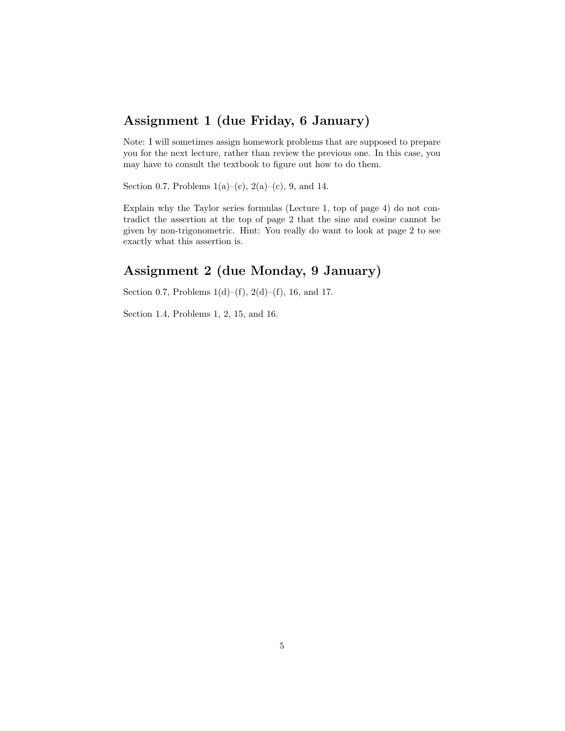## Assignment 1 (due Friday, 6 January)

Note: I will sometimes assign homework problems that are supposed to prepare you for the next lecture, rather than review the previous one. In this case, you may have to consult the textbook to figure out how to do them.

Section 0.7, Problems 1(a)–(c), 2(a)–(c), 9, and 14.

Explain why the Taylor series formulas (Lecture 1, top of page 4) do not contradict the assertion at the top of page 2 that the sine and cosine cannot be given by non-trigonometric. Hint: You really do want to look at page 2 to see exactly what this assertion is.

## Assignment 2 (due Monday, 9 January)

Section 0.7, Problems 1(d)–(f), 2(d)–(f), 16, and 17.

Section 1.4, Problems 1, 2, 15, and 16.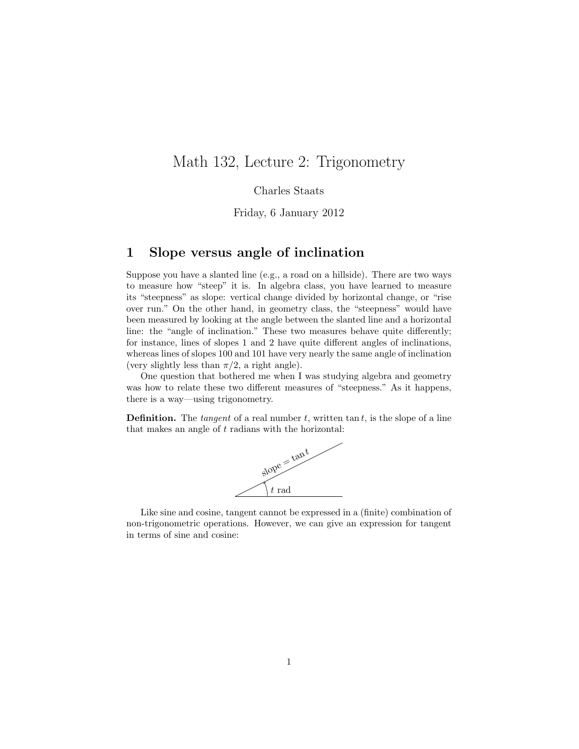# Math 132, Lecture 2: Trigonometry

Charles Staats

Friday, 6 January 2012

## 1 Slope versus angle of inclination

Suppose you have a slanted line (e.g., a road on a hillside). There are two ways to measure how "steep" it is. In algebra class, you have learned to measure its "steepness" as slope: vertical change divided by horizontal change, or "rise over run." On the other hand, in geometry class, the "steepness" would have been measured by looking at the angle between the slanted line and a horizontal line: the "angle of inclination." These two measures behave quite differently; for instance, lines of slopes 1 and 2 have quite different angles of inclinations, whereas lines of slopes 100 and 101 have very nearly the same angle of inclination (very slightly less than $\pi/2$, a right angle).

One question that bothered me when I was studying algebra and geometry was how to relate these two different measures of "steepness." As it happens, there is a way—using trigonometry.

**Definition.** The *tangent* of a real number $t$, written $\tan t$, is the slope of a line that makes an angle of $t$ radians with the horizontal:

slope $= \tan t$

$t$ rad

Like sine and cosine, tangent cannot be expressed in a (finite) combination of non-trigonometric operations. However, we can give an expression for tangent in terms of sine and cosine: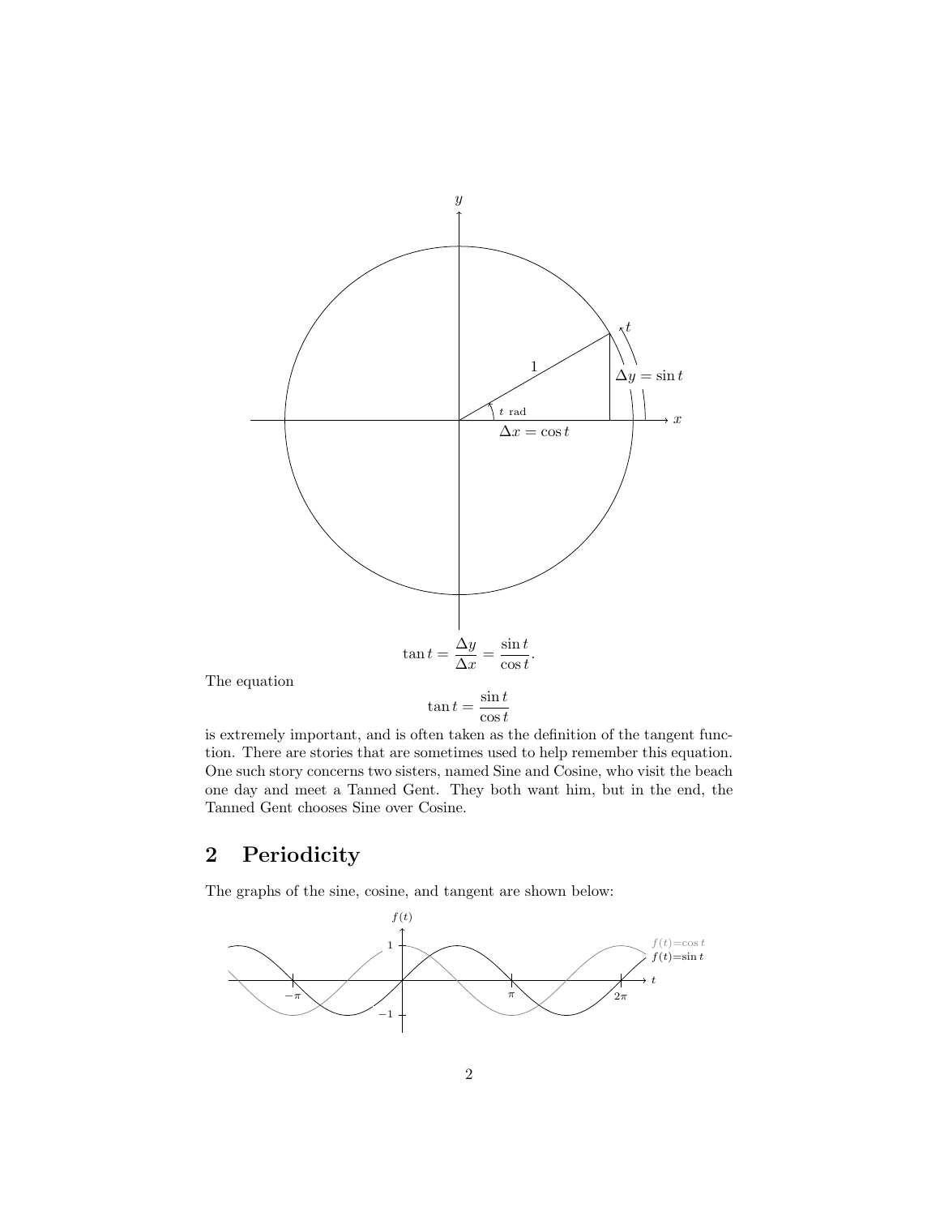$$\tan t = \frac{\Delta y}{\Delta x} = \frac{\sin t}{\cos t}.$$

The equation

$$\tan t = \frac{\sin t}{\cos t}$$

is extremely important, and is often taken as the definition of the tangent function. There are stories that are sometimes used to help remember this equation. One such story concerns two sisters, named Sine and Cosine, who visit the beach one day and meet a Tanned Gent. They both want him, but in the end, the Tanned Gent chooses Sine over Cosine.

## 2 Periodicity

The graphs of the sine, cosine, and tangent are shown below: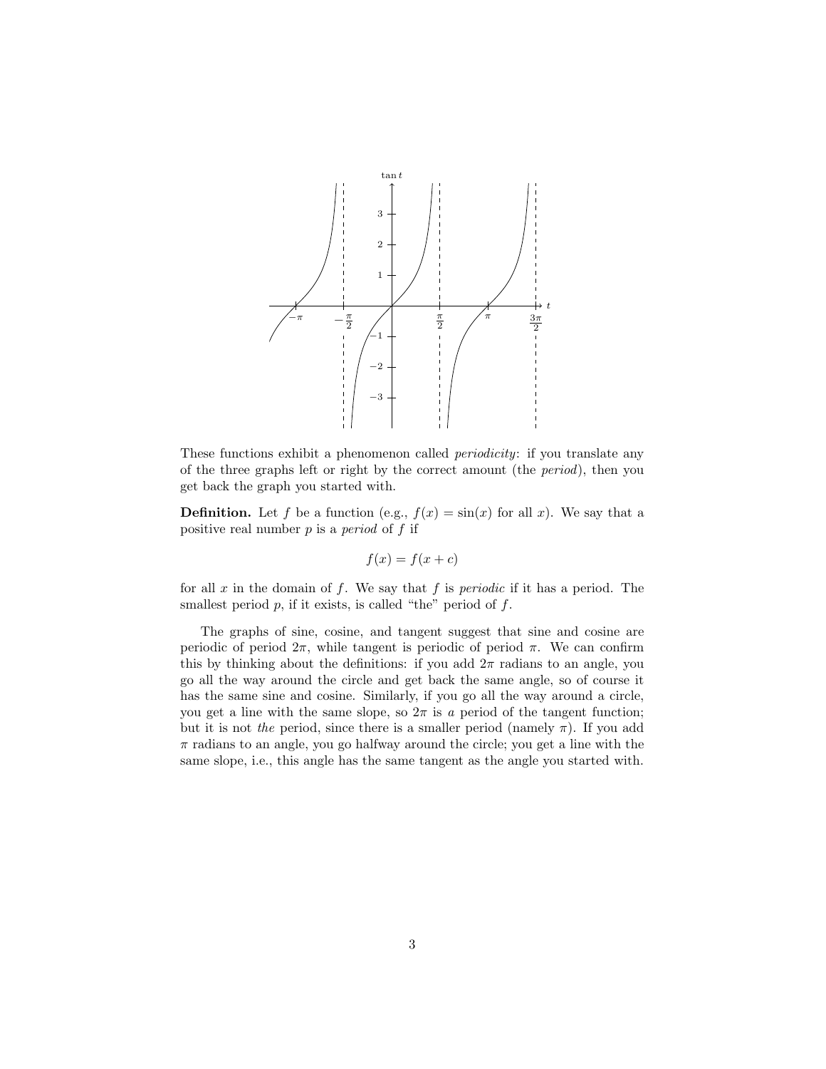These functions exhibit a phenomenon called *periodicity*: if you translate any of the three graphs left or right by the correct amount (the *period*), then you get back the graph you started with.

**Definition.** Let $f$ be a function (e.g., $f(x) = \sin(x)$ for all $x$). We say that a positive real number $p$ is a *period* of $f$ if

$$f(x) = f(x + c)$$

for all $x$ in the domain of $f$. We say that $f$ is *periodic* if it has a period. The smallest period $p$, if it exists, is called "the" period of $f$.

The graphs of sine, cosine, and tangent suggest that sine and cosine are periodic of period $2\pi$, while tangent is periodic of period $\pi$. We can confirm this by thinking about the definitions: if you add $2\pi$ radians to an angle, you go all the way around the circle and get back the same angle, so of course it has the same sine and cosine. Similarly, if you go all the way around a circle, you get a line with the same slope, so $2\pi$ is *a* period of the tangent function; but it is not *the* period, since there is a smaller period (namely $\pi$). If you add $\pi$ radians to an angle, you go halfway around the circle; you get a line with the same slope, i.e., this angle has the same tangent as the angle you started with.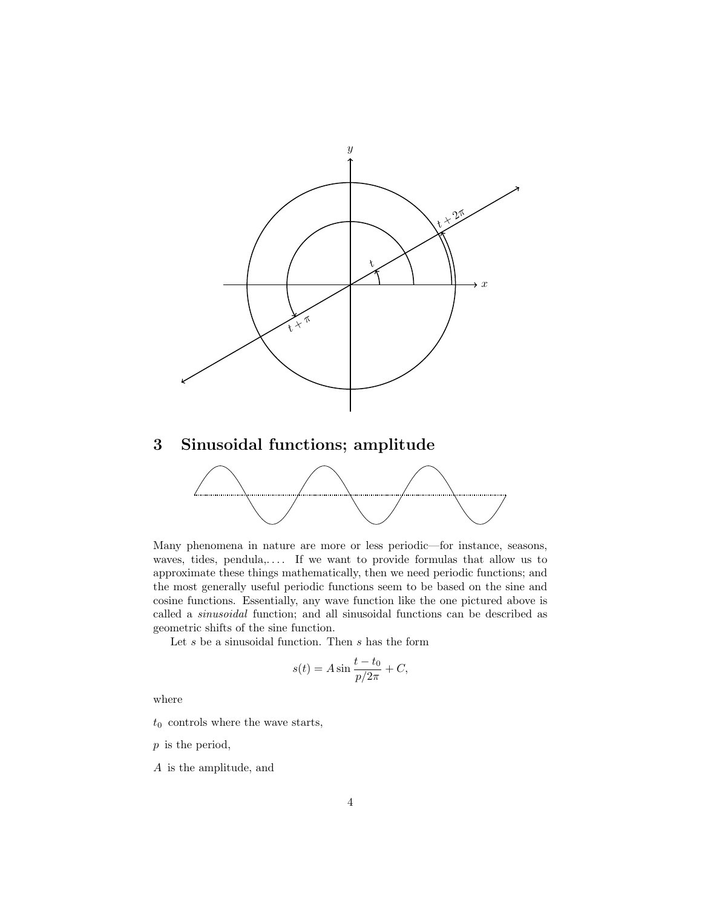## 3 Sinusoidal functions; amplitude

Many phenomena in nature are more or less periodic—for instance, seasons, waves, tides, pendula,. . . . If we want to provide formulas that allow us to approximate these things mathematically, then we need periodic functions; and the most generally useful periodic functions seem to be based on the sine and cosine functions. Essentially, any wave function like the one pictured above is called a *sinusoidal* function; and all sinusoidal functions can be described as geometric shifts of the sine function.

Let $s$ be a sinusoidal function. Then $s$ has the form

$$s(t) = A \sin \frac{t - t_0}{p/2\pi} + C,$$

where

$t_0$ controls where the wave starts,

$p$ is the period,

$A$ is the amplitude, and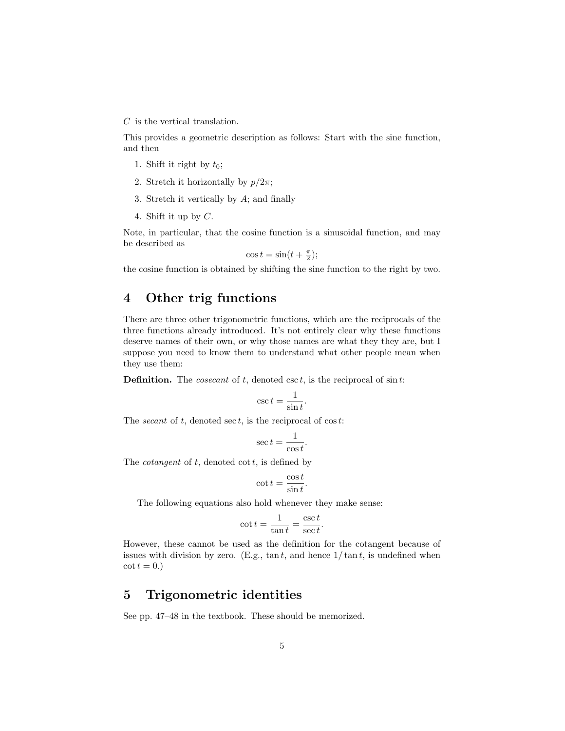$C$ is the vertical translation.

This provides a geometric description as follows: Start with the sine function, and then

1. Shift it right by $t_0$;
2. Stretch it horizontally by $p/2\pi$;
3. Stretch it vertically by $A$; and finally
4. Shift it up by $C$.

Note, in particular, that the cosine function is a sinusoidal function, and may be described as

$$\cos t = \sin(t + \tfrac{\pi}{2});$$

the cosine function is obtained by shifting the sine function to the right by two.

## 4 Other trig functions

There are three other trigonometric functions, which are the reciprocals of the three functions already introduced. It's not entirely clear why these functions deserve names of their own, or why those names are what they they are, but I suppose you need to know them to understand what other people mean when they use them:

**Definition.** The *cosecant* of $t$, denoted $\csc t$, is the reciprocal of $\sin t$:

$$\csc t = \frac{1}{\sin t}.$$

The *secant* of $t$, denoted $\sec t$, is the reciprocal of $\cos t$:

$$\sec t = \frac{1}{\cos t}.$$

The *cotangent* of $t$, denoted $\cot t$, is defined by

$$\cot t = \frac{\cos t}{\sin t}.$$

The following equations also hold whenever they make sense:

$$\cot t = \frac{1}{\tan t} = \frac{\csc t}{\sec t}.$$

However, these cannot be used as the definition for the cotangent because of issues with division by zero. (E.g., $\tan t$, and hence $1/\tan t$, is undefined when $\cot t = 0$.)

## 5 Trigonometric identities

See pp. 47–48 in the textbook. These should be memorized.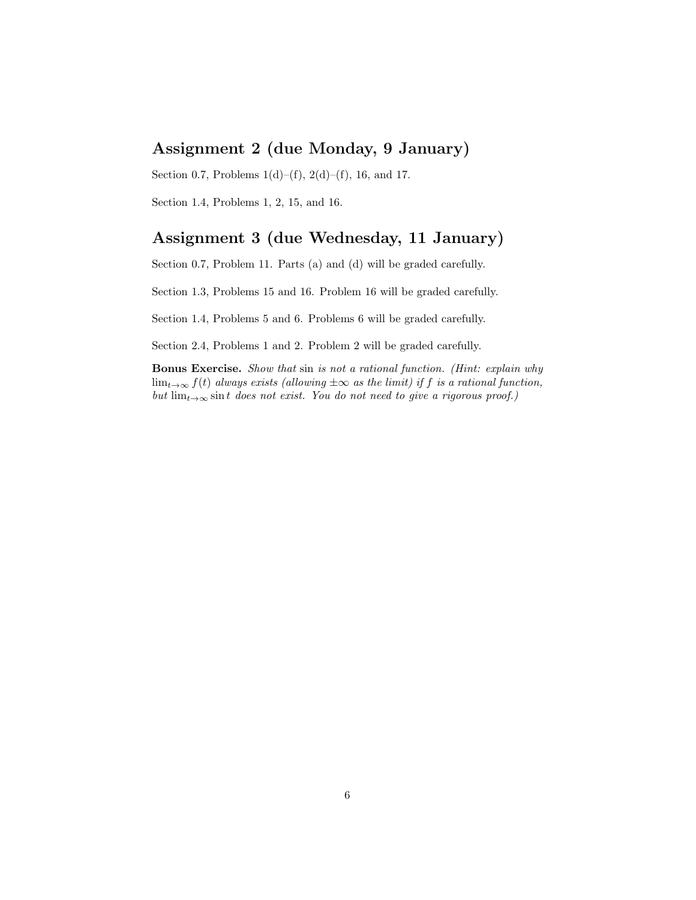## Assignment 2 (due Monday, 9 January)

Section 0.7, Problems 1(d)–(f), 2(d)–(f), 16, and 17.

Section 1.4, Problems 1, 2, 15, and 16.

## Assignment 3 (due Wednesday, 11 January)

Section 0.7, Problem 11. Parts (a) and (d) will be graded carefully.

Section 1.3, Problems 15 and 16. Problem 16 will be graded carefully.

Section 1.4, Problems 5 and 6. Problems 6 will be graded carefully.

Section 2.4, Problems 1 and 2. Problem 2 will be graded carefully.

**Bonus Exercise.** *Show that* sin *is not a rational function. (Hint: explain why* $\lim_{t\to\infty} f(t)$ *always exists (allowing* $\pm\infty$ *as the limit) if* $f$ *is a rational function, but* $\lim_{t\to\infty} \sin t$ *does not exist. You do not need to give a rigorous proof.)*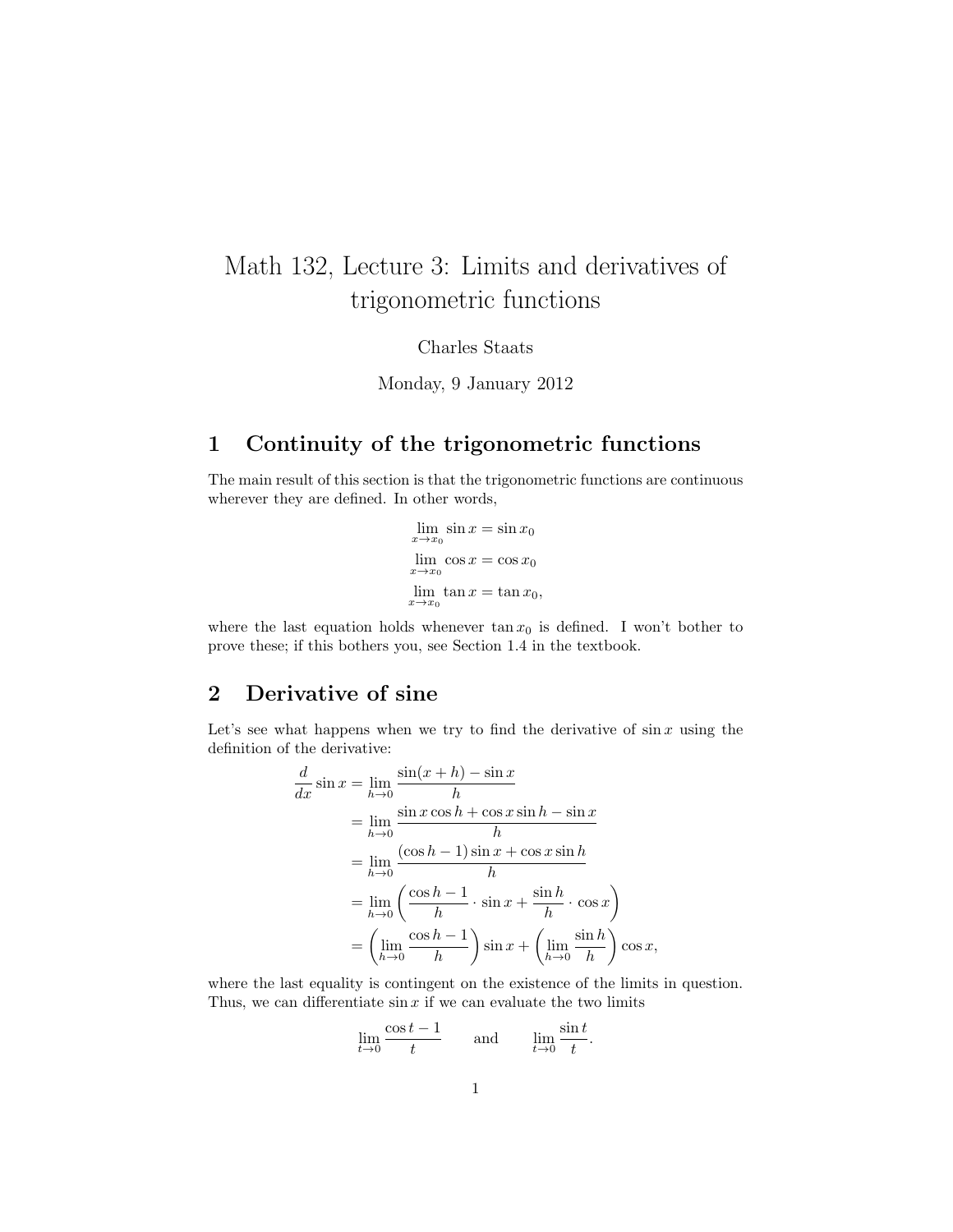# Math 132, Lecture 3: Limits and derivatives of trigonometric functions

Charles Staats

Monday, 9 January 2012

## 1 Continuity of the trigonometric functions

The main result of this section is that the trigonometric functions are continuous wherever they are defined. In other words,

$$\lim_{x \to x_0} \sin x = \sin x_0$$
$$\lim_{x \to x_0} \cos x = \cos x_0$$
$$\lim_{x \to x_0} \tan x = \tan x_0,$$

where the last equation holds whenever $\tan x_0$ is defined. I won't bother to prove these; if this bothers you, see Section 1.4 in the textbook.

## 2 Derivative of sine

Let's see what happens when we try to find the derivative of $\sin x$ using the definition of the derivative:

$$\begin{aligned}
\frac{d}{dx} \sin x &= \lim_{h \to 0} \frac{\sin(x+h) - \sin x}{h} \\
&= \lim_{h \to 0} \frac{\sin x \cos h + \cos x \sin h - \sin x}{h} \\
&= \lim_{h \to 0} \frac{(\cos h - 1)\sin x + \cos x \sin h}{h} \\
&= \lim_{h \to 0} \left( \frac{\cos h - 1}{h} \cdot \sin x + \frac{\sin h}{h} \cdot \cos x \right) \\
&= \left( \lim_{h \to 0} \frac{\cos h - 1}{h} \right) \sin x + \left( \lim_{h \to 0} \frac{\sin h}{h} \right) \cos x,
\end{aligned}$$

where the last equality is contingent on the existence of the limits in question. Thus, we can differentiate $\sin x$ if we can evaluate the two limits

$$\lim_{t \to 0} \frac{\cos t - 1}{t} \qquad \text{and} \qquad \lim_{t \to 0} \frac{\sin t}{t}.$$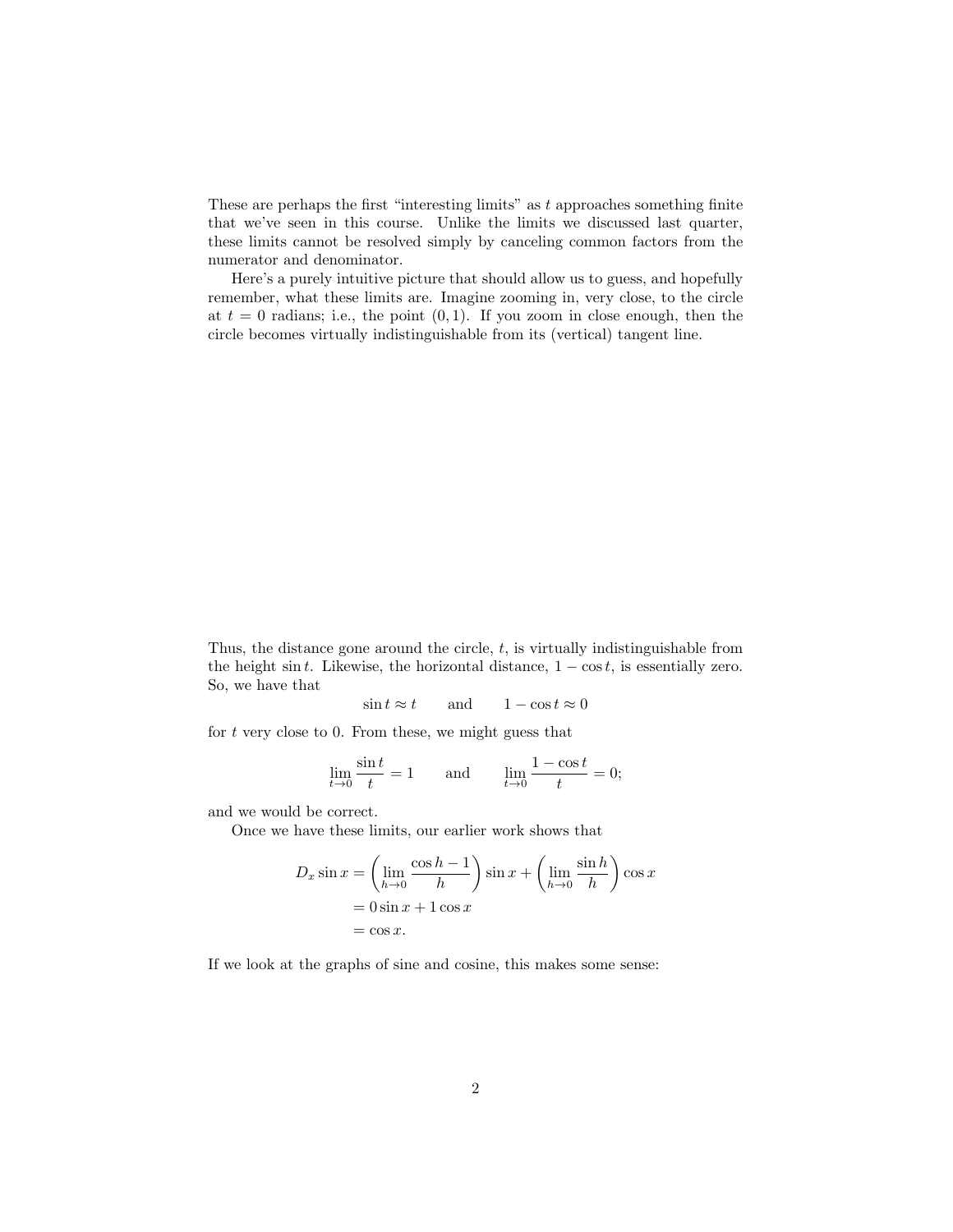These are perhaps the first "interesting limits" as $t$ approaches something finite that we've seen in this course. Unlike the limits we discussed last quarter, these limits cannot be resolved simply by canceling common factors from the numerator and denominator.

Here's a purely intuitive picture that should allow us to guess, and hopefully remember, what these limits are. Imagine zooming in, very close, to the circle at $t = 0$ radians; i.e., the point $(0, 1)$. If you zoom in close enough, then the circle becomes virtually indistinguishable from its (vertical) tangent line.

Thus, the distance gone around the circle, $t$, is virtually indistinguishable from the height $\sin t$. Likewise, the horizontal distance, $1 - \cos t$, is essentially zero. So, we have that

$$\sin t \approx t \qquad \text{and} \qquad 1 - \cos t \approx 0$$

for $t$ very close to 0. From these, we might guess that

$$\lim_{t \to 0} \frac{\sin t}{t} = 1 \qquad \text{and} \qquad \lim_{t \to 0} \frac{1 - \cos t}{t} = 0;$$

and we would be correct.

Once we have these limits, our earlier work shows that

$$\begin{aligned}
D_x \sin x &= \left( \lim_{h \to 0} \frac{\cos h - 1}{h} \right) \sin x + \left( \lim_{h \to 0} \frac{\sin h}{h} \right) \cos x \\
&= 0 \sin x + 1 \cos x \\
&= \cos x.
\end{aligned}$$

If we look at the graphs of sine and cosine, this makes some sense: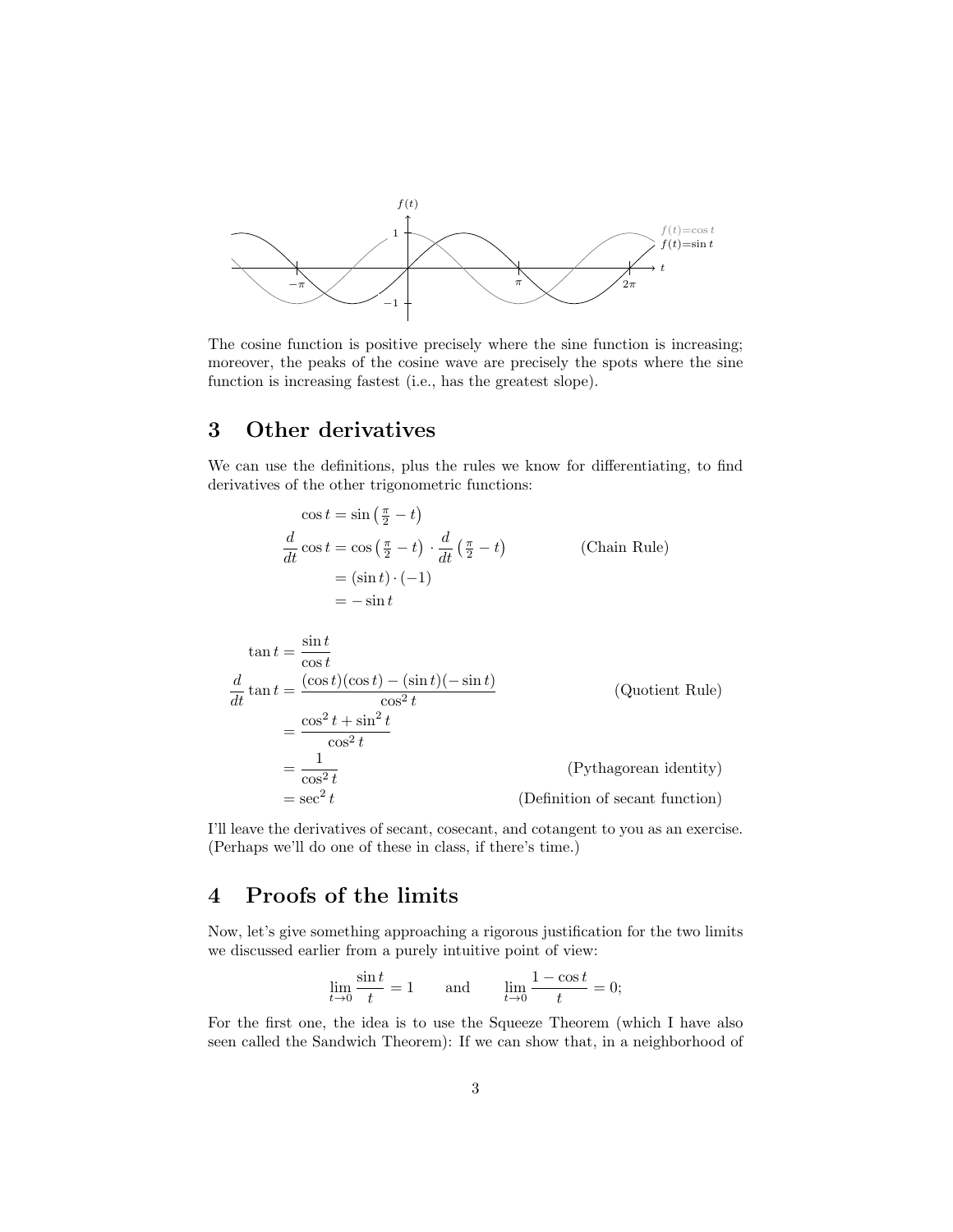The cosine function is positive precisely where the sine function is increasing; moreover, the peaks of the cosine wave are precisely the spots where the sine function is increasing fastest (i.e., has the greatest slope).

## 3 Other derivatives

We can use the definitions, plus the rules we know for differentiating, to find derivatives of the other trigonometric functions:

$$
\begin{aligned}
\cos t &= \sin\left(\tfrac{\pi}{2} - t\right) \\
\frac{d}{dt}\cos t &= \cos\left(\tfrac{\pi}{2} - t\right) \cdot \frac{d}{dt}\left(\tfrac{\pi}{2} - t\right) && \text{(Chain Rule)} \\
&= (\sin t)\cdot(-1) \\
&= -\sin t
\end{aligned}
$$

$$
\begin{aligned}
\tan t &= \frac{\sin t}{\cos t} \\
\frac{d}{dt}\tan t &= \frac{(\cos t)(\cos t) - (\sin t)(-\sin t)}{\cos^2 t} && \text{(Quotient Rule)} \\
&= \frac{\cos^2 t + \sin^2 t}{\cos^2 t} \\
&= \frac{1}{\cos^2 t} && \text{(Pythagorean identity)} \\
&= \sec^2 t && \text{(Definition of secant function)}
\end{aligned}
$$

I'll leave the derivatives of secant, cosecant, and cotangent to you as an exercise. (Perhaps we'll do one of these in class, if there's time.)

## 4 Proofs of the limits

Now, let's give something approaching a rigorous justification for the two limits we discussed earlier from a purely intuitive point of view:

$$\lim_{t\to 0}\frac{\sin t}{t} = 1 \qquad \text{and} \qquad \lim_{t\to 0}\frac{1-\cos t}{t} = 0;$$

For the first one, the idea is to use the Squeeze Theorem (which I have also seen called the Sandwich Theorem): If we can show that, in a neighborhood of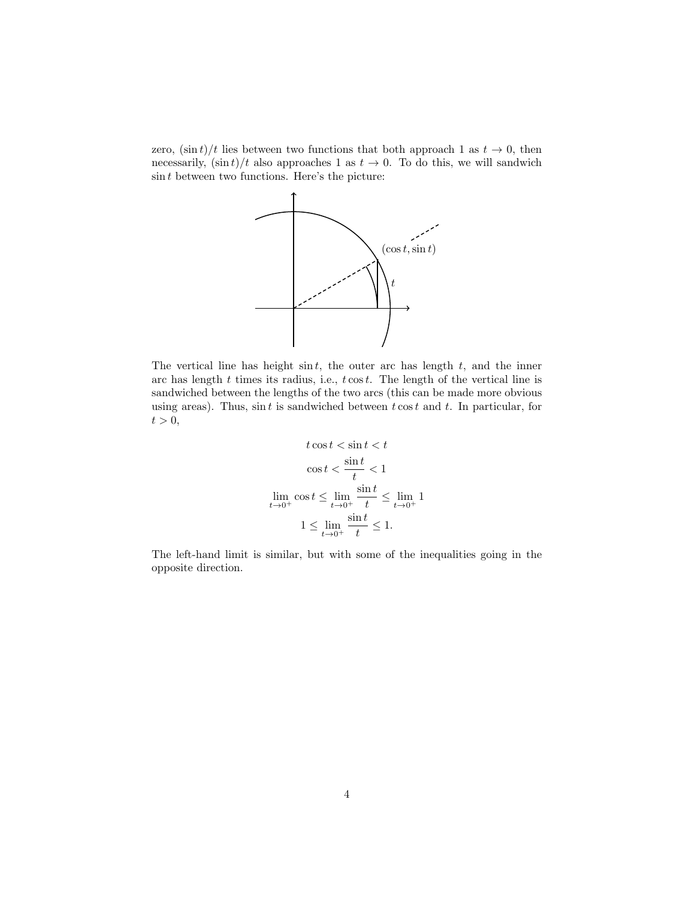zero, $(\sin t)/t$ lies between two functions that both approach 1 as $t \to 0$, then necessarily, $(\sin t)/t$ also approaches 1 as $t \to 0$. To do this, we will sandwich $\sin t$ between two functions. Here's the picture:

The vertical line has height $\sin t$, the outer arc has length $t$, and the inner arc has length $t$ times its radius, i.e., $t \cos t$. The length of the vertical line is sandwiched between the lengths of the two arcs (this can be made more obvious using areas). Thus, $\sin t$ is sandwiched between $t \cos t$ and $t$. In particular, for $t > 0$,

$$t \cos t < \sin t < t$$

$$\cos t < \frac{\sin t}{t} < 1$$

$$\lim_{t \to 0^+} \cos t \leq \lim_{t \to 0^+} \frac{\sin t}{t} \leq \lim_{t \to 0^+} 1$$

$$1 \leq \lim_{t \to 0^+} \frac{\sin t}{t} \leq 1.$$

The left-hand limit is similar, but with some of the inequalities going in the opposite direction.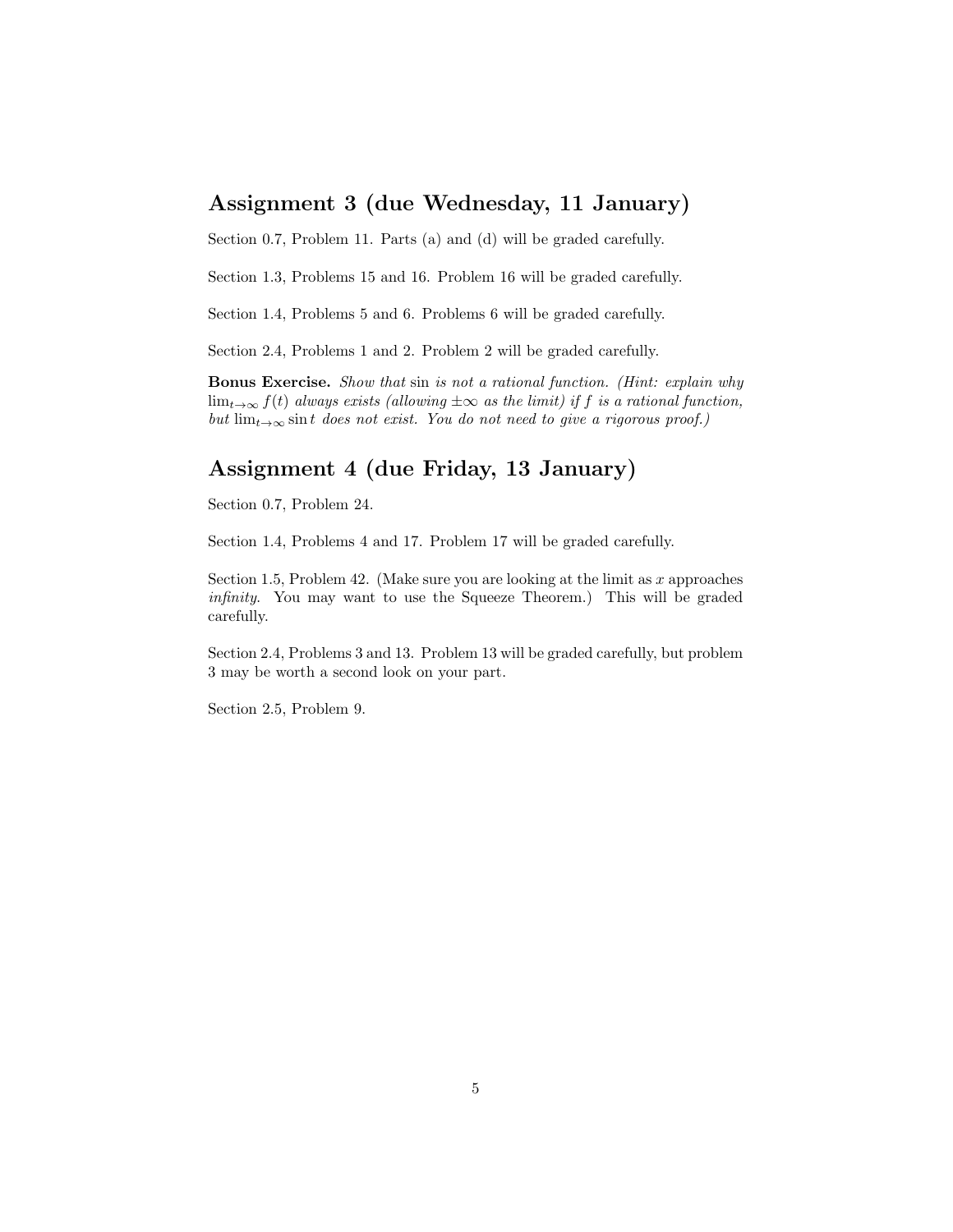## Assignment 3 (due Wednesday, 11 January)

Section 0.7, Problem 11. Parts (a) and (d) will be graded carefully.

Section 1.3, Problems 15 and 16. Problem 16 will be graded carefully.

Section 1.4, Problems 5 and 6. Problems 6 will be graded carefully.

Section 2.4, Problems 1 and 2. Problem 2 will be graded carefully.

**Bonus Exercise.** *Show that* sin *is not a rational function. (Hint: explain why* $\lim_{t\to\infty} f(t)$ *always exists (allowing* $\pm\infty$ *as the limit) if* $f$ *is a rational function, but* $\lim_{t\to\infty} \sin t$ *does not exist. You do not need to give a rigorous proof.)*

## Assignment 4 (due Friday, 13 January)

Section 0.7, Problem 24.

Section 1.4, Problems 4 and 17. Problem 17 will be graded carefully.

Section 1.5, Problem 42. (Make sure you are looking at the limit as $x$ approaches *infinity*. You may want to use the Squeeze Theorem.) This will be graded carefully.

Section 2.4, Problems 3 and 13. Problem 13 will be graded carefully, but problem 3 may be worth a second look on your part.

Section 2.5, Problem 9.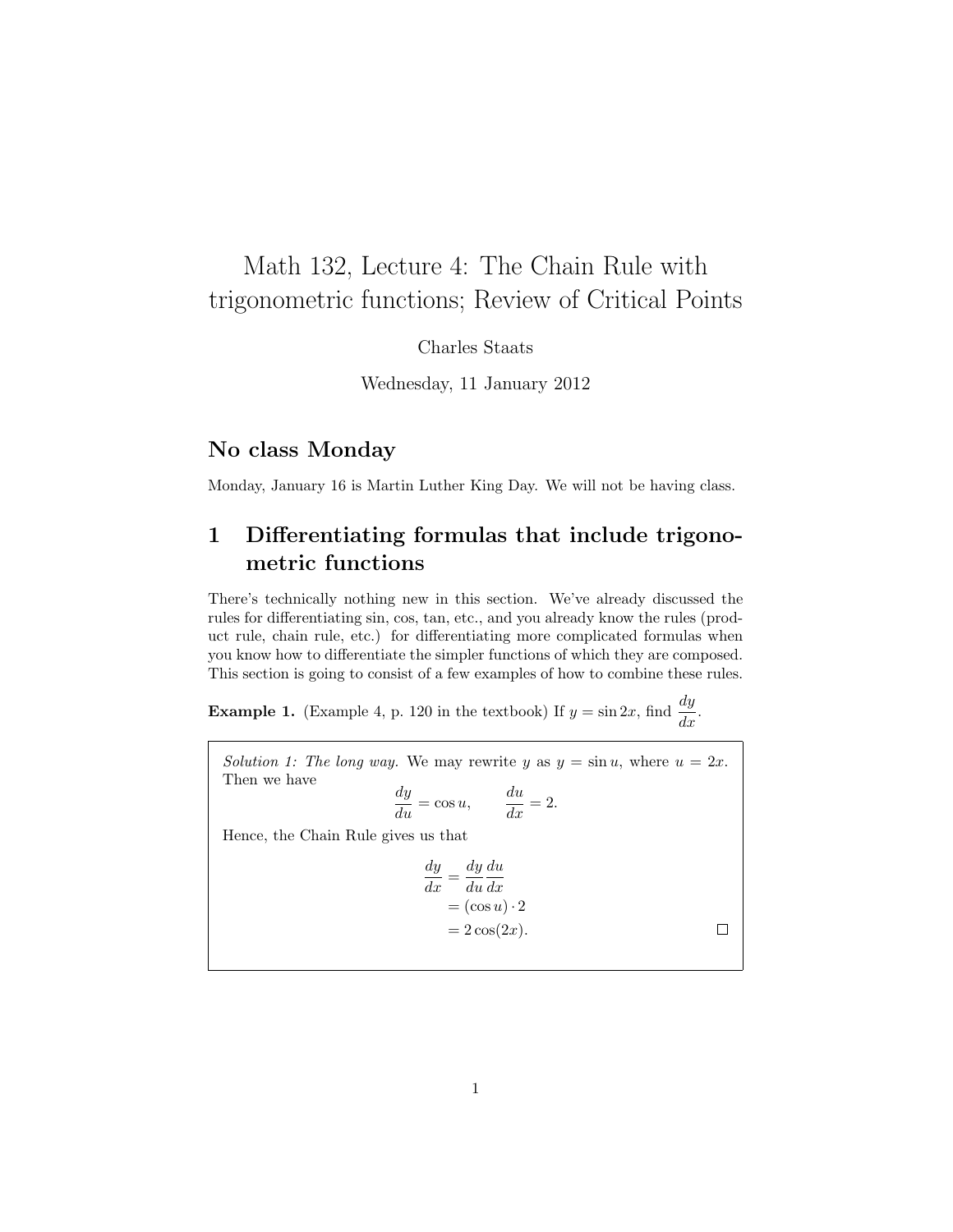# Math 132, Lecture 4: The Chain Rule with trigonometric functions; Review of Critical Points

Charles Staats

Wednesday, 11 January 2012

## No class Monday

Monday, January 16 is Martin Luther King Day. We will not be having class.

## 1 Differentiating formulas that include trigonometric functions

There's technically nothing new in this section. We've already discussed the rules for differentiating sin, cos, tan, etc., and you already know the rules (product rule, chain rule, etc.) for differentiating more complicated formulas when you know how to differentiate the simpler functions of which they are composed. This section is going to consist of a few examples of how to combine these rules.

**Example 1.** (Example 4, p. 120 in the textbook) If $y = \sin 2x$, find $\frac{dy}{dx}$.

*Solution 1: The long way.* We may rewrite $y$ as $y = \sin u$, where $u = 2x$. Then we have

$$\frac{dy}{du} = \cos u, \qquad \frac{du}{dx} = 2.$$

Hence, the Chain Rule gives us that

$$\begin{aligned} \frac{dy}{dx} &= \frac{dy}{du}\frac{du}{dx} \\ &= (\cos u) \cdot 2 \\ &= 2\cos(2x). \end{aligned}$$

□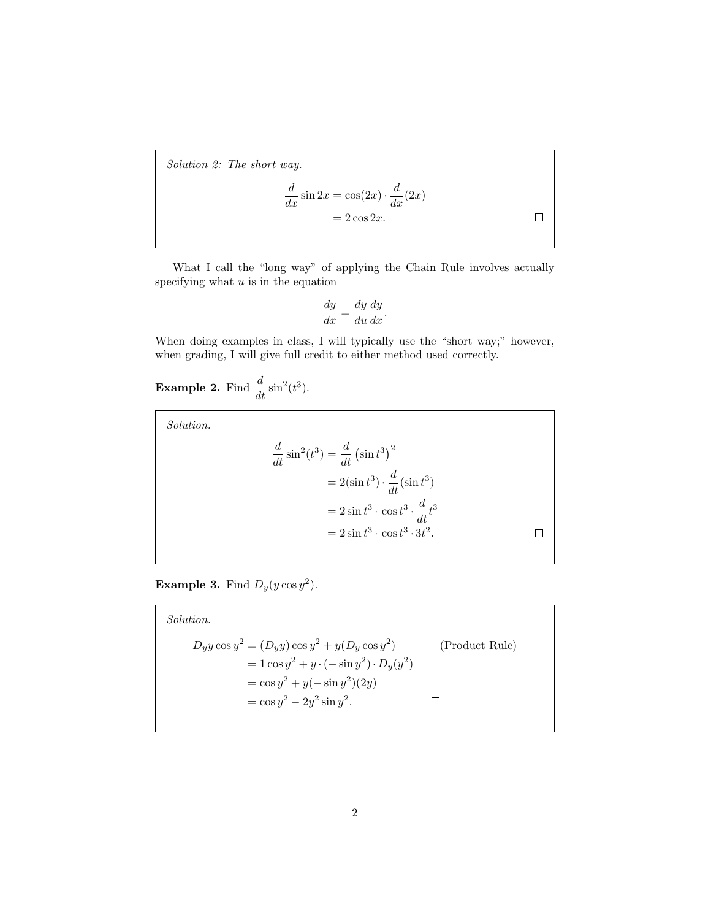*Solution 2: The short way.*

$$\begin{aligned}\frac{d}{dx}\sin 2x &= \cos(2x)\cdot\frac{d}{dx}(2x)\\ &= 2\cos 2x.\end{aligned}$$

□

What I call the "long way" of applying the Chain Rule involves actually specifying what $u$ is in the equation

$$\frac{dy}{dx} = \frac{dy}{du}\frac{dy}{dx}.$$

When doing examples in class, I will typically use the "short way;" however, when grading, I will give full credit to either method used correctly.

**Example 2.** Find $\dfrac{d}{dt}\sin^2(t^3)$.

*Solution.*

$$\begin{aligned}\frac{d}{dt}\sin^2(t^3) &= \frac{d}{dt}\left(\sin t^3\right)^2\\ &= 2(\sin t^3)\cdot\frac{d}{dt}(\sin t^3)\\ &= 2\sin t^3\cdot\cos t^3\cdot\frac{d}{dt}t^3\\ &= 2\sin t^3\cdot\cos t^3\cdot 3t^2.\end{aligned}$$

□

**Example 3.** Find $D_y(y\cos y^2)$.

*Solution.*

$$\begin{aligned}D_y y\cos y^2 &= (D_y y)\cos y^2 + y(D_y\cos y^2) \qquad \text{(Product Rule)}\\ &= 1\cos y^2 + y\cdot(-\sin y^2)\cdot D_y(y^2)\\ &= \cos y^2 + y(-\sin y^2)(2y)\\ &= \cos y^2 - 2y^2\sin y^2.\end{aligned}$$

□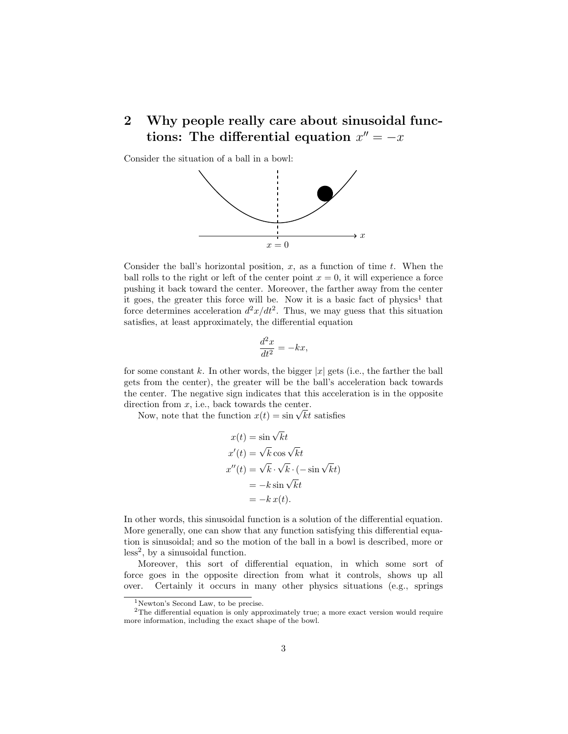## 2 Why people really care about sinusoidal functions: The differential equation $x'' = -x$

Consider the situation of a ball in a bowl:

Consider the ball's horizontal position, $x$, as a function of time $t$. When the ball rolls to the right or left of the center point $x = 0$, it will experience a force pushing it back toward the center. Moreover, the farther away from the center it goes, the greater this force will be. Now it is a basic fact of physics[1] that force determines acceleration $d^2x/dt^2$. Thus, we may guess that this situation satisfies, at least approximately, the differential equation

$$\frac{d^2x}{dt^2} = -kx,$$

for some constant $k$. In other words, the bigger $|x|$ gets (i.e., the farther the ball gets from the center), the greater will be the ball's acceleration back towards the center. The negative sign indicates that this acceleration is in the opposite direction from $x$, i.e., back towards the center.

Now, note that the function $x(t) = \sin \sqrt{k}t$ satisfies

$$\begin{aligned}
x(t) &= \sin \sqrt{k}t \\
x'(t) &= \sqrt{k} \cos \sqrt{k}t \\
x''(t) &= \sqrt{k} \cdot \sqrt{k} \cdot (-\sin \sqrt{k}t) \\
&= -k \sin \sqrt{k}t \\
&= -k\, x(t).
\end{aligned}$$

In other words, this sinusoidal function is a solution of the differential equation. More generally, one can show that any function satisfying this differential equation is sinusoidal; and so the motion of the ball in a bowl is described, more or less[2], by a sinusoidal function.

Moreover, this sort of differential equation, in which some sort of force goes in the opposite direction from what it controls, shows up all over. Certainly it occurs in many other physics situations (e.g., springs

[1] Newton's Second Law, to be precise.

[2] The differential equation is only approximately true; a more exact version would require more information, including the exact shape of the bowl.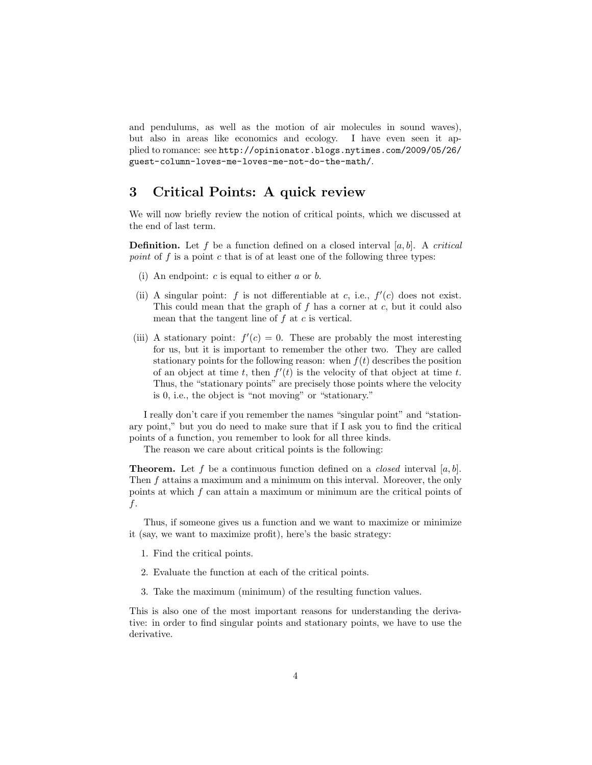and pendulums, as well as the motion of air molecules in sound waves), but also in areas like economics and ecology. I have even seen it applied to romance: see `http://opinionator.blogs.nytimes.com/2009/05/26/guest-column-loves-me-loves-me-not-do-the-math/`.

## 3 Critical Points: A quick review

We will now briefly review the notion of critical points, which we discussed at the end of last term.

**Definition.** Let $f$ be a function defined on a closed interval $[a, b]$. A *critical point* of $f$ is a point $c$ that is of at least one of the following three types:

(i) An endpoint: $c$ is equal to either $a$ or $b$.

(ii) A singular point: $f$ is not differentiable at $c$, i.e., $f'(c)$ does not exist. This could mean that the graph of $f$ has a corner at $c$, but it could also mean that the tangent line of $f$ at $c$ is vertical.

(iii) A stationary point: $f'(c) = 0$. These are probably the most interesting for us, but it is important to remember the other two. They are called stationary points for the following reason: when $f(t)$ describes the position of an object at time $t$, then $f'(t)$ is the velocity of that object at time $t$. Thus, the "stationary points" are precisely those points where the velocity is 0, i.e., the object is "not moving" or "stationary."

I really don't care if you remember the names "singular point" and "stationary point," but you do need to make sure that if I ask you to find the critical points of a function, you remember to look for all three kinds.

The reason we care about critical points is the following:

**Theorem.** *Let $f$ be a continuous function defined on a closed interval $[a, b]$. Then $f$ attains a maximum and a minimum on this interval. Moreover, the only points at which $f$ can attain a maximum or minimum are the critical points of $f$.*

Thus, if someone gives us a function and we want to maximize or minimize it (say, we want to maximize profit), here's the basic strategy:

1. Find the critical points.
2. Evaluate the function at each of the critical points.
3. Take the maximum (minimum) of the resulting function values.

This is also one of the most important reasons for understanding the derivative: in order to find singular points and stationary points, we have to use the derivative.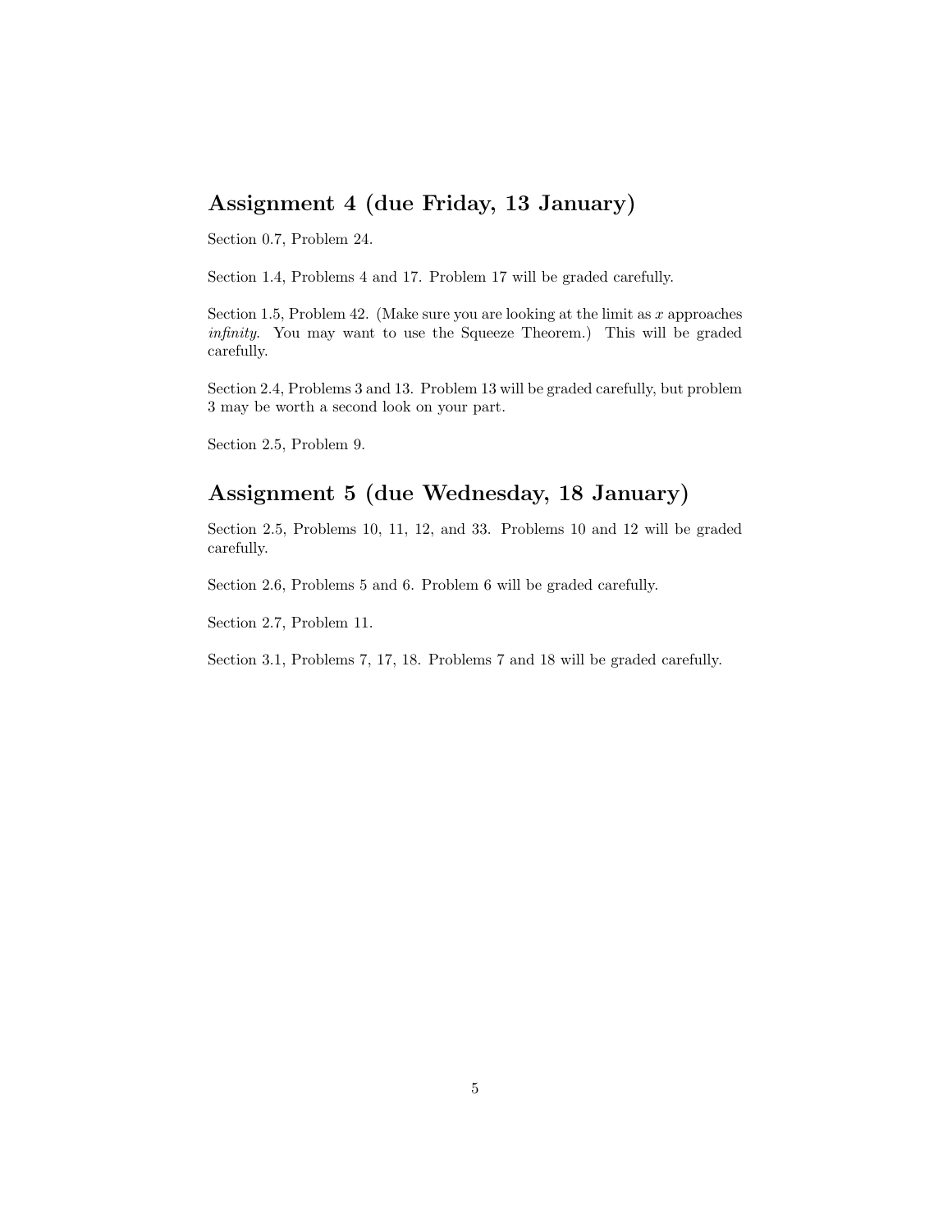## Assignment 4 (due Friday, 13 January)

Section 0.7, Problem 24.

Section 1.4, Problems 4 and 17. Problem 17 will be graded carefully.

Section 1.5, Problem 42. (Make sure you are looking at the limit as $x$ approaches *infinity*. You may want to use the Squeeze Theorem.) This will be graded carefully.

Section 2.4, Problems 3 and 13. Problem 13 will be graded carefully, but problem 3 may be worth a second look on your part.

Section 2.5, Problem 9.

## Assignment 5 (due Wednesday, 18 January)

Section 2.5, Problems 10, 11, 12, and 33. Problems 10 and 12 will be graded carefully.

Section 2.6, Problems 5 and 6. Problem 6 will be graded carefully.

Section 2.7, Problem 11.

Section 3.1, Problems 7, 17, 18. Problems 7 and 18 will be graded carefully.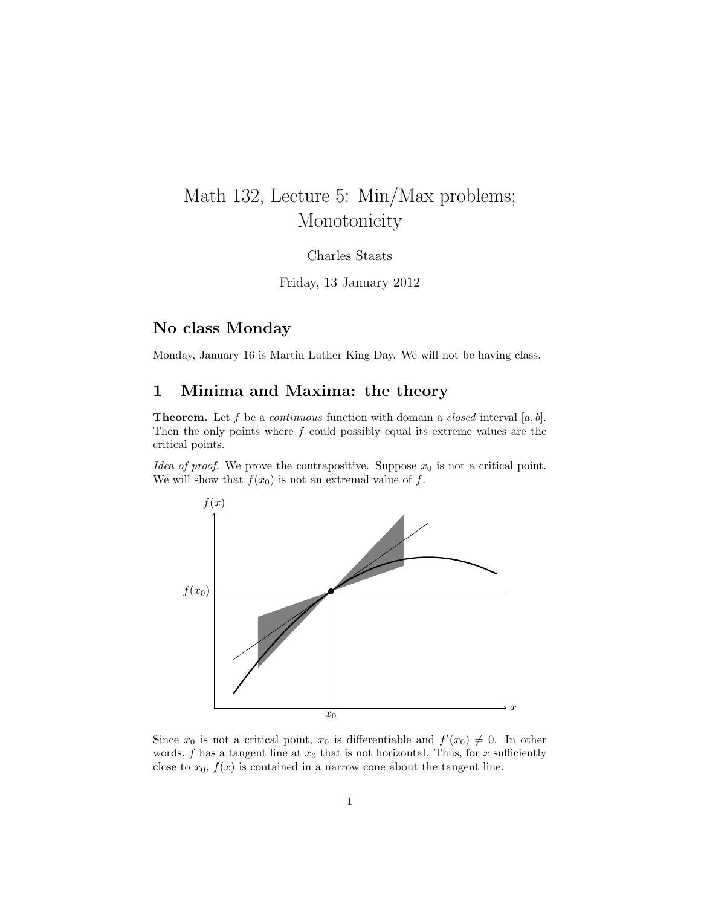# Math 132, Lecture 5: Min/Max problems; Monotonicity

Charles Staats

Friday, 13 January 2012

## No class Monday

Monday, January 16 is Martin Luther King Day. We will not be having class.

## 1 Minima and Maxima: the theory

**Theorem.** Let $f$ be a *continuous* function with domain a *closed* interval $[a, b]$. Then the only points where $f$ could possibly equal its extreme values are the critical points.

*Idea of proof.* We prove the contrapositive. Suppose $x_0$ is not a critical point. We will show that $f(x_0)$ is not an extremal value of $f$.

Since $x_0$ is not a critical point, $x_0$ is differentiable and $f'(x_0) \neq 0$. In other words, $f$ has a tangent line at $x_0$ that is not horizontal. Thus, for $x$ sufficiently close to $x_0$, $f(x)$ is contained in a narrow cone about the tangent line.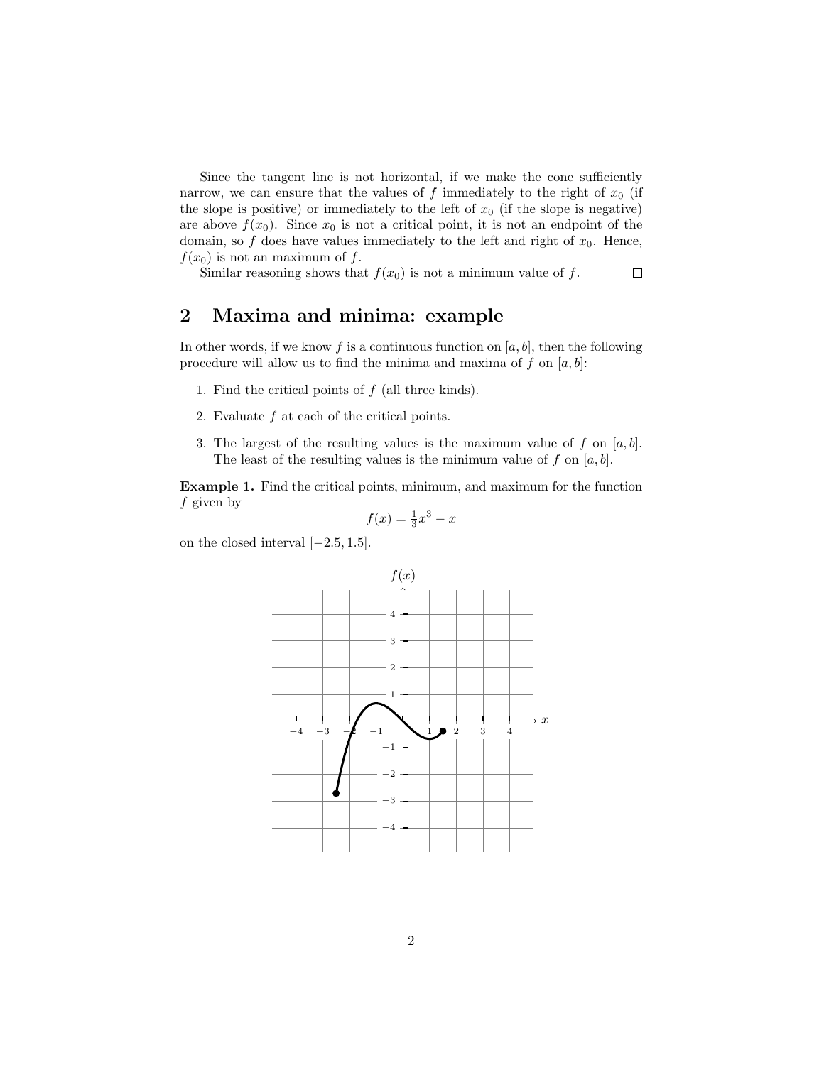Since the tangent line is not horizontal, if we make the cone sufficiently narrow, we can ensure that the values of $f$ immediately to the right of $x_0$ (if the slope is positive) or immediately to the left of $x_0$ (if the slope is negative) are above $f(x_0)$. Since $x_0$ is not a critical point, it is not an endpoint of the domain, so $f$ does have values immediately to the left and right of $x_0$. Hence, $f(x_0)$ is not an maximum of $f$.

Similar reasoning shows that $f(x_0)$ is not a minimum value of $f$. □

## 2 Maxima and minima: example

In other words, if we know $f$ is a continuous function on $[a, b]$, then the following procedure will allow us to find the minima and maxima of $f$ on $[a, b]$:

1. Find the critical points of $f$ (all three kinds).
2. Evaluate $f$ at each of the critical points.
3. The largest of the resulting values is the maximum value of $f$ on $[a, b]$. The least of the resulting values is the minimum value of $f$ on $[a, b]$.

**Example 1.** Find the critical points, minimum, and maximum for the function $f$ given by

$$f(x) = \tfrac{1}{3}x^3 - x$$

on the closed interval $[-2.5, 1.5]$.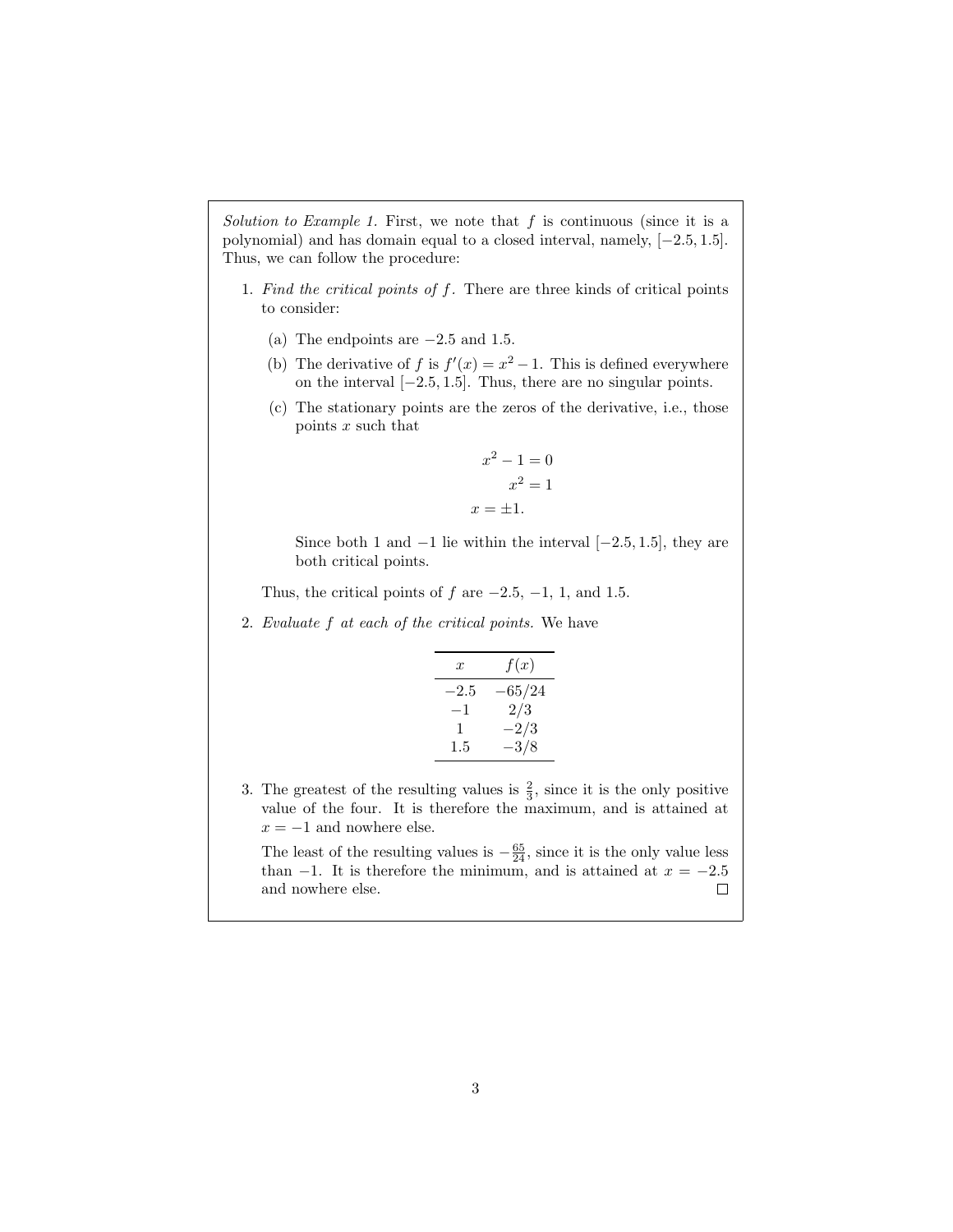*Solution to Example 1.* First, we note that $f$ is continuous (since it is a polynomial) and has domain equal to a closed interval, namely, $[-2.5, 1.5]$. Thus, we can follow the procedure:

1. *Find the critical points of $f$.* There are three kinds of critical points to consider:

   (a) The endpoints are $-2.5$ and $1.5$.

   (b) The derivative of $f$ is $f'(x) = x^2 - 1$. This is defined everywhere on the interval $[-2.5, 1.5]$. Thus, there are no singular points.

   (c) The stationary points are the zeros of the derivative, i.e., those points $x$ such that

   $$\begin{aligned} x^2 - 1 &= 0 \\ x^2 &= 1 \\ x &= \pm 1. \end{aligned}$$

   Since both 1 and $-1$ lie within the interval $[-2.5, 1.5]$, they are both critical points.

   Thus, the critical points of $f$ are $-2.5$, $-1$, 1, and 1.5.

2. *Evaluate $f$ at each of the critical points.* We have

   | $x$ | $f(x)$ |
   |---|---|
   | $-2.5$ | $-65/24$ |
   | $-1$ | $2/3$ |
   | $1$ | $-2/3$ |
   | $1.5$ | $-3/8$ |

3. The greatest of the resulting values is $\frac{2}{3}$, since it is the only positive value of the four. It is therefore the maximum, and is attained at $x = -1$ and nowhere else.

   The least of the resulting values is $-\frac{65}{24}$, since it is the only value less than $-1$. It is therefore the minimum, and is attained at $x = -2.5$ and nowhere else. □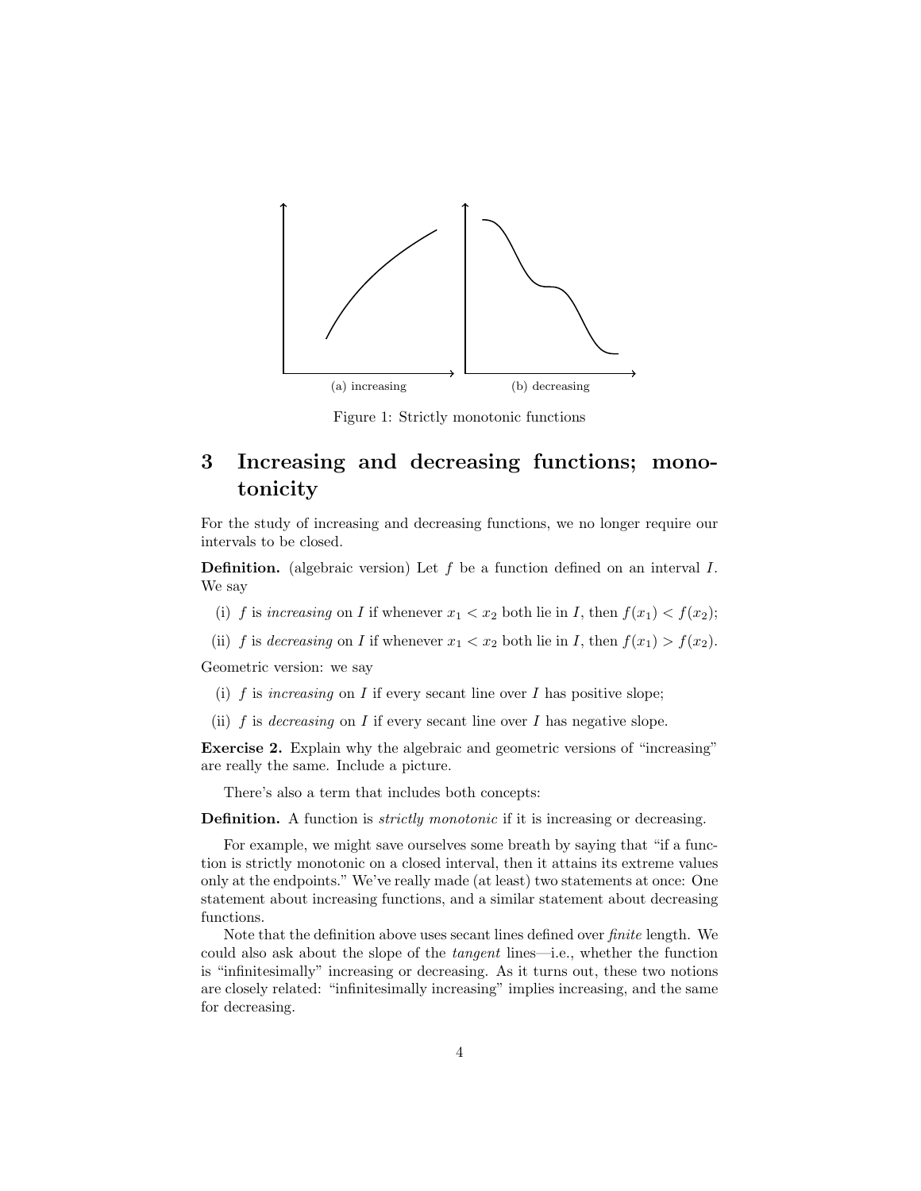(a) increasing

(b) decreasing

Figure 1: Strictly monotonic functions

# 3 Increasing and decreasing functions; monotonicity

For the study of increasing and decreasing functions, we no longer require our intervals to be closed.

**Definition.** (algebraic version) Let $f$ be a function defined on an interval $I$. We say

(i) $f$ is *increasing* on $I$ if whenever $x_1 < x_2$ both lie in $I$, then $f(x_1) < f(x_2)$;

(ii) $f$ is *decreasing* on $I$ if whenever $x_1 < x_2$ both lie in $I$, then $f(x_1) > f(x_2)$.

Geometric version: we say

(i) $f$ is *increasing* on $I$ if every secant line over $I$ has positive slope;

(ii) $f$ is *decreasing* on $I$ if every secant line over $I$ has negative slope.

**Exercise 2.** Explain why the algebraic and geometric versions of "increasing" are really the same. Include a picture.

There's also a term that includes both concepts:

**Definition.** A function is *strictly monotonic* if it is increasing or decreasing.

For example, we might save ourselves some breath by saying that "if a function is strictly monotonic on a closed interval, then it attains its extreme values only at the endpoints." We've really made (at least) two statements at once: One statement about increasing functions, and a similar statement about decreasing functions.

Note that the definition above uses secant lines defined over *finite* length. We could also ask about the slope of the *tangent* lines—i.e., whether the function is "infinitesimally" increasing or decreasing. As it turns out, these two notions are closely related: "infinitesimally increasing" implies increasing, and the same for decreasing.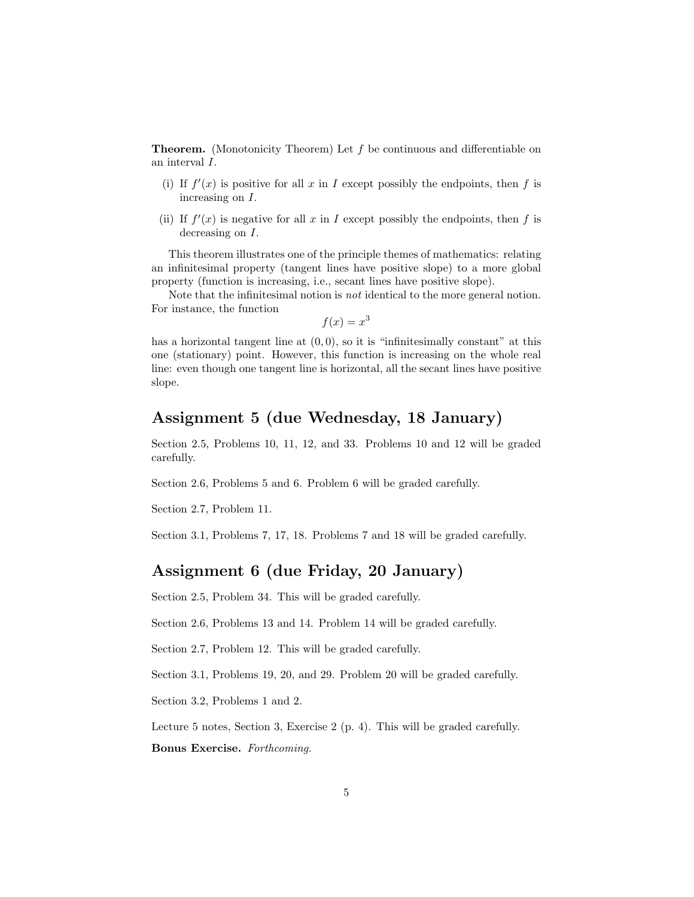**Theorem.** (Monotonicity Theorem) Let $f$ be continuous and differentiable on an interval $I$.

(i) If $f'(x)$ is positive for all $x$ in $I$ except possibly the endpoints, then $f$ is increasing on $I$.

(ii) If $f'(x)$ is negative for all $x$ in $I$ except possibly the endpoints, then $f$ is decreasing on $I$.

This theorem illustrates one of the principle themes of mathematics: relating an infinitesimal property (tangent lines have positive slope) to a more global property (function is increasing, i.e., secant lines have positive slope).

Note that the infinitesimal notion is *not* identical to the more general notion. For instance, the function

$$f(x) = x^3$$

has a horizontal tangent line at $(0, 0)$, so it is "infinitesimally constant" at this one (stationary) point. However, this function is increasing on the whole real line: even though one tangent line is horizontal, all the secant lines have positive slope.

## Assignment 5 (due Wednesday, 18 January)

Section 2.5, Problems 10, 11, 12, and 33. Problems 10 and 12 will be graded carefully.

Section 2.6, Problems 5 and 6. Problem 6 will be graded carefully.

Section 2.7, Problem 11.

Section 3.1, Problems 7, 17, 18. Problems 7 and 18 will be graded carefully.

## Assignment 6 (due Friday, 20 January)

Section 2.5, Problem 34. This will be graded carefully.

Section 2.6, Problems 13 and 14. Problem 14 will be graded carefully.

Section 2.7, Problem 12. This will be graded carefully.

Section 3.1, Problems 19, 20, and 29. Problem 20 will be graded carefully.

Section 3.2, Problems 1 and 2.

Lecture 5 notes, Section 3, Exercise 2 (p. 4). This will be graded carefully.

**Bonus Exercise.** *Forthcoming.*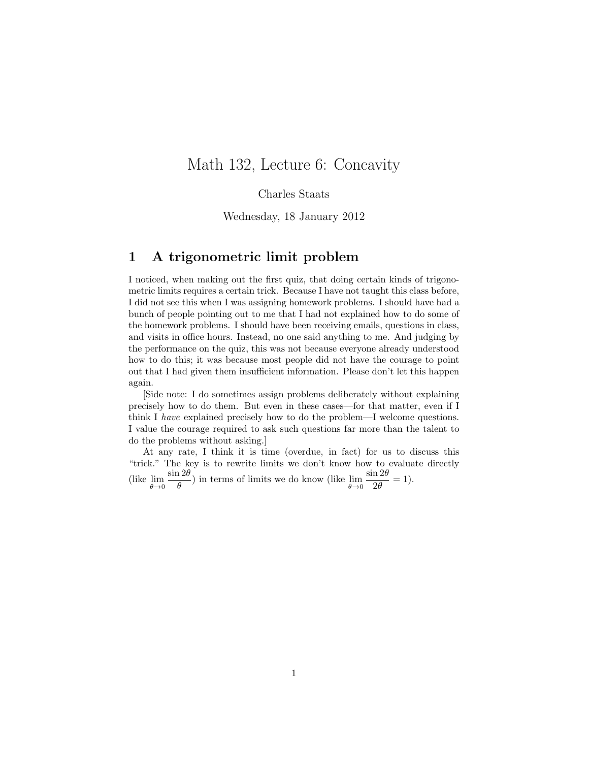# Math 132, Lecture 6: Concavity

Charles Staats

Wednesday, 18 January 2012

## 1 A trigonometric limit problem

I noticed, when making out the first quiz, that doing certain kinds of trigonometric limits requires a certain trick. Because I have not taught this class before, I did not see this when I was assigning homework problems. I should have had a bunch of people pointing out to me that I had not explained how to do some of the homework problems. I should have been receiving emails, questions in class, and visits in office hours. Instead, no one said anything to me. And judging by the performance on the quiz, this was not because everyone already understood how to do this; it was because most people did not have the courage to point out that I had given them insufficient information. Please don't let this happen again.

[Side note: I do sometimes assign problems deliberately without explaining precisely how to do them. But even in these cases—for that matter, even if I think I *have* explained precisely how to do the problem—I welcome questions. I value the courage required to ask such questions far more than the talent to do the problems without asking.]

At any rate, I think it is time (overdue, in fact) for us to discuss this "trick." The key is to rewrite limits we don't know how to evaluate directly (like $\lim\limits_{\theta \to 0} \dfrac{\sin 2\theta}{\theta}$) in terms of limits we do know (like $\lim\limits_{\theta \to 0} \dfrac{\sin 2\theta}{2\theta} = 1$).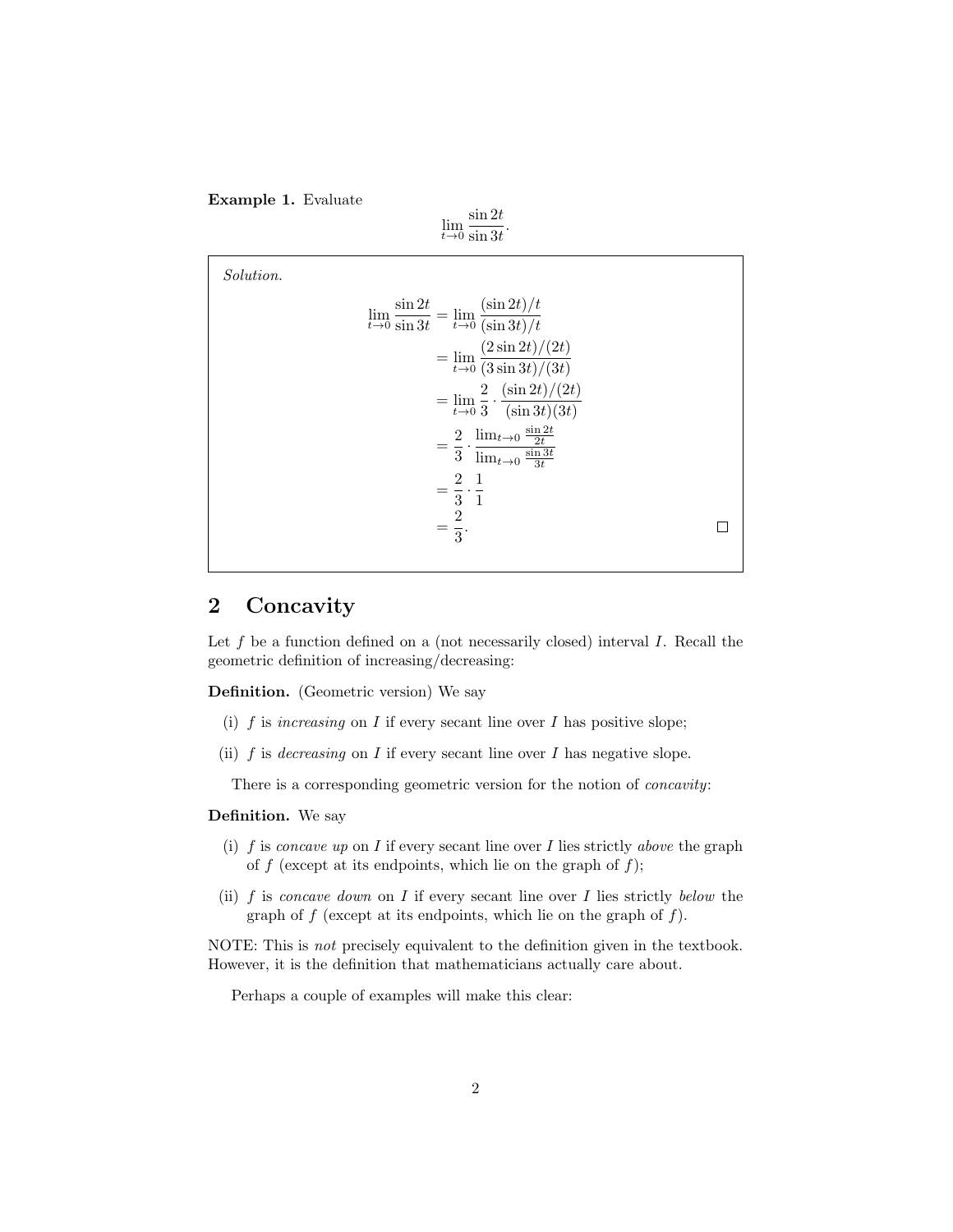**Example 1.** Evaluate

$$\lim_{t\to 0} \frac{\sin 2t}{\sin 3t}.$$

*Solution.*

$$\begin{aligned}
\lim_{t\to 0} \frac{\sin 2t}{\sin 3t} &= \lim_{t\to 0} \frac{(\sin 2t)/t}{(\sin 3t)/t} \\
&= \lim_{t\to 0} \frac{(2\sin 2t)/(2t)}{(3\sin 3t)/(3t)} \\
&= \lim_{t\to 0} \frac{2}{3} \cdot \frac{(\sin 2t)/(2t)}{(\sin 3t)(3t)} \\
&= \frac{2}{3} \cdot \frac{\lim_{t\to 0} \frac{\sin 2t}{2t}}{\lim_{t\to 0} \frac{\sin 3t}{3t}} \\
&= \frac{2}{3} \cdot \frac{1}{1} \\
&= \frac{2}{3}.
\end{aligned}$$

□

## 2 Concavity

Let $f$ be a function defined on a (not necessarily closed) interval $I$. Recall the geometric definition of increasing/decreasing:

**Definition.** (Geometric version) We say

(i) $f$ is *increasing* on $I$ if every secant line over $I$ has positive slope;

(ii) $f$ is *decreasing* on $I$ if every secant line over $I$ has negative slope.

There is a corresponding geometric version for the notion of *concavity*:

**Definition.** We say

(i) $f$ is *concave up* on $I$ if every secant line over $I$ lies strictly *above* the graph of $f$ (except at its endpoints, which lie on the graph of $f$);

(ii) $f$ is *concave down* on $I$ if every secant line over $I$ lies strictly *below* the graph of $f$ (except at its endpoints, which lie on the graph of $f$).

NOTE: This is *not* precisely equivalent to the definition given in the textbook. However, it is the definition that mathematicians actually care about.

Perhaps a couple of examples will make this clear: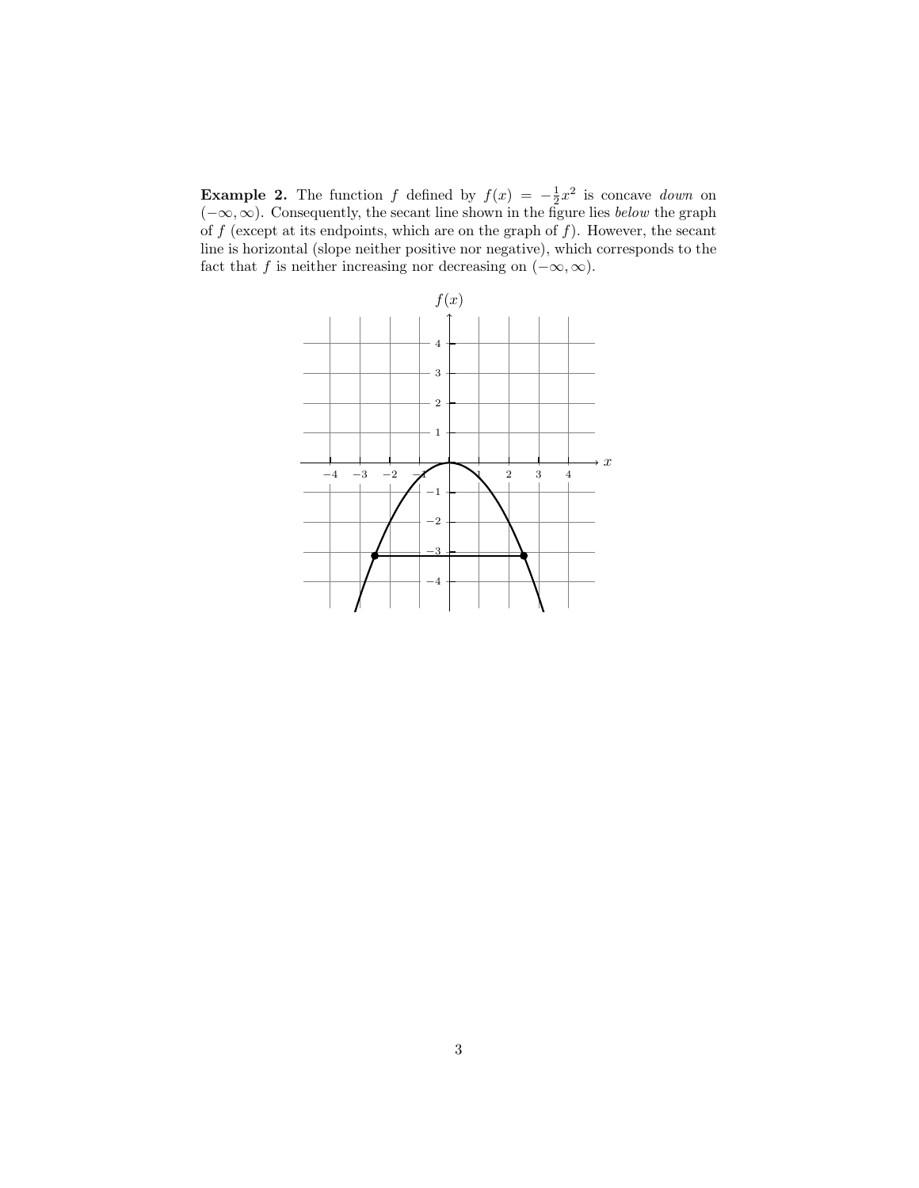**Example 2.** The function $f$ defined by $f(x) = -\frac{1}{2}x^2$ is concave *down* on $(-\infty, \infty)$. Consequently, the secant line shown in the figure lies *below* the graph of $f$ (except at its endpoints, which are on the graph of $f$). However, the secant line is horizontal (slope neither positive nor negative), which corresponds to the fact that $f$ is neither increasing nor decreasing on $(-\infty, \infty)$.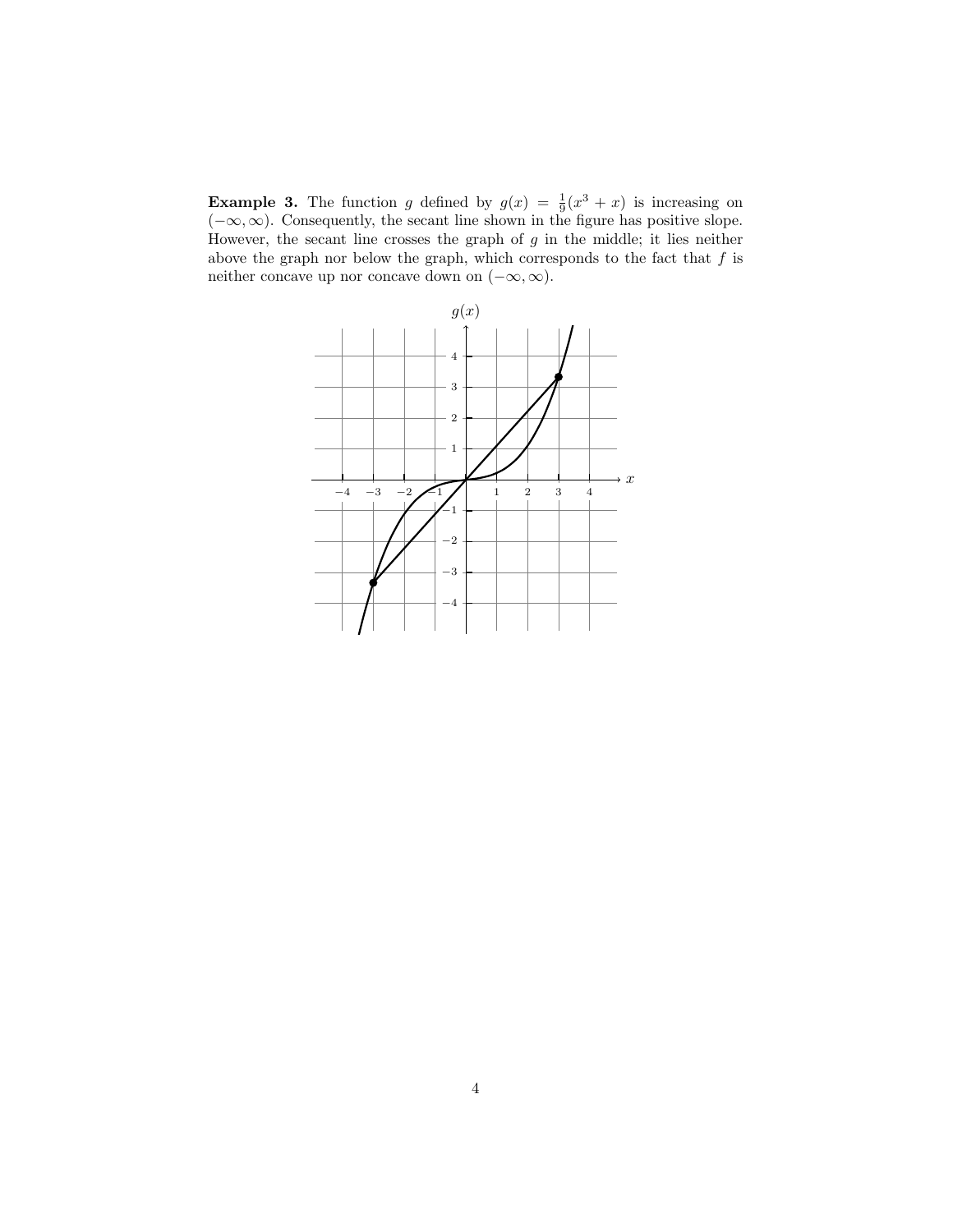**Example 3.** The function $g$ defined by $g(x) = \frac{1}{9}(x^3 + x)$ is increasing on $(-\infty, \infty)$. Consequently, the secant line shown in the figure has positive slope. However, the secant line crosses the graph of $g$ in the middle; it lies neither above the graph nor below the graph, which corresponds to the fact that $f$ is neither concave up nor concave down on $(-\infty, \infty)$.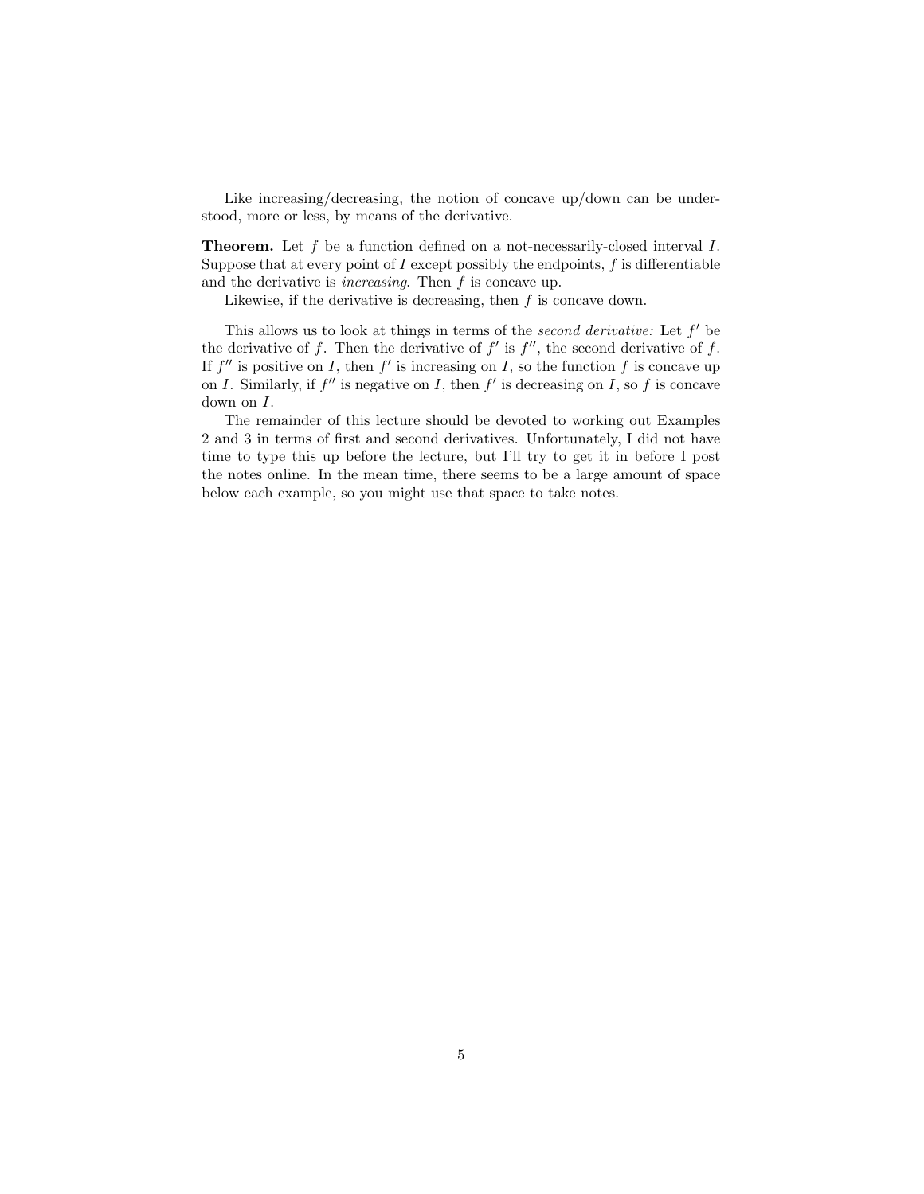Like increasing/decreasing, the notion of concave up/down can be understood, more or less, by means of the derivative.

**Theorem.** Let $f$ be a function defined on a not-necessarily-closed interval $I$. Suppose that at every point of $I$ except possibly the endpoints, $f$ is differentiable and the derivative is *increasing*. Then $f$ is concave up.

Likewise, if the derivative is decreasing, then $f$ is concave down.

This allows us to look at things in terms of the *second derivative:* Let $f'$ be the derivative of $f$. Then the derivative of $f'$ is $f''$, the second derivative of $f$. If $f''$ is positive on $I$, then $f'$ is increasing on $I$, so the function $f$ is concave up on $I$. Similarly, if $f''$ is negative on $I$, then $f'$ is decreasing on $I$, so $f$ is concave down on $I$.

The remainder of this lecture should be devoted to working out Examples 2 and 3 in terms of first and second derivatives. Unfortunately, I did not have time to type this up before the lecture, but I'll try to get it in before I post the notes online. In the mean time, there seems to be a large amount of space below each example, so you might use that space to take notes.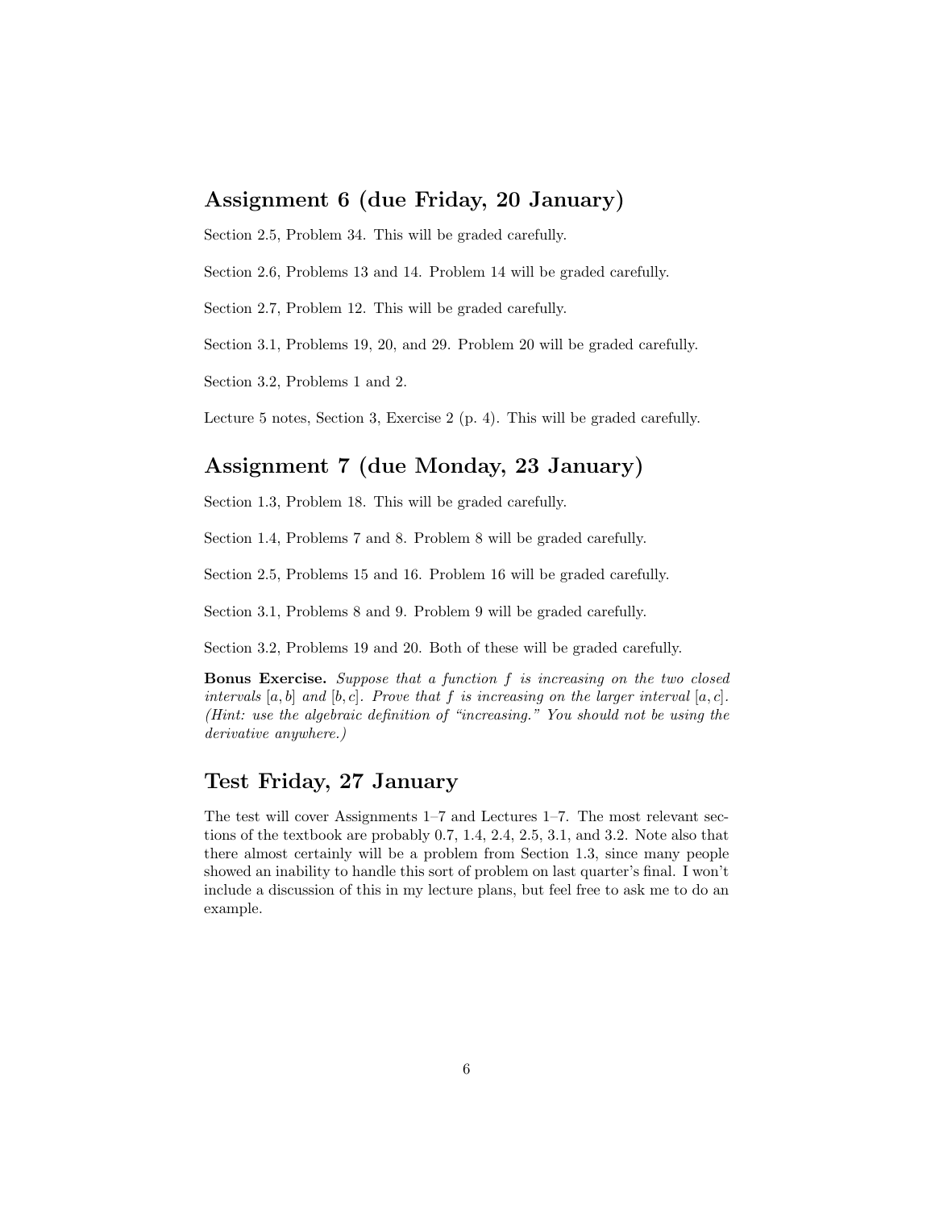## Assignment 6 (due Friday, 20 January)

Section 2.5, Problem 34. This will be graded carefully.

Section 2.6, Problems 13 and 14. Problem 14 will be graded carefully.

Section 2.7, Problem 12. This will be graded carefully.

Section 3.1, Problems 19, 20, and 29. Problem 20 will be graded carefully.

Section 3.2, Problems 1 and 2.

Lecture 5 notes, Section 3, Exercise 2 (p. 4). This will be graded carefully.

## Assignment 7 (due Monday, 23 January)

Section 1.3, Problem 18. This will be graded carefully.

Section 1.4, Problems 7 and 8. Problem 8 will be graded carefully.

Section 2.5, Problems 15 and 16. Problem 16 will be graded carefully.

Section 3.1, Problems 8 and 9. Problem 9 will be graded carefully.

Section 3.2, Problems 19 and 20. Both of these will be graded carefully.

**Bonus Exercise.** *Suppose that a function $f$ is increasing on the two closed intervals $[a, b]$ and $[b, c]$. Prove that $f$ is increasing on the larger interval $[a, c]$. (Hint: use the algebraic definition of "increasing." You should not be using the derivative anywhere.)*

## Test Friday, 27 January

The test will cover Assignments 1–7 and Lectures 1–7. The most relevant sections of the textbook are probably 0.7, 1.4, 2.4, 2.5, 3.1, and 3.2. Note also that there almost certainly will be a problem from Section 1.3, since many people showed an inability to handle this sort of problem on last quarter's final. I won't include a discussion of this in my lecture plans, but feel free to ask me to do an example.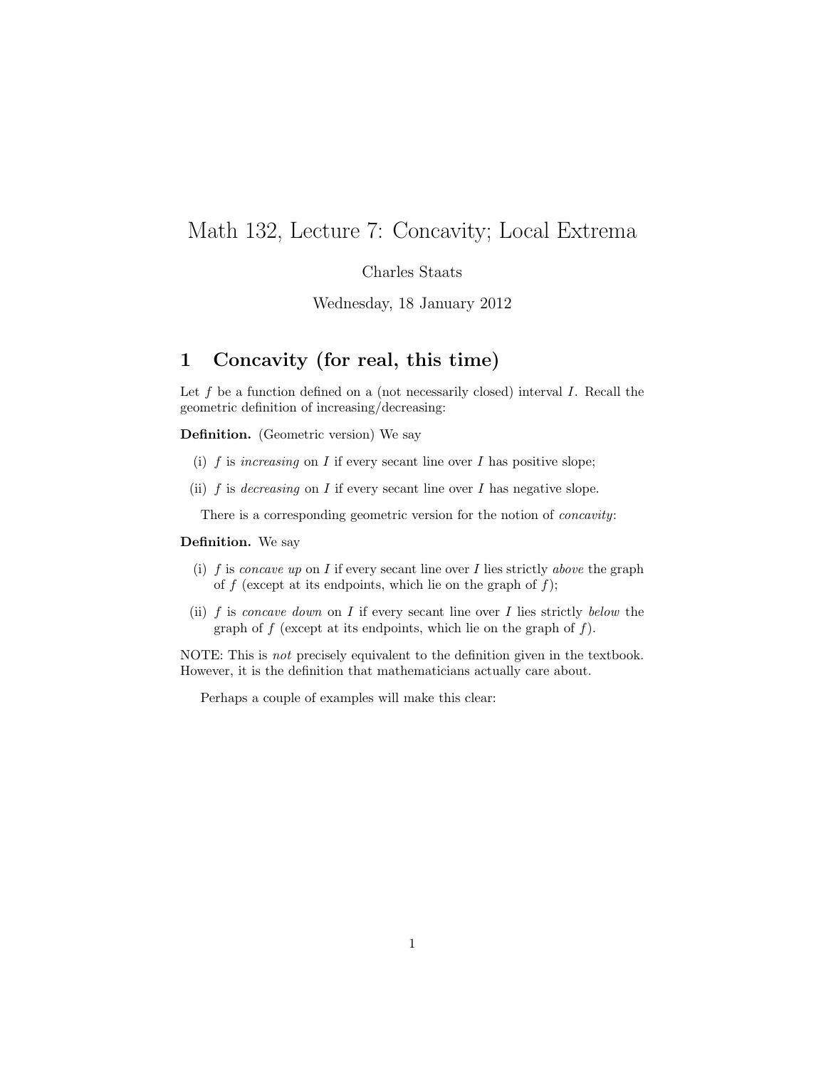# Math 132, Lecture 7: Concavity; Local Extrema

Charles Staats

Wednesday, 18 January 2012

## 1 Concavity (for real, this time)

Let $f$ be a function defined on a (not necessarily closed) interval $I$. Recall the geometric definition of increasing/decreasing:

**Definition.** (Geometric version) We say

(i) $f$ is *increasing* on $I$ if every secant line over $I$ has positive slope;

(ii) $f$ is *decreasing* on $I$ if every secant line over $I$ has negative slope.

There is a corresponding geometric version for the notion of *concavity*:

**Definition.** We say

(i) $f$ is *concave up* on $I$ if every secant line over $I$ lies strictly *above* the graph of $f$ (except at its endpoints, which lie on the graph of $f$);

(ii) $f$ is *concave down* on $I$ if every secant line over $I$ lies strictly *below* the graph of $f$ (except at its endpoints, which lie on the graph of $f$).

NOTE: This is *not* precisely equivalent to the definition given in the textbook. However, it is the definition that mathematicians actually care about.

Perhaps a couple of examples will make this clear: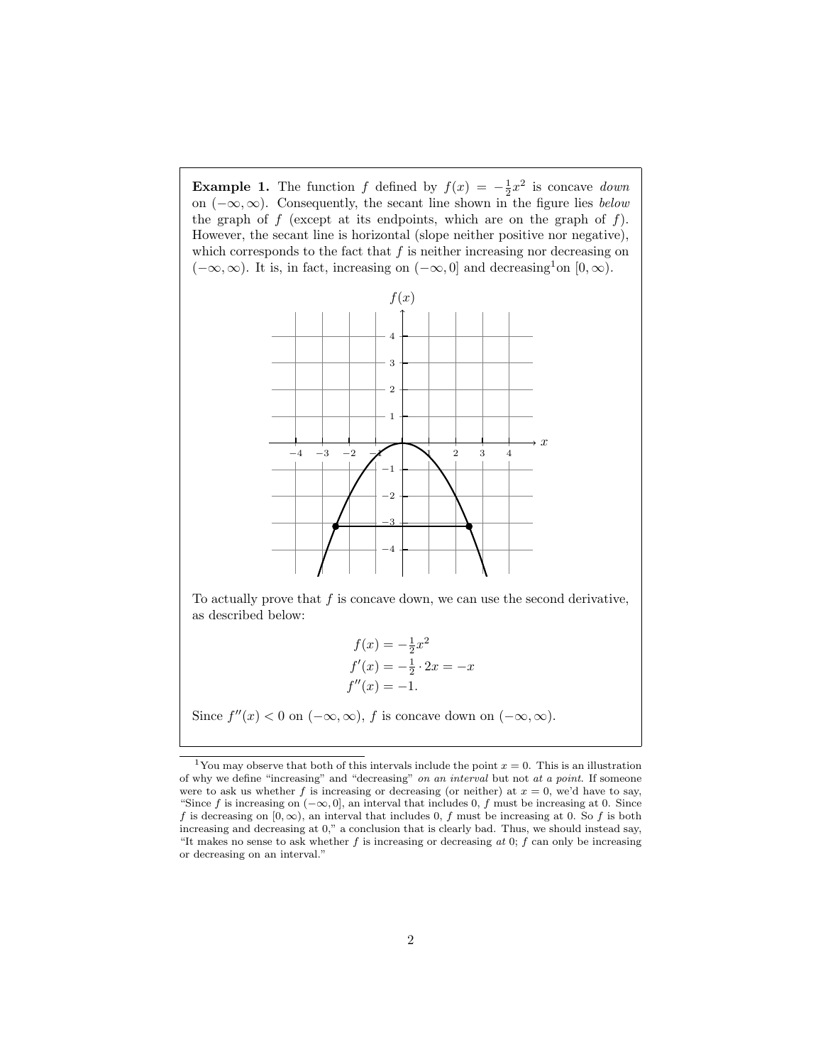**Example 1.** The function $f$ defined by $f(x) = -\frac{1}{2}x^2$ is concave *down* on $(-\infty, \infty)$. Consequently, the secant line shown in the figure lies *below* the graph of $f$ (except at its endpoints, which are on the graph of $f$). However, the secant line is horizontal (slope neither positive nor negative), which corresponds to the fact that $f$ is neither increasing nor decreasing on $(-\infty, \infty)$. It is, in fact, increasing on $(-\infty, 0]$ and decreasing[1] on $[0, \infty)$.

To actually prove that $f$ is concave down, we can use the second derivative, as described below:

$$
\begin{aligned}
f(x) &= -\tfrac{1}{2}x^2 \\
f'(x) &= -\tfrac{1}{2} \cdot 2x = -x \\
f''(x) &= -1.
\end{aligned}
$$

Since $f''(x) < 0$ on $(-\infty, \infty)$, $f$ is concave down on $(-\infty, \infty)$.

---

[1] You may observe that both of this intervals include the point $x = 0$. This is an illustration of why we define "increasing" and "decreasing" *on an interval* but not *at a point*. If someone were to ask us whether $f$ is increasing or decreasing (or neither) at $x = 0$, we'd have to say, "Since $f$ is increasing on $(-\infty, 0]$, an interval that includes 0, $f$ must be increasing at 0. Since $f$ is decreasing on $[0, \infty)$, an interval that includes 0, $f$ must be increasing at 0. So $f$ is both increasing and decreasing at 0," a conclusion that is clearly bad. Thus, we should instead say, "It makes no sense to ask whether $f$ is increasing or decreasing *at* 0; $f$ can only be increasing or decreasing on an interval."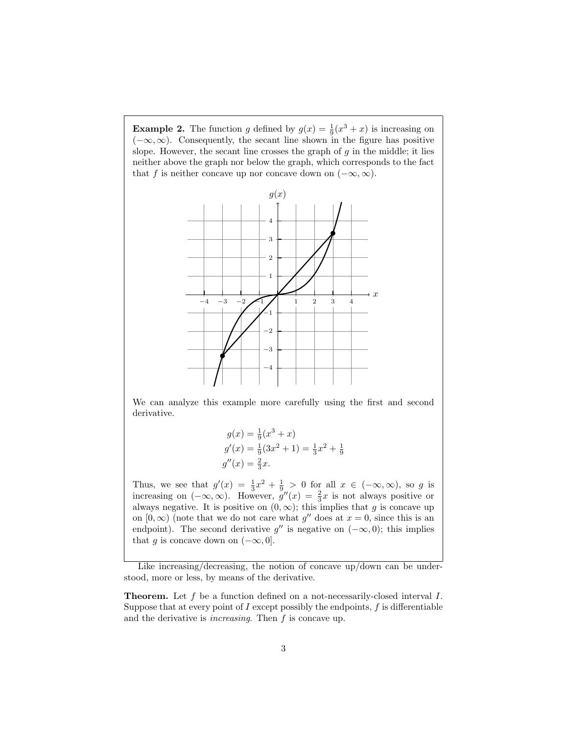**Example 2.** The function $g$ defined by $g(x) = \frac{1}{9}(x^3 + x)$ is increasing on $(-\infty, \infty)$. Consequently, the secant line shown in the figure has positive slope. However, the secant line crosses the graph of $g$ in the middle; it lies neither above the graph nor below the graph, which corresponds to the fact that $f$ is neither concave up nor concave down on $(-\infty, \infty)$.

We can analyze this example more carefully using the first and second derivative.

$$
\begin{aligned}
g(x) &= \tfrac{1}{9}(x^3 + x) \\
g'(x) &= \tfrac{1}{9}(3x^2 + 1) = \tfrac{1}{3}x^2 + \tfrac{1}{9} \\
g''(x) &= \tfrac{2}{3}x.
\end{aligned}
$$

Thus, we see that $g'(x) = \frac{1}{3}x^2 + \frac{1}{9} > 0$ for all $x \in (-\infty, \infty)$, so $g$ is increasing on $(-\infty, \infty)$. However, $g''(x) = \frac{2}{3}x$ is not always positive or always negative. It is positive on $(0, \infty)$; this implies that $g$ is concave up on $[0, \infty)$ (note that we do not care what $g''$ does at $x = 0$, since this is an endpoint). The second derivative $g''$ is negative on $(-\infty, 0)$; this implies that $g$ is concave down on $(-\infty, 0]$.

Like increasing/decreasing, the notion of concave up/down can be understood, more or less, by means of the derivative.

**Theorem.** Let $f$ be a function defined on a not-necessarily-closed interval $I$. Suppose that at every point of $I$ except possibly the endpoints, $f$ is differentiable and the derivative is *increasing*. Then $f$ is concave up.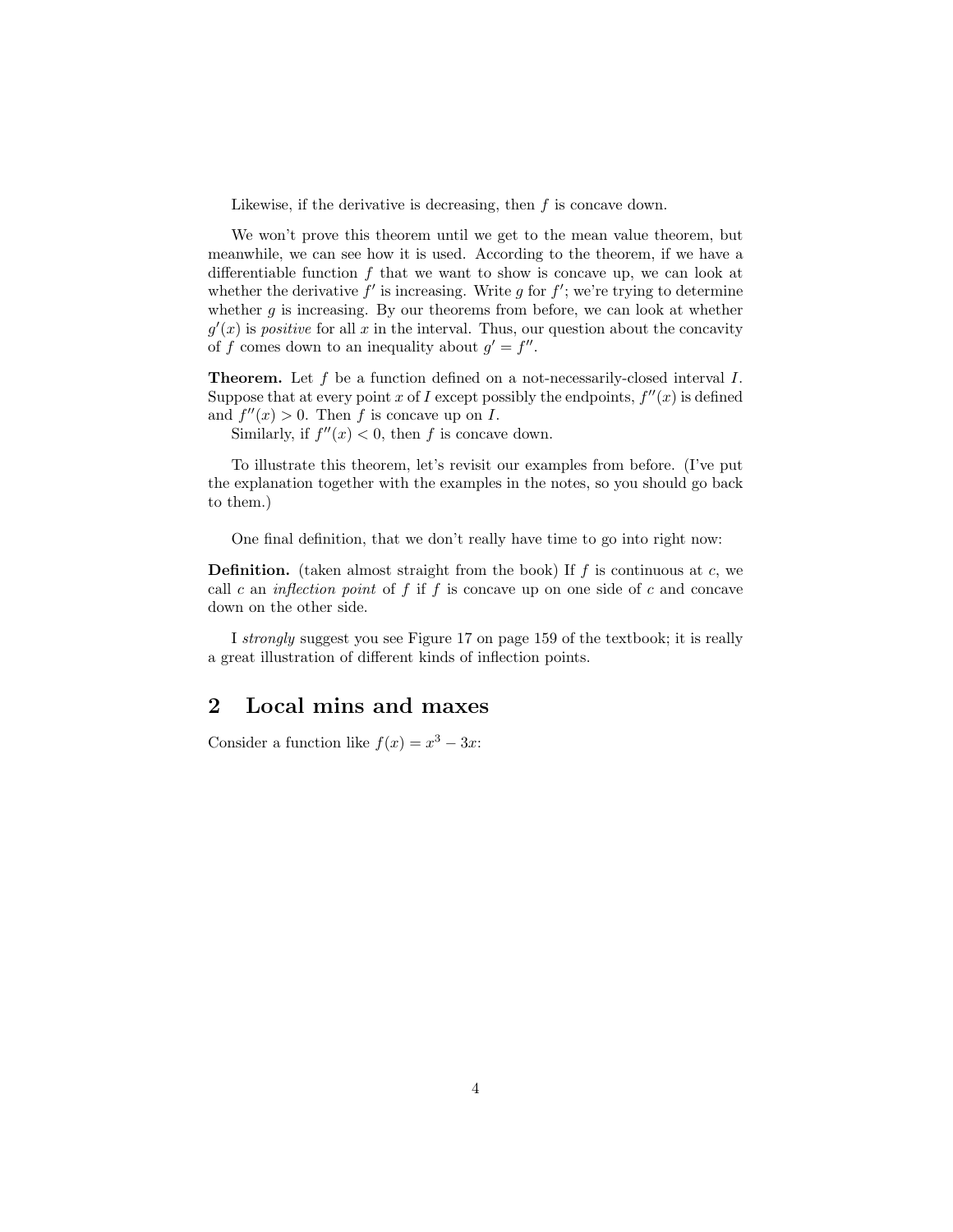Likewise, if the derivative is decreasing, then $f$ is concave down.

We won't prove this theorem until we get to the mean value theorem, but meanwhile, we can see how it is used. According to the theorem, if we have a differentiable function $f$ that we want to show is concave up, we can look at whether the derivative $f'$ is increasing. Write $g$ for $f'$; we're trying to determine whether $g$ is increasing. By our theorems from before, we can look at whether $g'(x)$ is *positive* for all $x$ in the interval. Thus, our question about the concavity of $f$ comes down to an inequality about $g' = f''$.

**Theorem.** Let $f$ be a function defined on a not-necessarily-closed interval $I$. Suppose that at every point $x$ of $I$ except possibly the endpoints, $f''(x)$ is defined and $f''(x) > 0$. Then $f$ is concave up on $I$.

Similarly, if $f''(x) < 0$, then $f$ is concave down.

To illustrate this theorem, let's revisit our examples from before. (I've put the explanation together with the examples in the notes, so you should go back to them.)

One final definition, that we don't really have time to go into right now:

**Definition.** (taken almost straight from the book) If $f$ is continuous at $c$, we call $c$ an *inflection point* of $f$ if $f$ is concave up on one side of $c$ and concave down on the other side.

I *strongly* suggest you see Figure 17 on page 159 of the textbook; it is really a great illustration of different kinds of inflection points.

## 2 Local mins and maxes

Consider a function like $f(x) = x^3 - 3x$: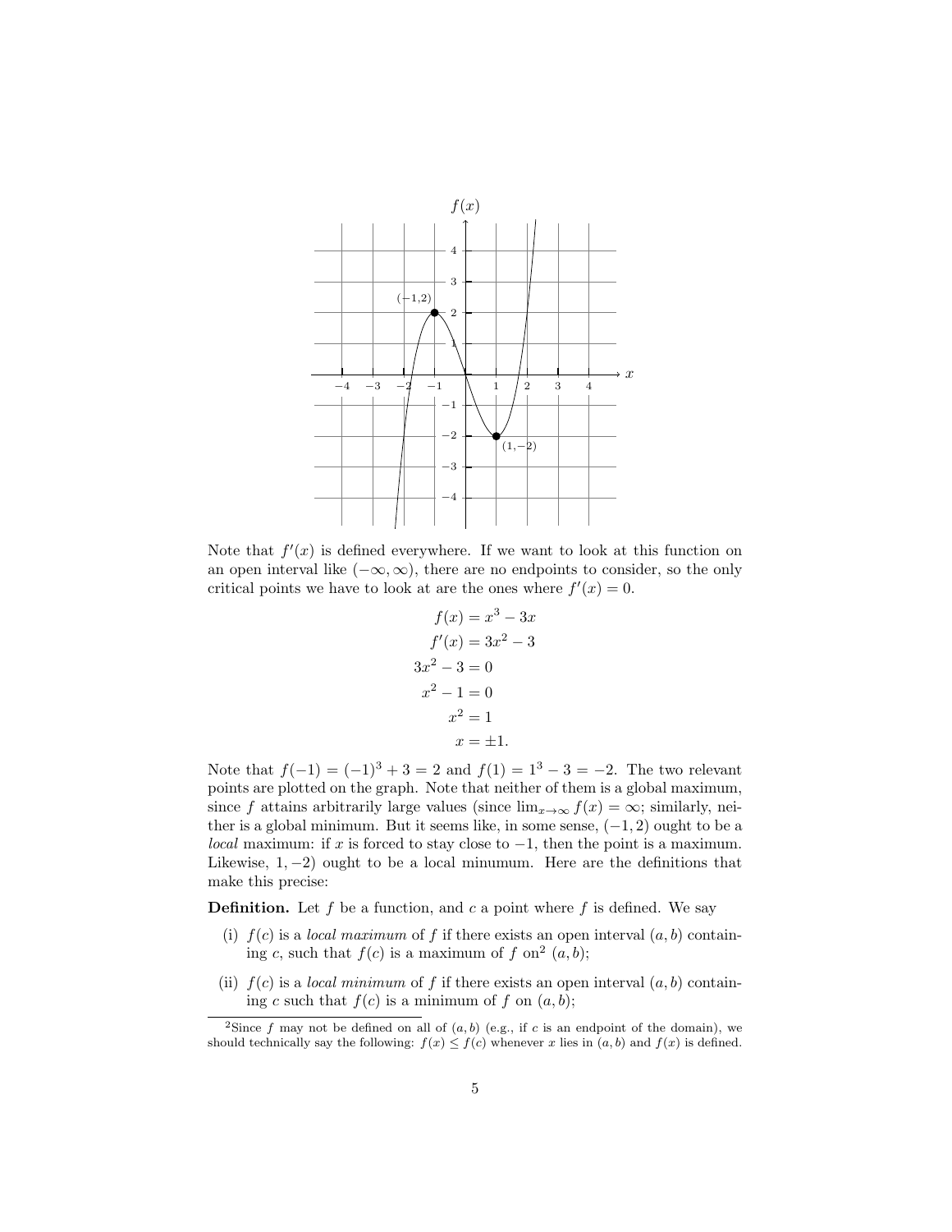Note that $f'(x)$ is defined everywhere. If we want to look at this function on an open interval like $(-\infty, \infty)$, there are no endpoints to consider, so the only critical points we have to look at are the ones where $f'(x) = 0$.

$$
\begin{aligned}
f(x) &= x^3 - 3x \\
f'(x) &= 3x^2 - 3 \\
3x^2 - 3 &= 0 \\
x^2 - 1 &= 0 \\
x^2 &= 1 \\
x &= \pm 1.
\end{aligned}
$$

Note that $f(-1) = (-1)^3 + 3 = 2$ and $f(1) = 1^3 - 3 = -2$. The two relevant points are plotted on the graph. Note that neither of them is a global maximum, since $f$ attains arbitrarily large values (since $\lim_{x\to\infty} f(x) = \infty$; similarly, neither is a global minimum. But it seems like, in some sense, $(-1, 2)$ ought to be a *local* maximum: if $x$ is forced to stay close to $-1$, then the point is a maximum. Likewise, $1, -2)$ ought to be a local minumum. Here are the definitions that make this precise:

**Definition.** Let $f$ be a function, and $c$ a point where $f$ is defined. We say

(i) $f(c)$ is a *local maximum* of $f$ if there exists an open interval $(a, b)$ containing $c$, such that $f(c)$ is a maximum of $f$ on[2] $(a, b)$;

(ii) $f(c)$ is a *local minimum* of $f$ if there exists an open interval $(a, b)$ containing $c$ such that $f(c)$ is a minimum of $f$ on $(a, b)$;

[2] Since $f$ may not be defined on all of $(a, b)$ (e.g., if $c$ is an endpoint of the domain), we should technically say the following: $f(x) \leq f(c)$ whenever $x$ lies in $(a, b)$ and $f(x)$ is defined.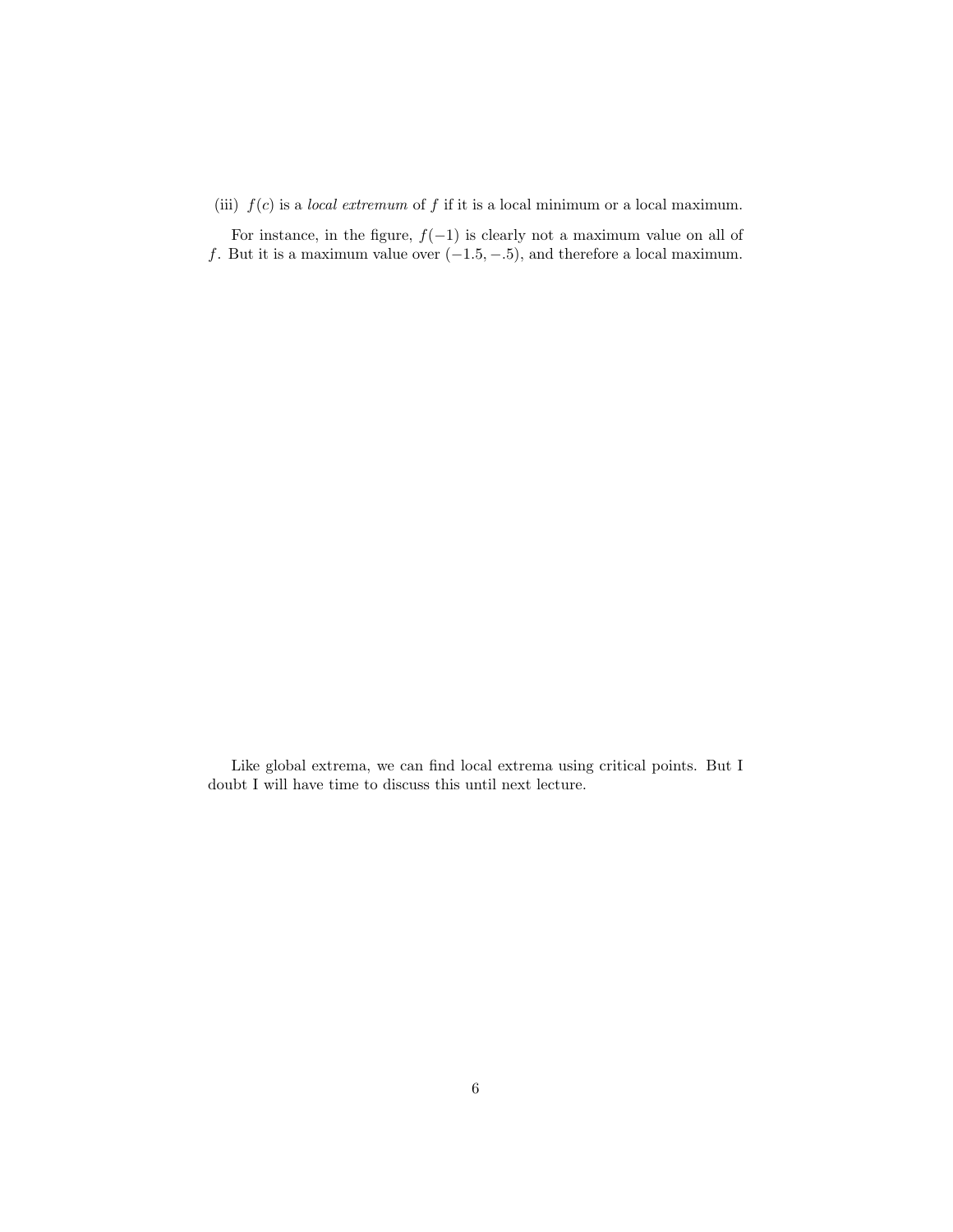(iii) $f(c)$ is a *local extremum* of $f$ if it is a local minimum or a local maximum.

For instance, in the figure, $f(-1)$ is clearly not a maximum value on all of $f$. But it is a maximum value over $(-1.5, -.5)$, and therefore a local maximum.

Like global extrema, we can find local extrema using critical points. But I doubt I will have time to discuss this until next lecture.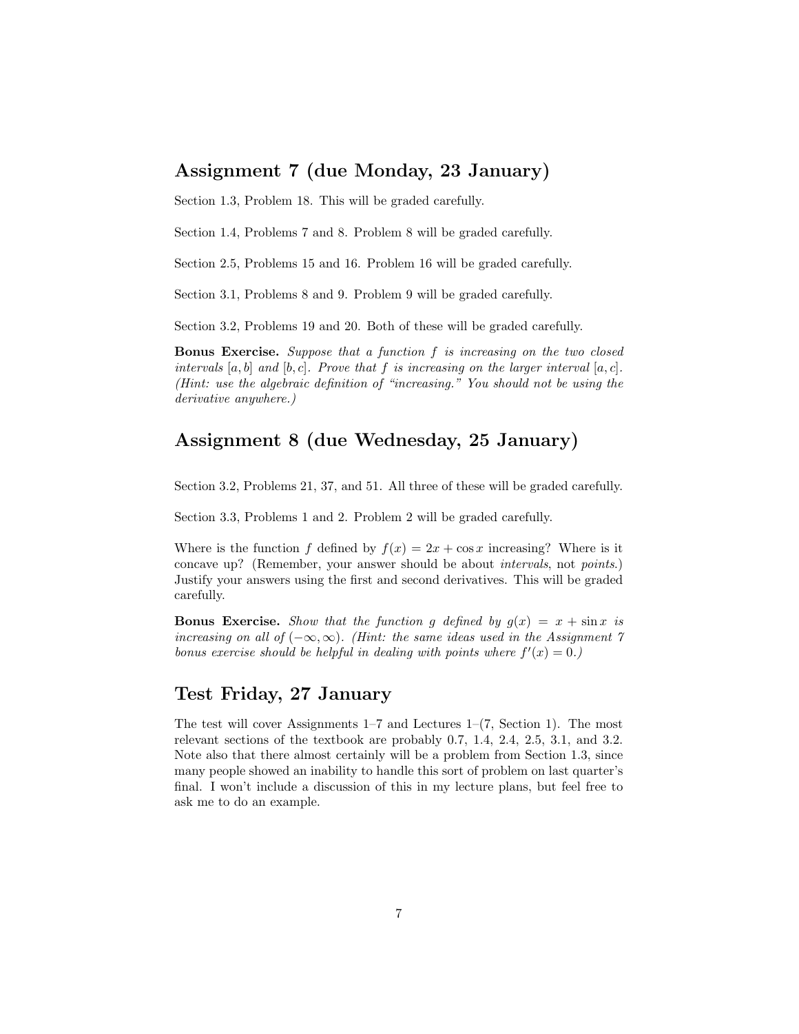## Assignment 7 (due Monday, 23 January)

Section 1.3, Problem 18. This will be graded carefully.

Section 1.4, Problems 7 and 8. Problem 8 will be graded carefully.

Section 2.5, Problems 15 and 16. Problem 16 will be graded carefully.

Section 3.1, Problems 8 and 9. Problem 9 will be graded carefully.

Section 3.2, Problems 19 and 20. Both of these will be graded carefully.

**Bonus Exercise.** *Suppose that a function $f$ is increasing on the two closed intervals $[a, b]$ and $[b, c]$. Prove that $f$ is increasing on the larger interval $[a, c]$. (Hint: use the algebraic definition of "increasing." You should not be using the derivative anywhere.)*

## Assignment 8 (due Wednesday, 25 January)

Section 3.2, Problems 21, 37, and 51. All three of these will be graded carefully.

Section 3.3, Problems 1 and 2. Problem 2 will be graded carefully.

Where is the function $f$ defined by $f(x) = 2x + \cos x$ increasing? Where is it concave up? (Remember, your answer should be about *intervals*, not *points*.) Justify your answers using the first and second derivatives. This will be graded carefully.

**Bonus Exercise.** *Show that the function $g$ defined by $g(x) = x + \sin x$ is increasing on all of $(-\infty, \infty)$. (Hint: the same ideas used in the Assignment 7 bonus exercise should be helpful in dealing with points where $f'(x) = 0$.)*

## Test Friday, 27 January

The test will cover Assignments 1–7 and Lectures 1–(7, Section 1). The most relevant sections of the textbook are probably 0.7, 1.4, 2.4, 2.5, 3.1, and 3.2. Note also that there almost certainly will be a problem from Section 1.3, since many people showed an inability to handle this sort of problem on last quarter's final. I won't include a discussion of this in my lecture plans, but feel free to ask me to do an example.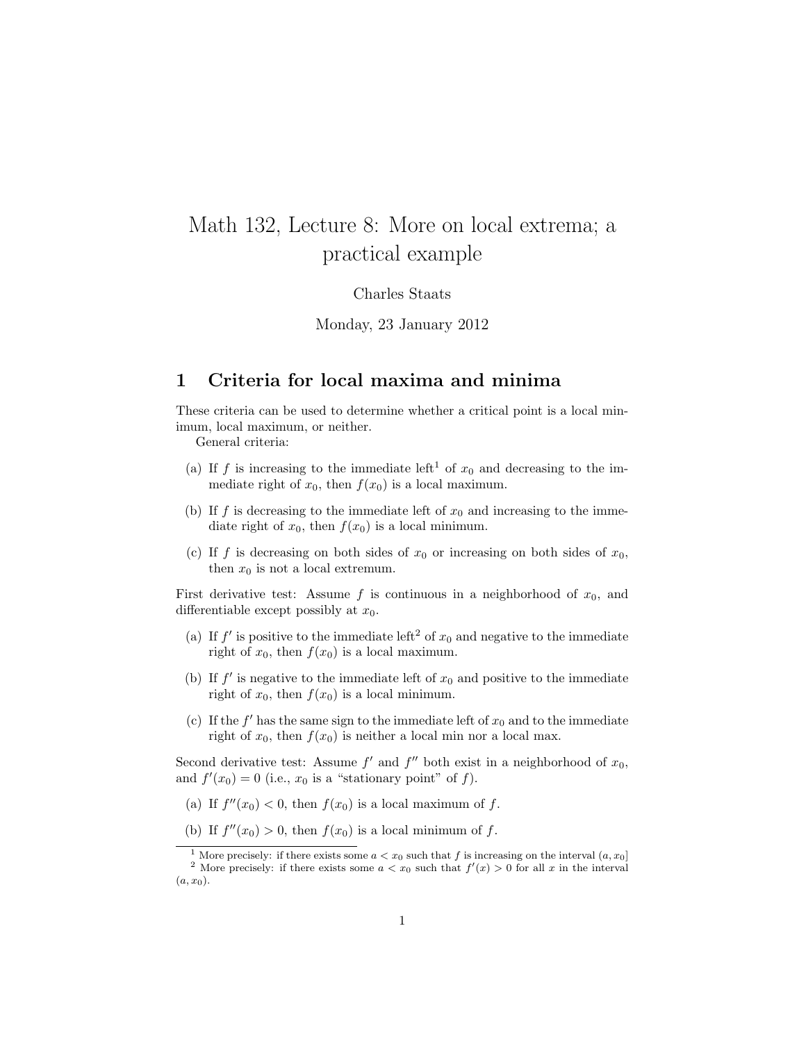# Math 132, Lecture 8: More on local extrema; a practical example

Charles Staats

Monday, 23 January 2012

## 1 Criteria for local maxima and minima

These criteria can be used to determine whether a critical point is a local minimum, local maximum, or neither.

General criteria:

(a) If $f$ is increasing to the immediate left[1] of $x_0$ and decreasing to the immediate right of $x_0$, then $f(x_0)$ is a local maximum.

(b) If $f$ is decreasing to the immediate left of $x_0$ and increasing to the immediate right of $x_0$, then $f(x_0)$ is a local minimum.

(c) If $f$ is decreasing on both sides of $x_0$ or increasing on both sides of $x_0$, then $x_0$ is not a local extremum.

First derivative test: Assume $f$ is continuous in a neighborhood of $x_0$, and differentiable except possibly at $x_0$.

(a) If $f'$ is positive to the immediate left[2] of $x_0$ and negative to the immediate right of $x_0$, then $f(x_0)$ is a local maximum.

(b) If $f'$ is negative to the immediate left of $x_0$ and positive to the immediate right of $x_0$, then $f(x_0)$ is a local minimum.

(c) If the $f'$ has the same sign to the immediate left of $x_0$ and to the immediate right of $x_0$, then $f(x_0)$ is neither a local min nor a local max.

Second derivative test: Assume $f'$ and $f''$ both exist in a neighborhood of $x_0$, and $f'(x_0) = 0$ (i.e., $x_0$ is a "stationary point" of $f$).

(a) If $f''(x_0) < 0$, then $f(x_0)$ is a local maximum of $f$.

(b) If $f''(x_0) > 0$, then $f(x_0)$ is a local minimum of $f$.

---

[1] More precisely: if there exists some $a < x_0$ such that $f$ is increasing on the interval $(a, x_0]$

[2] More precisely: if there exists some $a < x_0$ such that $f'(x) > 0$ for all $x$ in the interval $(a, x_0)$.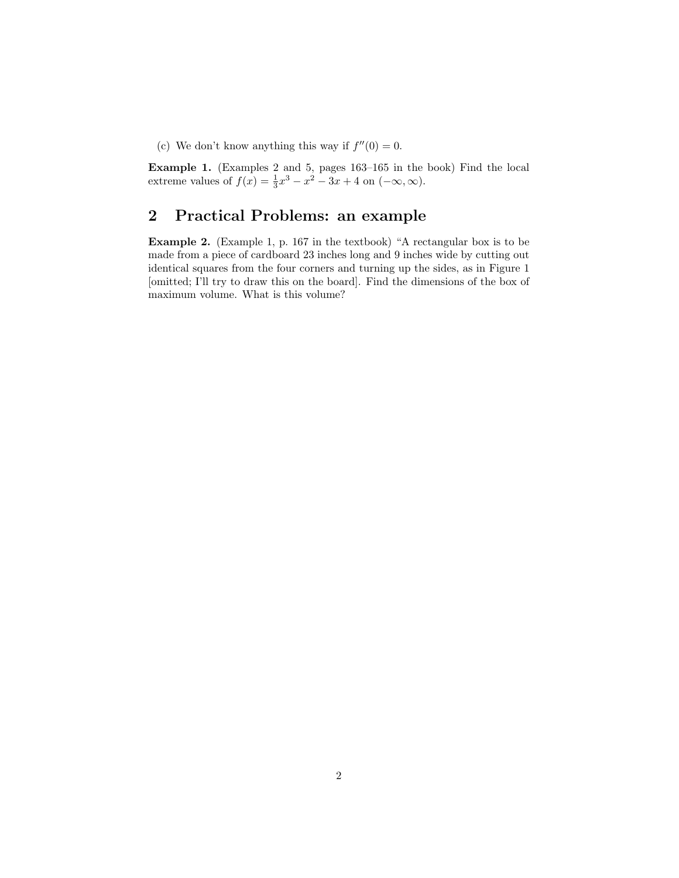(c) We don't know anything this way if $f''(0) = 0$.

**Example 1.** (Examples 2 and 5, pages 163–165 in the book) Find the local extreme values of $f(x) = \frac{1}{3}x^3 - x^2 - 3x + 4$ on $(-\infty, \infty)$.

## 2 Practical Problems: an example

**Example 2.** (Example 1, p. 167 in the textbook) "A rectangular box is to be made from a piece of cardboard 23 inches long and 9 inches wide by cutting out identical squares from the four corners and turning up the sides, as in Figure 1 [omitted; I'll try to draw this on the board]. Find the dimensions of the box of maximum volume. What is this volume?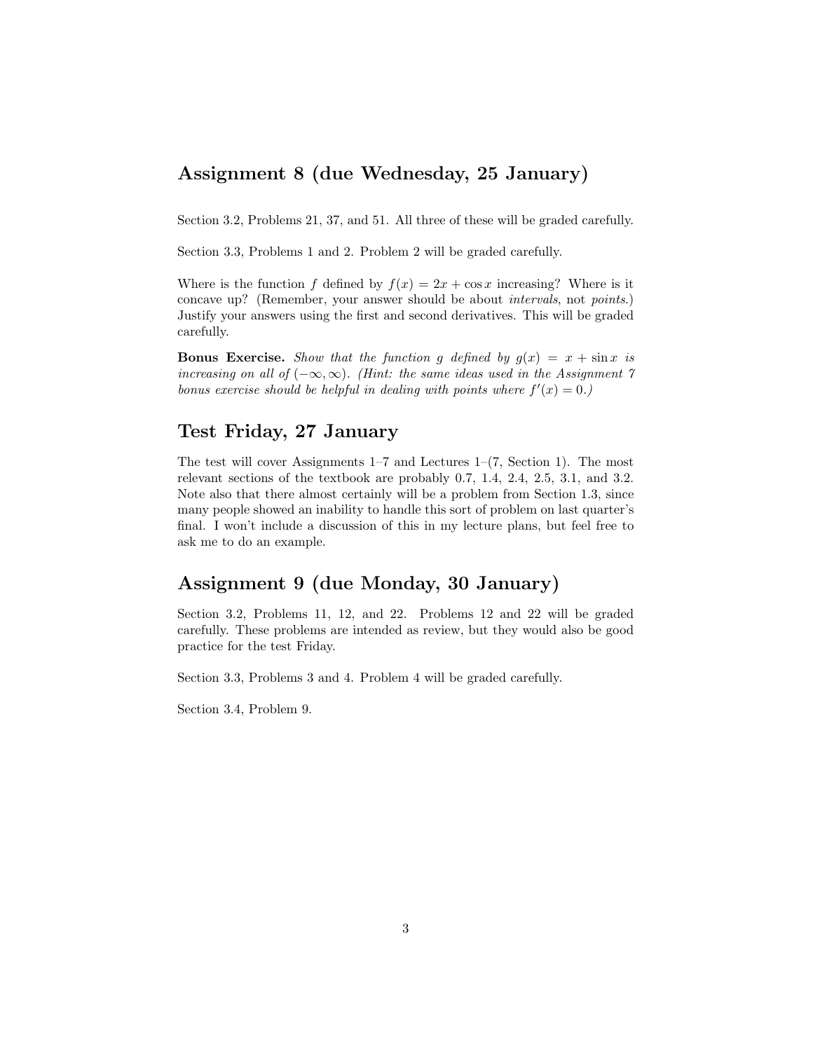## Assignment 8 (due Wednesday, 25 January)

Section 3.2, Problems 21, 37, and 51. All three of these will be graded carefully.

Section 3.3, Problems 1 and 2. Problem 2 will be graded carefully.

Where is the function $f$ defined by $f(x) = 2x + \cos x$ increasing? Where is it concave up? (Remember, your answer should be about *intervals*, not *points*.) Justify your answers using the first and second derivatives. This will be graded carefully.

**Bonus Exercise.** *Show that the function $g$ defined by $g(x) = x + \sin x$ is increasing on all of $(-\infty, \infty)$. (Hint: the same ideas used in the Assignment 7 bonus exercise should be helpful in dealing with points where $f'(x) = 0$.)*

## Test Friday, 27 January

The test will cover Assignments 1–7 and Lectures 1–(7, Section 1). The most relevant sections of the textbook are probably 0.7, 1.4, 2.4, 2.5, 3.1, and 3.2. Note also that there almost certainly will be a problem from Section 1.3, since many people showed an inability to handle this sort of problem on last quarter's final. I won't include a discussion of this in my lecture plans, but feel free to ask me to do an example.

## Assignment 9 (due Monday, 30 January)

Section 3.2, Problems 11, 12, and 22. Problems 12 and 22 will be graded carefully. These problems are intended as review, but they would also be good practice for the test Friday.

Section 3.3, Problems 3 and 4. Problem 4 will be graded carefully.

Section 3.4, Problem 9.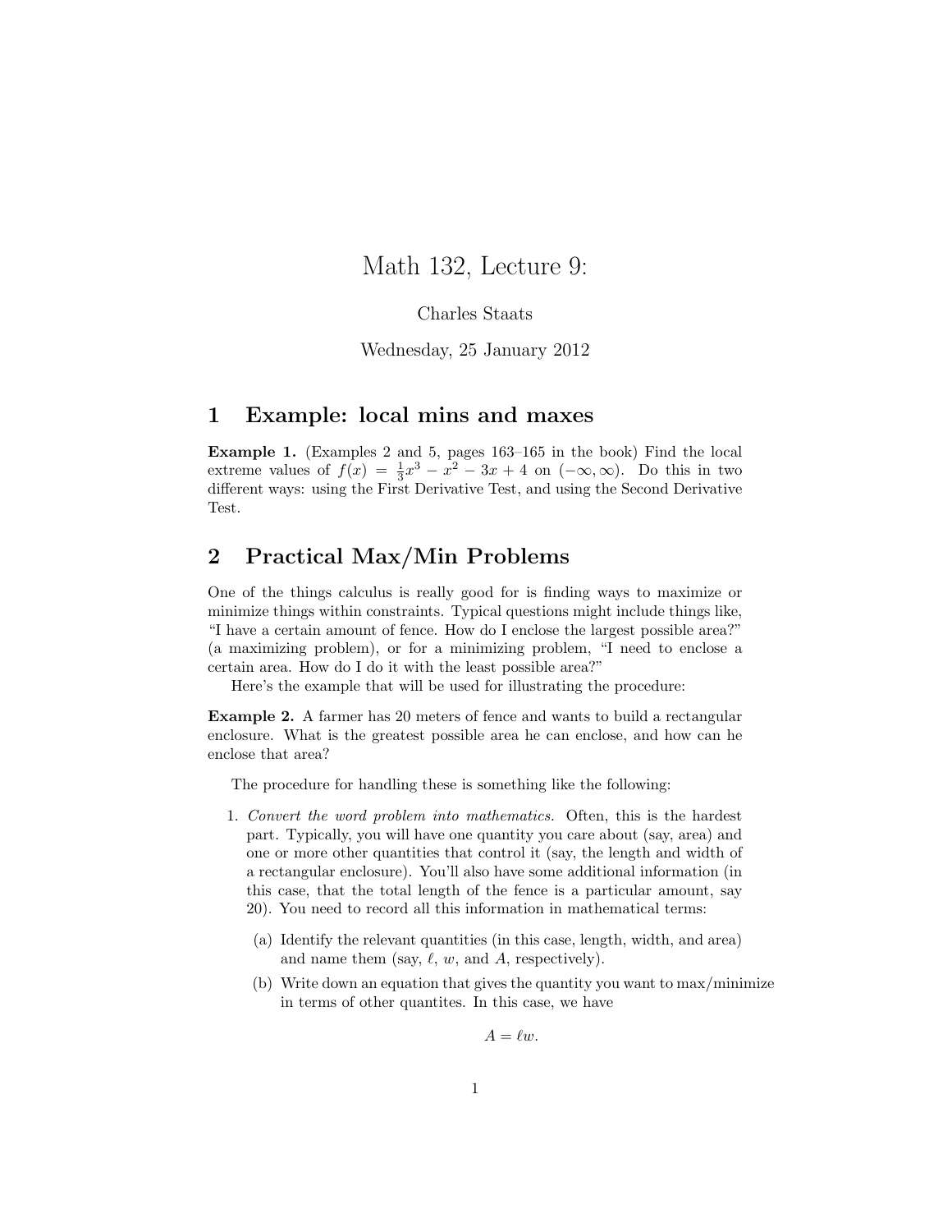# Math 132, Lecture 9:

Charles Staats

Wednesday, 25 January 2012

## 1 Example: local mins and maxes

**Example 1.** (Examples 2 and 5, pages 163–165 in the book) Find the local extreme values of $f(x) = \frac{1}{3}x^3 - x^2 - 3x + 4$ on $(-\infty, \infty)$. Do this in two different ways: using the First Derivative Test, and using the Second Derivative Test.

## 2 Practical Max/Min Problems

One of the things calculus is really good for is finding ways to maximize or minimize things within constraints. Typical questions might include things like, "I have a certain amount of fence. How do I enclose the largest possible area?" (a maximizing problem), or for a minimizing problem, "I need to enclose a certain area. How do I do it with the least possible area?"

Here's the example that will be used for illustrating the procedure:

**Example 2.** A farmer has 20 meters of fence and wants to build a rectangular enclosure. What is the greatest possible area he can enclose, and how can he enclose that area?

The procedure for handling these is something like the following:

1. *Convert the word problem into mathematics.* Often, this is the hardest part. Typically, you will have one quantity you care about (say, area) and one or more other quantities that control it (say, the length and width of a rectangular enclosure). You'll also have some additional information (in this case, that the total length of the fence is a particular amount, say 20). You need to record all this information in mathematical terms:
   (a) Identify the relevant quantities (in this case, length, width, and area) and name them (say, $\ell$, $w$, and $A$, respectively).
   (b) Write down an equation that gives the quantity you want to max/minimize in terms of other quantites. In this case, we have

$$A = \ell w.$$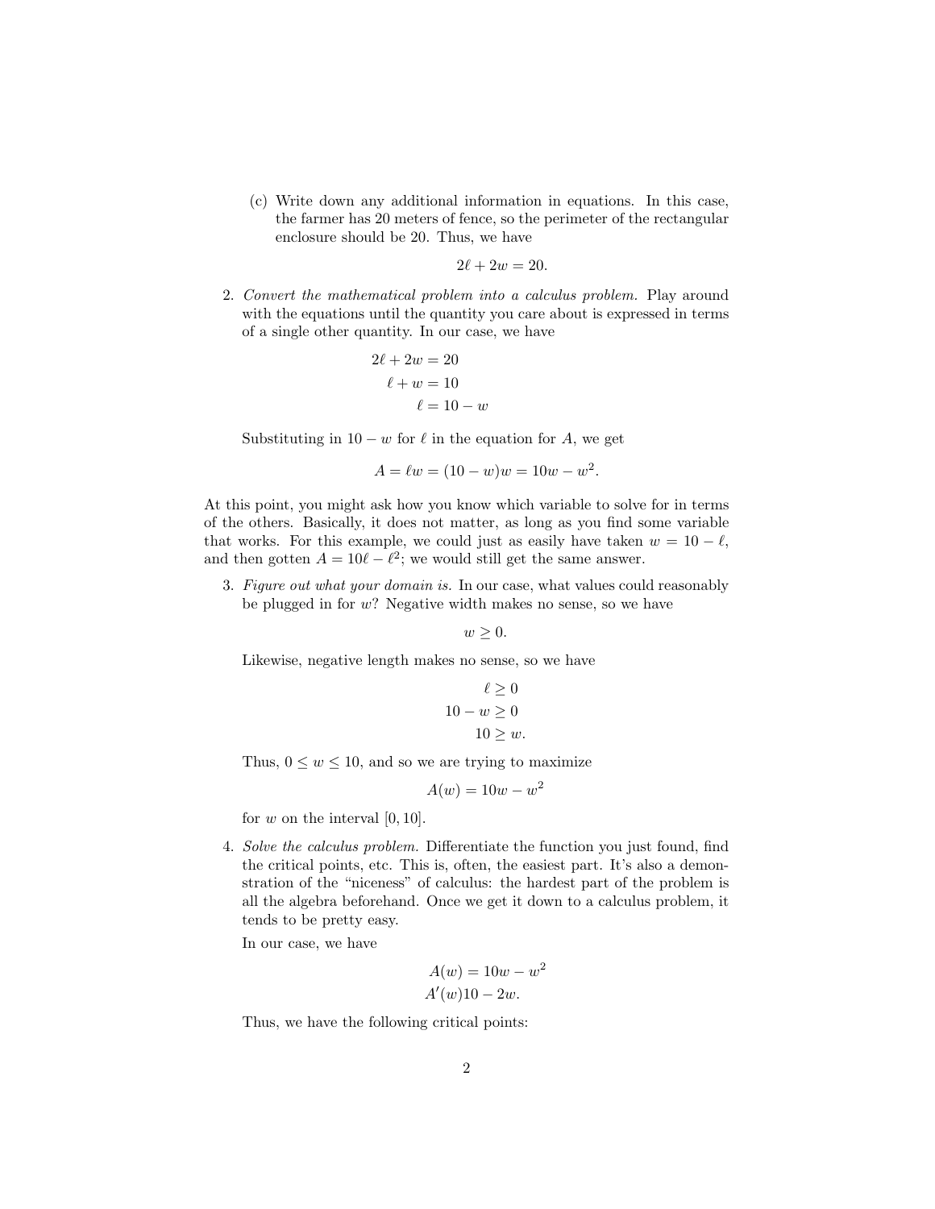(c) Write down any additional information in equations. In this case, the farmer has 20 meters of fence, so the perimeter of the rectangular enclosure should be 20. Thus, we have

$$2\ell + 2w = 20.$$

2. *Convert the mathematical problem into a calculus problem.* Play around with the equations until the quantity you care about is expressed in terms of a single other quantity. In our case, we have

$$\begin{aligned} 2\ell + 2w &= 20 \\ \ell + w &= 10 \\ \ell &= 10 - w \end{aligned}$$

Substituting in $10 - w$ for $\ell$ in the equation for $A$, we get

$$A = \ell w = (10 - w)w = 10w - w^2.$$

At this point, you might ask how you know which variable to solve for in terms of the others. Basically, it does not matter, as long as you find some variable that works. For this example, we could just as easily have taken $w = 10 - \ell$, and then gotten $A = 10\ell - \ell^2$; we would still get the same answer.

3. *Figure out what your domain is.* In our case, what values could reasonably be plugged in for $w$? Negative width makes no sense, so we have

$$w \geq 0.$$

Likewise, negative length makes no sense, so we have

$$\begin{aligned} \ell &\geq 0 \\ 10 - w &\geq 0 \\ 10 &\geq w. \end{aligned}$$

Thus, $0 \leq w \leq 10$, and so we are trying to maximize

$$A(w) = 10w - w^2$$

for $w$ on the interval $[0, 10]$.

4. *Solve the calculus problem.* Differentiate the function you just found, find the critical points, etc. This is, often, the easiest part. It's also a demonstration of the "niceness" of calculus: the hardest part of the problem is all the algebra beforehand. Once we get it down to a calculus problem, it tends to be pretty easy.

In our case, we have

$$\begin{aligned} A(w) &= 10w - w^2 \\ A'(w)&10 - 2w. \end{aligned}$$

Thus, we have the following critical points: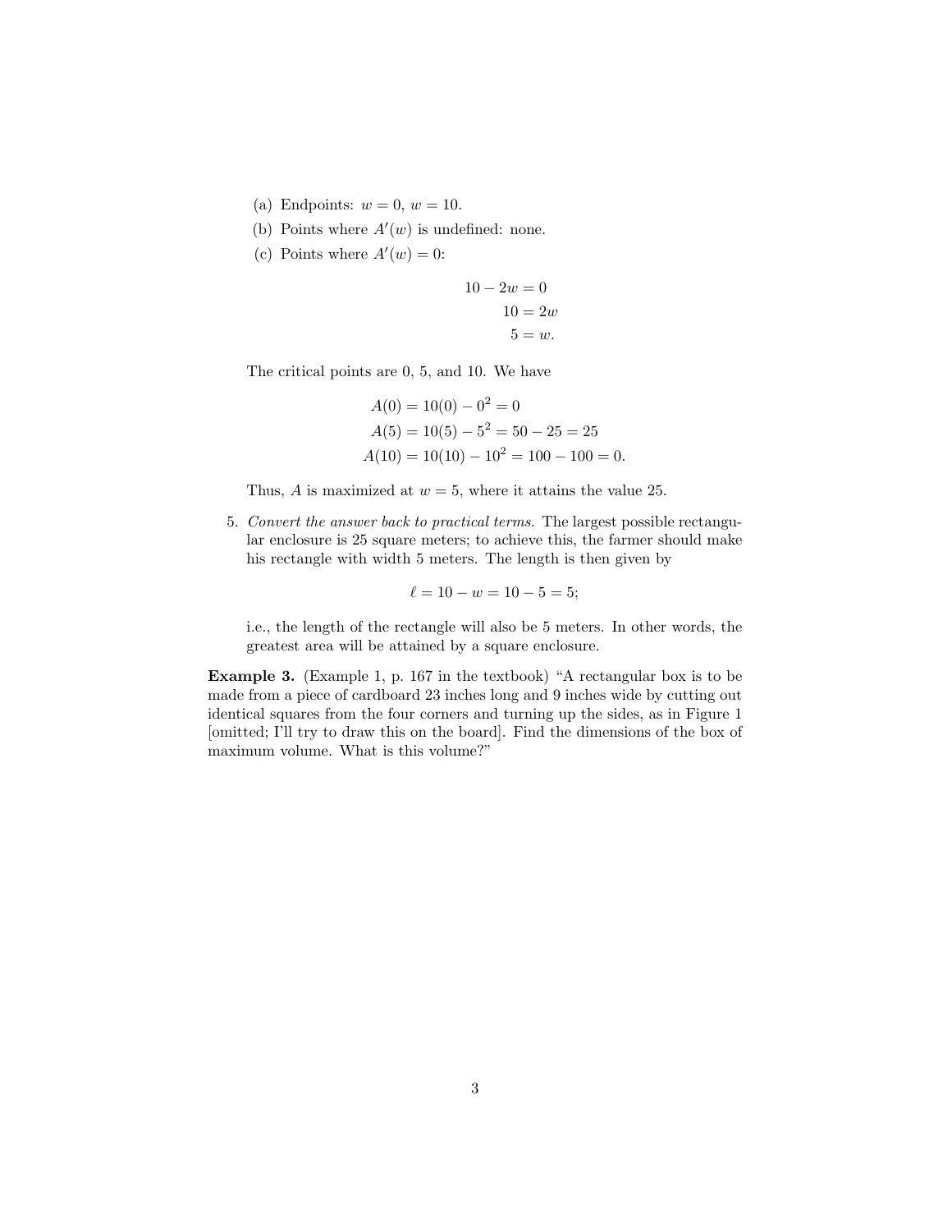(a) Endpoints: $w = 0$, $w = 10$.

(b) Points where $A'(w)$ is undefined: none.

(c) Points where $A'(w) = 0$:

$$
\begin{aligned}
10 - 2w &= 0 \\
10 &= 2w \\
5 &= w.
\end{aligned}
$$

The critical points are 0, 5, and 10. We have

$$
\begin{aligned}
A(0) &= 10(0) - 0^2 = 0 \\
A(5) &= 10(5) - 5^2 = 50 - 25 = 25 \\
A(10) &= 10(10) - 10^2 = 100 - 100 = 0.
\end{aligned}
$$

Thus, $A$ is maximized at $w = 5$, where it attains the value 25.

5. *Convert the answer back to practical terms.* The largest possible rectangular enclosure is 25 square meters; to achieve this, the farmer should make his rectangle with width 5 meters. The length is then given by

$$
\ell = 10 - w = 10 - 5 = 5;
$$

i.e., the length of the rectangle will also be 5 meters. In other words, the greatest area will be attained by a square enclosure.

**Example 3.** (Example 1, p. 167 in the textbook) "A rectangular box is to be made from a piece of cardboard 23 inches long and 9 inches wide by cutting out identical squares from the four corners and turning up the sides, as in Figure 1 [omitted; I'll try to draw this on the board]. Find the dimensions of the box of maximum volume. What is this volume?"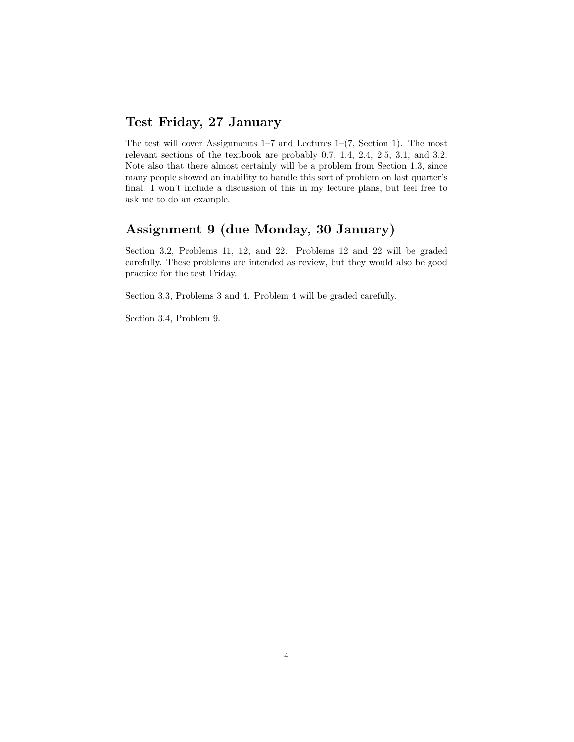## Test Friday, 27 January

The test will cover Assignments 1–7 and Lectures 1–(7, Section 1). The most relevant sections of the textbook are probably 0.7, 1.4, 2.4, 2.5, 3.1, and 3.2. Note also that there almost certainly will be a problem from Section 1.3, since many people showed an inability to handle this sort of problem on last quarter's final. I won't include a discussion of this in my lecture plans, but feel free to ask me to do an example.

## Assignment 9 (due Monday, 30 January)

Section 3.2, Problems 11, 12, and 22. Problems 12 and 22 will be graded carefully. These problems are intended as review, but they would also be good practice for the test Friday.

Section 3.3, Problems 3 and 4. Problem 4 will be graded carefully.

Section 3.4, Problem 9.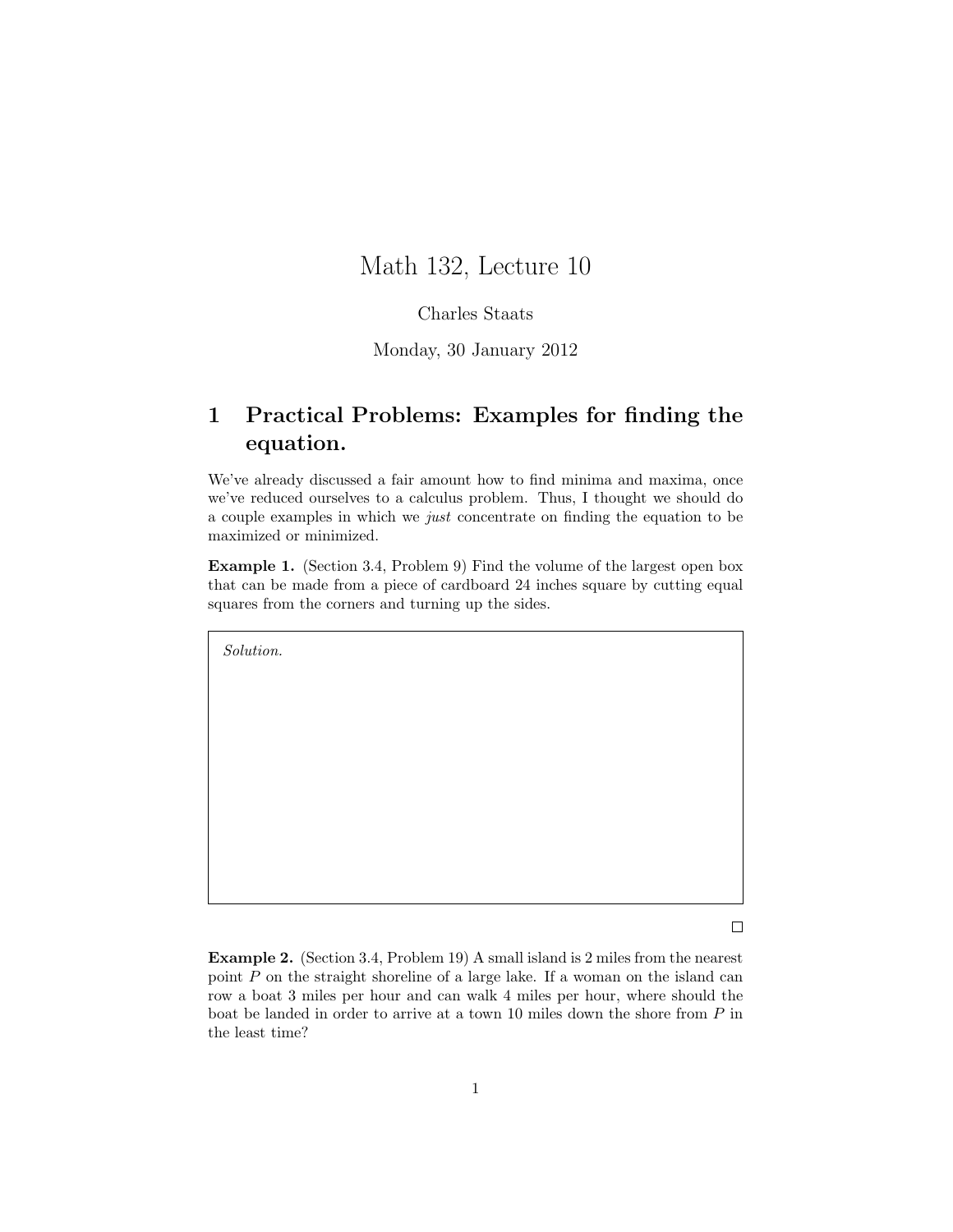# Math 132, Lecture 10

Charles Staats

Monday, 30 January 2012

## 1 Practical Problems: Examples for finding the equation.

We've already discussed a fair amount how to find minima and maxima, once we've reduced ourselves to a calculus problem. Thus, I thought we should do a couple examples in which we *just* concentrate on finding the equation to be maximized or minimized.

**Example 1.** (Section 3.4, Problem 9) Find the volume of the largest open box that can be made from a piece of cardboard 24 inches square by cutting equal squares from the corners and turning up the sides.

*Solution.*

□

**Example 2.** (Section 3.4, Problem 19) A small island is 2 miles from the nearest point $P$ on the straight shoreline of a large lake. If a woman on the island can row a boat 3 miles per hour and can walk 4 miles per hour, where should the boat be landed in order to arrive at a town 10 miles down the shore from $P$ in the least time?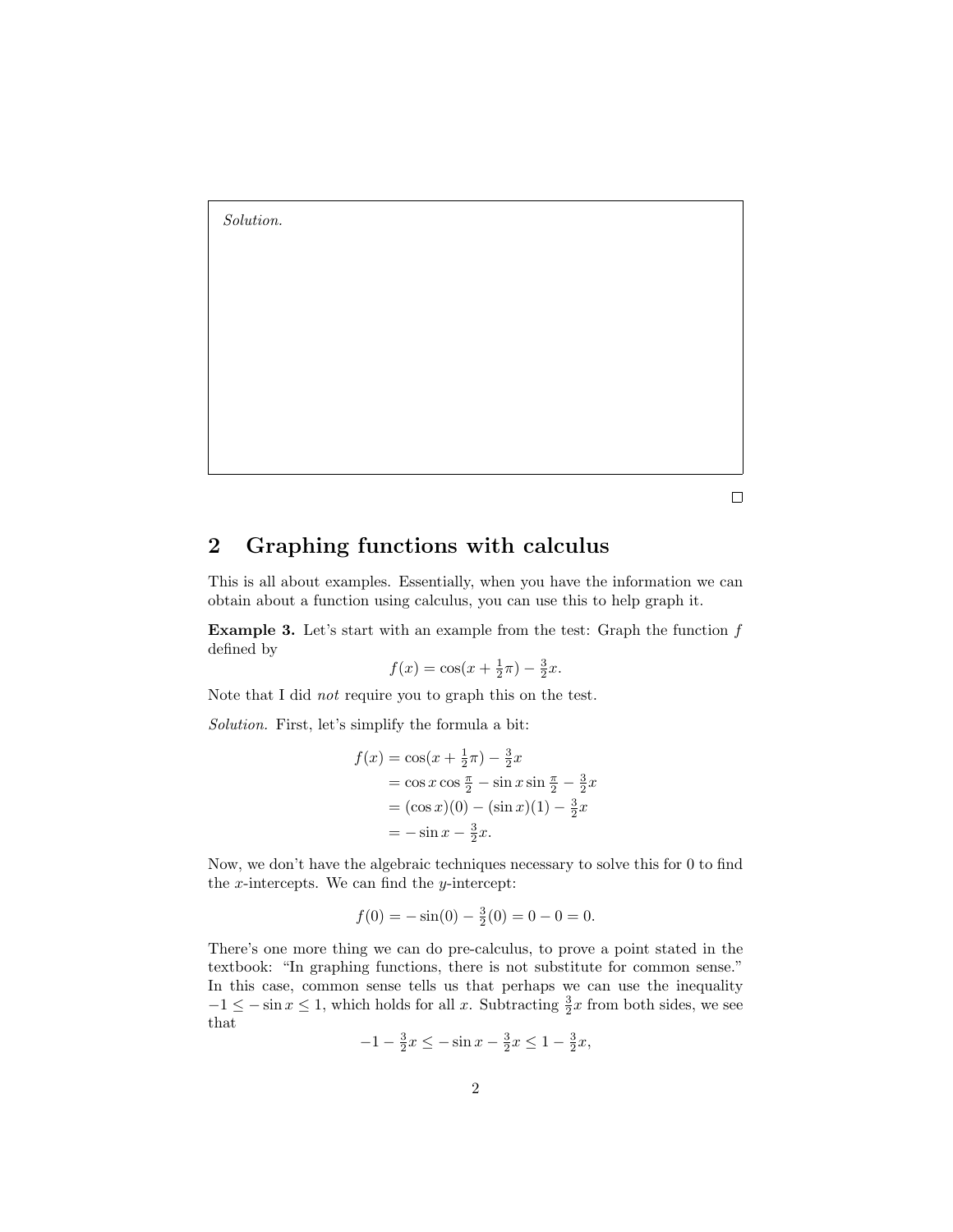*Solution.*

∎

## 2 Graphing functions with calculus

This is all about examples. Essentially, when you have the information we can obtain about a function using calculus, you can use this to help graph it.

**Example 3.** Let's start with an example from the test: Graph the function $f$ defined by

$$f(x) = \cos(x + \tfrac{1}{2}\pi) - \tfrac{3}{2}x.$$

Note that I did *not* require you to graph this on the test.

*Solution.* First, let's simplify the formula a bit:

$$\begin{aligned}
f(x) &= \cos(x + \tfrac{1}{2}\pi) - \tfrac{3}{2}x \\
&= \cos x \cos \tfrac{\pi}{2} - \sin x \sin \tfrac{\pi}{2} - \tfrac{3}{2}x \\
&= (\cos x)(0) - (\sin x)(1) - \tfrac{3}{2}x \\
&= -\sin x - \tfrac{3}{2}x.
\end{aligned}$$

Now, we don't have the algebraic techniques necessary to solve this for 0 to find the $x$-intercepts. We can find the $y$-intercept:

$$f(0) = -\sin(0) - \tfrac{3}{2}(0) = 0 - 0 = 0.$$

There's one more thing we can do pre-calculus, to prove a point stated in the textbook: "In graphing functions, there is not substitute for common sense." In this case, common sense tells us that perhaps we can use the inequality $-1 \leq -\sin x \leq 1$, which holds for all $x$. Subtracting $\frac{3}{2}x$ from both sides, we see that

$$-1 - \tfrac{3}{2}x \leq -\sin x - \tfrac{3}{2}x \leq 1 - \tfrac{3}{2}x,$$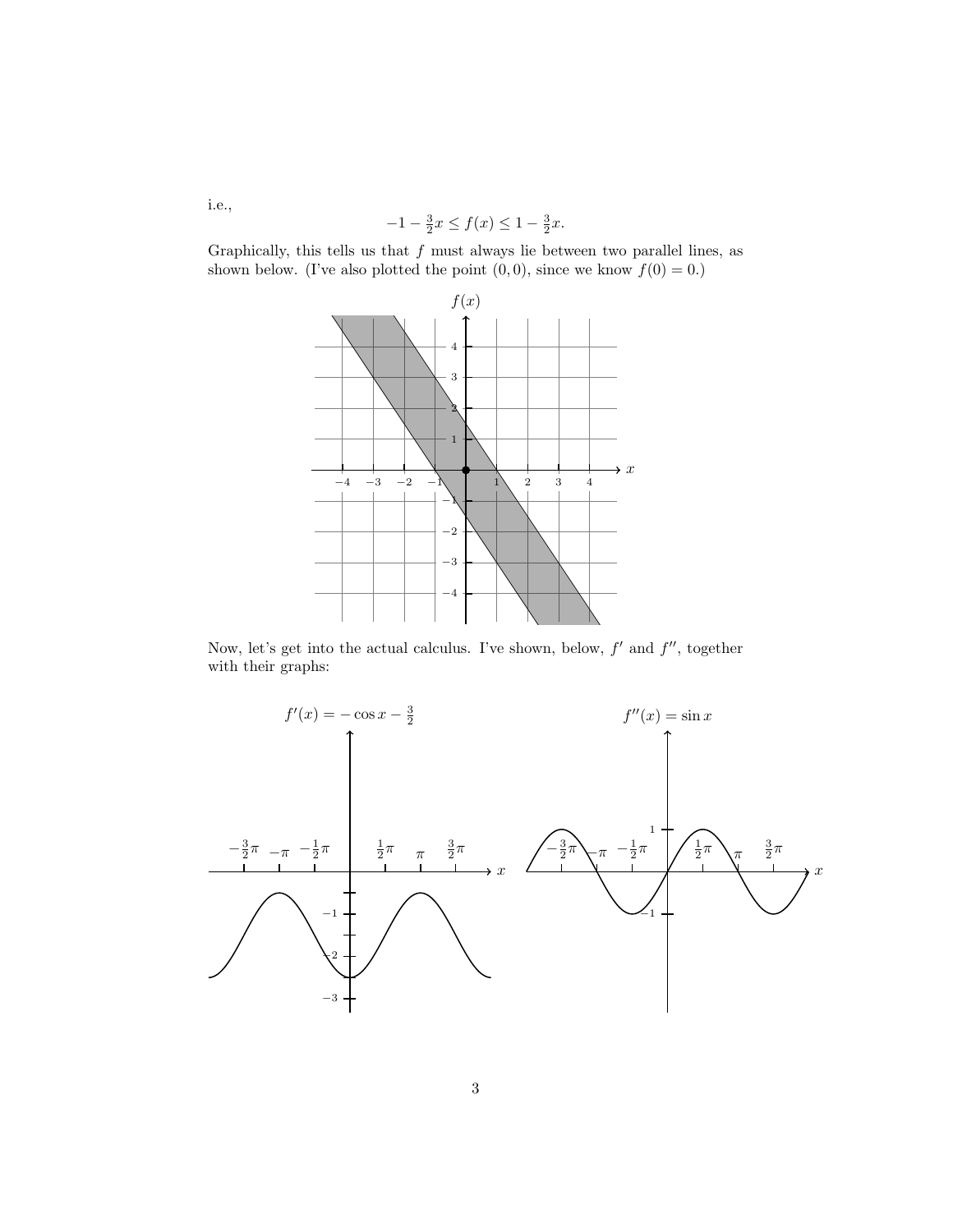i.e.,

$$-1 - \tfrac{3}{2}x \le f(x) \le 1 - \tfrac{3}{2}x.$$

Graphically, this tells us that $f$ must always lie between two parallel lines, as shown below. (I've also plotted the point $(0,0)$, since we know $f(0) = 0$.)

Now, let's get into the actual calculus. I've shown, below, $f'$ and $f''$, together with their graphs:

$f'(x) = -\cos x - \frac{3}{2}$

$f''(x) = \sin x$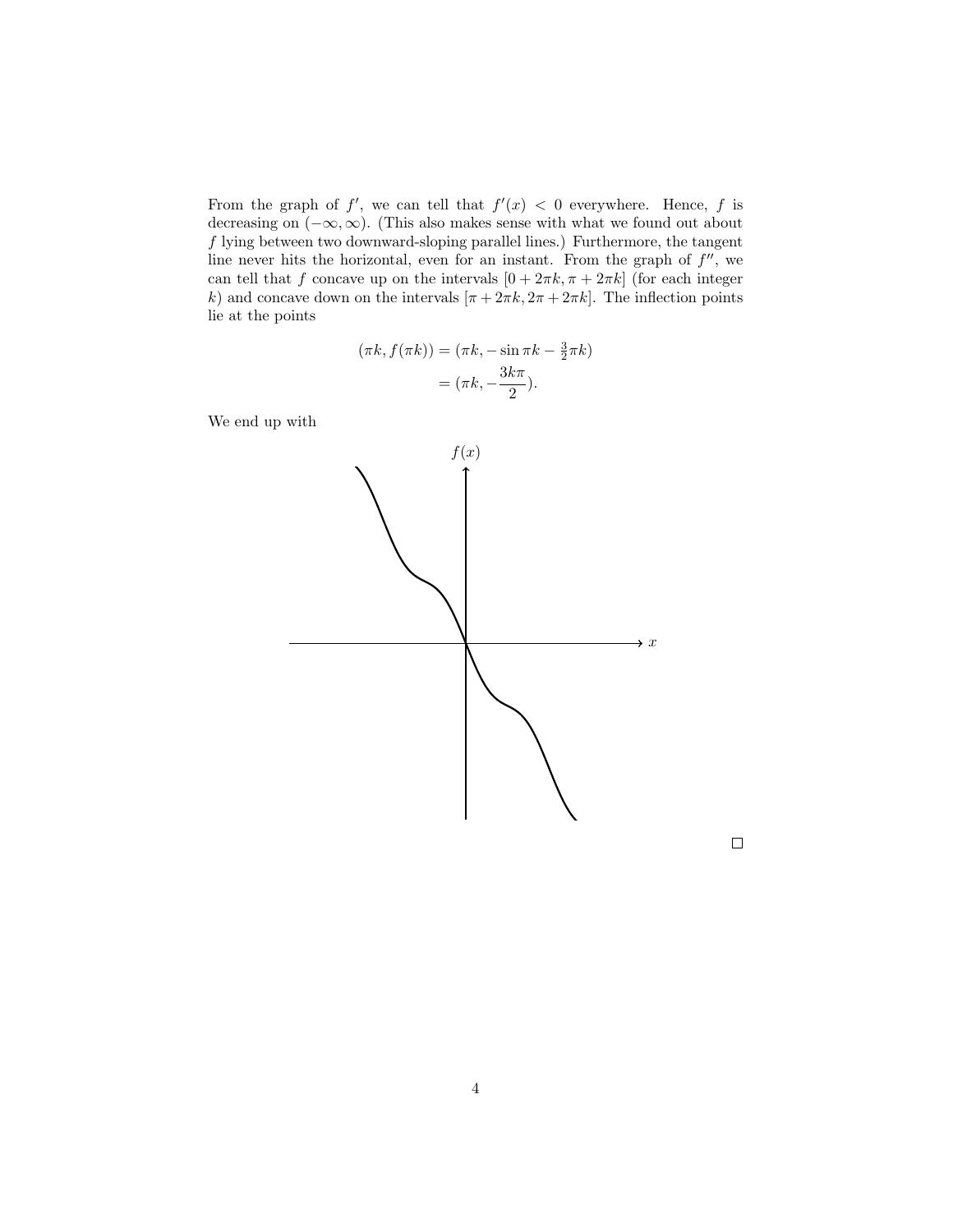From the graph of $f'$, we can tell that $f'(x) < 0$ everywhere. Hence, $f$ is decreasing on $(-\infty, \infty)$. (This also makes sense with what we found out about $f$ lying between two downward-sloping parallel lines.) Furthermore, the tangent line never hits the horizontal, even for an instant. From the graph of $f''$, we can tell that $f$ concave up on the intervals $[0 + 2\pi k, \pi + 2\pi k]$ (for each integer $k$) and concave down on the intervals $[\pi + 2\pi k, 2\pi + 2\pi k]$. The inflection points lie at the points

$$
\begin{aligned}
(\pi k, f(\pi k)) &= (\pi k, -\sin \pi k - \tfrac{3}{2}\pi k) \\
&= (\pi k, -\frac{3k\pi}{2}).
\end{aligned}
$$

We end up with

$\square$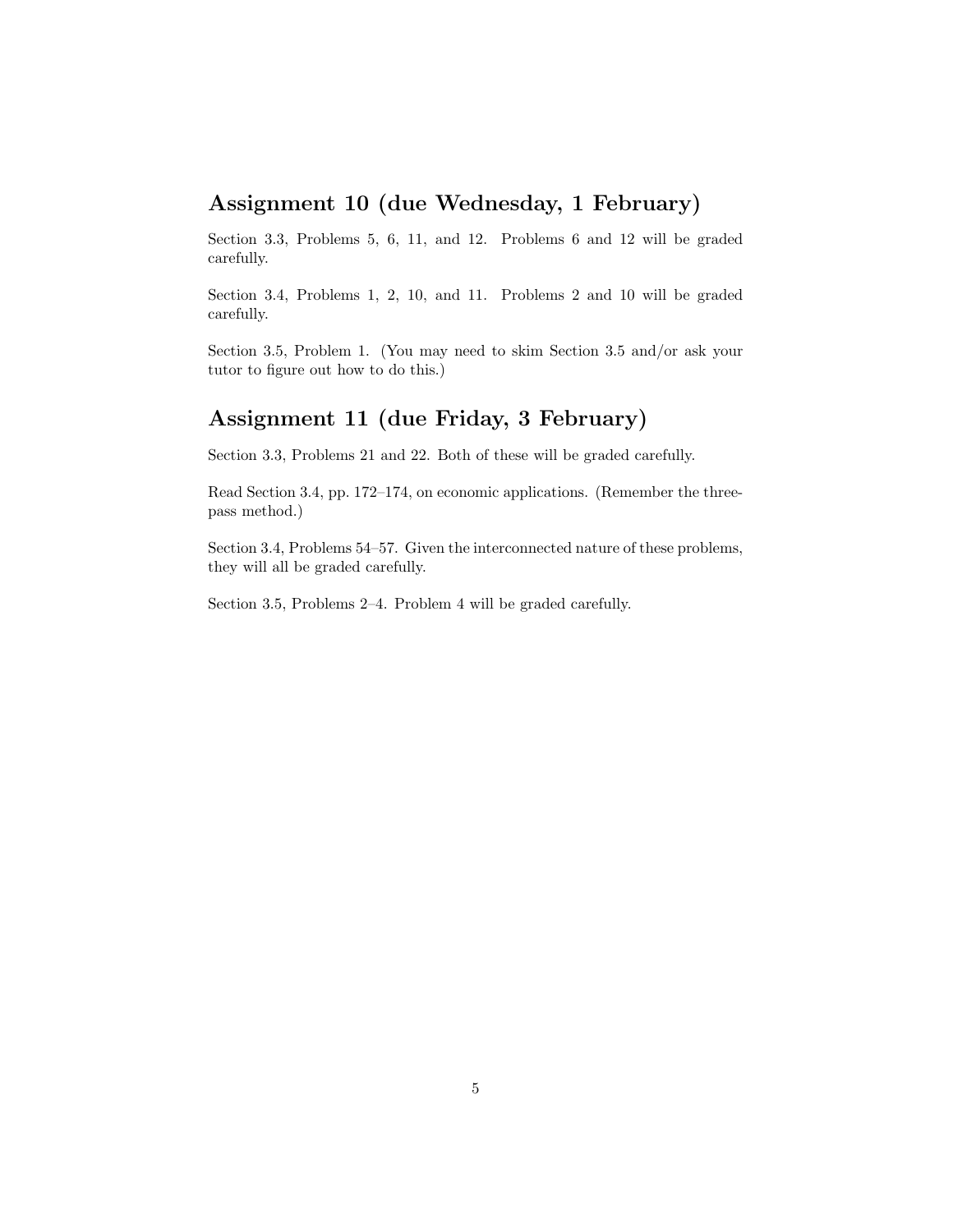## Assignment 10 (due Wednesday, 1 February)

Section 3.3, Problems 5, 6, 11, and 12. Problems 6 and 12 will be graded carefully.

Section 3.4, Problems 1, 2, 10, and 11. Problems 2 and 10 will be graded carefully.

Section 3.5, Problem 1. (You may need to skim Section 3.5 and/or ask your tutor to figure out how to do this.)

## Assignment 11 (due Friday, 3 February)

Section 3.3, Problems 21 and 22. Both of these will be graded carefully.

Read Section 3.4, pp. 172–174, on economic applications. (Remember the three-pass method.)

Section 3.4, Problems 54–57. Given the interconnected nature of these problems, they will all be graded carefully.

Section 3.5, Problems 2–4. Problem 4 will be graded carefully.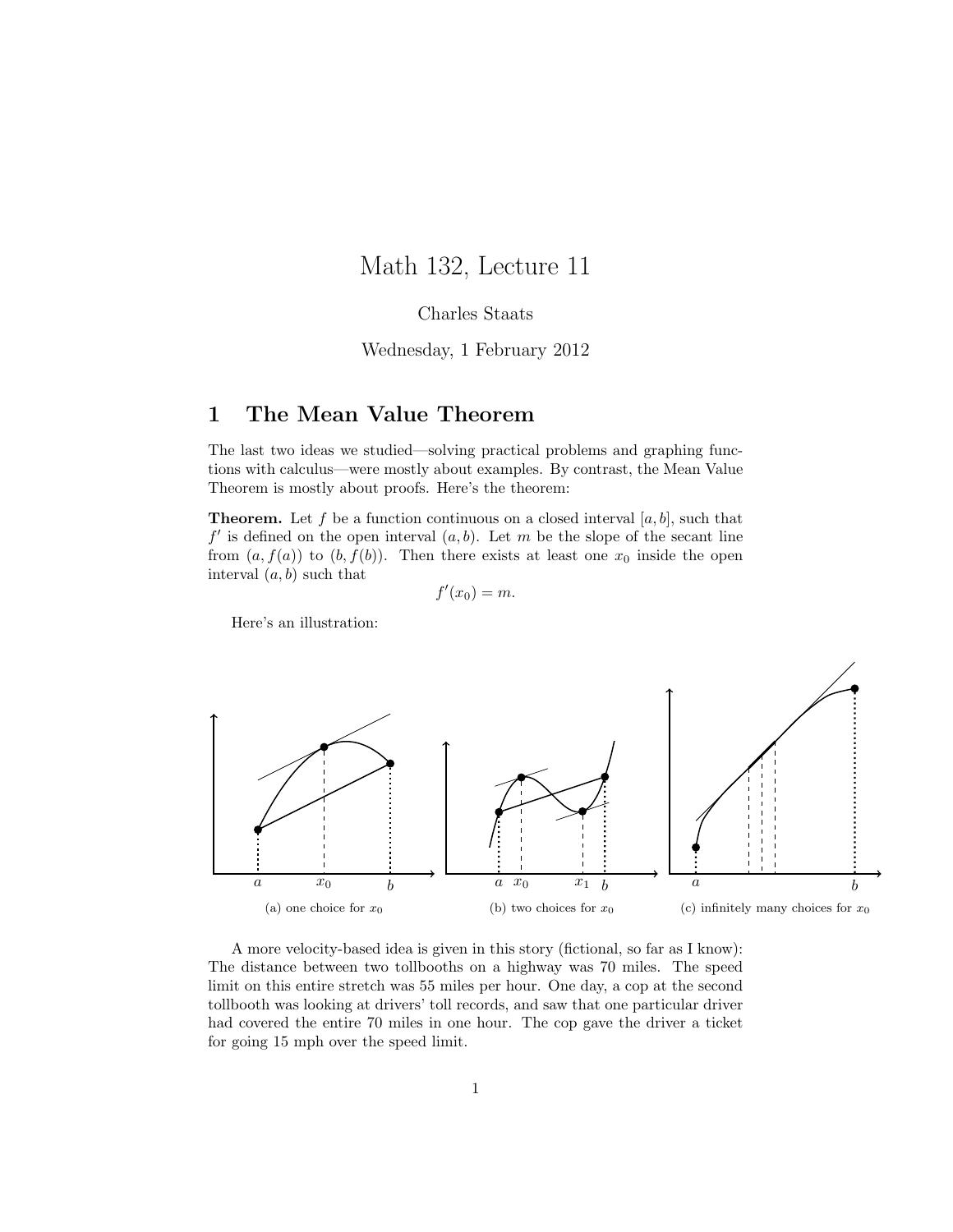# Math 132, Lecture 11

Charles Staats

Wednesday, 1 February 2012

## 1 The Mean Value Theorem

The last two ideas we studied—solving practical problems and graphing functions with calculus—were mostly about examples. By contrast, the Mean Value Theorem is mostly about proofs. Here's the theorem:

**Theorem.** Let $f$ be a function continuous on a closed interval $[a, b]$, such that $f'$ is defined on the open interval $(a, b)$. Let $m$ be the slope of the secant line from $(a, f(a))$ to $(b, f(b))$. Then there exists at least one $x_0$ inside the open interval $(a, b)$ such that

$$f'(x_0) = m.$$

Here's an illustration:

(a) one choice for $x_0$

(b) two choices for $x_0$

(c) infinitely many choices for $x_0$

A more velocity-based idea is given in this story (fictional, so far as I know): The distance between two tollbooths on a highway was 70 miles. The speed limit on this entire stretch was 55 miles per hour. One day, a cop at the second tollbooth was looking at drivers' toll records, and saw that one particular driver had covered the entire 70 miles in one hour. The cop gave the driver a ticket for going 15 mph over the speed limit.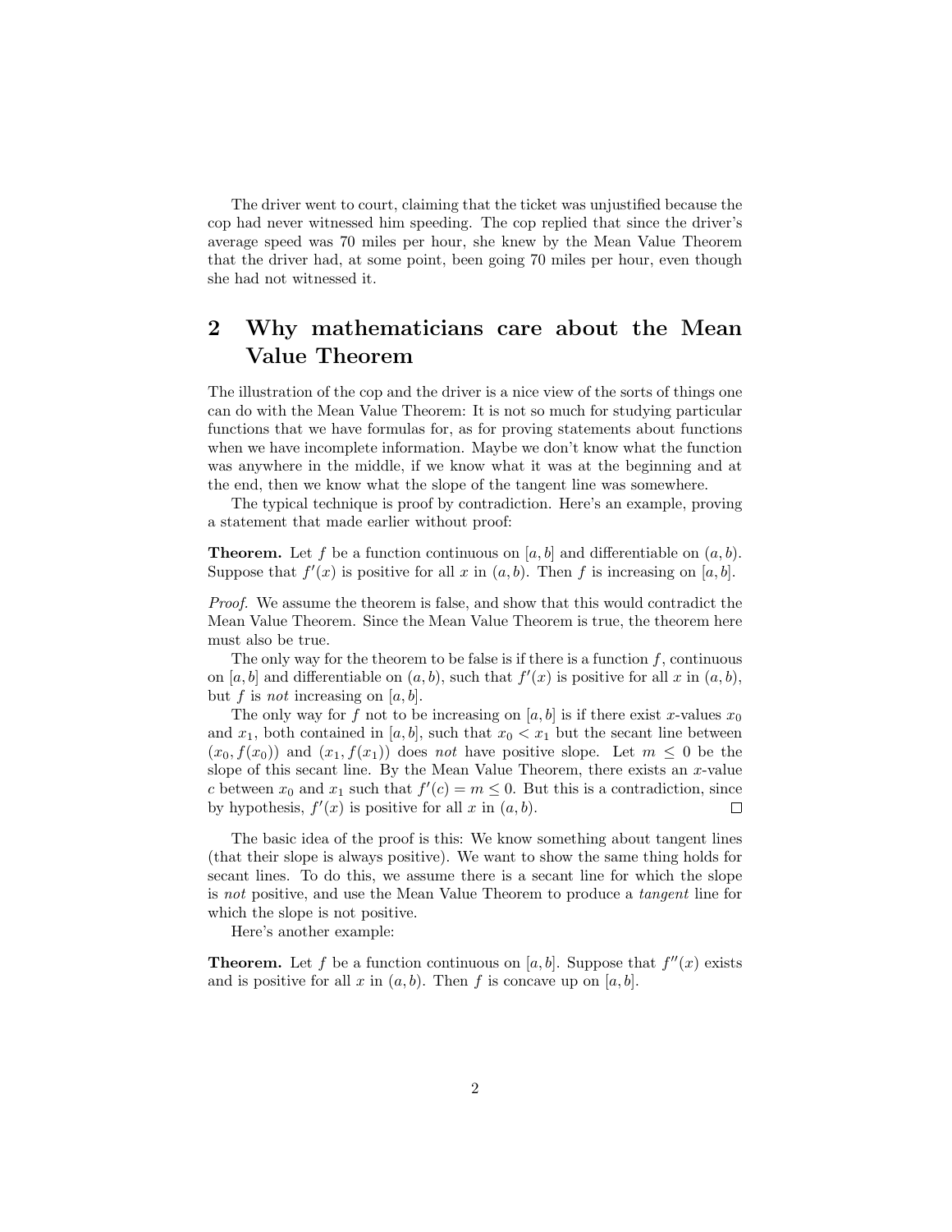The driver went to court, claiming that the ticket was unjustified because the cop had never witnessed him speeding. The cop replied that since the driver's average speed was 70 miles per hour, she knew by the Mean Value Theorem that the driver had, at some point, been going 70 miles per hour, even though she had not witnessed it.

## 2 Why mathematicians care about the Mean Value Theorem

The illustration of the cop and the driver is a nice view of the sorts of things one can do with the Mean Value Theorem: It is not so much for studying particular functions that we have formulas for, as for proving statements about functions when we have incomplete information. Maybe we don't know what the function was anywhere in the middle, if we know what it was at the beginning and at the end, then we know what the slope of the tangent line was somewhere.

The typical technique is proof by contradiction. Here's an example, proving a statement that made earlier without proof:

**Theorem.** Let $f$ be a function continuous on $[a, b]$ and differentiable on $(a, b)$. Suppose that $f'(x)$ is positive for all $x$ in $(a, b)$. Then $f$ is increasing on $[a, b]$.

*Proof.* We assume the theorem is false, and show that this would contradict the Mean Value Theorem. Since the Mean Value Theorem is true, the theorem here must also be true.

The only way for the theorem to be false is if there is a function $f$, continuous on $[a, b]$ and differentiable on $(a, b)$, such that $f'(x)$ is positive for all $x$ in $(a, b)$, but $f$ is *not* increasing on $[a, b]$.

The only way for $f$ not to be increasing on $[a, b]$ is if there exist $x$-values $x_0$ and $x_1$, both contained in $[a, b]$, such that $x_0 < x_1$ but the secant line between $(x_0, f(x_0))$ and $(x_1, f(x_1))$ does *not* have positive slope. Let $m \leq 0$ be the slope of this secant line. By the Mean Value Theorem, there exists an $x$-value $c$ between $x_0$ and $x_1$ such that $f'(c) = m \leq 0$. But this is a contradiction, since by hypothesis, $f'(x)$ is positive for all $x$ in $(a, b)$. □

The basic idea of the proof is this: We know something about tangent lines (that their slope is always positive). We want to show the same thing holds for secant lines. To do this, we assume there is a secant line for which the slope is *not* positive, and use the Mean Value Theorem to produce a *tangent* line for which the slope is not positive.

Here's another example:

**Theorem.** Let $f$ be a function continuous on $[a, b]$. Suppose that $f''(x)$ exists and is positive for all $x$ in $(a, b)$. Then $f$ is concave up on $[a, b]$.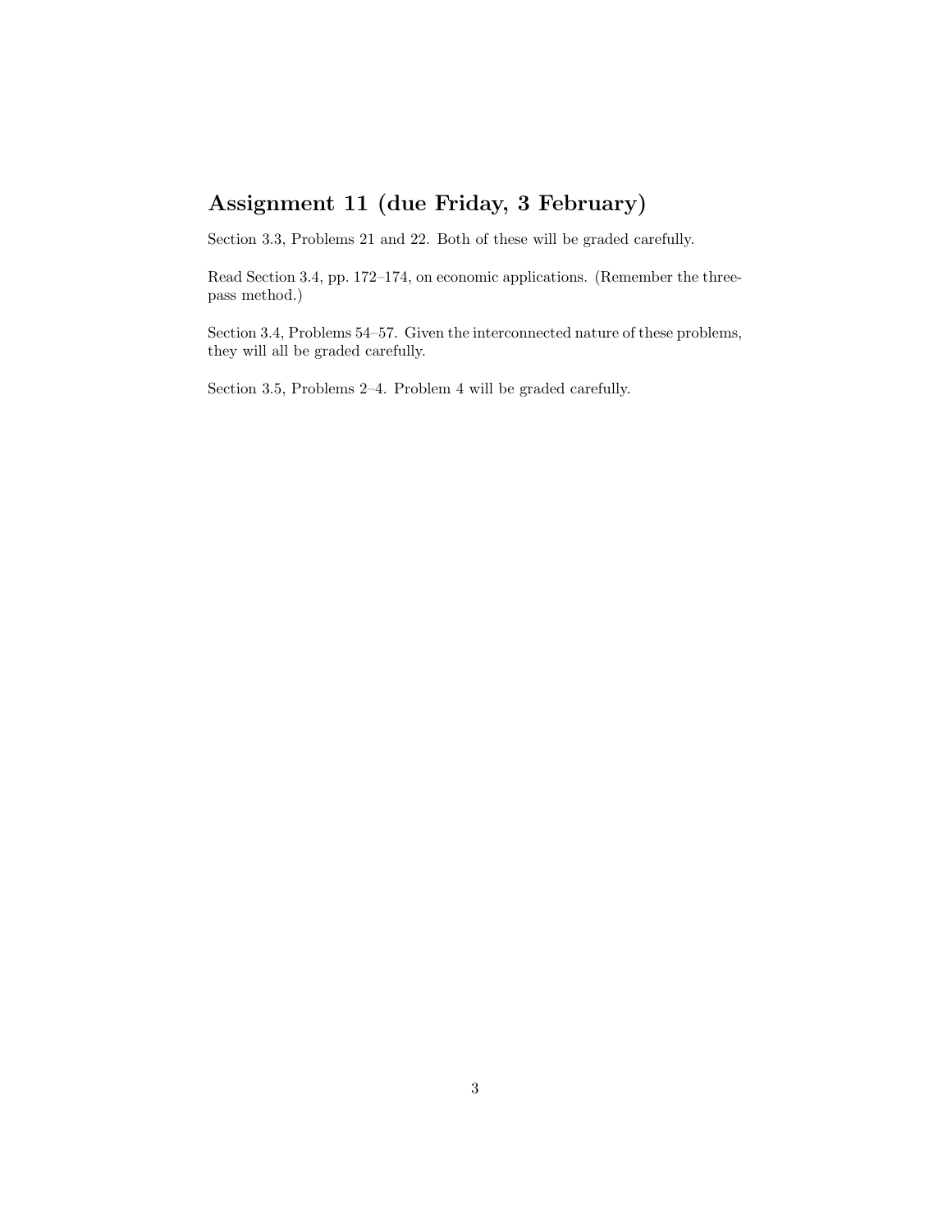## Assignment 11 (due Friday, 3 February)

Section 3.3, Problems 21 and 22. Both of these will be graded carefully.

Read Section 3.4, pp. 172–174, on economic applications. (Remember the three-pass method.)

Section 3.4, Problems 54–57. Given the interconnected nature of these problems, they will all be graded carefully.

Section 3.5, Problems 2–4. Problem 4 will be graded carefully.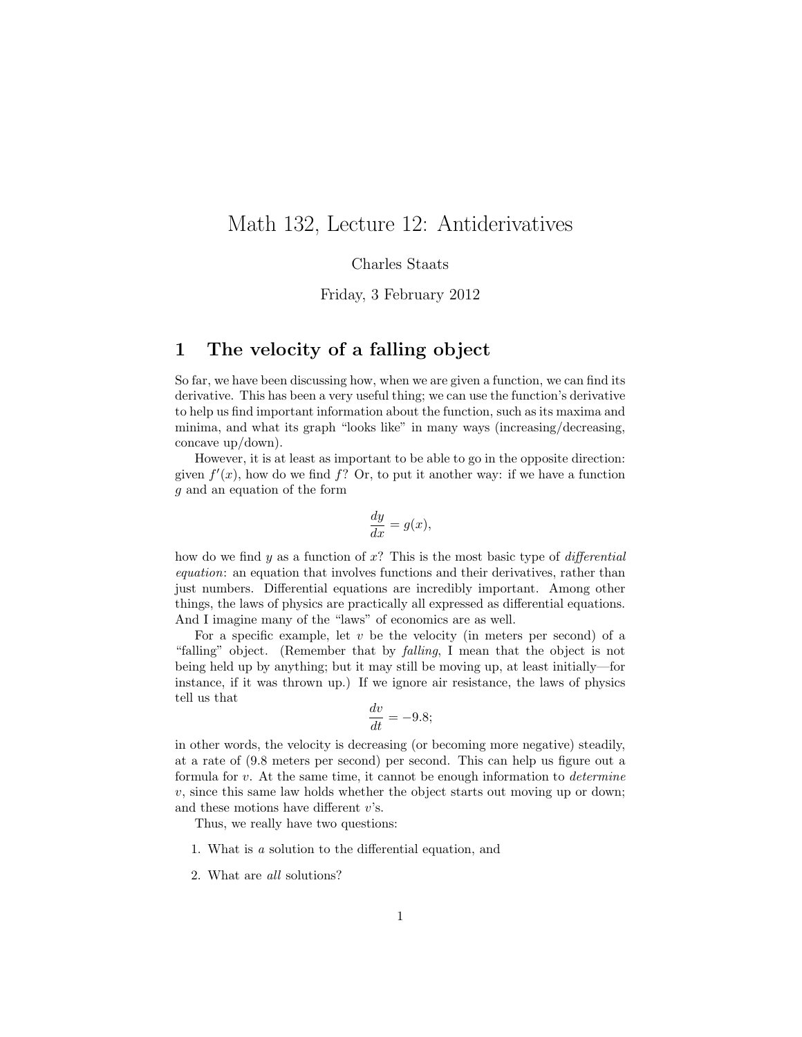# Math 132, Lecture 12: Antiderivatives

Charles Staats

Friday, 3 February 2012

## 1 The velocity of a falling object

So far, we have been discussing how, when we are given a function, we can find its derivative. This has been a very useful thing; we can use the function's derivative to help us find important information about the function, such as its maxima and minima, and what its graph "looks like" in many ways (increasing/decreasing, concave up/down).

However, it is at least as important to be able to go in the opposite direction: given $f'(x)$, how do we find $f$? Or, to put it another way: if we have a function $g$ and an equation of the form

$$\frac{dy}{dx} = g(x),$$

how do we find $y$ as a function of $x$? This is the most basic type of *differential equation*: an equation that involves functions and their derivatives, rather than just numbers. Differential equations are incredibly important. Among other things, the laws of physics are practically all expressed as differential equations. And I imagine many of the "laws" of economics are as well.

For a specific example, let $v$ be the velocity (in meters per second) of a "falling" object. (Remember that by *falling*, I mean that the object is not being held up by anything; but it may still be moving up, at least initially—for instance, if it was thrown up.) If we ignore air resistance, the laws of physics tell us that

$$\frac{dv}{dt} = -9.8;$$

in other words, the velocity is decreasing (or becoming more negative) steadily, at a rate of (9.8 meters per second) per second. This can help us figure out a formula for $v$. At the same time, it cannot be enough information to *determine* $v$, since this same law holds whether the object starts out moving up or down; and these motions have different $v$'s.

Thus, we really have two questions:

1. What is *a* solution to the differential equation, and
2. What are *all* solutions?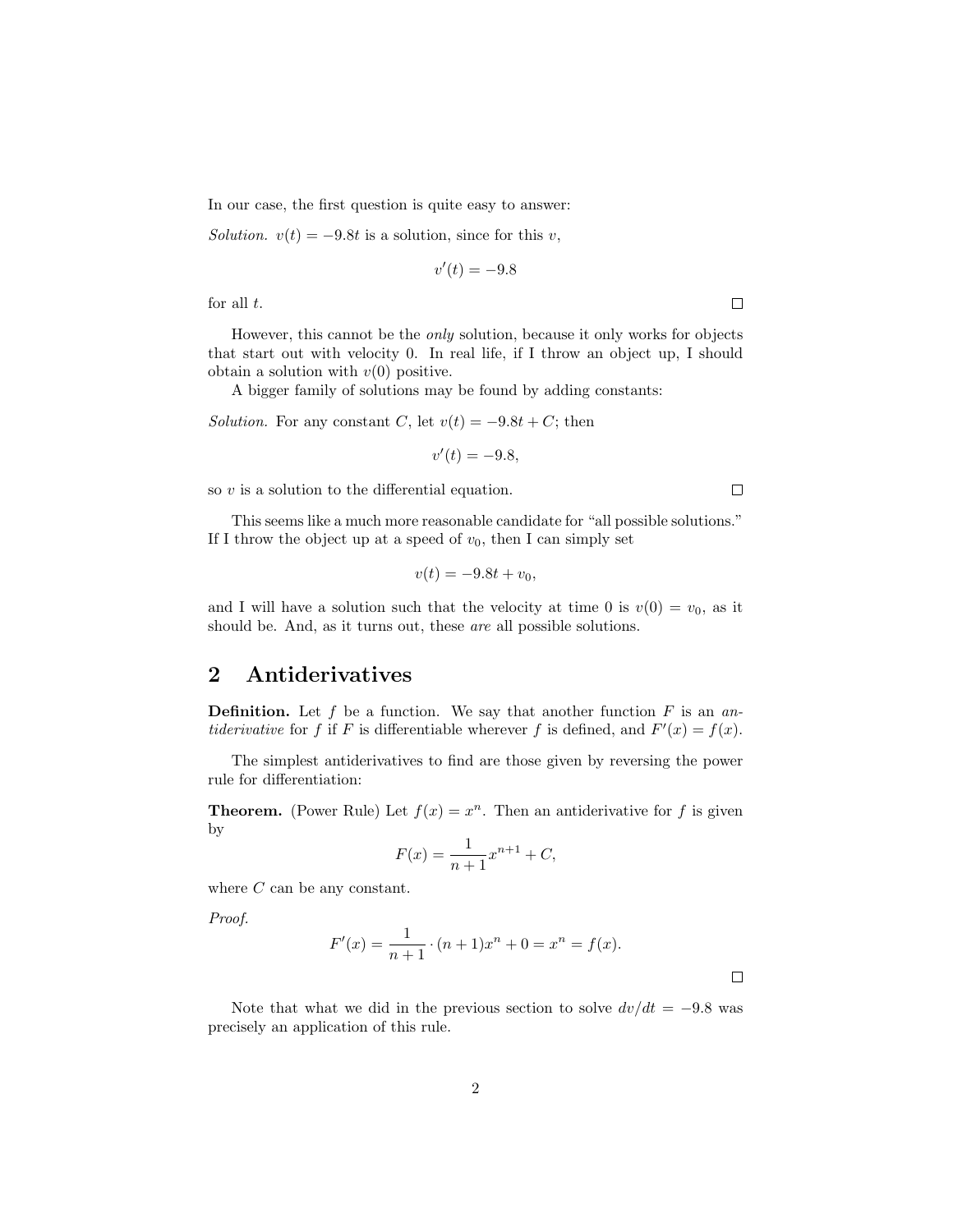In our case, the first question is quite easy to answer:

*Solution.* $v(t) = -9.8t$ is a solution, since for this $v$,

$$v'(t) = -9.8$$

for all $t$. □

However, this cannot be the *only* solution, because it only works for objects that start out with velocity 0. In real life, if I throw an object up, I should obtain a solution with $v(0)$ positive.

A bigger family of solutions may be found by adding constants:

*Solution.* For any constant $C$, let $v(t) = -9.8t + C$; then

$$v'(t) = -9.8,$$

so $v$ is a solution to the differential equation. □

This seems like a much more reasonable candidate for "all possible solutions." If I throw the object up at a speed of $v_0$, then I can simply set

$$v(t) = -9.8t + v_0,$$

and I will have a solution such that the velocity at time 0 is $v(0) = v_0$, as it should be. And, as it turns out, these *are* all possible solutions.

## 2 Antiderivatives

**Definition.** Let $f$ be a function. We say that another function $F$ is an *antiderivative* for $f$ if $F$ is differentiable wherever $f$ is defined, and $F'(x) = f(x)$.

The simplest antiderivatives to find are those given by reversing the power rule for differentiation:

**Theorem.** (Power Rule) Let $f(x) = x^n$. Then an antiderivative for $f$ is given by

$$F(x) = \frac{1}{n+1}x^{n+1} + C,$$

where $C$ can be any constant.

*Proof.*

$$F'(x) = \frac{1}{n+1} \cdot (n+1)x^n + 0 = x^n = f(x).$$

□

Note that what we did in the previous section to solve $dv/dt = -9.8$ was precisely an application of this rule.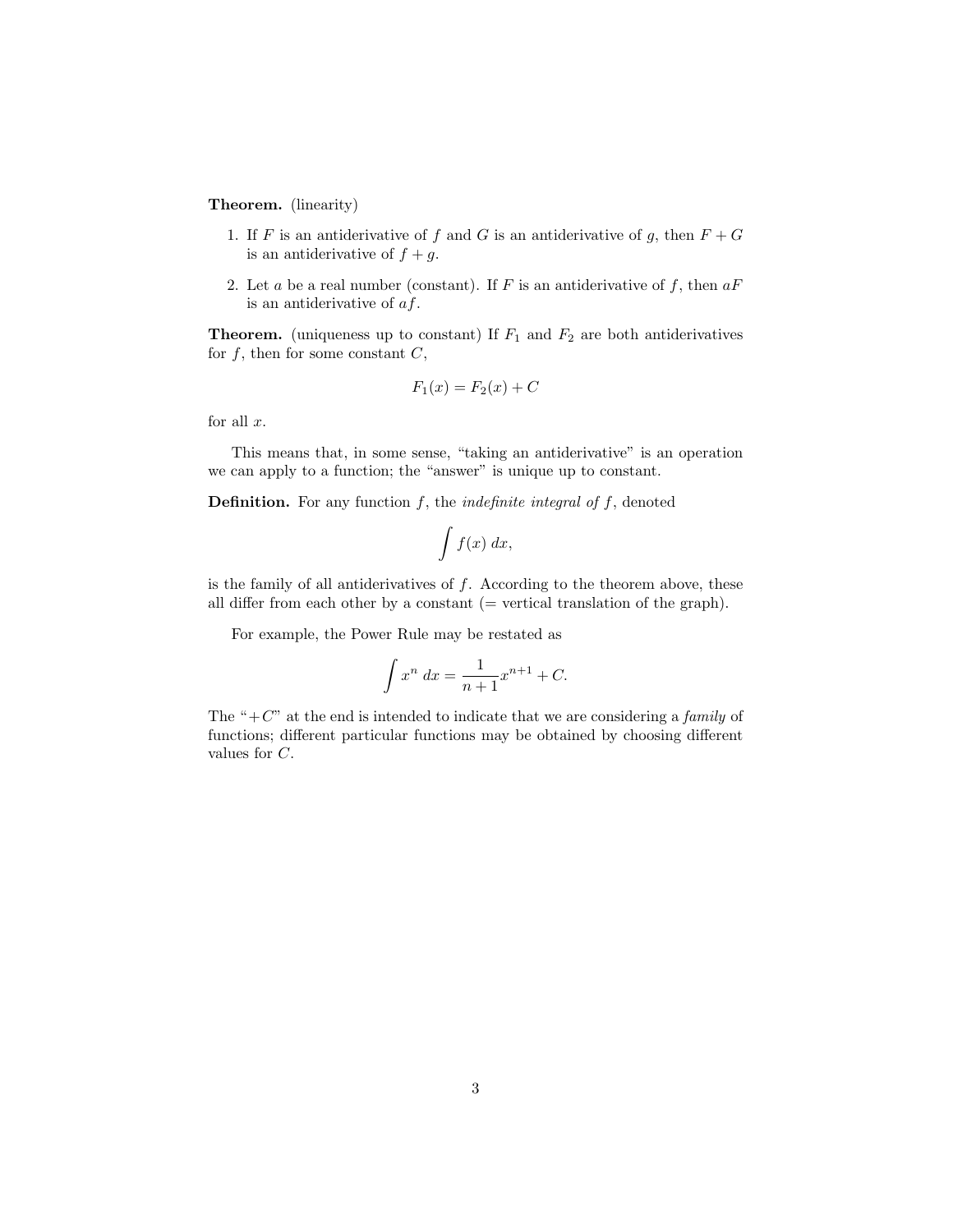**Theorem.** (linearity)

1. If $F$ is an antiderivative of $f$ and $G$ is an antiderivative of $g$, then $F + G$ is an antiderivative of $f + g$.
2. Let $a$ be a real number (constant). If $F$ is an antiderivative of $f$, then $aF$ is an antiderivative of $af$.

**Theorem.** (uniqueness up to constant) If $F_1$ and $F_2$ are both antiderivatives for $f$, then for some constant $C$,

$$F_1(x) = F_2(x) + C$$

for all $x$.

This means that, in some sense, "taking an antiderivative" is an operation we can apply to a function; the "answer" is unique up to constant.

**Definition.** For any function $f$, the *indefinite integral of* $f$, denoted

$$\int f(x)\, dx,$$

is the family of all antiderivatives of $f$. According to the theorem above, these all differ from each other by a constant (= vertical translation of the graph).

For example, the Power Rule may be restated as

$$\int x^n\, dx = \frac{1}{n+1}x^{n+1} + C.$$

The "$+C$" at the end is intended to indicate that we are considering a *family* of functions; different particular functions may be obtained by choosing different values for $C$.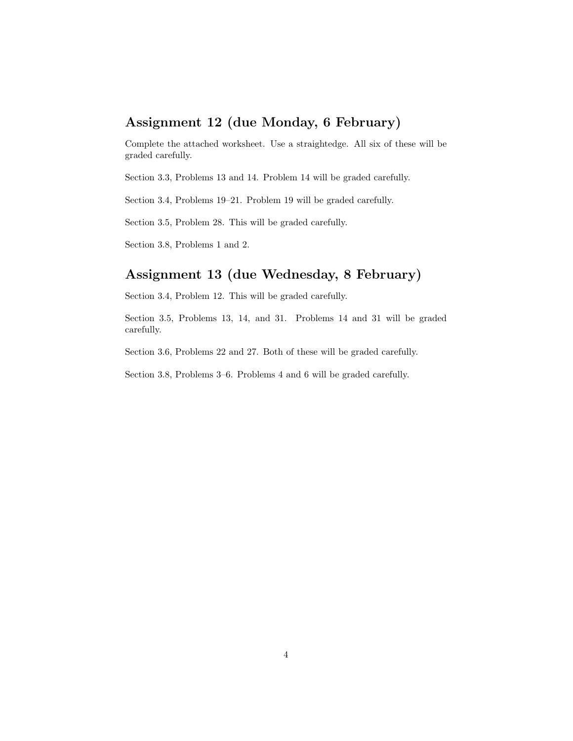## Assignment 12 (due Monday, 6 February)

Complete the attached worksheet. Use a straightedge. All six of these will be graded carefully.

Section 3.3, Problems 13 and 14. Problem 14 will be graded carefully.

Section 3.4, Problems 19–21. Problem 19 will be graded carefully.

Section 3.5, Problem 28. This will be graded carefully.

Section 3.8, Problems 1 and 2.

## Assignment 13 (due Wednesday, 8 February)

Section 3.4, Problem 12. This will be graded carefully.

Section 3.5, Problems 13, 14, and 31. Problems 14 and 31 will be graded carefully.

Section 3.6, Problems 22 and 27. Both of these will be graded carefully.

Section 3.8, Problems 3–6. Problems 4 and 6 will be graded carefully.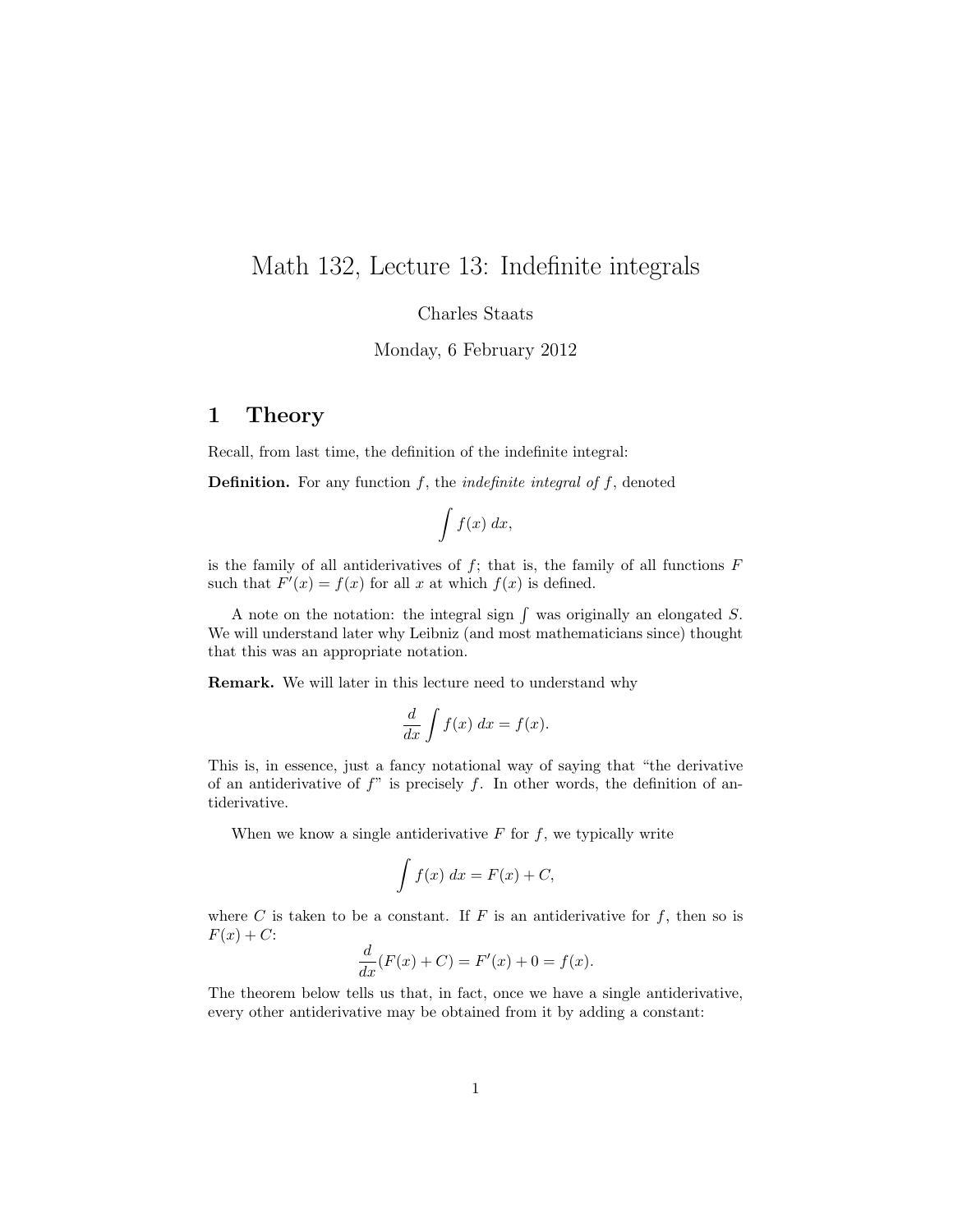# Math 132, Lecture 13: Indefinite integrals

Charles Staats

Monday, 6 February 2012

## 1 Theory

Recall, from last time, the definition of the indefinite integral:

**Definition.** For any function $f$, the *indefinite integral of* $f$, denoted

$$\int f(x)\,dx,$$

is the family of all antiderivatives of $f$; that is, the family of all functions $F$ such that $F'(x) = f(x)$ for all $x$ at which $f(x)$ is defined.

A note on the notation: the integral sign $\int$ was originally an elongated $S$. We will understand later why Leibniz (and most mathematicians since) thought that this was an appropriate notation.

**Remark.** We will later in this lecture need to understand why

$$\frac{d}{dx}\int f(x)\,dx = f(x).$$

This is, in essence, just a fancy notational way of saying that "the derivative of an antiderivative of $f$" is precisely $f$. In other words, the definition of antiderivative.

When we know a single antiderivative $F$ for $f$, we typically write

$$\int f(x)\,dx = F(x) + C,$$

where $C$ is taken to be a constant. If $F$ is an antiderivative for $f$, then so is $F(x) + C$:

$$\frac{d}{dx}(F(x) + C) = F'(x) + 0 = f(x).$$

The theorem below tells us that, in fact, once we have a single antiderivative, every other antiderivative may be obtained from it by adding a constant: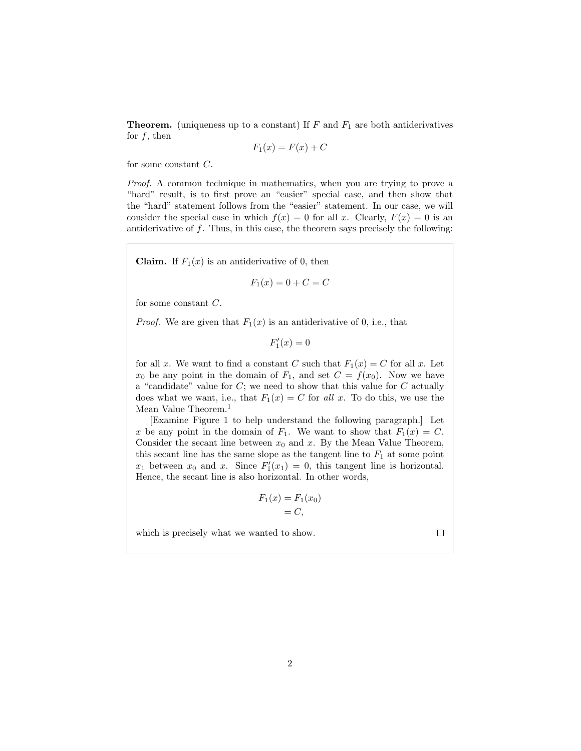**Theorem.** (uniqueness up to a constant) If $F$ and $F_1$ are both antiderivatives for $f$, then

$$F_1(x) = F(x) + C$$

for some constant $C$.

*Proof.* A common technique in mathematics, when you are trying to prove a "hard" result, is to first prove an "easier" special case, and then show that the "hard" statement follows from the "easier" statement. In our case, we will consider the special case in which $f(x) = 0$ for all $x$. Clearly, $F(x) = 0$ is an antiderivative of $f$. Thus, in this case, the theorem says precisely the following:

> **Claim.** If $F_1(x)$ is an antiderivative of 0, then
>
> $$F_1(x) = 0 + C = C$$
>
> for some constant $C$.
>
> *Proof.* We are given that $F_1(x)$ is an antiderivative of 0, i.e., that
>
> $$F_1'(x) = 0$$
>
> for all $x$. We want to find a constant $C$ such that $F_1(x) = C$ for all $x$. Let $x_0$ be any point in the domain of $F_1$, and set $C = f(x_0)$. Now we have a "candidate" value for $C$; we need to show that this value for $C$ actually does what we want, i.e., that $F_1(x) = C$ for *all* $x$. To do this, we use the Mean Value Theorem.[1]
>
> [Examine Figure 1 to help understand the following paragraph.] Let $x$ be any point in the domain of $F_1$. We want to show that $F_1(x) = C$. Consider the secant line between $x_0$ and $x$. By the Mean Value Theorem, this secant line has the same slope as the tangent line to $F_1$ at some point $x_1$ between $x_0$ and $x$. Since $F_1'(x_1) = 0$, this tangent line is horizontal. Hence, the secant line is also horizontal. In other words,
>
> $$\begin{aligned} F_1(x) &= F_1(x_0) \\ &= C, \end{aligned}$$
>
> which is precisely what we wanted to show. □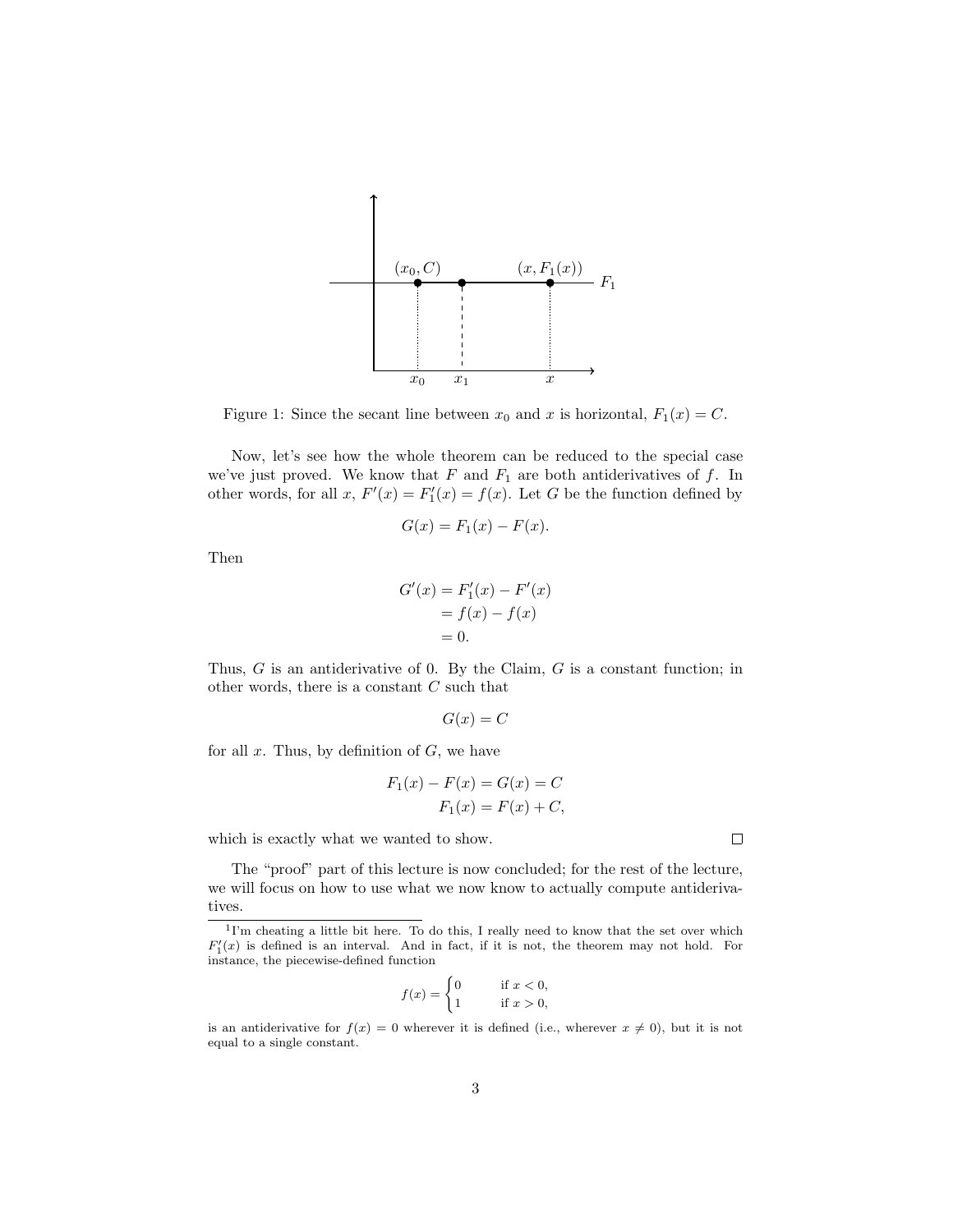Figure 1: Since the secant line between $x_0$ and $x$ is horizontal, $F_1(x) = C$.

Now, let's see how the whole theorem can be reduced to the special case we've just proved. We know that $F$ and $F_1$ are both antiderivatives of $f$. In other words, for all $x$, $F'(x) = F_1'(x) = f(x)$. Let $G$ be the function defined by

$$G(x) = F_1(x) - F(x).$$

Then

$$\begin{aligned} G'(x) &= F_1'(x) - F'(x) \\ &= f(x) - f(x) \\ &= 0. \end{aligned}$$

Thus, $G$ is an antiderivative of 0. By the Claim, $G$ is a constant function; in other words, there is a constant $C$ such that

$$G(x) = C$$

for all $x$. Thus, by definition of $G$, we have

$$\begin{aligned} F_1(x) - F(x) = G(x) &= C \\ F_1(x) &= F(x) + C, \end{aligned}$$

which is exactly what we wanted to show. □

The "proof" part of this lecture is now concluded; for the rest of the lecture, we will focus on how to use what we now know to actually compute antiderivatives.

[1] I'm cheating a little bit here. To do this, I really need to know that the set over which $F_1'(x)$ is defined is an interval. And in fact, if it is not, the theorem may not hold. For instance, the piecewise-defined function

$$f(x) = \begin{cases} 0 & \text{if } x < 0, \\ 1 & \text{if } x > 0, \end{cases}$$

is an antiderivative for $f(x) = 0$ wherever it is defined (i.e., wherever $x \neq 0$), but it is not equal to a single constant.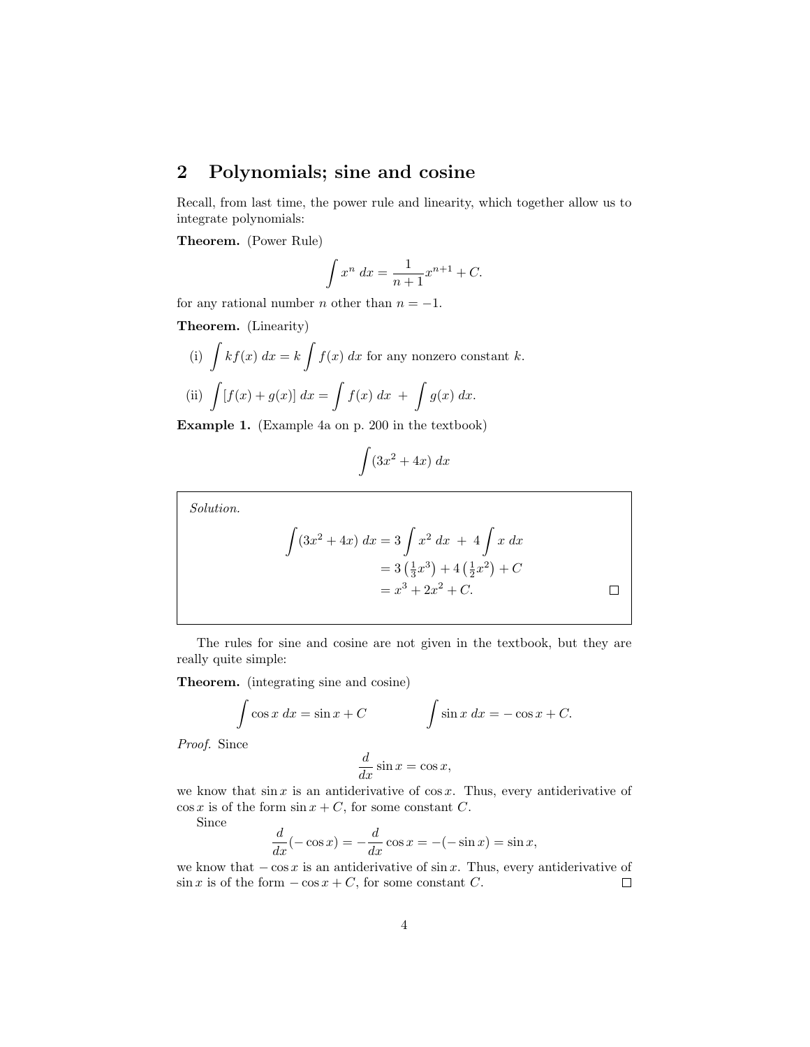## 2 Polynomials; sine and cosine

Recall, from last time, the power rule and linearity, which together allow us to integrate polynomials:

**Theorem.** (Power Rule)

$$\int x^n \, dx = \frac{1}{n+1} x^{n+1} + C.$$

for any rational number $n$ other than $n = -1$.

**Theorem.** (Linearity)

(i) $\int kf(x) \, dx = k \int f(x) \, dx$ for any nonzero constant $k$.

(ii) $\int [f(x) + g(x)] \, dx = \int f(x) \, dx \; + \; \int g(x) \, dx.$

**Example 1.** (Example 4a on p. 200 in the textbook)

$$\int (3x^2 + 4x) \, dx$$

*Solution.*

$$\begin{aligned}\int (3x^2 + 4x) \, dx &= 3 \int x^2 \, dx \; + \; 4 \int x \, dx \\ &= 3\left(\tfrac{1}{3}x^3\right) + 4\left(\tfrac{1}{2}x^2\right) + C \\ &= x^3 + 2x^2 + C.\end{aligned}$$

□

The rules for sine and cosine are not given in the textbook, but they are really quite simple:

**Theorem.** (integrating sine and cosine)

$$\int \cos x \, dx = \sin x + C \qquad\qquad \int \sin x \, dx = -\cos x + C.$$

*Proof.* Since

$$\frac{d}{dx} \sin x = \cos x,$$

we know that $\sin x$ is an antiderivative of $\cos x$. Thus, every antiderivative of $\cos x$ is of the form $\sin x + C$, for some constant $C$.

Since

$$\frac{d}{dx}(-\cos x) = -\frac{d}{dx} \cos x = -(-\sin x) = \sin x,$$

we know that $-\cos x$ is an antiderivative of $\sin x$. Thus, every antiderivative of $\sin x$ is of the form $-\cos x + C$, for some constant $C$. □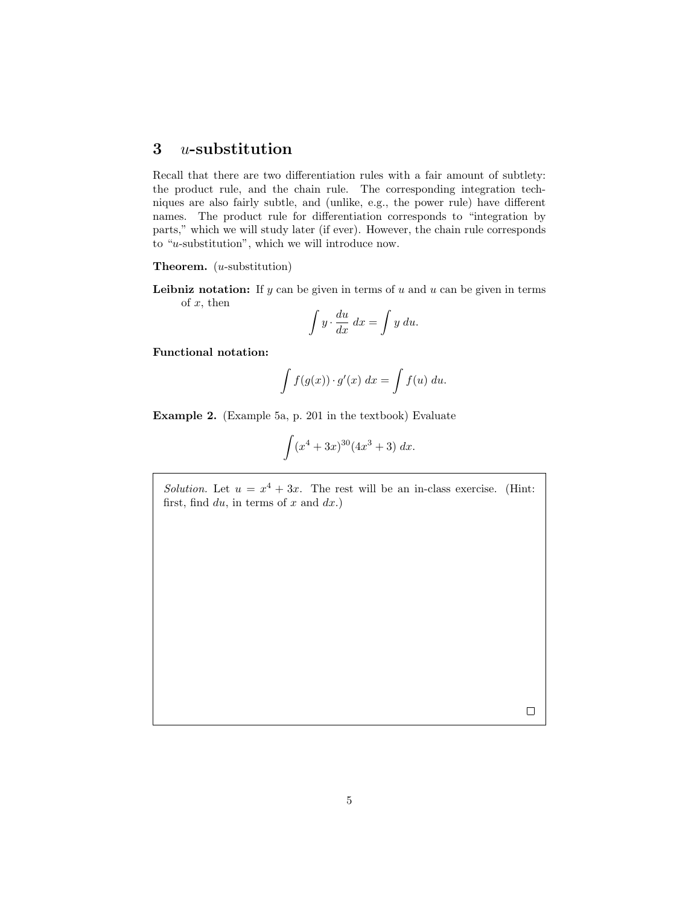## 3 $u$-substitution

Recall that there are two differentiation rules with a fair amount of subtlety: the product rule, and the chain rule. The corresponding integration techniques are also fairly subtle, and (unlike, e.g., the power rule) have different names. The product rule for differentiation corresponds to "integration by parts," which we will study later (if ever). However, the chain rule corresponds to "$u$-substitution", which we will introduce now.

**Theorem.** ($u$-substitution)

**Leibniz notation:** If $y$ can be given in terms of $u$ and $u$ can be given in terms of $x$, then

$$\int y \cdot \frac{du}{dx}\, dx = \int y\, du.$$

**Functional notation:**

$$\int f(g(x)) \cdot g'(x)\, dx = \int f(u)\, du.$$

**Example 2.** (Example 5a, p. 201 in the textbook) Evaluate

$$\int (x^4 + 3x)^{30}(4x^3 + 3)\, dx.$$

*Solution.* Let $u = x^4 + 3x$. The rest will be an in-class exercise. (Hint: first, find $du$, in terms of $x$ and $dx$.)

□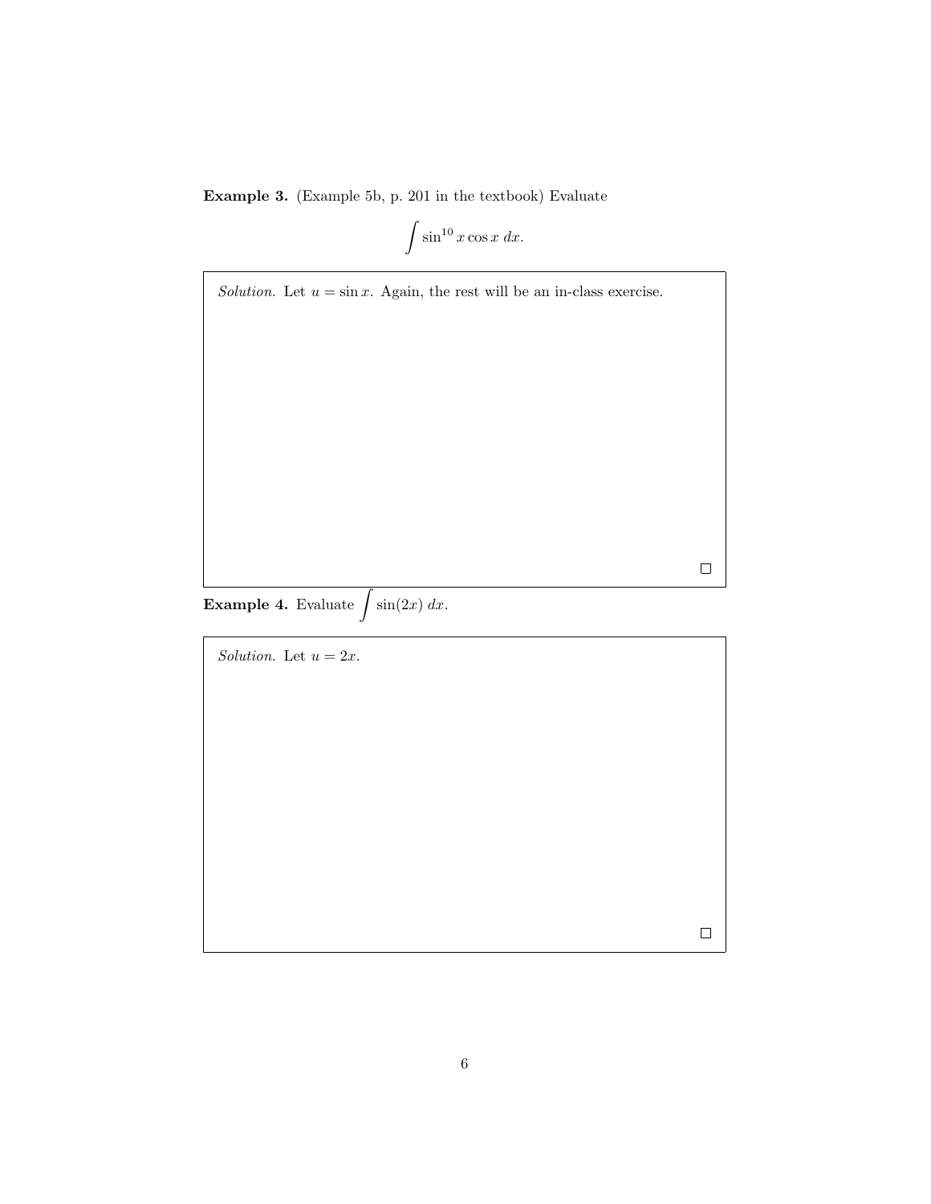**Example 3.** (Example 5b, p. 201 in the textbook) Evaluate

$$\int \sin^{10} x \cos x \, dx.$$

*Solution.* Let $u = \sin x$. Again, the rest will be an in-class exercise. □

**Example 4.** Evaluate $\int \sin(2x) \, dx$.

*Solution.* Let $u = 2x$. □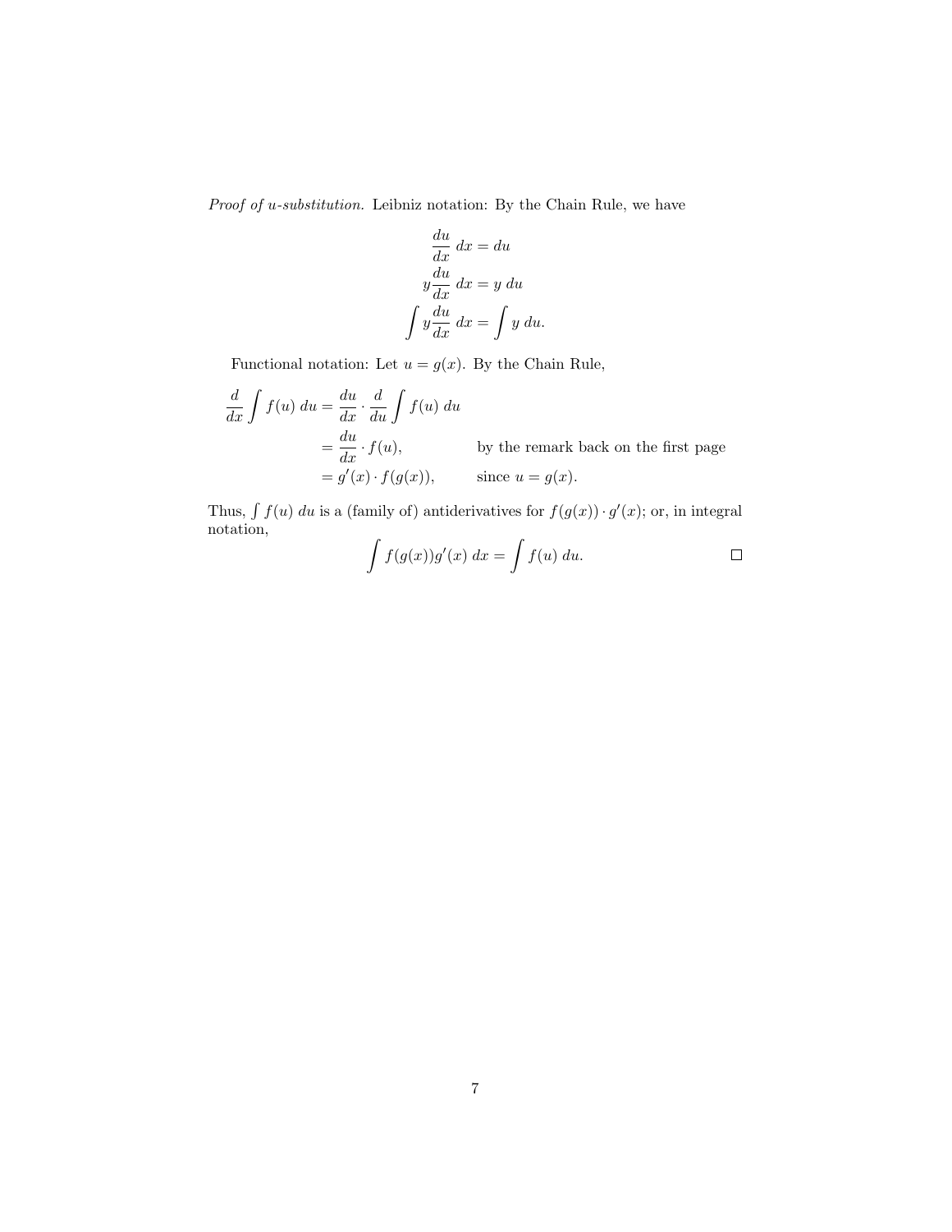*Proof of u-substitution.* Leibniz notation: By the Chain Rule, we have

$$\begin{aligned}
\frac{du}{dx}\,dx &= du \\
y\frac{du}{dx}\,dx &= y\,du \\
\int y\frac{du}{dx}\,dx &= \int y\,du.
\end{aligned}$$

Functional notation: Let $u = g(x)$. By the Chain Rule,

$$\begin{aligned}
\frac{d}{dx}\int f(u)\,du &= \frac{du}{dx}\cdot\frac{d}{du}\int f(u)\,du \\
&= \frac{du}{dx}\cdot f(u), && \text{by the remark back on the first page} \\
&= g'(x)\cdot f(g(x)), && \text{since } u = g(x).
\end{aligned}$$

Thus, $\int f(u)\,du$ is a (family of) antiderivatives for $f(g(x))\cdot g'(x)$; or, in integral notation,

$$\int f(g(x))g'(x)\,dx = \int f(u)\,du.$$

□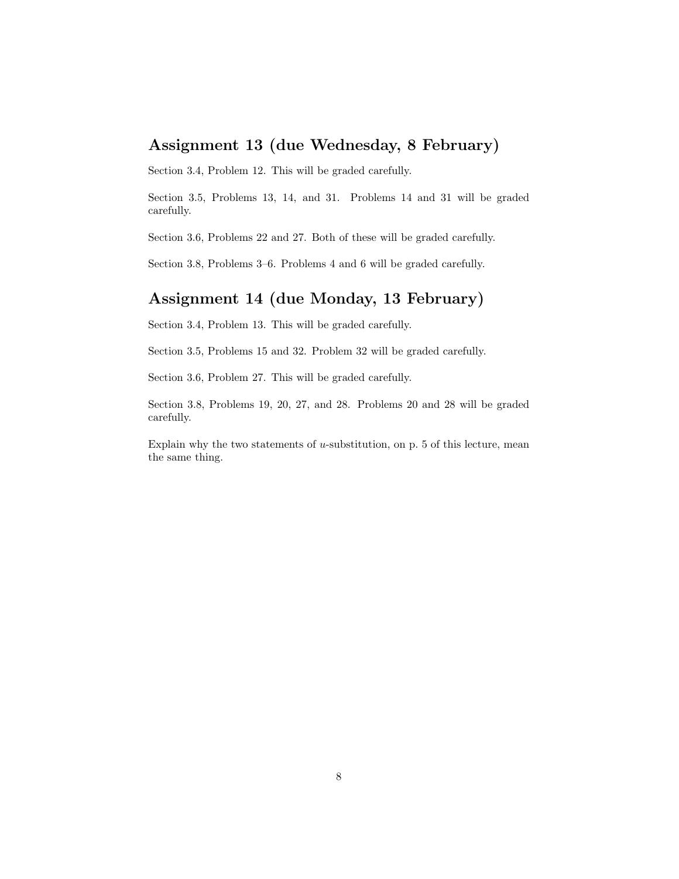## Assignment 13 (due Wednesday, 8 February)

Section 3.4, Problem 12. This will be graded carefully.

Section 3.5, Problems 13, 14, and 31. Problems 14 and 31 will be graded carefully.

Section 3.6, Problems 22 and 27. Both of these will be graded carefully.

Section 3.8, Problems 3–6. Problems 4 and 6 will be graded carefully.

## Assignment 14 (due Monday, 13 February)

Section 3.4, Problem 13. This will be graded carefully.

Section 3.5, Problems 15 and 32. Problem 32 will be graded carefully.

Section 3.6, Problem 27. This will be graded carefully.

Section 3.8, Problems 19, 20, 27, and 28. Problems 20 and 28 will be graded carefully.

Explain why the two statements of $u$-substitution, on p. 5 of this lecture, mean the same thing.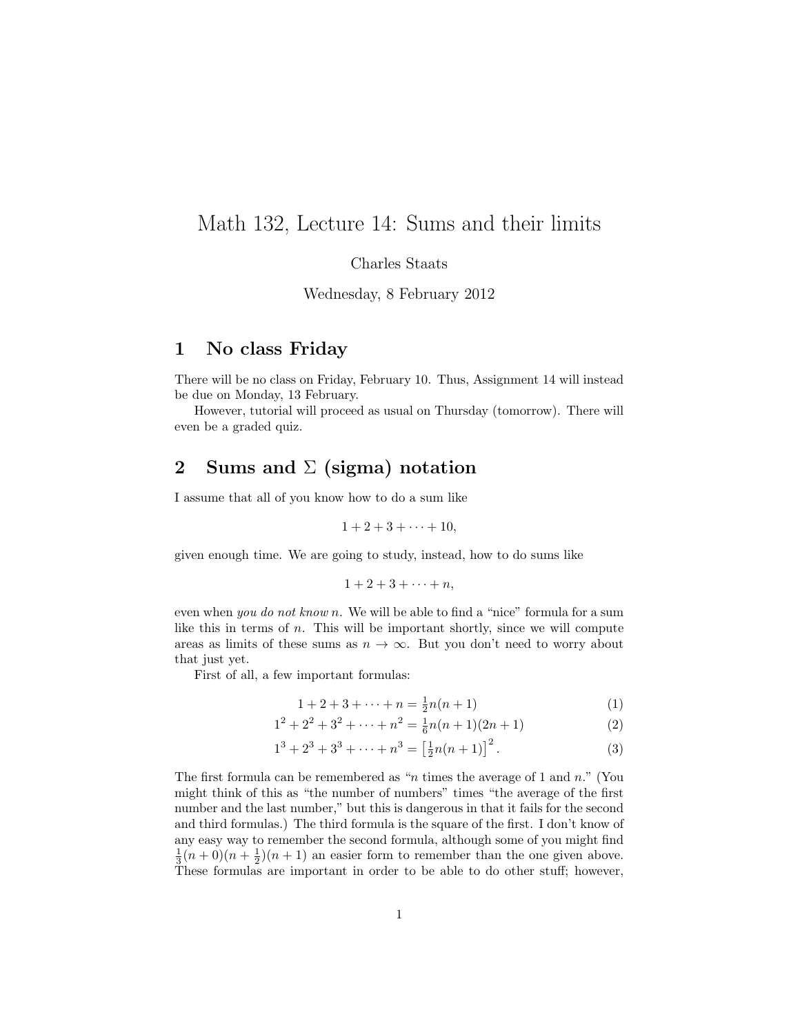# Math 132, Lecture 14: Sums and their limits

Charles Staats

Wednesday, 8 February 2012

## 1 No class Friday

There will be no class on Friday, February 10. Thus, Assignment 14 will instead be due on Monday, 13 February.

However, tutorial will proceed as usual on Thursday (tomorrow). There will even be a graded quiz.

## 2 Sums and $\Sigma$ (sigma) notation

I assume that all of you know how to do a sum like

$$1 + 2 + 3 + \cdots + 10,$$

given enough time. We are going to study, instead, how to do sums like

$$1 + 2 + 3 + \cdots + n,$$

even when *you do not know* $n$. We will be able to find a "nice" formula for a sum like this in terms of $n$. This will be important shortly, since we will compute areas as limits of these sums as $n \to \infty$. But you don't need to worry about that just yet.

First of all, a few important formulas:

$$1 + 2 + 3 + \cdots + n = \tfrac{1}{2}n(n+1) \tag{1}$$

$$1^2 + 2^2 + 3^2 + \cdots + n^2 = \tfrac{1}{6}n(n+1)(2n+1) \tag{2}$$

$$1^3 + 2^3 + 3^3 + \cdots + n^3 = \left[\tfrac{1}{2}n(n+1)\right]^2. \tag{3}$$

The first formula can be remembered as "$n$ times the average of 1 and $n$." (You might think of this as "the number of numbers" times "the average of the first number and the last number," but this is dangerous in that it fails for the second and third formulas.) The third formula is the square of the first. I don't know of any easy way to remember the second formula, although some of you might find $\frac{1}{3}(n+0)(n+\frac{1}{2})(n+1)$ an easier form to remember than the one given above. These formulas are important in order to be able to do other stuff; however,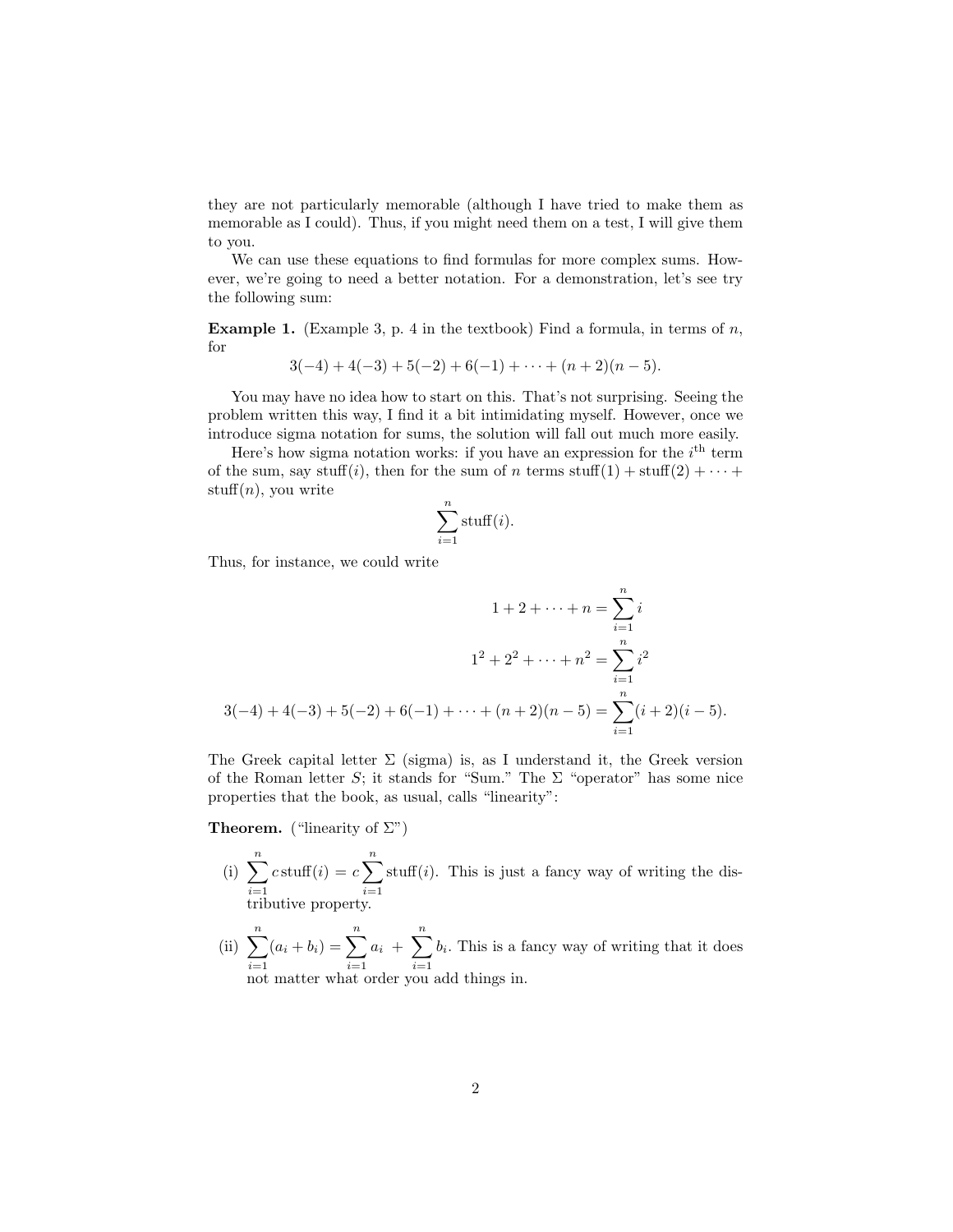they are not particularly memorable (although I have tried to make them as memorable as I could). Thus, if you might need them on a test, I will give them to you.

We can use these equations to find formulas for more complex sums. However, we're going to need a better notation. For a demonstration, let's see try the following sum:

**Example 1.** (Example 3, p. 4 in the textbook) Find a formula, in terms of $n$, for

$$3(-4) + 4(-3) + 5(-2) + 6(-1) + \cdots + (n+2)(n-5).$$

You may have no idea how to start on this. That's not surprising. Seeing the problem written this way, I find it a bit intimidating myself. However, once we introduce sigma notation for sums, the solution will fall out much more easily.

Here's how sigma notation works: if you have an expression for the $i^{\text{th}}$ term of the sum, say $\text{stuff}(i)$, then for the sum of $n$ terms $\text{stuff}(1) + \text{stuff}(2) + \cdots + \text{stuff}(n)$, you write

$$\sum_{i=1}^{n} \text{stuff}(i).$$

Thus, for instance, we could write

$$\begin{aligned}
1 + 2 + \cdots + n &= \sum_{i=1}^{n} i \\
1^2 + 2^2 + \cdots + n^2 &= \sum_{i=1}^{n} i^2 \\
3(-4) + 4(-3) + 5(-2) + 6(-1) + \cdots + (n+2)(n-5) &= \sum_{i=1}^{n} (i+2)(i-5).
\end{aligned}$$

The Greek capital letter $\Sigma$ (sigma) is, as I understand it, the Greek version of the Roman letter $S$; it stands for "Sum." The $\Sigma$ "operator" has some nice properties that the book, as usual, calls "linearity":

**Theorem.** ("linearity of $\Sigma$")

(i) $\displaystyle\sum_{i=1}^{n} c\,\text{stuff}(i) = c\sum_{i=1}^{n} \text{stuff}(i)$. This is just a fancy way of writing the distributive property.

(ii) $\displaystyle\sum_{i=1}^{n} (a_i + b_i) = \sum_{i=1}^{n} a_i \;+\; \sum_{i=1}^{n} b_i$. This is a fancy way of writing that it does not matter what order you add things in.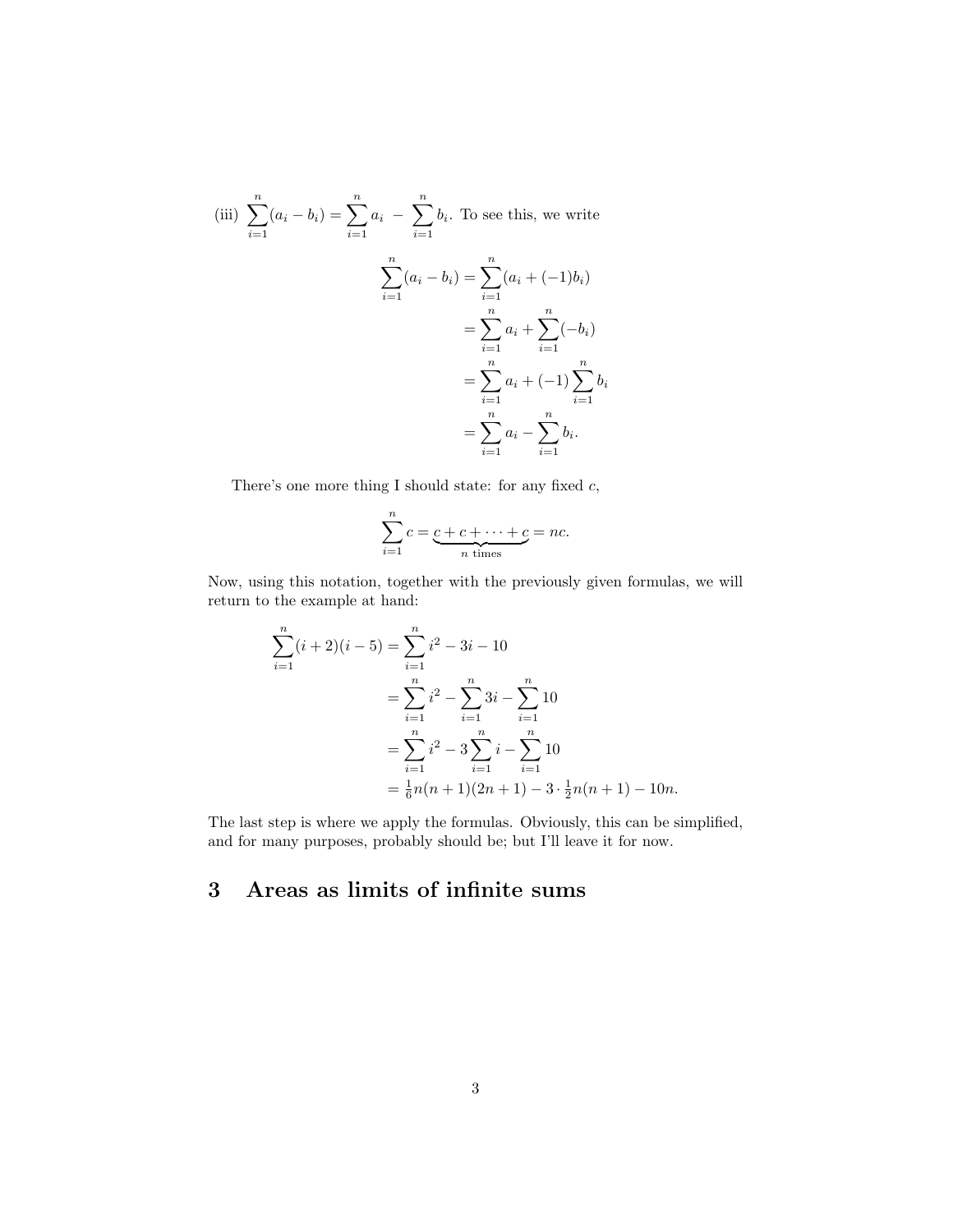(iii) $\displaystyle\sum_{i=1}^{n}(a_i - b_i) = \sum_{i=1}^{n} a_i \;-\; \sum_{i=1}^{n} b_i$. To see this, we write

$$
\begin{aligned}
\sum_{i=1}^{n}(a_i - b_i) &= \sum_{i=1}^{n}(a_i + (-1)b_i) \\
&= \sum_{i=1}^{n} a_i + \sum_{i=1}^{n}(-b_i) \\
&= \sum_{i=1}^{n} a_i + (-1)\sum_{i=1}^{n} b_i \\
&= \sum_{i=1}^{n} a_i - \sum_{i=1}^{n} b_i.
\end{aligned}
$$

There's one more thing I should state: for any fixed $c$,

$$
\sum_{i=1}^{n} c = \underbrace{c + c + \cdots + c}_{n \text{ times}} = nc.
$$

Now, using this notation, together with the previously given formulas, we will return to the example at hand:

$$
\begin{aligned}
\sum_{i=1}^{n}(i+2)(i-5) &= \sum_{i=1}^{n} i^2 - 3i - 10 \\
&= \sum_{i=1}^{n} i^2 - \sum_{i=1}^{n} 3i - \sum_{i=1}^{n} 10 \\
&= \sum_{i=1}^{n} i^2 - 3\sum_{i=1}^{n} i - \sum_{i=1}^{n} 10 \\
&= \tfrac{1}{6}n(n+1)(2n+1) - 3 \cdot \tfrac{1}{2}n(n+1) - 10n.
\end{aligned}
$$

The last step is where we apply the formulas. Obviously, this can be simplified, and for many purposes, probably should be; but I'll leave it for now.

## 3 Areas as limits of infinite sums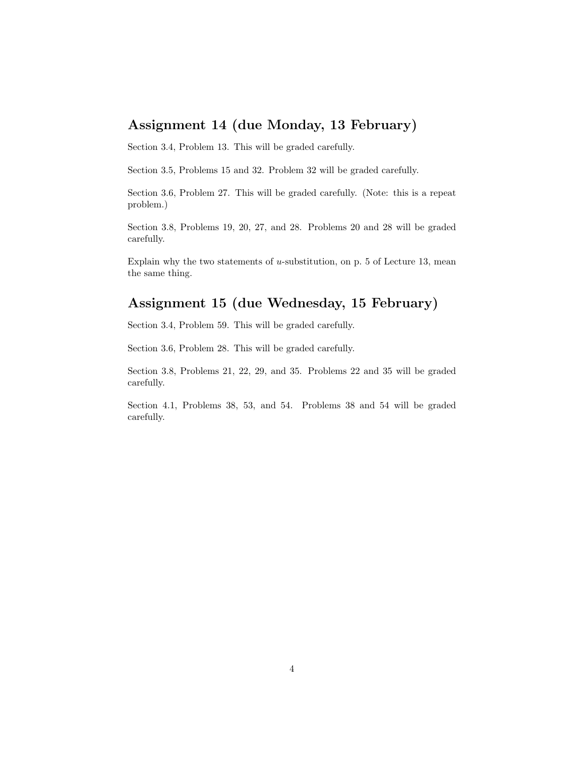## Assignment 14 (due Monday, 13 February)

Section 3.4, Problem 13. This will be graded carefully.

Section 3.5, Problems 15 and 32. Problem 32 will be graded carefully.

Section 3.6, Problem 27. This will be graded carefully. (Note: this is a repeat problem.)

Section 3.8, Problems 19, 20, 27, and 28. Problems 20 and 28 will be graded carefully.

Explain why the two statements of $u$-substitution, on p. 5 of Lecture 13, mean the same thing.

## Assignment 15 (due Wednesday, 15 February)

Section 3.4, Problem 59. This will be graded carefully.

Section 3.6, Problem 28. This will be graded carefully.

Section 3.8, Problems 21, 22, 29, and 35. Problems 22 and 35 will be graded carefully.

Section 4.1, Problems 38, 53, and 54. Problems 38 and 54 will be graded carefully.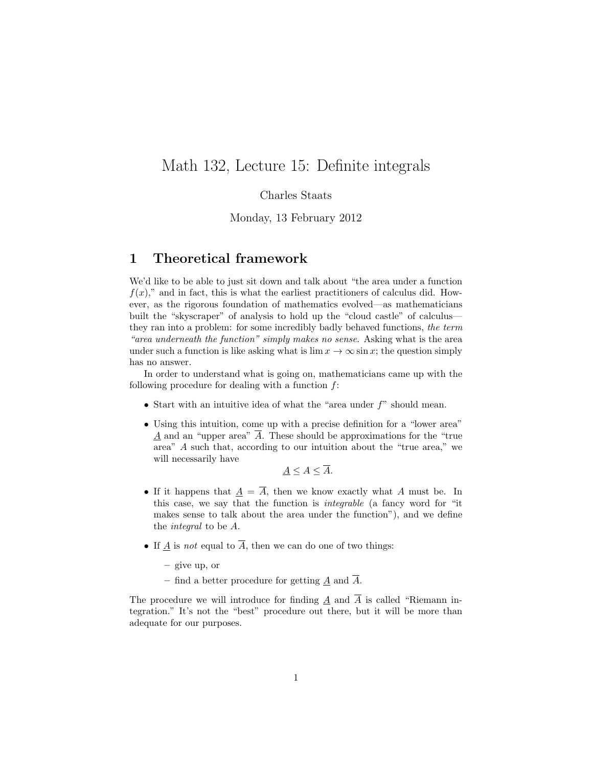# Math 132, Lecture 15: Definite integrals

Charles Staats

Monday, 13 February 2012

## 1 Theoretical framework

We'd like to be able to just sit down and talk about "the area under a function $f(x)$," and in fact, this is what the earliest practitioners of calculus did. However, as the rigorous foundation of mathematics evolved—as mathematicians built the "skyscraper" of analysis to hold up the "cloud castle" of calculus—they ran into a problem: for some incredibly badly behaved functions, *the term "area underneath the function" simply makes no sense.* Asking what is the area under such a function is like asking what is $\lim x \to \infty \sin x$; the question simply has no answer.

In order to understand what is going on, mathematicians came up with the following procedure for dealing with a function $f$:

- Start with an intuitive idea of what the "area under $f$" should mean.
- Using this intuition, come up with a precise definition for a "lower area" $\underline{A}$ and an "upper area" $\overline{A}$. These should be approximations for the "true area" $A$ such that, according to our intuition about the "true area," we will necessarily have

$$\underline{A} \leq A \leq \overline{A}.$$

- If it happens that $\underline{A} = \overline{A}$, then we know exactly what $A$ must be. In this case, we say that the function is *integrable* (a fancy word for "it makes sense to talk about the area under the function"), and we define the *integral* to be $A$.
- If $\underline{A}$ is *not* equal to $\overline{A}$, then we can do one of two things:
  - give up, or
  - find a better procedure for getting $\underline{A}$ and $\overline{A}$.

The procedure we will introduce for finding $\underline{A}$ and $\overline{A}$ is called "Riemann integration." It's not the "best" procedure out there, but it will be more than adequate for our purposes.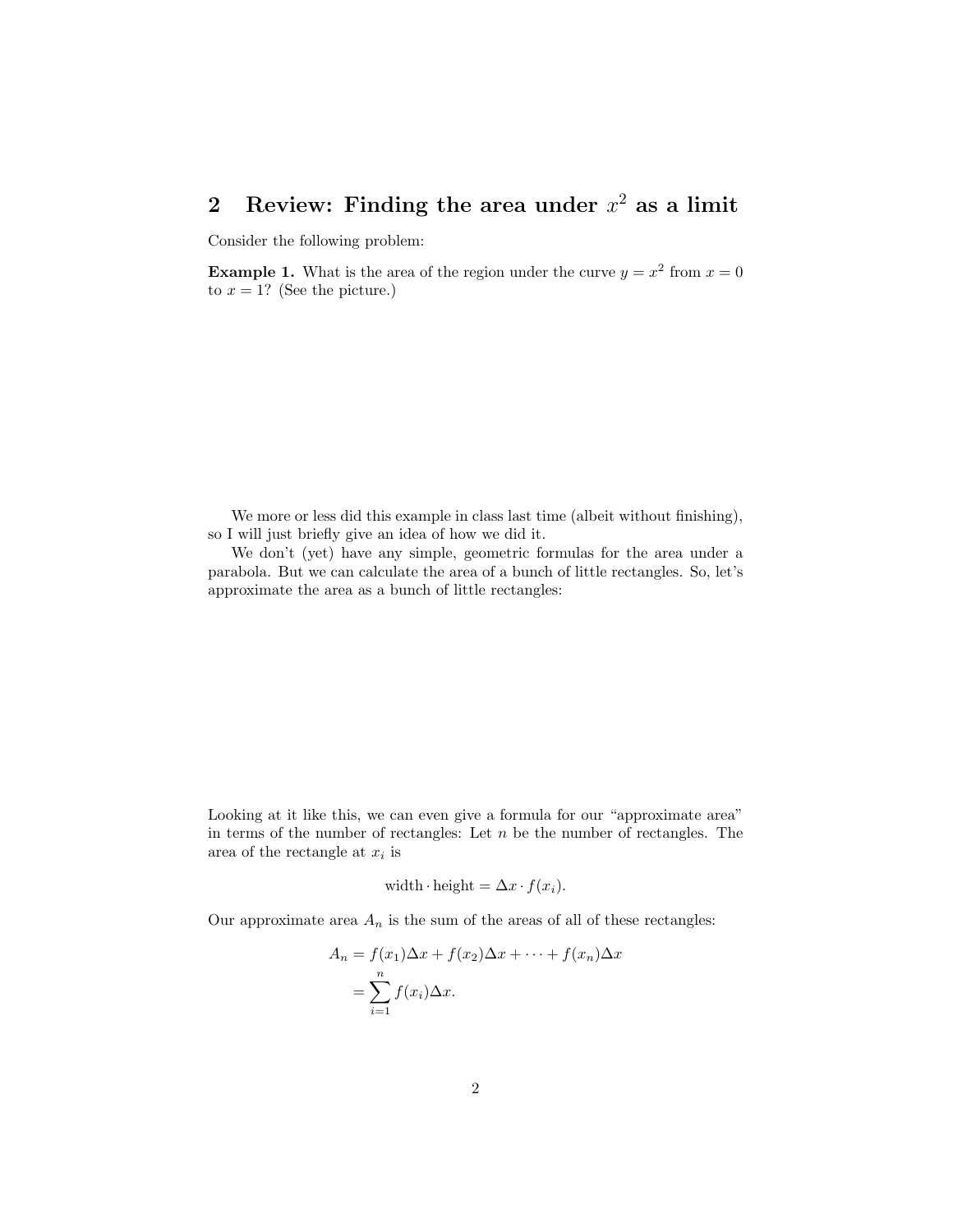## 2 Review: Finding the area under $x^2$ as a limit

Consider the following problem:

**Example 1.** What is the area of the region under the curve $y = x^2$ from $x = 0$ to $x = 1$? (See the picture.)

We more or less did this example in class last time (albeit without finishing), so I will just briefly give an idea of how we did it.

We don't (yet) have any simple, geometric formulas for the area under a parabola. But we can calculate the area of a bunch of little rectangles. So, let's approximate the area as a bunch of little rectangles:

Looking at it like this, we can even give a formula for our "approximate area" in terms of the number of rectangles: Let $n$ be the number of rectangles. The area of the rectangle at $x_i$ is

$$\text{width} \cdot \text{height} = \Delta x \cdot f(x_i).$$

Our approximate area $A_n$ is the sum of the areas of all of these rectangles:

$$\begin{aligned} A_n &= f(x_1)\Delta x + f(x_2)\Delta x + \cdots + f(x_n)\Delta x \\ &= \sum_{i=1}^{n} f(x_i)\Delta x. \end{aligned}$$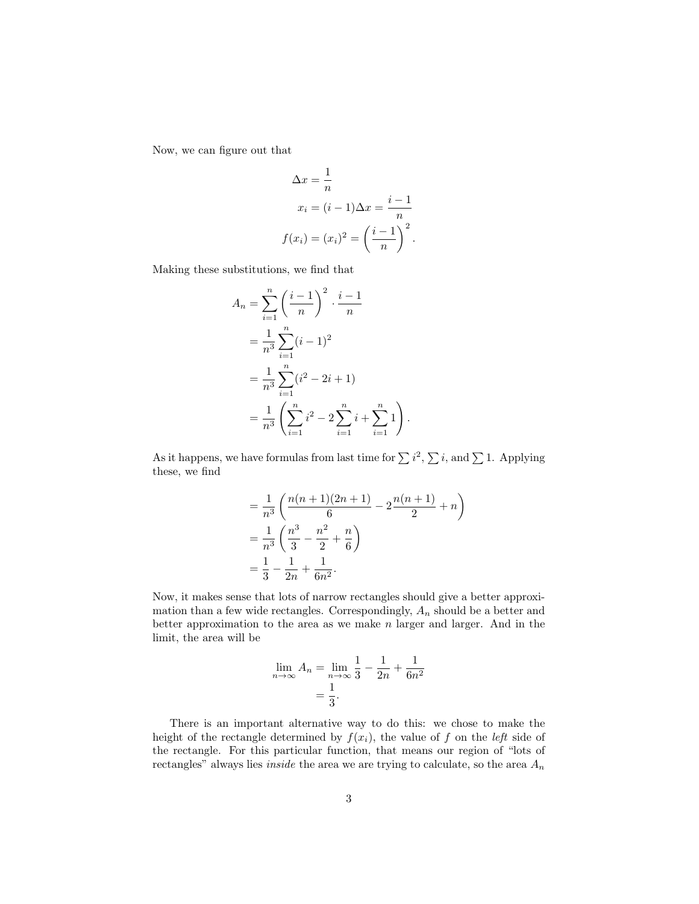Now, we can figure out that

$$
\begin{aligned}
\Delta x &= \frac{1}{n} \\
x_i &= (i-1)\Delta x = \frac{i-1}{n} \\
f(x_i) &= (x_i)^2 = \left(\frac{i-1}{n}\right)^2.
\end{aligned}
$$

Making these substitutions, we find that

$$
\begin{aligned}
A_n &= \sum_{i=1}^{n} \left(\frac{i-1}{n}\right)^2 \cdot \frac{i-1}{n} \\
&= \frac{1}{n^3} \sum_{i=1}^{n} (i-1)^2 \\
&= \frac{1}{n^3} \sum_{i=1}^{n} (i^2 - 2i + 1) \\
&= \frac{1}{n^3} \left( \sum_{i=1}^{n} i^2 - 2\sum_{i=1}^{n} i + \sum_{i=1}^{n} 1 \right).
\end{aligned}
$$

As it happens, we have formulas from last time for $\sum i^2$, $\sum i$, and $\sum 1$. Applying these, we find

$$
\begin{aligned}
&= \frac{1}{n^3} \left( \frac{n(n+1)(2n+1)}{6} - 2\frac{n(n+1)}{2} + n \right) \\
&= \frac{1}{n^3} \left( \frac{n^3}{3} - \frac{n^2}{2} + \frac{n}{6} \right) \\
&= \frac{1}{3} - \frac{1}{2n} + \frac{1}{6n^2}.
\end{aligned}
$$

Now, it makes sense that lots of narrow rectangles should give a better approximation than a few wide rectangles. Correspondingly, $A_n$ should be a better and better approximation to the area as we make $n$ larger and larger. And in the limit, the area will be

$$
\begin{aligned}
\lim_{n\to\infty} A_n &= \lim_{n\to\infty} \frac{1}{3} - \frac{1}{2n} + \frac{1}{6n^2} \\
&= \frac{1}{3}.
\end{aligned}
$$

There is an important alternative way to do this: we chose to make the height of the rectangle determined by $f(x_i)$, the value of $f$ on the *left* side of the rectangle. For this particular function, that means our region of "lots of rectangles" always lies *inside* the area we are trying to calculate, so the area $A_n$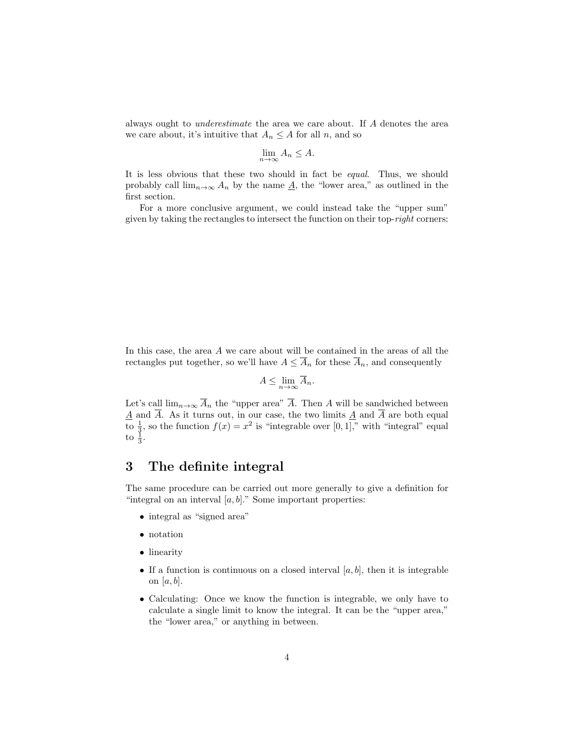always ought to *underestimate* the area we care about. If $A$ denotes the area we care about, it's intuitive that $A_n \leq A$ for all $n$, and so

$$\lim_{n\to\infty} A_n \leq A.$$

It is less obvious that these two should in fact be *equal*. Thus, we should probably call $\lim_{n\to\infty} A_n$ by the name $\underline{A}$, the "lower area," as outlined in the first section.

For a more conclusive argument, we could instead take the "upper sum" given by taking the rectangles to intersect the function on their top-*right* corners:

In this case, the area $A$ we care about will be contained in the areas of all the rectangles put together, so we'll have $A \leq \overline{A}_n$ for these $\overline{A}_n$, and consequently

$$A \leq \lim_{n\to\infty} \overline{A}_n.$$

Let's call $\lim_{n\to\infty} \overline{A}_n$ the "upper area" $\overline{A}$. Then $A$ will be sandwiched between $\underline{A}$ and $\overline{A}$. As it turns out, in our case, the two limits $\underline{A}$ and $\overline{A}$ are both equal to $\frac{1}{3}$, so the function $f(x) = x^2$ is "integrable over $[0, 1]$," with "integral" equal to $\frac{1}{3}$.

# 3 The definite integral

The same procedure can be carried out more generally to give a definition for "integral on an interval $[a, b]$." Some important properties:

- integral as "signed area"
- notation
- linearity
- If a function is continuous on a closed interval $[a, b]$, then it is integrable on $[a, b]$.
- Calculating: Once we know the function is integrable, we only have to calculate a single limit to know the integral. It can be the "upper area," the "lower area," or anything in between.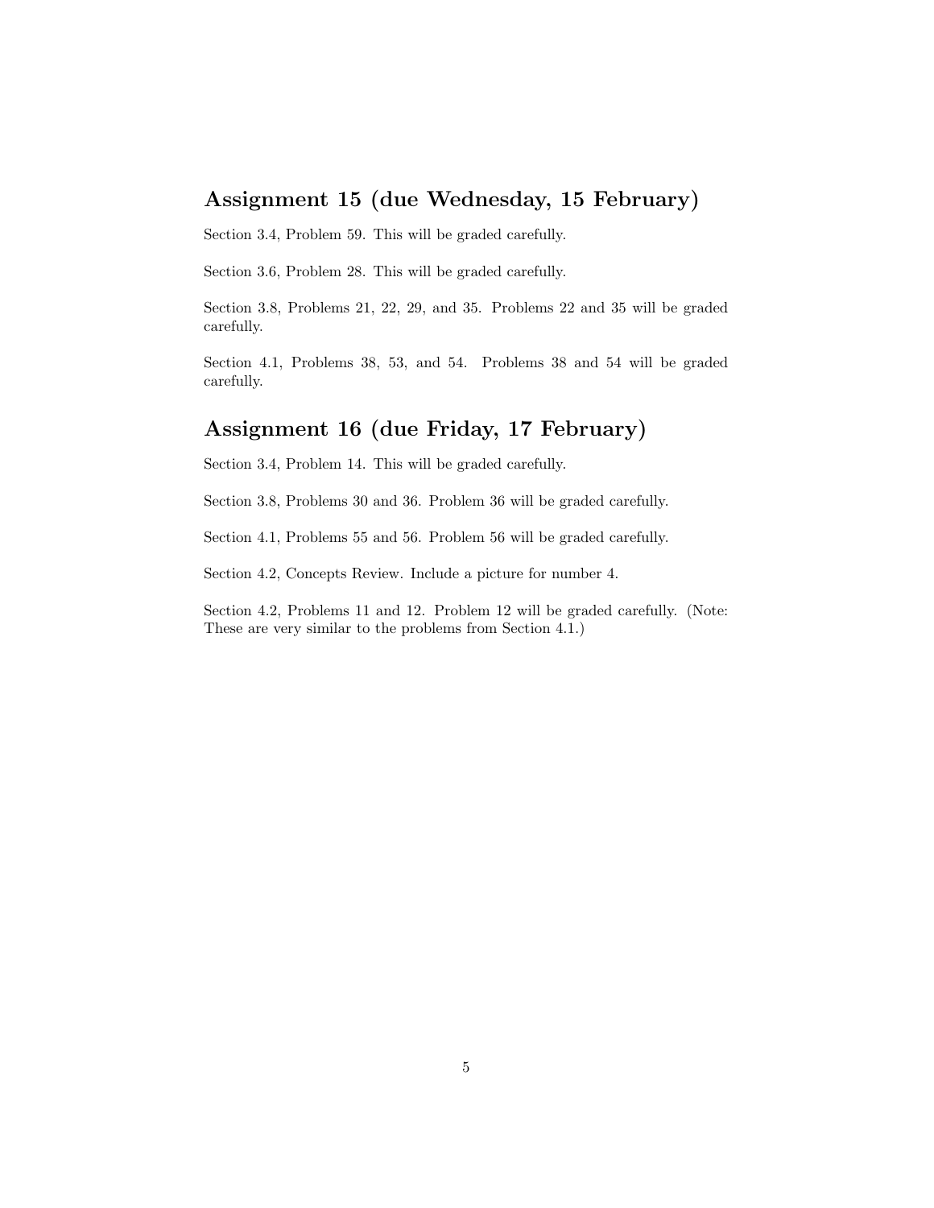## Assignment 15 (due Wednesday, 15 February)

Section 3.4, Problem 59. This will be graded carefully.

Section 3.6, Problem 28. This will be graded carefully.

Section 3.8, Problems 21, 22, 29, and 35. Problems 22 and 35 will be graded carefully.

Section 4.1, Problems 38, 53, and 54. Problems 38 and 54 will be graded carefully.

## Assignment 16 (due Friday, 17 February)

Section 3.4, Problem 14. This will be graded carefully.

Section 3.8, Problems 30 and 36. Problem 36 will be graded carefully.

Section 4.1, Problems 55 and 56. Problem 56 will be graded carefully.

Section 4.2, Concepts Review. Include a picture for number 4.

Section 4.2, Problems 11 and 12. Problem 12 will be graded carefully. (Note: These are very similar to the problems from Section 4.1.)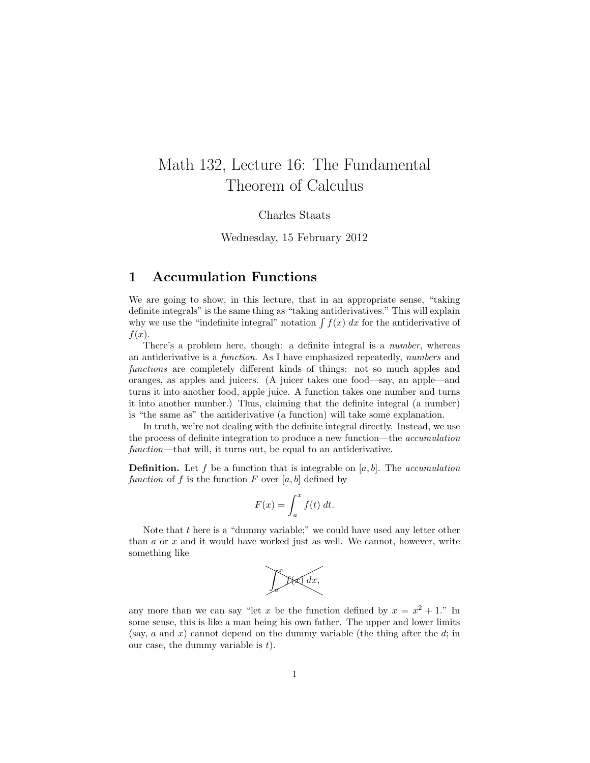# Math 132, Lecture 16: The Fundamental Theorem of Calculus

Charles Staats

Wednesday, 15 February 2012

## 1 Accumulation Functions

We are going to show, in this lecture, that in an appropriate sense, "taking definite integrals" is the same thing as "taking antiderivatives." This will explain why we use the "indefinite integral" notation $\int f(x)\,dx$ for the antiderivative of $f(x)$.

There's a problem here, though: a definite integral is a *number*, whereas an antiderivative is a *function*. As I have emphasized repeatedly, *numbers* and *functions* are completely different kinds of things: not so much apples and oranges, as apples and juicers. (A juicer takes one food—say, an apple—and turns it into another food, apple juice. A function takes one number and turns it into another number.) Thus, claiming that the definite integral (a number) is "the same as" the antiderivative (a function) will take some explanation.

In truth, we're not dealing with the definite integral directly. Instead, we use the process of definite integration to produce a new function—the *accumulation function*—that will, it turns out, be equal to an antiderivative.

**Definition.** Let $f$ be a function that is integrable on $[a, b]$. The *accumulation function* of $f$ is the function $F$ over $[a, b]$ defined by

$$F(x) = \int_a^x f(t)\,dt.$$

Note that $t$ here is a "dummy variable;" we could have used any letter other than $a$ or $x$ and it would have worked just as well. We cannot, however, write something like

$$\int_a^x f(x)\,dx,$$

any more than we can say "let $x$ be the function defined by $x = x^2 + 1$." In some sense, this is like a man being his own father. The upper and lower limits (say, $a$ and $x$) cannot depend on the dummy variable (the thing after the $d$; in our case, the dummy variable is $t$).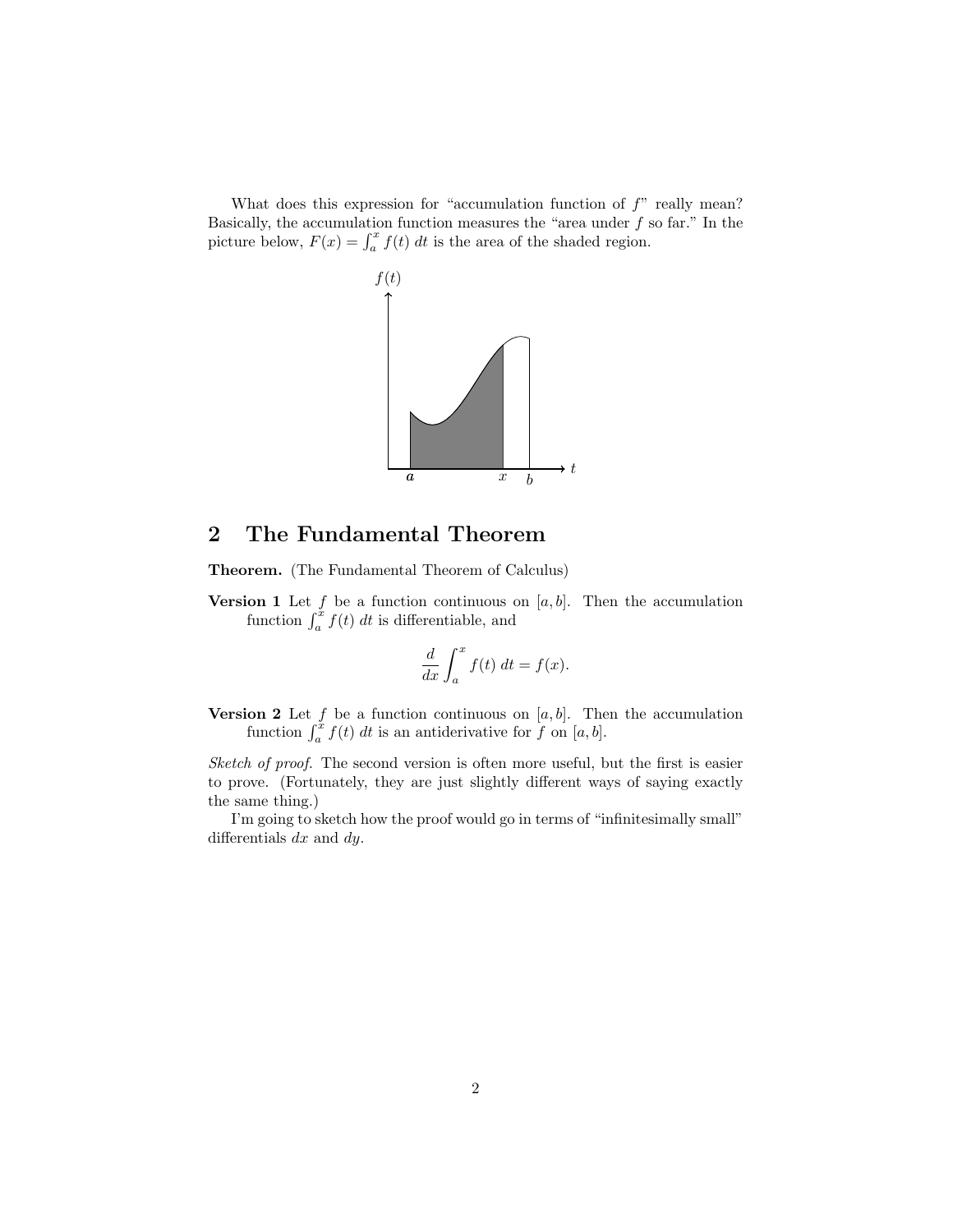What does this expression for "accumulation function of $f$" really mean? Basically, the accumulation function measures the "area under $f$ so far." In the picture below, $F(x) = \int_a^x f(t)\, dt$ is the area of the shaded region.

## 2 The Fundamental Theorem

**Theorem.** (The Fundamental Theorem of Calculus)

**Version 1** Let $f$ be a function continuous on $[a, b]$. Then the accumulation function $\int_a^x f(t)\, dt$ is differentiable, and

$$\frac{d}{dx} \int_a^x f(t)\, dt = f(x).$$

**Version 2** Let $f$ be a function continuous on $[a, b]$. Then the accumulation function $\int_a^x f(t)\, dt$ is an antiderivative for $f$ on $[a, b]$.

*Sketch of proof.* The second version is often more useful, but the first is easier to prove. (Fortunately, they are just slightly different ways of saying exactly the same thing.)

I'm going to sketch how the proof would go in terms of "infinitesimally small" differentials $dx$ and $dy$.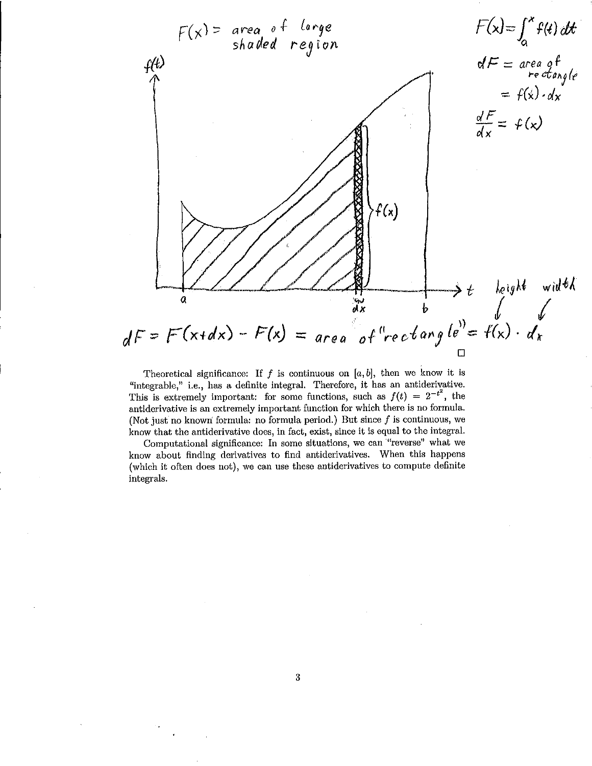$F(x) =$ area of large shaded region

$$F(x) = \int_a^x f(t)\,dt$$

$dF =$ area of rectangle

$= f(x) \cdot dx$

$$\frac{dF}{dx} = f(x)$$

$$dF = F(x+dx) - F(x) = \text{area of "rectangle"} = f(x) \cdot dx$$

(height: $f(x)$, width: $dx$)

□

Theoretical significance: If $f$ is continuous on $[a, b]$, then we know it is "integrable," i.e., has a definite integral. Therefore, it has an antiderivative. This is extremely important: for some functions, such as $f(t) = 2^{-t^2}$, the antiderivative is an extremely important function for which there is no formula. (Not just no known formula: no formula period.) But since $f$ is continuous, we know that the antiderivative does, in fact, exist, since it is equal to the integral.

Computational significance: In some situations, we can "reverse" what we know about finding derivatives to find antiderivatives. When this happens (which it often does not), we can use these antiderivatives to compute definite integrals.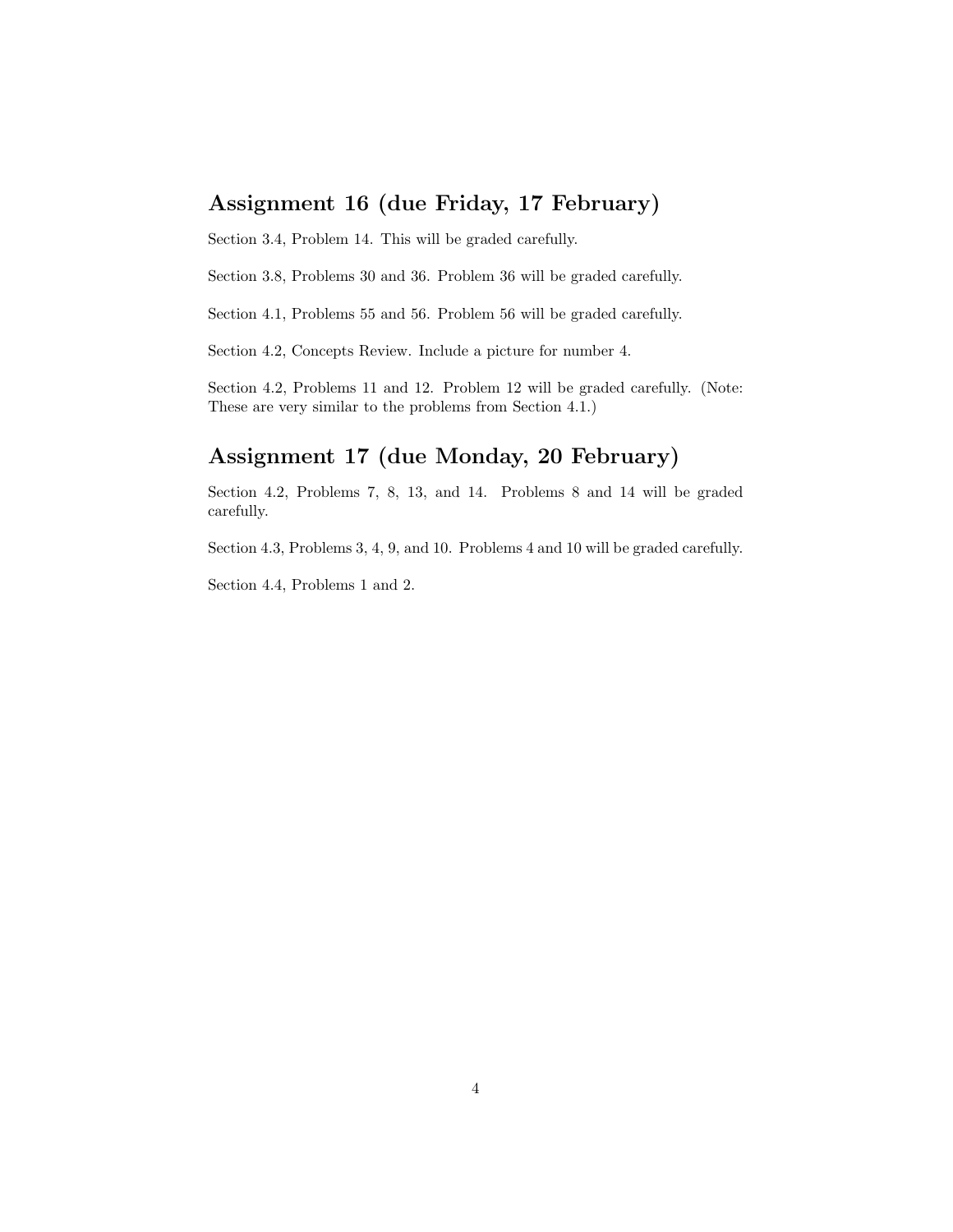## Assignment 16 (due Friday, 17 February)

Section 3.4, Problem 14. This will be graded carefully.

Section 3.8, Problems 30 and 36. Problem 36 will be graded carefully.

Section 4.1, Problems 55 and 56. Problem 56 will be graded carefully.

Section 4.2, Concepts Review. Include a picture for number 4.

Section 4.2, Problems 11 and 12. Problem 12 will be graded carefully. (Note: These are very similar to the problems from Section 4.1.)

## Assignment 17 (due Monday, 20 February)

Section 4.2, Problems 7, 8, 13, and 14. Problems 8 and 14 will be graded carefully.

Section 4.3, Problems 3, 4, 9, and 10. Problems 4 and 10 will be graded carefully.

Section 4.4, Problems 1 and 2.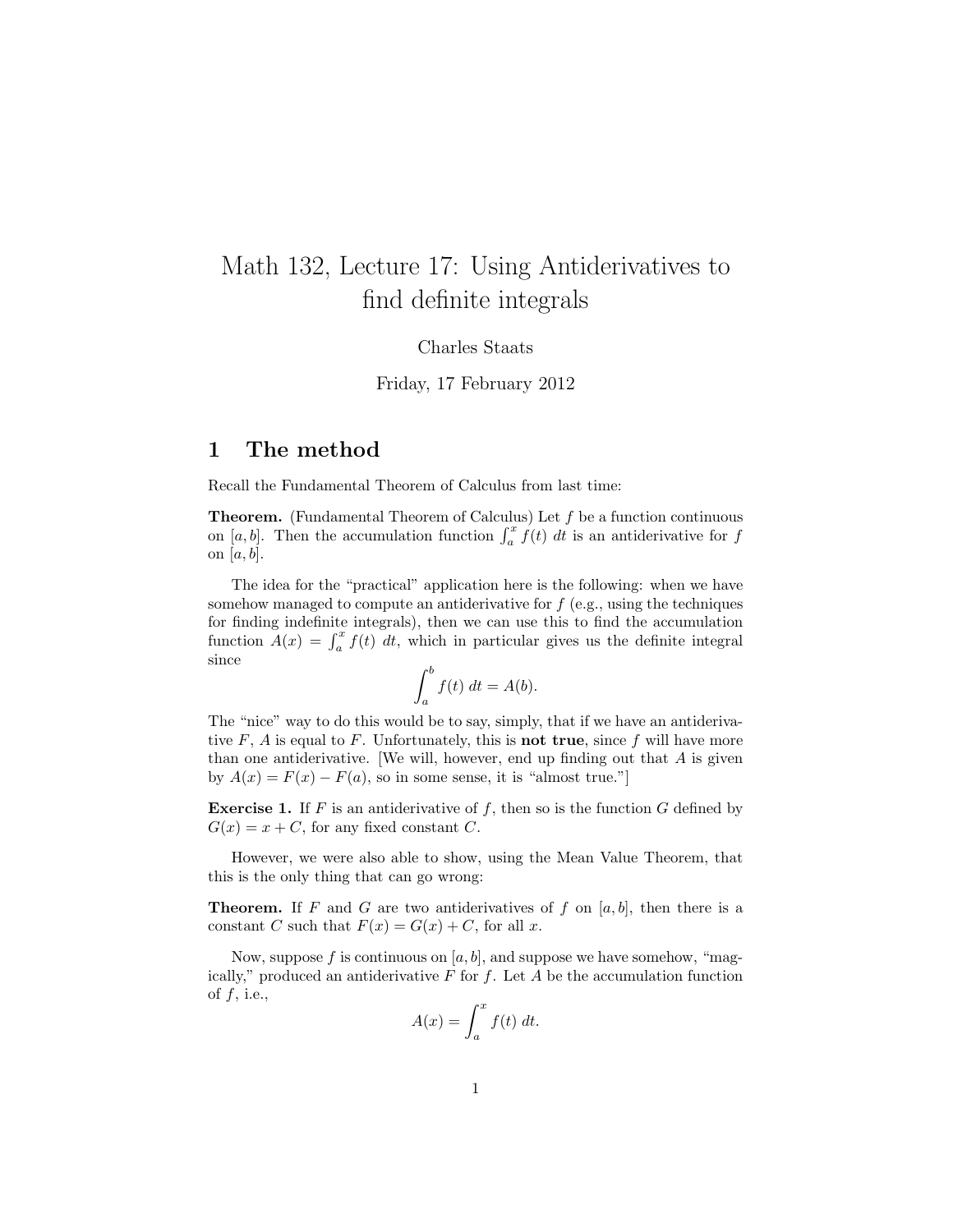# Math 132, Lecture 17: Using Antiderivatives to find definite integrals

Charles Staats

Friday, 17 February 2012

## 1 The method

Recall the Fundamental Theorem of Calculus from last time:

**Theorem.** (Fundamental Theorem of Calculus) Let $f$ be a function continuous on $[a, b]$. Then the accumulation function $\int_a^x f(t)\ dt$ is an antiderivative for $f$ on $[a, b]$.

The idea for the "practical" application here is the following: when we have somehow managed to compute an antiderivative for $f$ (e.g., using the techniques for finding indefinite integrals), then we can use this to find the accumulation function $A(x) = \int_a^x f(t)\ dt$, which in particular gives us the definite integral since

$$\int_a^b f(t)\ dt = A(b).$$

The "nice" way to do this would be to say, simply, that if we have an antiderivative $F$, $A$ is equal to $F$. Unfortunately, this is **not true**, since $f$ will have more than one antiderivative. [We will, however, end up finding out that $A$ is given by $A(x) = F(x) - F(a)$, so in some sense, it is "almost true."]

**Exercise 1.** If $F$ is an antiderivative of $f$, then so is the function $G$ defined by $G(x) = x + C$, for any fixed constant $C$.

However, we were also able to show, using the Mean Value Theorem, that this is the only thing that can go wrong:

**Theorem.** If $F$ and $G$ are two antiderivatives of $f$ on $[a, b]$, then there is a constant $C$ such that $F(x) = G(x) + C$, for all $x$.

Now, suppose $f$ is continuous on $[a, b]$, and suppose we have somehow, "magically," produced an antiderivative $F$ for $f$. Let $A$ be the accumulation function of $f$, i.e.,

$$A(x) = \int_a^x f(t)\ dt.$$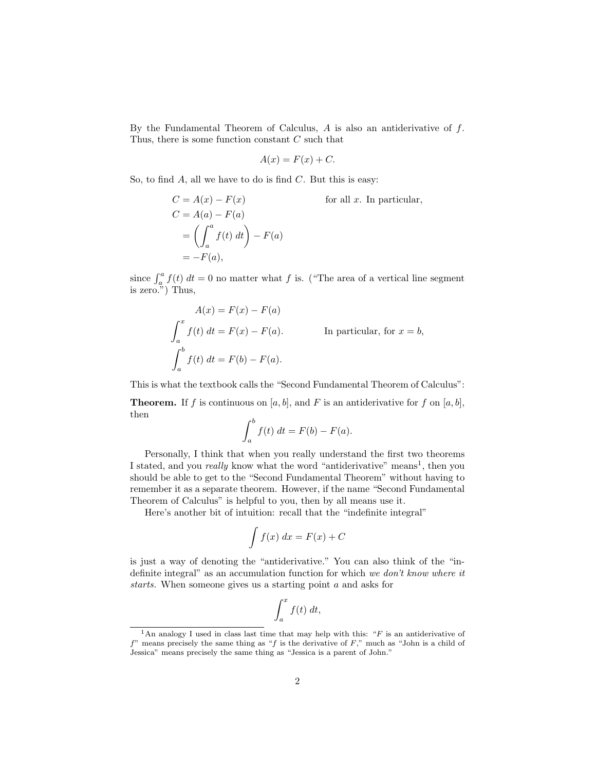By the Fundamental Theorem of Calculus, $A$ is also an antiderivative of $f$. Thus, there is some function constant $C$ such that

$$A(x) = F(x) + C.$$

So, to find $A$, all we have to do is find $C$. But this is easy:

$$\begin{aligned}
C &= A(x) - F(x) && \text{for all } x. \text{ In particular,} \\
C &= A(a) - F(a) \\
&= \left( \int_a^a f(t)\, dt \right) - F(a) \\
&= -F(a),
\end{aligned}$$

since $\int_a^a f(t)\, dt = 0$ no matter what $f$ is. ("The area of a vertical line segment is zero.") Thus,

$$\begin{aligned}
A(x) &= F(x) - F(a) \\
\int_a^x f(t)\, dt &= F(x) - F(a). && \text{In particular, for } x = b, \\
\int_a^b f(t)\, dt &= F(b) - F(a).
\end{aligned}$$

This is what the textbook calls the "Second Fundamental Theorem of Calculus":

**Theorem.** If $f$ is continuous on $[a, b]$, and $F$ is an antiderivative for $f$ on $[a, b]$, then

$$\int_a^b f(t)\, dt = F(b) - F(a).$$

Personally, I think that when you really understand the first two theorems I stated, and you *really* know what the word "antiderivative" means[1], then you should be able to get to the "Second Fundamental Theorem" without having to remember it as a separate theorem. However, if the name "Second Fundamental Theorem of Calculus" is helpful to you, then by all means use it.

Here's another bit of intuition: recall that the "indefinite integral"

$$\int f(x)\, dx = F(x) + C$$

is just a way of denoting the "antiderivative." You can also think of the "indefinite integral" as an accumulation function for which *we don't know where it starts.* When someone gives us a starting point $a$ and asks for

$$\int_a^x f(t)\, dt,$$

[1] An analogy I used in class last time that may help with this: "$F$ is an antiderivative of $f$" means precisely the same thing as "$f$ is the derivative of $F$," much as "John is a child of Jessica" means precisely the same thing as "Jessica is a parent of John."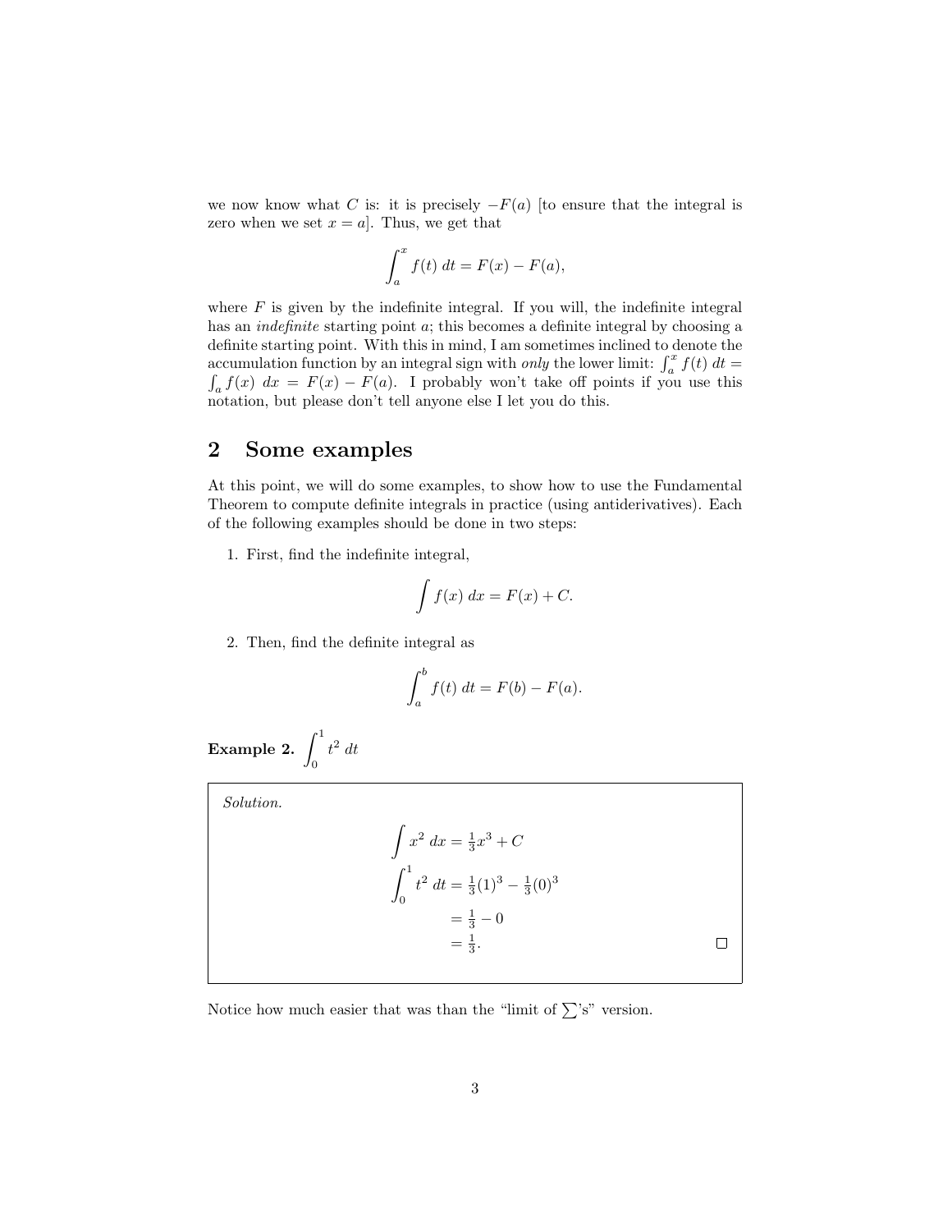we now know what $C$ is: it is precisely $-F(a)$ [to ensure that the integral is zero when we set $x = a$]. Thus, we get that

$$\int_a^x f(t)\, dt = F(x) - F(a),$$

where $F$ is given by the indefinite integral. If you will, the indefinite integral has an *indefinite* starting point $a$; this becomes a definite integral by choosing a definite starting point. With this in mind, I am sometimes inclined to denote the accumulation function by an integral sign with *only* the lower limit: $\int_a^x f(t)\, dt = \int_a f(x)\, dx = F(x) - F(a)$. I probably won't take off points if you use this notation, but please don't tell anyone else I let you do this.

## 2 Some examples

At this point, we will do some examples, to show how to use the Fundamental Theorem to compute definite integrals in practice (using antiderivatives). Each of the following examples should be done in two steps:

1. First, find the indefinite integral,

$$\int f(x)\, dx = F(x) + C.$$

2. Then, find the definite integral as

$$\int_a^b f(t)\, dt = F(b) - F(a).$$

**Example 2.** $\int_0^1 t^2\, dt$

*Solution.*

$$\int x^2\, dx = \tfrac{1}{3}x^3 + C$$

$$\begin{aligned}\int_0^1 t^2\, dt &= \tfrac{1}{3}(1)^3 - \tfrac{1}{3}(0)^3 \\ &= \tfrac{1}{3} - 0 \\ &= \tfrac{1}{3}.\end{aligned}$$

□

Notice how much easier that was than the "limit of $\sum$'s" version.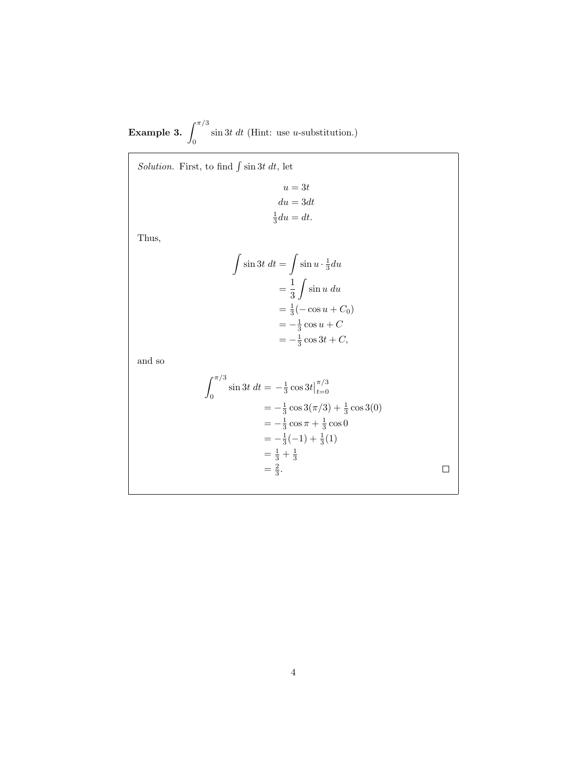**Example 3.** $\int_0^{\pi/3} \sin 3t \, dt$ (Hint: use $u$-substitution.)

*Solution.* First, to find $\int \sin 3t \, dt$, let

$$\begin{aligned} u &= 3t \\ du &= 3dt \\ \tfrac{1}{3}du &= dt. \end{aligned}$$

Thus,

$$\begin{aligned} \int \sin 3t \, dt &= \int \sin u \cdot \tfrac{1}{3} du \\ &= \frac{1}{3} \int \sin u \, du \\ &= \tfrac{1}{3}(-\cos u + C_0) \\ &= -\tfrac{1}{3} \cos u + C \\ &= -\tfrac{1}{3} \cos 3t + C, \end{aligned}$$

and so

$$\begin{aligned} \int_0^{\pi/3} \sin 3t \, dt &= -\tfrac{1}{3} \cos 3t \Big|_{t=0}^{\pi/3} \\ &= -\tfrac{1}{3} \cos 3(\pi/3) + \tfrac{1}{3} \cos 3(0) \\ &= -\tfrac{1}{3} \cos \pi + \tfrac{1}{3} \cos 0 \\ &= -\tfrac{1}{3}(-1) + \tfrac{1}{3}(1) \\ &= \tfrac{1}{3} + \tfrac{1}{3} \\ &= \tfrac{2}{3}. \end{aligned}$$

□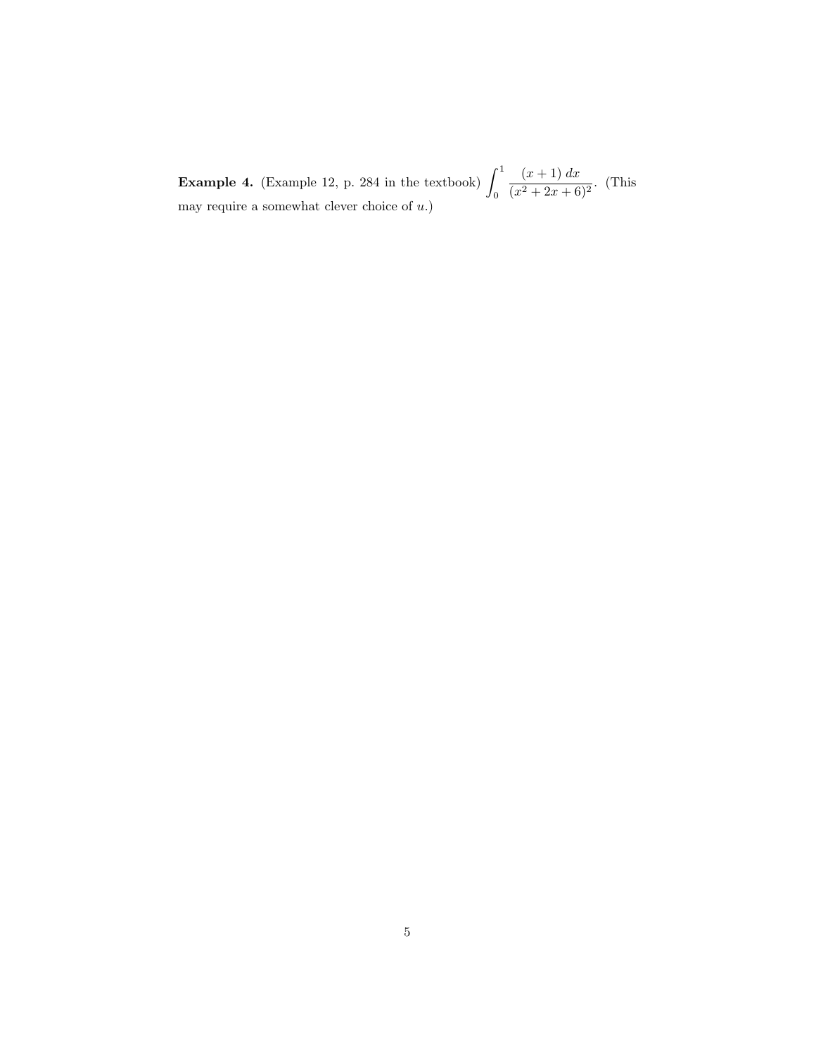**Example 4.** (Example 12, p. 284 in the textbook) $\displaystyle\int_0^1 \frac{(x+1)\;dx}{(x^2+2x+6)^2}$. (This may require a somewhat clever choice of $u$.)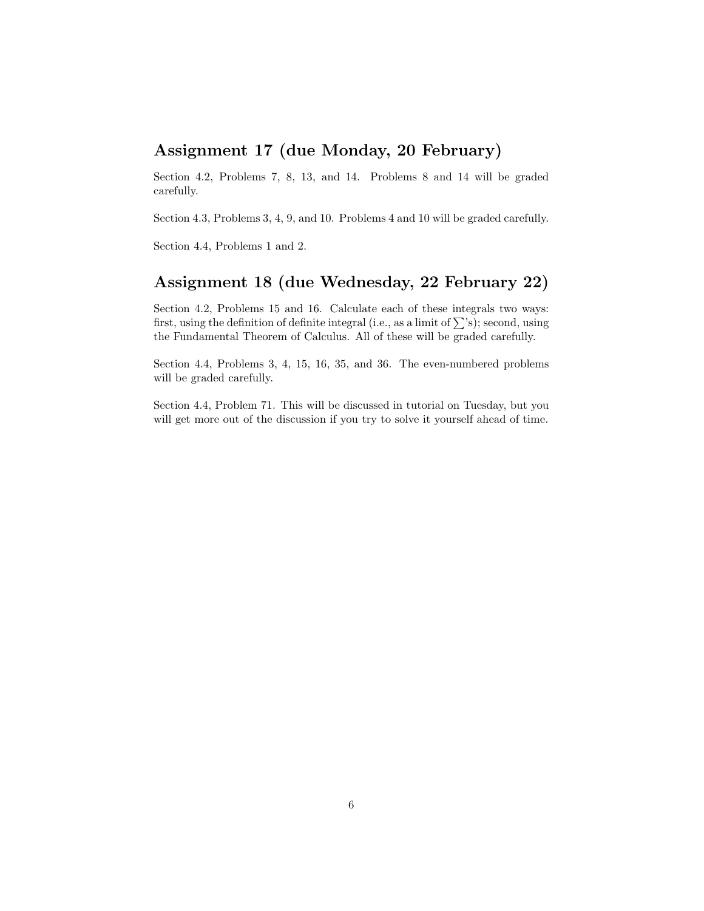## Assignment 17 (due Monday, 20 February)

Section 4.2, Problems 7, 8, 13, and 14. Problems 8 and 14 will be graded carefully.

Section 4.3, Problems 3, 4, 9, and 10. Problems 4 and 10 will be graded carefully.

Section 4.4, Problems 1 and 2.

## Assignment 18 (due Wednesday, 22 February 22)

Section 4.2, Problems 15 and 16. Calculate each of these integrals two ways: first, using the definition of definite integral (i.e., as a limit of $\sum$'s); second, using the Fundamental Theorem of Calculus. All of these will be graded carefully.

Section 4.4, Problems 3, 4, 15, 16, 35, and 36. The even-numbered problems will be graded carefully.

Section 4.4, Problem 71. This will be discussed in tutorial on Tuesday, but you will get more out of the discussion if you try to solve it yourself ahead of time.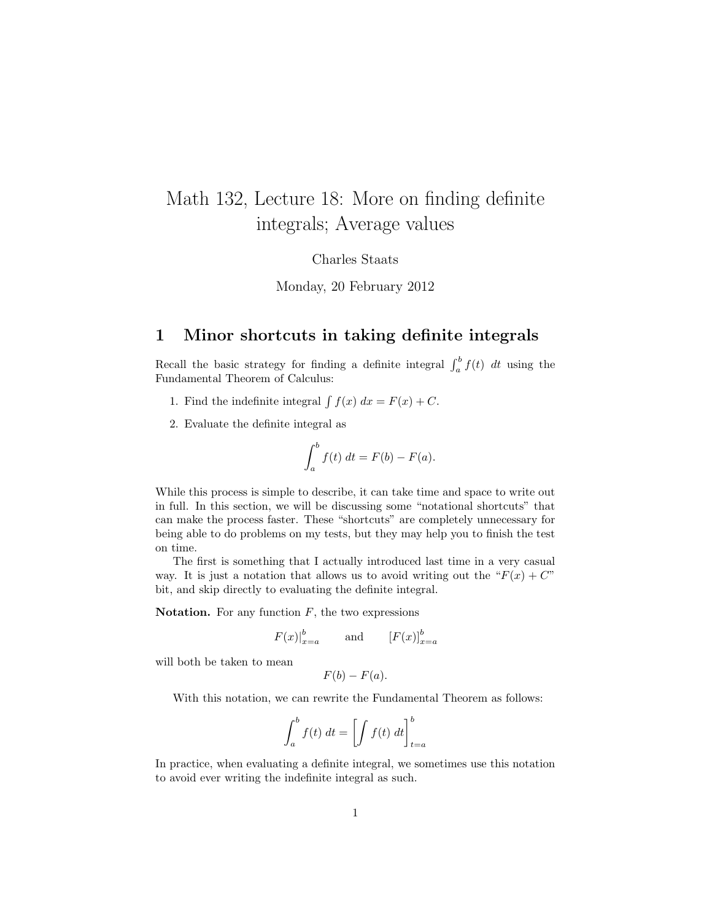# Math 132, Lecture 18: More on finding definite integrals; Average values

Charles Staats

Monday, 20 February 2012

## 1 Minor shortcuts in taking definite integrals

Recall the basic strategy for finding a definite integral $\int_a^b f(t)\ dt$ using the Fundamental Theorem of Calculus:

1. Find the indefinite integral $\int f(x)\ dx = F(x) + C$.
2. Evaluate the definite integral as

$$\int_a^b f(t)\ dt = F(b) - F(a).$$

While this process is simple to describe, it can take time and space to write out in full. In this section, we will be discussing some "notational shortcuts" that can make the process faster. These "shortcuts" are completely unnecessary for being able to do problems on my tests, but they may help you to finish the test on time.

The first is something that I actually introduced last time in a very casual way. It is just a notation that allows us to avoid writing out the "$F(x) + C$" bit, and skip directly to evaluating the definite integral.

**Notation.** For any function $F$, the two expressions

$$F(x)|_{x=a}^{b} \qquad \text{and} \qquad [F(x)]_{x=a}^{b}$$

will both be taken to mean

$$F(b) - F(a).$$

With this notation, we can rewrite the Fundamental Theorem as follows:

$$\int_a^b f(t)\ dt = \left[\int f(t)\ dt\right]_{t=a}^{b}$$

In practice, when evaluating a definite integral, we sometimes use this notation to avoid ever writing the indefinite integral as such.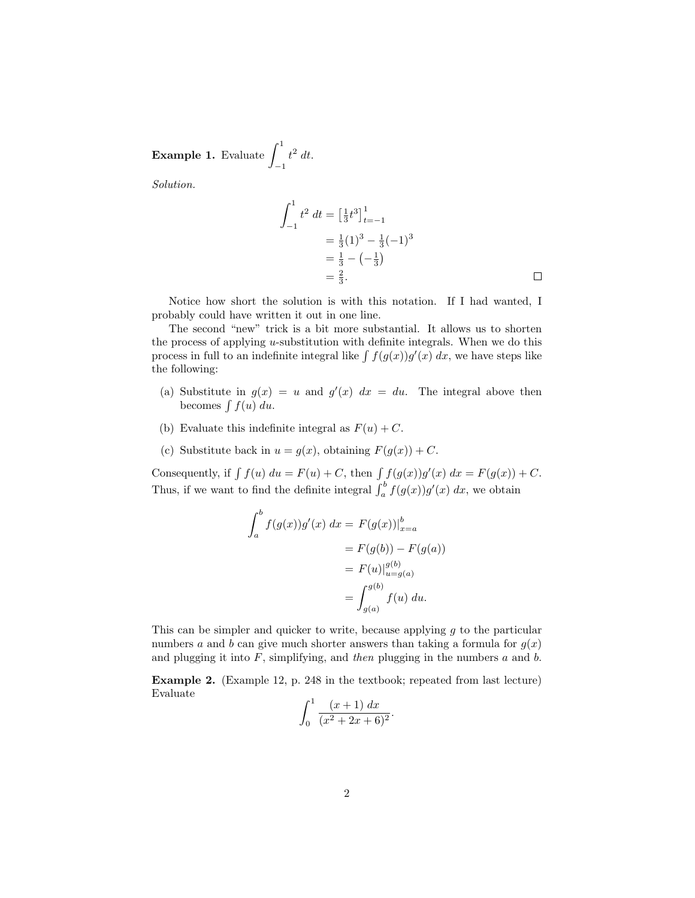**Example 1.** Evaluate $\displaystyle\int_{-1}^{1} t^2\, dt$.

*Solution.*

$$\begin{aligned}
\int_{-1}^{1} t^2\, dt &= \left[\tfrac{1}{3}t^3\right]_{t=-1}^{1} \\
&= \tfrac{1}{3}(1)^3 - \tfrac{1}{3}(-1)^3 \\
&= \tfrac{1}{3} - \left(-\tfrac{1}{3}\right) \\
&= \tfrac{2}{3}.
\end{aligned}$$

□

Notice how short the solution is with this notation. If I had wanted, I probably could have written it out in one line.

The second "new" trick is a bit more substantial. It allows us to shorten the process of applying $u$-substitution with definite integrals. When we do this process in full to an indefinite integral like $\int f(g(x))g'(x)\, dx$, we have steps like the following:

(a) Substitute in $g(x) = u$ and $g'(x)\, dx = du$. The integral above then becomes $\int f(u)\, du$.

(b) Evaluate this indefinite integral as $F(u) + C$.

(c) Substitute back in $u = g(x)$, obtaining $F(g(x)) + C$.

Consequently, if $\int f(u)\, du = F(u) + C$, then $\int f(g(x))g'(x)\, dx = F(g(x)) + C$. Thus, if we want to find the definite integral $\int_a^b f(g(x))g'(x)\, dx$, we obtain

$$\begin{aligned}
\int_a^b f(g(x))g'(x)\, dx &= F(g(x))\big|_{x=a}^{b} \\
&= F(g(b)) - F(g(a)) \\
&= F(u)\big|_{u=g(a)}^{g(b)} \\
&= \int_{g(a)}^{g(b)} f(u)\, du.
\end{aligned}$$

This can be simpler and quicker to write, because applying $g$ to the particular numbers $a$ and $b$ can give much shorter answers than taking a formula for $g(x)$ and plugging it into $F$, simplifying, and *then* plugging in the numbers $a$ and $b$.

**Example 2.** (Example 12, p. 248 in the textbook; repeated from last lecture) Evaluate

$$\int_0^1 \frac{(x+1)\, dx}{(x^2+2x+6)^2}.$$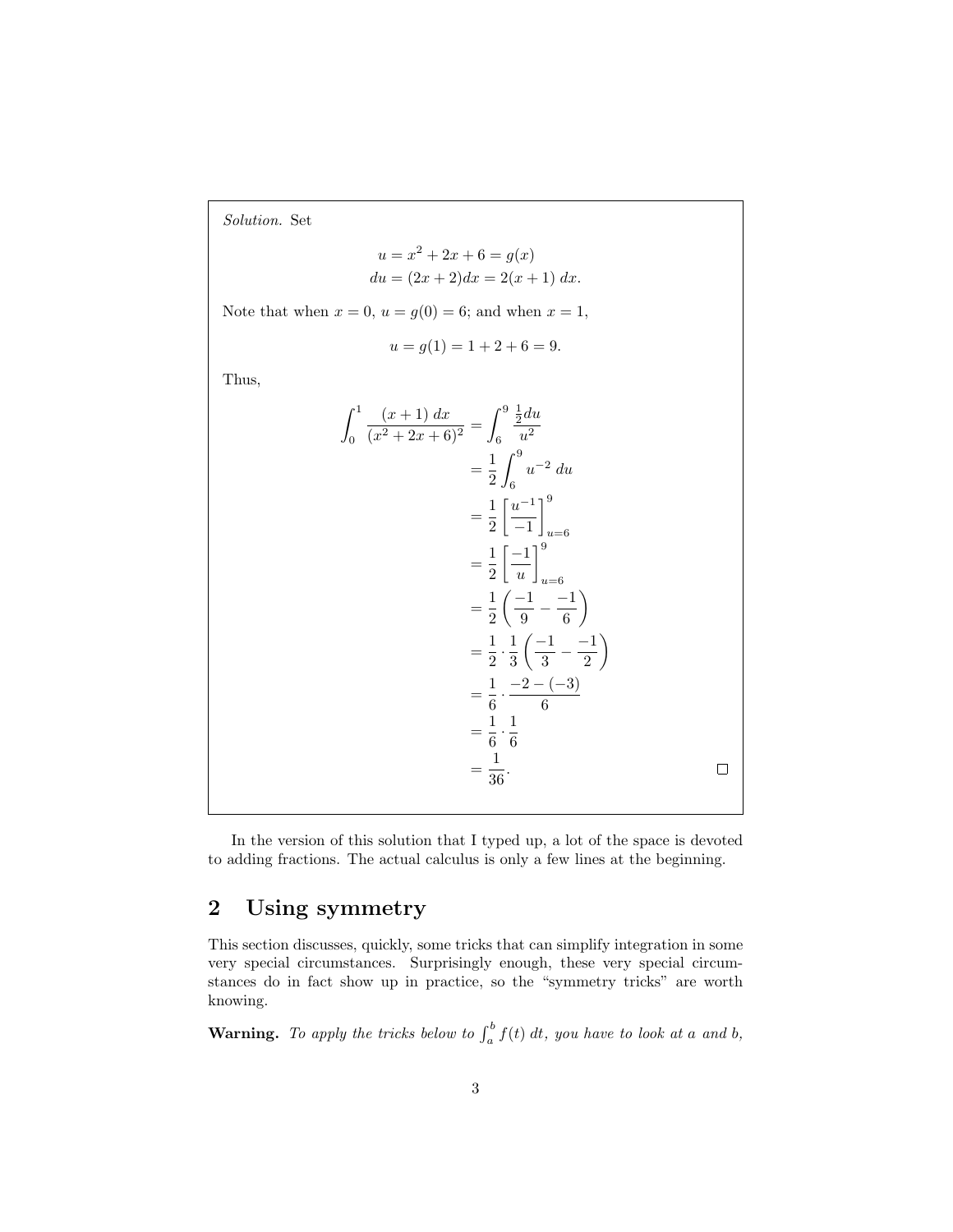*Solution.* Set

$$u = x^2 + 2x + 6 = g(x)$$
$$du = (2x+2)dx = 2(x+1)\,dx.$$

Note that when $x = 0$, $u = g(0) = 6$; and when $x = 1$,

$$u = g(1) = 1 + 2 + 6 = 9.$$

Thus,

$$\begin{aligned}
\int_0^1 \frac{(x+1)\,dx}{(x^2+2x+6)^2} &= \int_6^9 \frac{\frac{1}{2}du}{u^2} \\
&= \frac{1}{2}\int_6^9 u^{-2}\,du \\
&= \frac{1}{2}\left[\frac{u^{-1}}{-1}\right]_{u=6}^9 \\
&= \frac{1}{2}\left[\frac{-1}{u}\right]_{u=6}^9 \\
&= \frac{1}{2}\left(\frac{-1}{9} - \frac{-1}{6}\right) \\
&= \frac{1}{2}\cdot\frac{1}{3}\left(\frac{-1}{3} - \frac{-1}{2}\right) \\
&= \frac{1}{6}\cdot\frac{-2-(-3)}{6} \\
&= \frac{1}{6}\cdot\frac{1}{6} \\
&= \frac{1}{36}.
\end{aligned}$$

□

In the version of this solution that I typed up, a lot of the space is devoted to adding fractions. The actual calculus is only a few lines at the beginning.

## 2 Using symmetry

This section discusses, quickly, some tricks that can simplify integration in some very special circumstances. Surprisingly enough, these very special circumstances do in fact show up in practice, so the "symmetry tricks" are worth knowing.

**Warning.** *To apply the tricks below to $\int_a^b f(t)\,dt$, you have to look at $a$ and $b$,*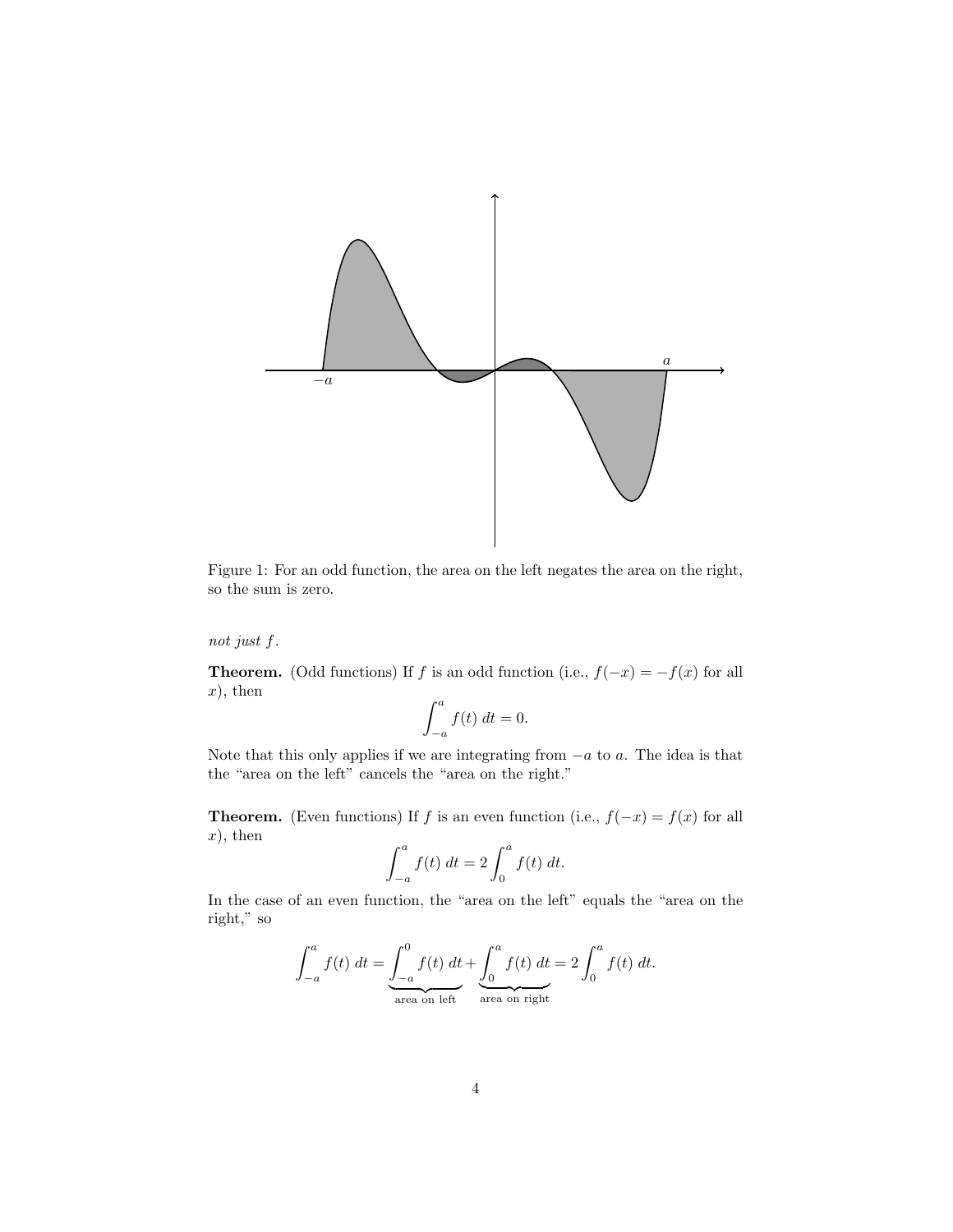Figure 1: For an odd function, the area on the left negates the area on the right, so the sum is zero.

*not just f.*

**Theorem.** (Odd functions) If $f$ is an odd function (i.e., $f(-x) = -f(x)$ for all $x$), then

$$\int_{-a}^{a} f(t)\ dt = 0.$$

Note that this only applies if we are integrating from $-a$ to $a$. The idea is that the "area on the left" cancels the "area on the right."

**Theorem.** (Even functions) If $f$ is an even function (i.e., $f(-x) = f(x)$ for all $x$), then

$$\int_{-a}^{a} f(t)\ dt = 2\int_{0}^{a} f(t)\ dt.$$

In the case of an even function, the "area on the left" equals the "area on the right," so

$$\int_{-a}^{a} f(t)\ dt = \underbrace{\int_{-a}^{0} f(t)\ dt}_{\text{area on left}} + \underbrace{\int_{0}^{a} f(t)\ dt}_{\text{area on right}} = 2\int_{0}^{a} f(t)\ dt.$$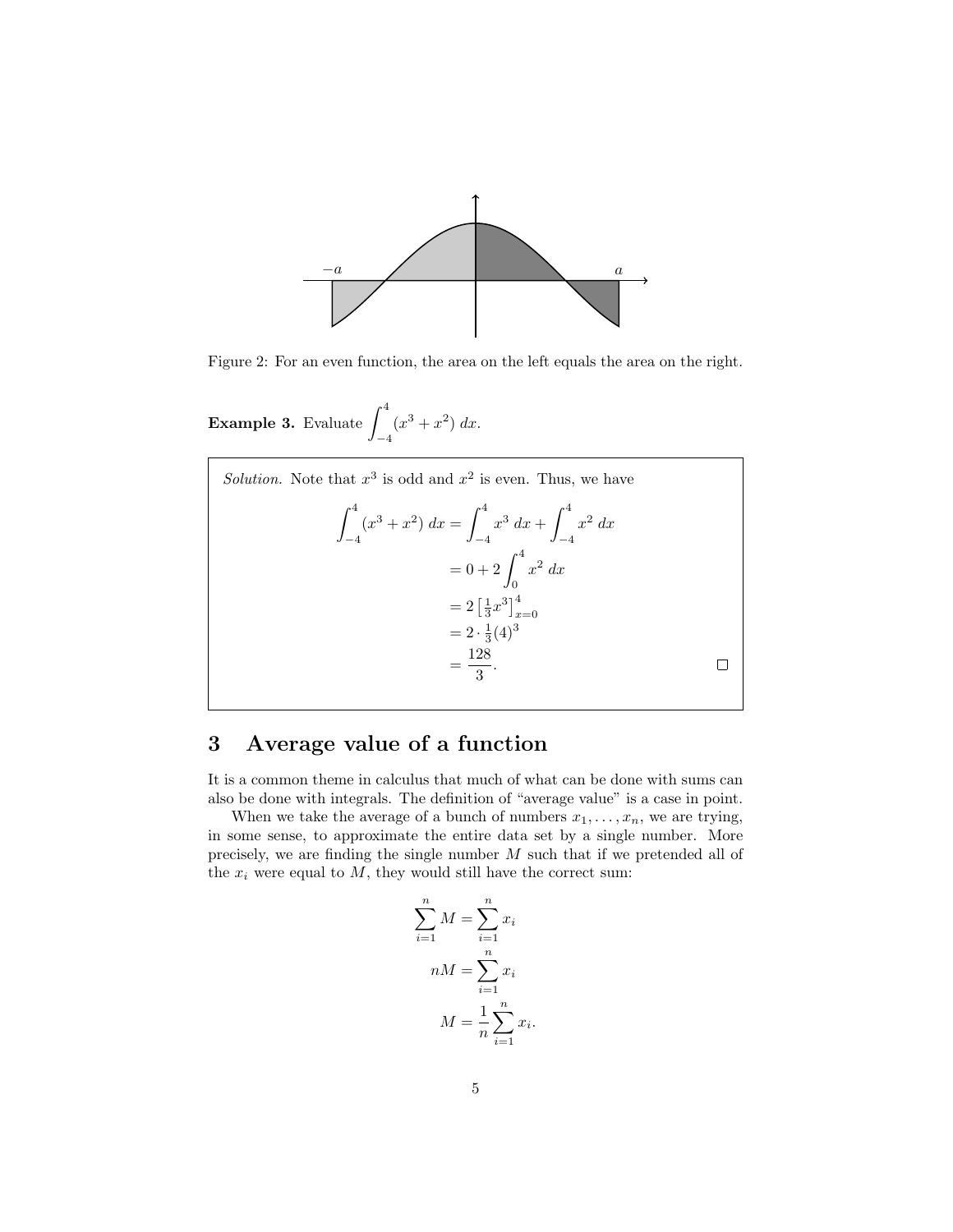Figure 2: For an even function, the area on the left equals the area on the right.

**Example 3.** Evaluate $\displaystyle\int_{-4}^{4} (x^3 + x^2)\, dx$.

*Solution.* Note that $x^3$ is odd and $x^2$ is even. Thus, we have

$$
\begin{aligned}
\int_{-4}^{4} (x^3 + x^2)\, dx &= \int_{-4}^{4} x^3\, dx + \int_{-4}^{4} x^2\, dx \\
&= 0 + 2\int_{0}^{4} x^2\, dx \\
&= 2\left[\tfrac{1}{3}x^3\right]_{x=0}^{4} \\
&= 2 \cdot \tfrac{1}{3}(4)^3 \\
&= \frac{128}{3}.
\end{aligned}
$$

□

## 3 Average value of a function

It is a common theme in calculus that much of what can be done with sums can also be done with integrals. The definition of "average value" is a case in point.

When we take the average of a bunch of numbers $x_1, \ldots, x_n$, we are trying, in some sense, to approximate the entire data set by a single number. More precisely, we are finding the single number $M$ such that if we pretended all of the $x_i$ were equal to $M$, they would still have the correct sum:

$$
\begin{aligned}
\sum_{i=1}^{n} M &= \sum_{i=1}^{n} x_i \\
nM &= \sum_{i=1}^{n} x_i \\
M &= \frac{1}{n}\sum_{i=1}^{n} x_i.
\end{aligned}
$$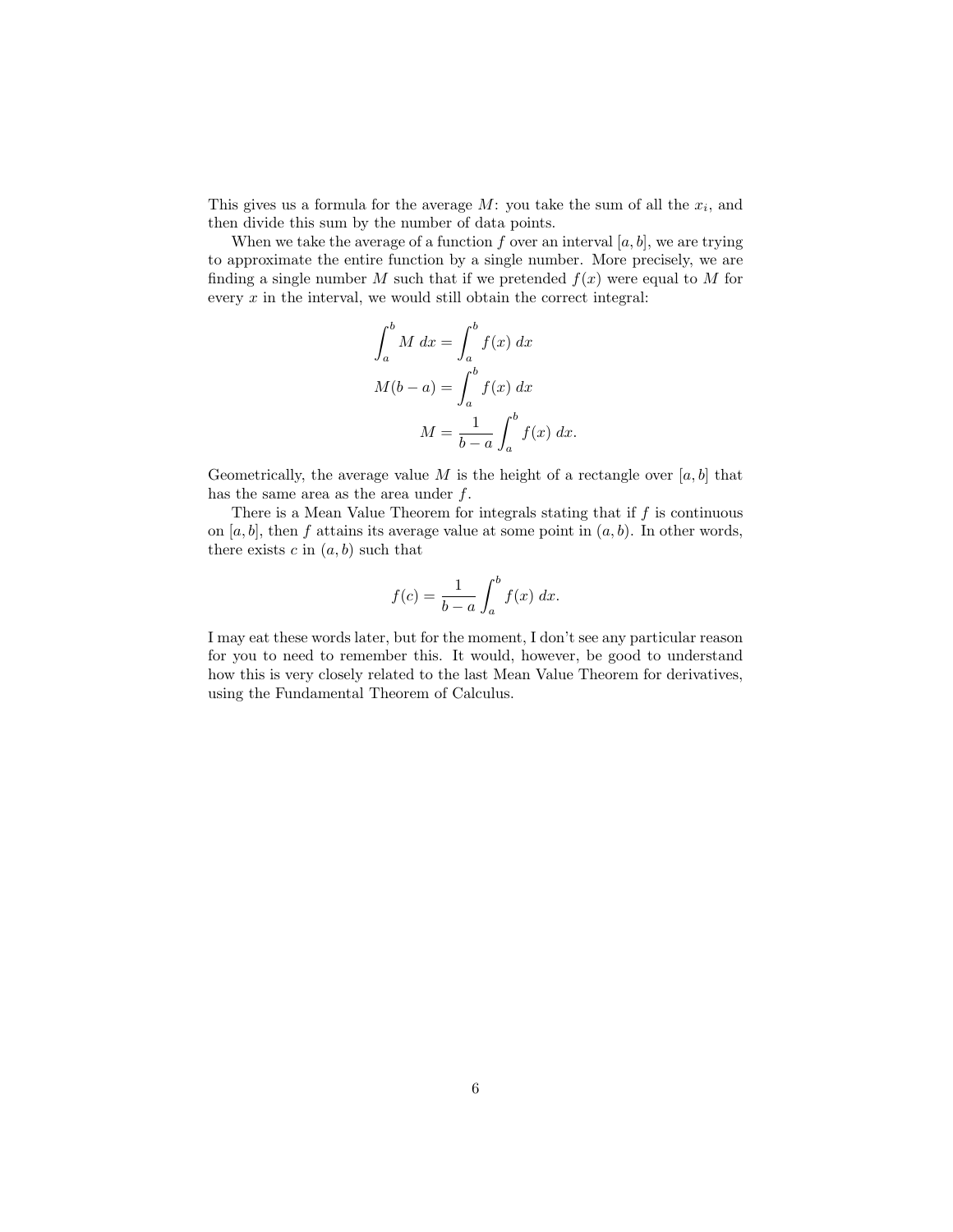This gives us a formula for the average $M$: you take the sum of all the $x_i$, and then divide this sum by the number of data points.

When we take the average of a function $f$ over an interval $[a, b]$, we are trying to approximate the entire function by a single number. More precisely, we are finding a single number $M$ such that if we pretended $f(x)$ were equal to $M$ for every $x$ in the interval, we would still obtain the correct integral:

$$
\begin{aligned}
\int_a^b M \, dx &= \int_a^b f(x) \, dx \\
M(b-a) &= \int_a^b f(x) \, dx \\
M &= \frac{1}{b-a} \int_a^b f(x) \, dx.
\end{aligned}
$$

Geometrically, the average value $M$ is the height of a rectangle over $[a, b]$ that has the same area as the area under $f$.

There is a Mean Value Theorem for integrals stating that if $f$ is continuous on $[a, b]$, then $f$ attains its average value at some point in $(a, b)$. In other words, there exists $c$ in $(a, b)$ such that

$$
f(c) = \frac{1}{b-a} \int_a^b f(x) \, dx.
$$

I may eat these words later, but for the moment, I don't see any particular reason for you to need to remember this. It would, however, be good to understand how this is very closely related to the last Mean Value Theorem for derivatives, using the Fundamental Theorem of Calculus.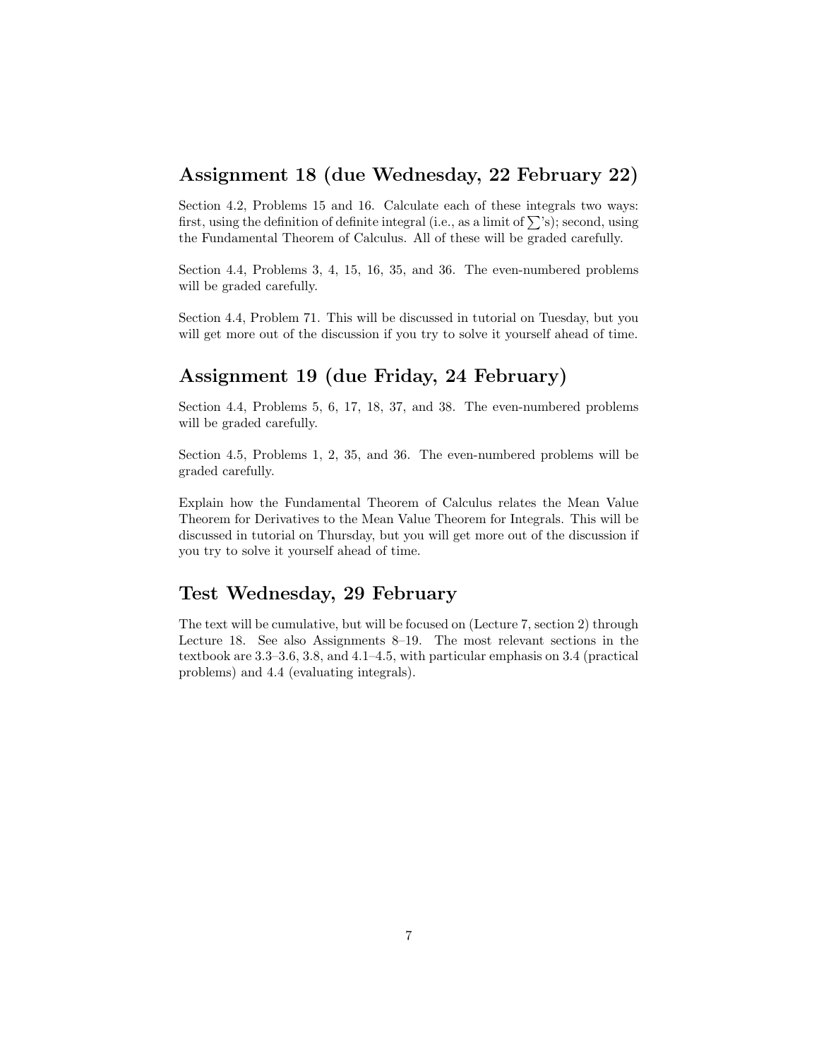## Assignment 18 (due Wednesday, 22 February 22)

Section 4.2, Problems 15 and 16. Calculate each of these integrals two ways: first, using the definition of definite integral (i.e., as a limit of $\sum$'s); second, using the Fundamental Theorem of Calculus. All of these will be graded carefully.

Section 4.4, Problems 3, 4, 15, 16, 35, and 36. The even-numbered problems will be graded carefully.

Section 4.4, Problem 71. This will be discussed in tutorial on Tuesday, but you will get more out of the discussion if you try to solve it yourself ahead of time.

## Assignment 19 (due Friday, 24 February)

Section 4.4, Problems 5, 6, 17, 18, 37, and 38. The even-numbered problems will be graded carefully.

Section 4.5, Problems 1, 2, 35, and 36. The even-numbered problems will be graded carefully.

Explain how the Fundamental Theorem of Calculus relates the Mean Value Theorem for Derivatives to the Mean Value Theorem for Integrals. This will be discussed in tutorial on Thursday, but you will get more out of the discussion if you try to solve it yourself ahead of time.

## Test Wednesday, 29 February

The text will be cumulative, but will be focused on (Lecture 7, section 2) through Lecture 18. See also Assignments 8–19. The most relevant sections in the textbook are 3.3–3.6, 3.8, and 4.1–4.5, with particular emphasis on 3.4 (practical problems) and 4.4 (evaluating integrals).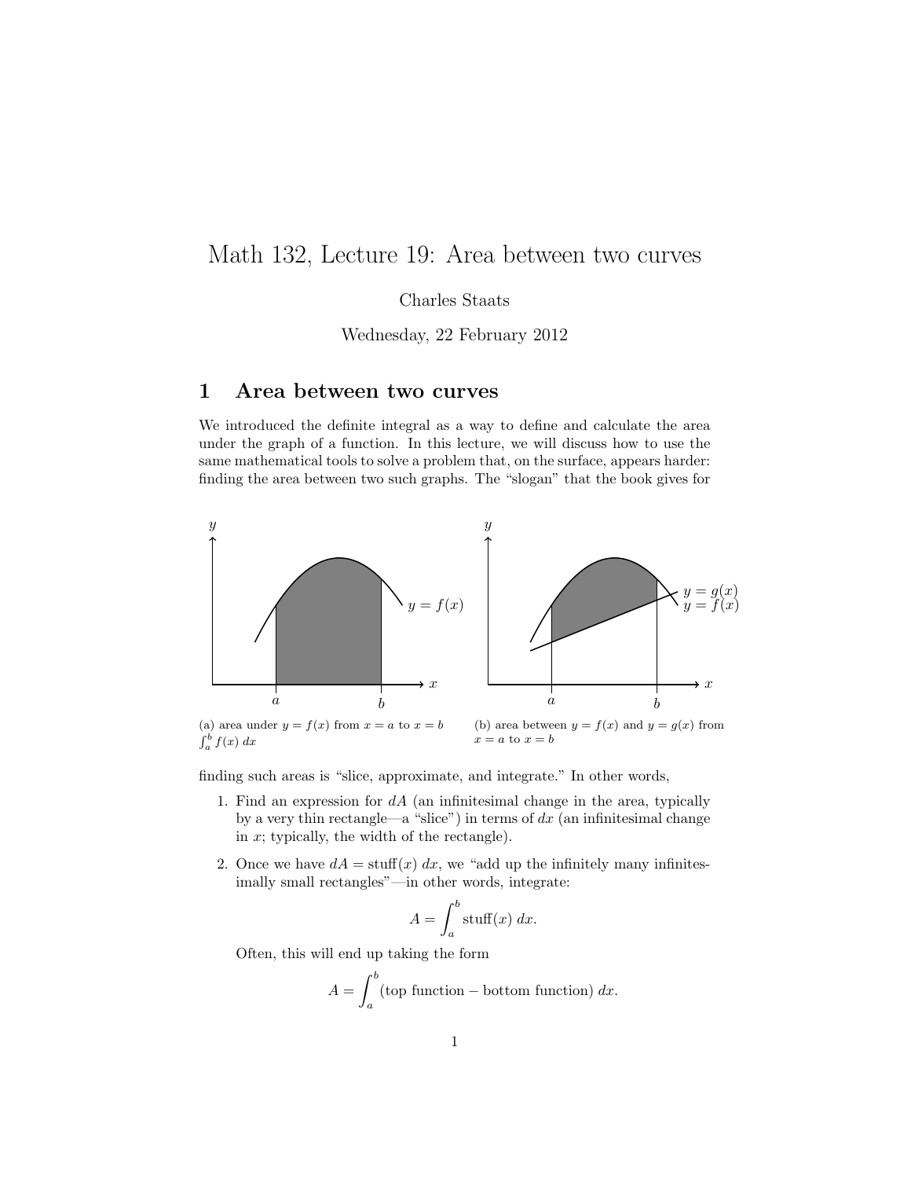# Math 132, Lecture 19: Area between two curves

Charles Staats

Wednesday, 22 February 2012

## 1 Area between two curves

We introduced the definite integral as a way to define and calculate the area under the graph of a function. In this lecture, we will discuss how to use the same mathematical tools to solve a problem that, on the surface, appears harder: finding the area between two such graphs. The "slogan" that the book gives for finding such areas is "slice, approximate, and integrate." In other words,

(a) area under $y = f(x)$ from $x = a$ to $x = b$ $\int_a^b f(x)\,dx$

(b) area between $y = f(x)$ and $y = g(x)$ from $x = a$ to $x = b$

1. Find an expression for $dA$ (an infinitesimal change in the area, typically by a very thin rectangle—a "slice") in terms of $dx$ (an infinitesimal change in $x$; typically, the width of the rectangle).

2. Once we have $dA = \text{stuff}(x)\,dx$, we "add up the infinitely many infinitesimally small rectangles"—in other words, integrate:

$$A = \int_a^b \text{stuff}(x)\,dx.$$

   Often, this will end up taking the form

$$A = \int_a^b (\text{top function} - \text{bottom function})\,dx.$$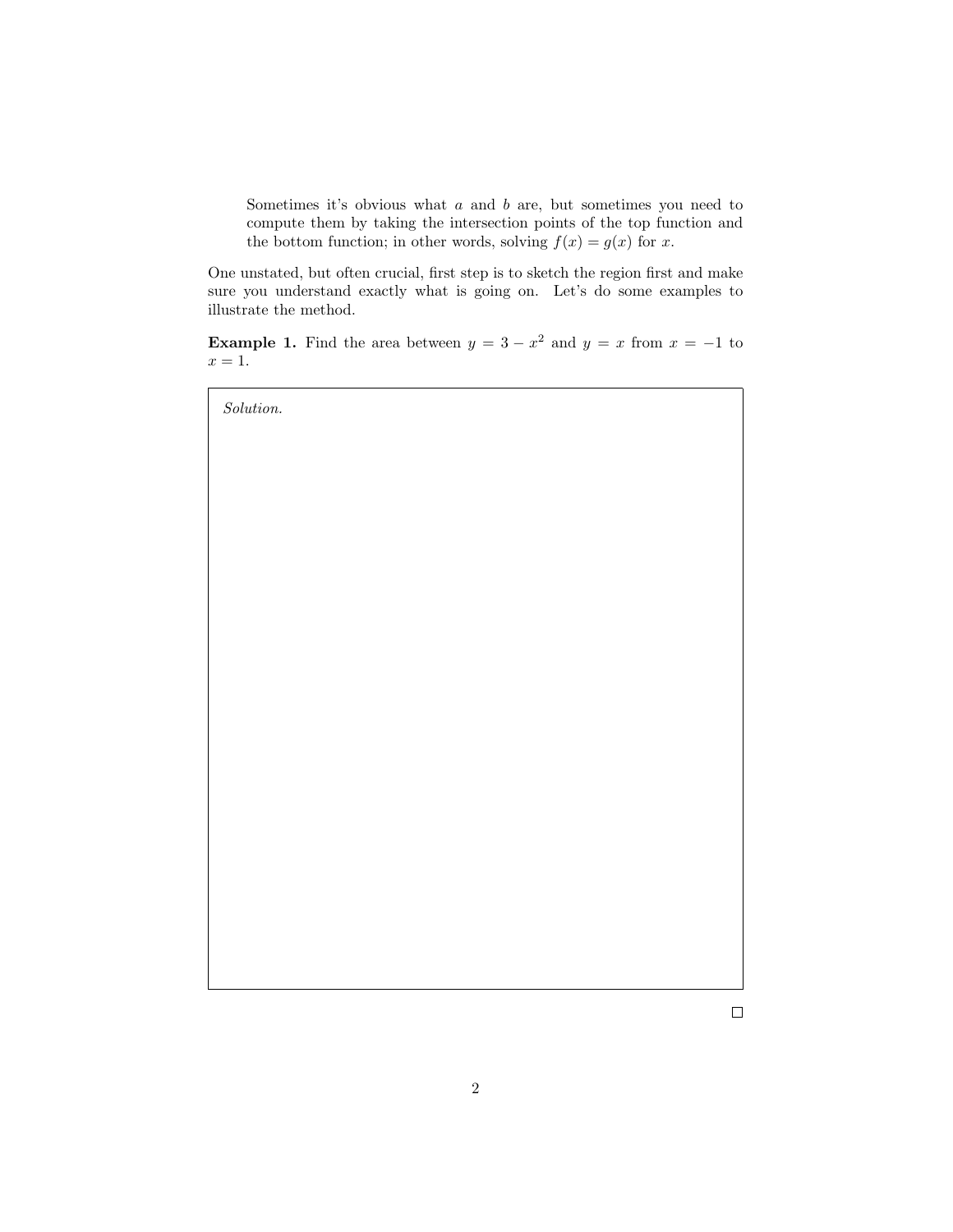> Sometimes it's obvious what $a$ and $b$ are, but sometimes you need to compute them by taking the intersection points of the top function and the bottom function; in other words, solving $f(x) = g(x)$ for $x$.

One unstated, but often crucial, first step is to sketch the region first and make sure you understand exactly what is going on. Let's do some examples to illustrate the method.

**Example 1.** Find the area between $y = 3 - x^2$ and $y = x$ from $x = -1$ to $x = 1$.

*Solution.*

□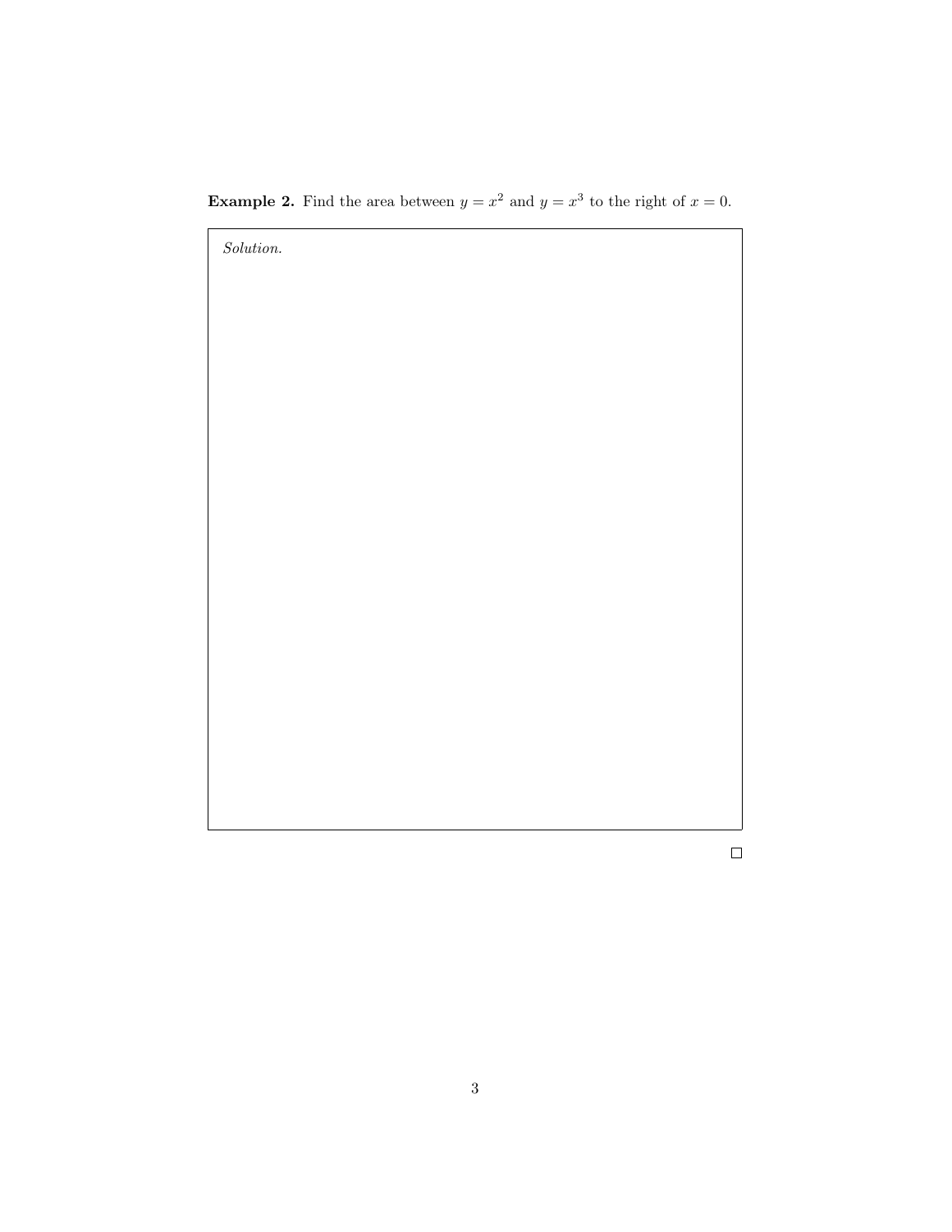**Example 2.** Find the area between $y = x^2$ and $y = x^3$ to the right of $x = 0$.

*Solution.*

□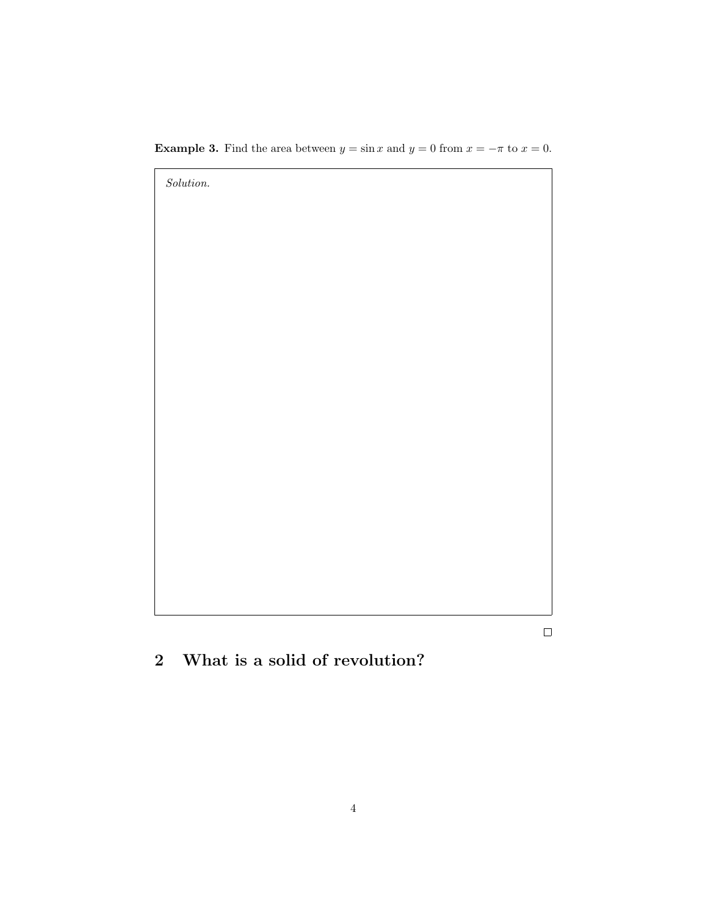**Example 3.** Find the area between $y = \sin x$ and $y = 0$ from $x = -\pi$ to $x = 0$.

*Solution.*

□

## 2 What is a solid of revolution?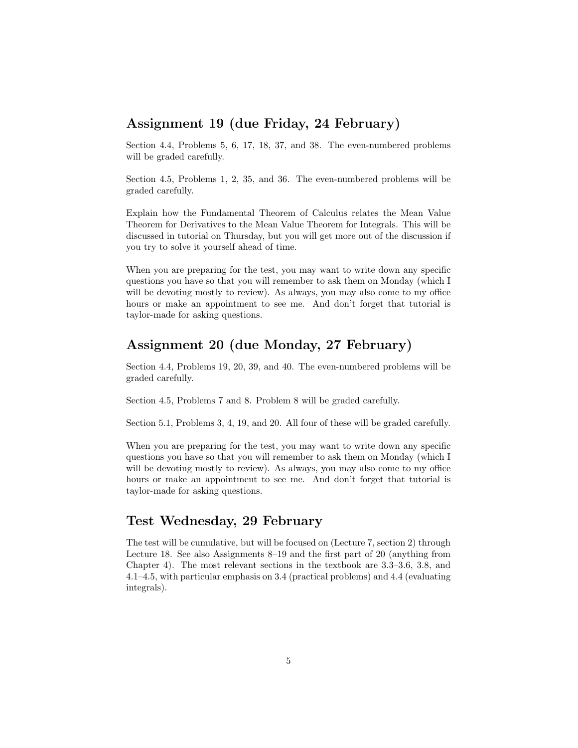## Assignment 19 (due Friday, 24 February)

Section 4.4, Problems 5, 6, 17, 18, 37, and 38. The even-numbered problems will be graded carefully.

Section 4.5, Problems 1, 2, 35, and 36. The even-numbered problems will be graded carefully.

Explain how the Fundamental Theorem of Calculus relates the Mean Value Theorem for Derivatives to the Mean Value Theorem for Integrals. This will be discussed in tutorial on Thursday, but you will get more out of the discussion if you try to solve it yourself ahead of time.

When you are preparing for the test, you may want to write down any specific questions you have so that you will remember to ask them on Monday (which I will be devoting mostly to review). As always, you may also come to my office hours or make an appointment to see me. And don't forget that tutorial is taylor-made for asking questions.

## Assignment 20 (due Monday, 27 February)

Section 4.4, Problems 19, 20, 39, and 40. The even-numbered problems will be graded carefully.

Section 4.5, Problems 7 and 8. Problem 8 will be graded carefully.

Section 5.1, Problems 3, 4, 19, and 20. All four of these will be graded carefully.

When you are preparing for the test, you may want to write down any specific questions you have so that you will remember to ask them on Monday (which I will be devoting mostly to review). As always, you may also come to my office hours or make an appointment to see me. And don't forget that tutorial is taylor-made for asking questions.

## Test Wednesday, 29 February

The test will be cumulative, but will be focused on (Lecture 7, section 2) through Lecture 18. See also Assignments 8–19 and the first part of 20 (anything from Chapter 4). The most relevant sections in the textbook are 3.3–3.6, 3.8, and 4.1–4.5, with particular emphasis on 3.4 (practical problems) and 4.4 (evaluating integrals).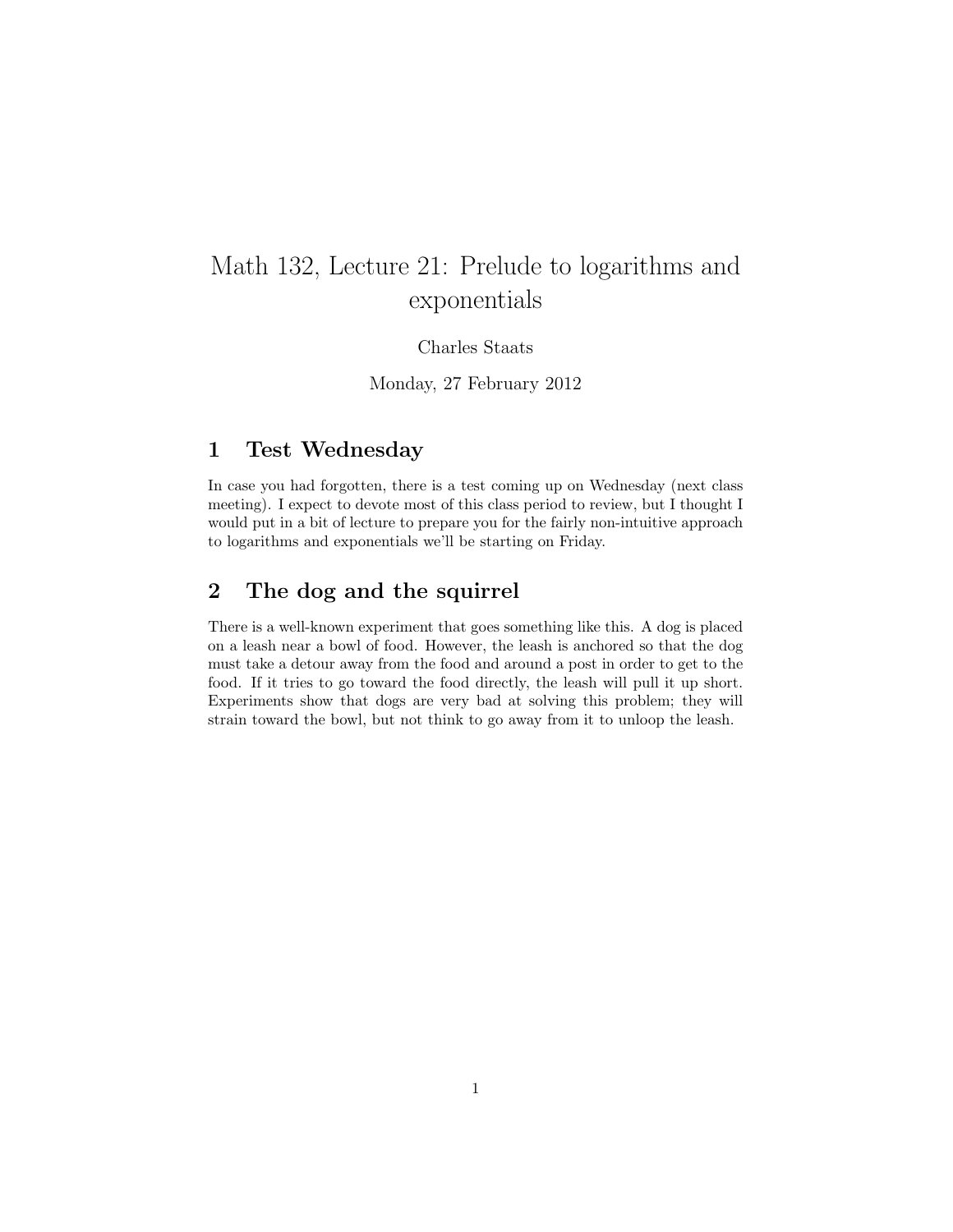# Math 132, Lecture 21: Prelude to logarithms and exponentials

Charles Staats

Monday, 27 February 2012

## 1 Test Wednesday

In case you had forgotten, there is a test coming up on Wednesday (next class meeting). I expect to devote most of this class period to review, but I thought I would put in a bit of lecture to prepare you for the fairly non-intuitive approach to logarithms and exponentials we'll be starting on Friday.

## 2 The dog and the squirrel

There is a well-known experiment that goes something like this. A dog is placed on a leash near a bowl of food. However, the leash is anchored so that the dog must take a detour away from the food and around a post in order to get to the food. If it tries to go toward the food directly, the leash will pull it up short. Experiments show that dogs are very bad at solving this problem; they will strain toward the bowl, but not think to go away from it to unloop the leash.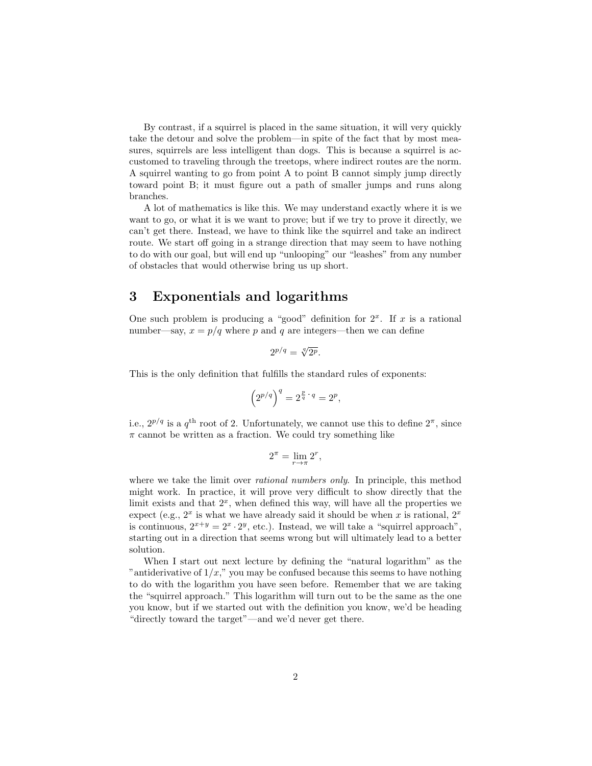By contrast, if a squirrel is placed in the same situation, it will very quickly take the detour and solve the problem—in spite of the fact that by most measures, squirrels are less intelligent than dogs. This is because a squirrel is accustomed to traveling through the treetops, where indirect routes are the norm. A squirrel wanting to go from point A to point B cannot simply jump directly toward point B; it must figure out a path of smaller jumps and runs along branches.

A lot of mathematics is like this. We may understand exactly where it is we want to go, or what it is we want to prove; but if we try to prove it directly, we can't get there. Instead, we have to think like the squirrel and take an indirect route. We start off going in a strange direction that may seem to have nothing to do with our goal, but will end up "unlooping" our "leashes" from any number of obstacles that would otherwise bring us up short.

## 3 Exponentials and logarithms

One such problem is producing a "good" definition for $2^x$. If $x$ is a rational number—say, $x = p/q$ where $p$ and $q$ are integers—then we can define

$$2^{p/q} = \sqrt[q]{2^p}.$$

This is the only definition that fulfills the standard rules of exponents:

$$\left(2^{p/q}\right)^q = 2^{\frac{p}{q} \cdot q} = 2^p,$$

i.e., $2^{p/q}$ is a $q^{\text{th}}$ root of 2. Unfortunately, we cannot use this to define $2^\pi$, since $\pi$ cannot be written as a fraction. We could try something like

$$2^\pi = \lim_{r \to \pi} 2^r,$$

where we take the limit over *rational numbers only*. In principle, this method might work. In practice, it will prove very difficult to show directly that the limit exists and that $2^x$, when defined this way, will have all the properties we expect (e.g., $2^x$ is what we have already said it should be when $x$ is rational, $2^x$ is continuous, $2^{x+y} = 2^x \cdot 2^y$, etc.). Instead, we will take a "squirrel approach", starting out in a direction that seems wrong but will ultimately lead to a better solution.

When I start out next lecture by defining the "natural logarithm" as the "antiderivative of $1/x$," you may be confused because this seems to have nothing to do with the logarithm you have seen before. Remember that we are taking the "squirrel approach." This logarithm will turn out to be the same as the one you know, but if we started out with the definition you know, we'd be heading "directly toward the target"—and we'd never get there.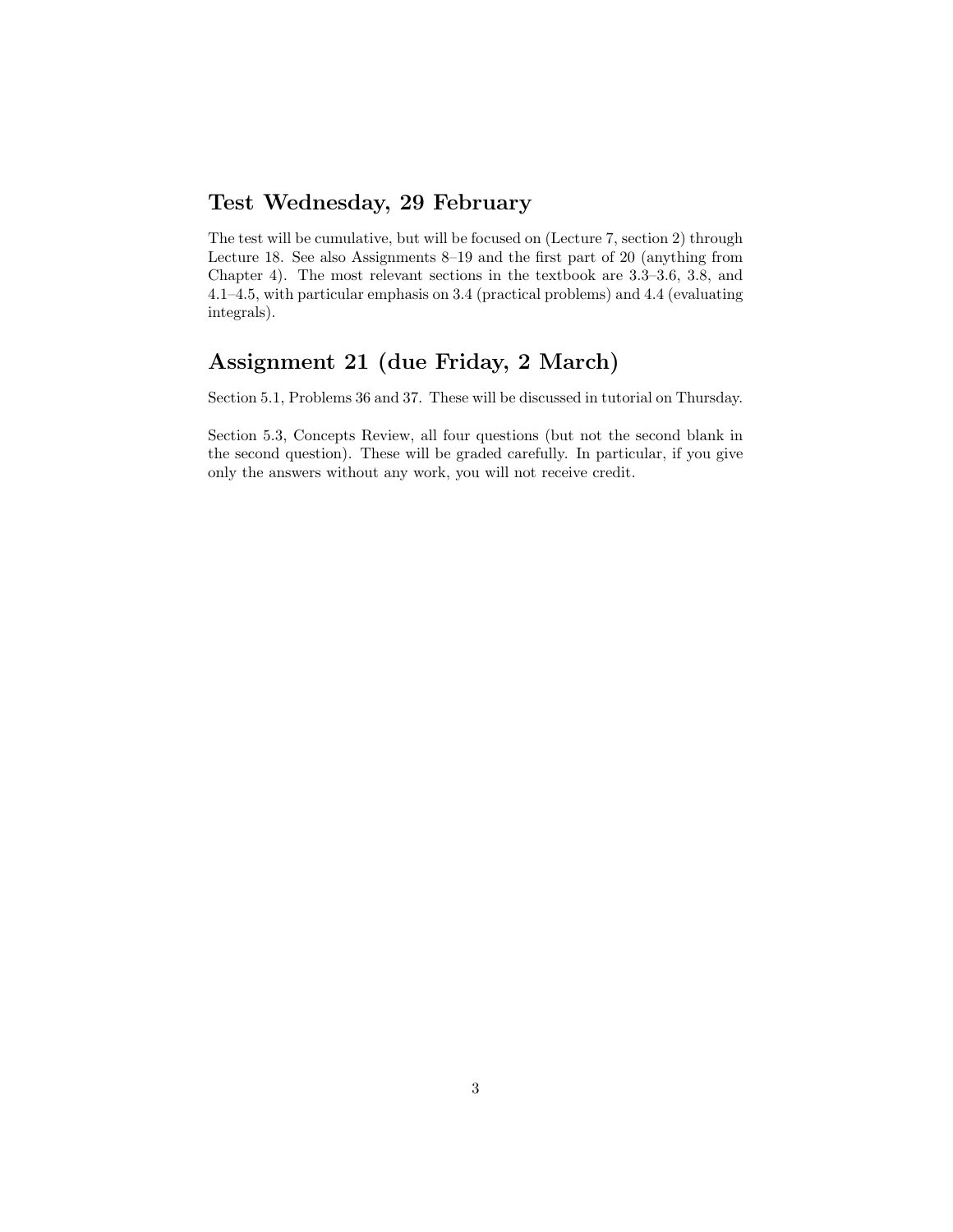## Test Wednesday, 29 February

The test will be cumulative, but will be focused on (Lecture 7, section 2) through Lecture 18. See also Assignments 8–19 and the first part of 20 (anything from Chapter 4). The most relevant sections in the textbook are 3.3–3.6, 3.8, and 4.1–4.5, with particular emphasis on 3.4 (practical problems) and 4.4 (evaluating integrals).

## Assignment 21 (due Friday, 2 March)

Section 5.1, Problems 36 and 37. These will be discussed in tutorial on Thursday.

Section 5.3, Concepts Review, all four questions (but not the second blank in the second question). These will be graded carefully. In particular, if you give only the answers without any work, you will not receive credit.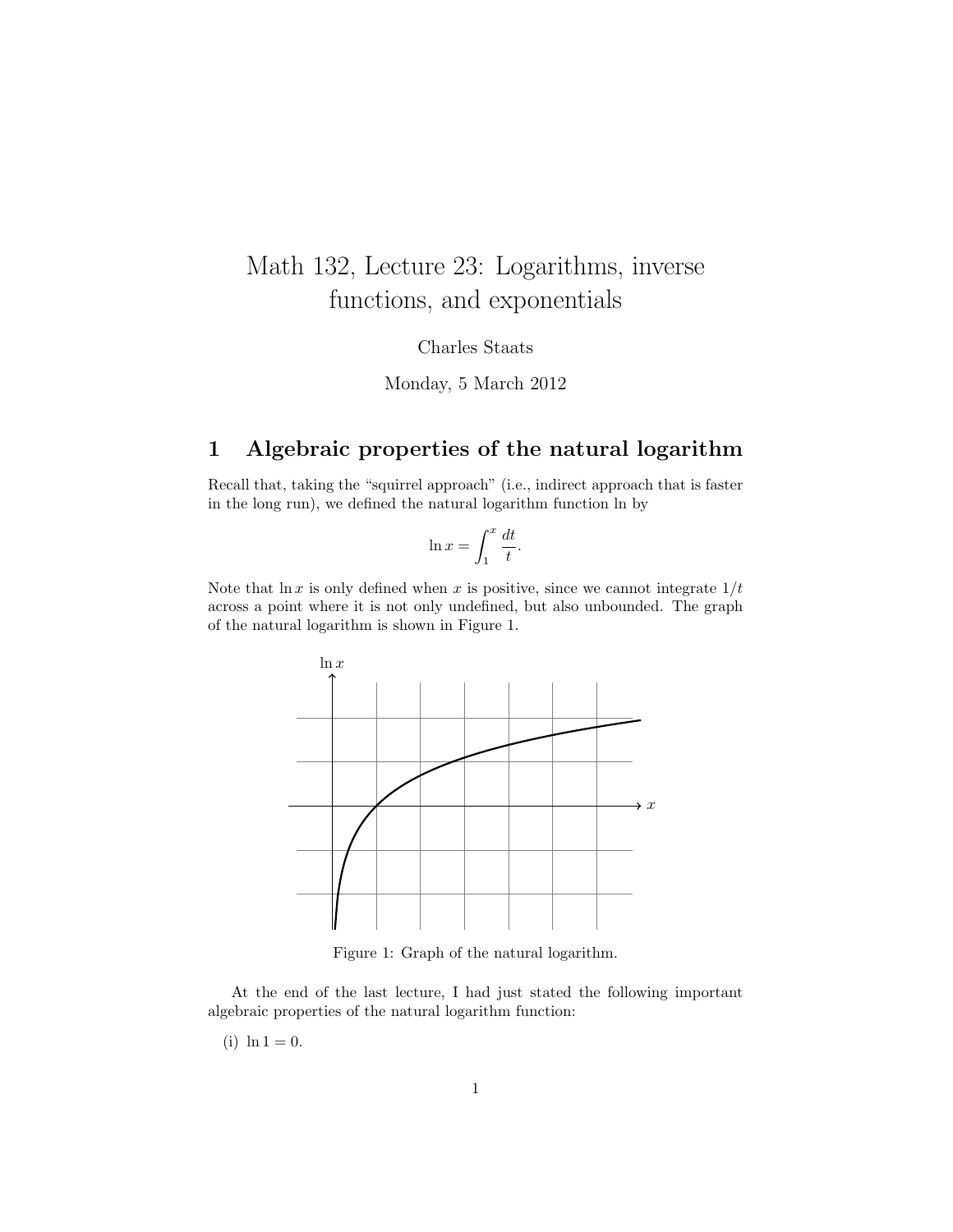# Math 132, Lecture 23: Logarithms, inverse functions, and exponentials

Charles Staats

Monday, 5 March 2012

## 1 Algebraic properties of the natural logarithm

Recall that, taking the "squirrel approach" (i.e., indirect approach that is faster in the long run), we defined the natural logarithm function ln by

$$\ln x = \int_1^x \frac{dt}{t}.$$

Note that $\ln x$ is only defined when $x$ is positive, since we cannot integrate $1/t$ across a point where it is not only undefined, but also unbounded. The graph of the natural logarithm is shown in Figure 1.

Figure 1: Graph of the natural logarithm.

At the end of the last lecture, I had just stated the following important algebraic properties of the natural logarithm function:

(i) $\ln 1 = 0$.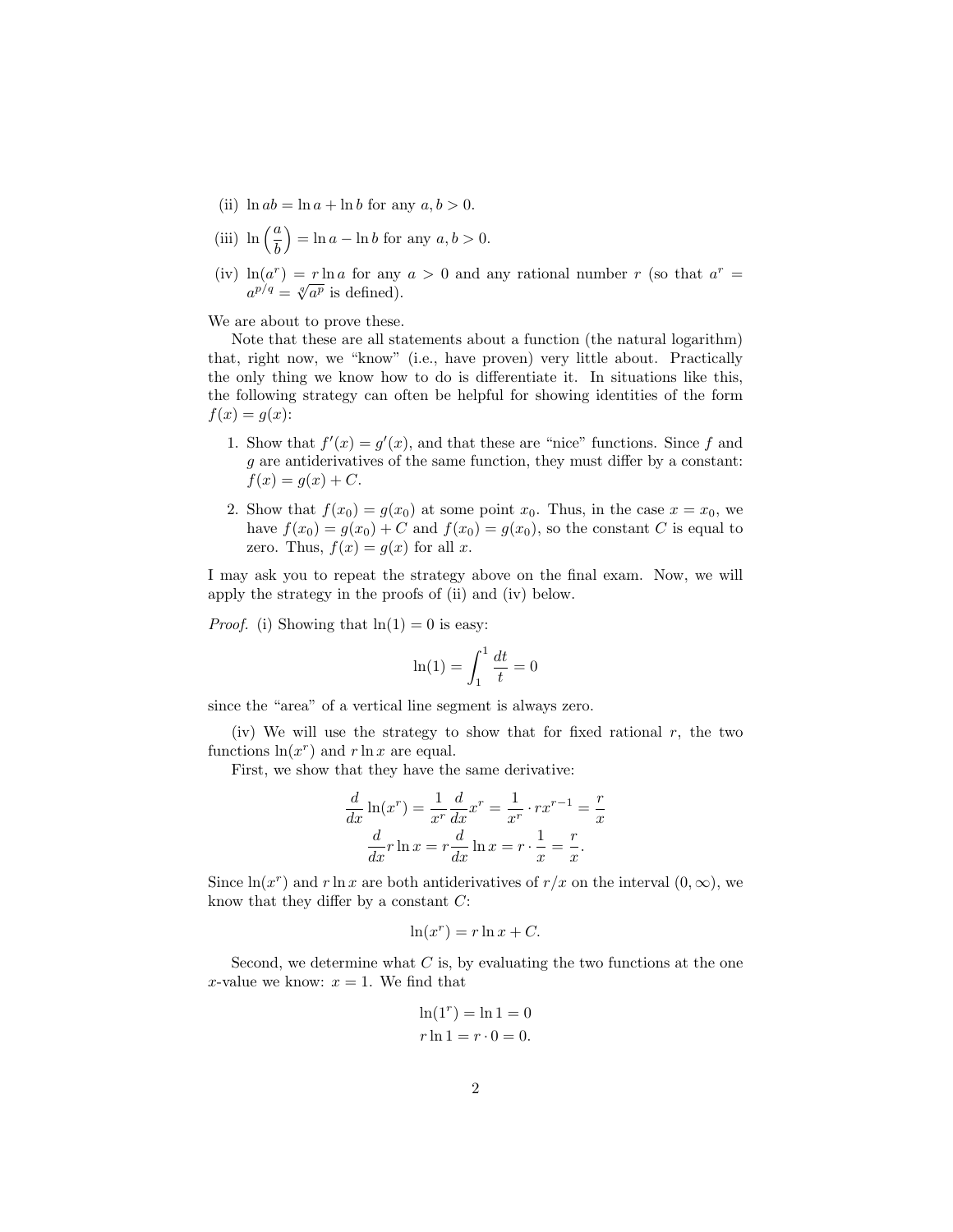(ii) $\ln ab = \ln a + \ln b$ for any $a, b > 0$.

(iii) $\ln\left(\dfrac{a}{b}\right) = \ln a - \ln b$ for any $a, b > 0$.

(iv) $\ln(a^r) = r \ln a$ for any $a > 0$ and any rational number $r$ (so that $a^r = a^{p/q} = \sqrt[q]{a^p}$ is defined).

We are about to prove these.

Note that these are all statements about a function (the natural logarithm) that, right now, we "know" (i.e., have proven) very little about. Practically the only thing we know how to do is differentiate it. In situations like this, the following strategy can often be helpful for showing identities of the form $f(x) = g(x)$:

1. Show that $f'(x) = g'(x)$, and that these are "nice" functions. Since $f$ and $g$ are antiderivatives of the same function, they must differ by a constant: $f(x) = g(x) + C$.
2. Show that $f(x_0) = g(x_0)$ at some point $x_0$. Thus, in the case $x = x_0$, we have $f(x_0) = g(x_0) + C$ and $f(x_0) = g(x_0)$, so the constant $C$ is equal to zero. Thus, $f(x) = g(x)$ for all $x$.

I may ask you to repeat the strategy above on the final exam. Now, we will apply the strategy in the proofs of (ii) and (iv) below.

*Proof.* (i) Showing that $\ln(1) = 0$ is easy:

$$\ln(1) = \int_1^1 \frac{dt}{t} = 0$$

since the "area" of a vertical line segment is always zero.

(iv) We will use the strategy to show that for fixed rational $r$, the two functions $\ln(x^r)$ and $r \ln x$ are equal.

First, we show that they have the same derivative:

$$\frac{d}{dx}\ln(x^r) = \frac{1}{x^r}\frac{d}{dx}x^r = \frac{1}{x^r} \cdot rx^{r-1} = \frac{r}{x}$$
$$\frac{d}{dx} r \ln x = r \frac{d}{dx} \ln x = r \cdot \frac{1}{x} = \frac{r}{x}.$$

Since $\ln(x^r)$ and $r \ln x$ are both antiderivatives of $r/x$ on the interval $(0, \infty)$, we know that they differ by a constant $C$:

$$\ln(x^r) = r \ln x + C.$$

Second, we determine what $C$ is, by evaluating the two functions at the one $x$-value we know: $x = 1$. We find that

$$\ln(1^r) = \ln 1 = 0$$
$$r \ln 1 = r \cdot 0 = 0.$$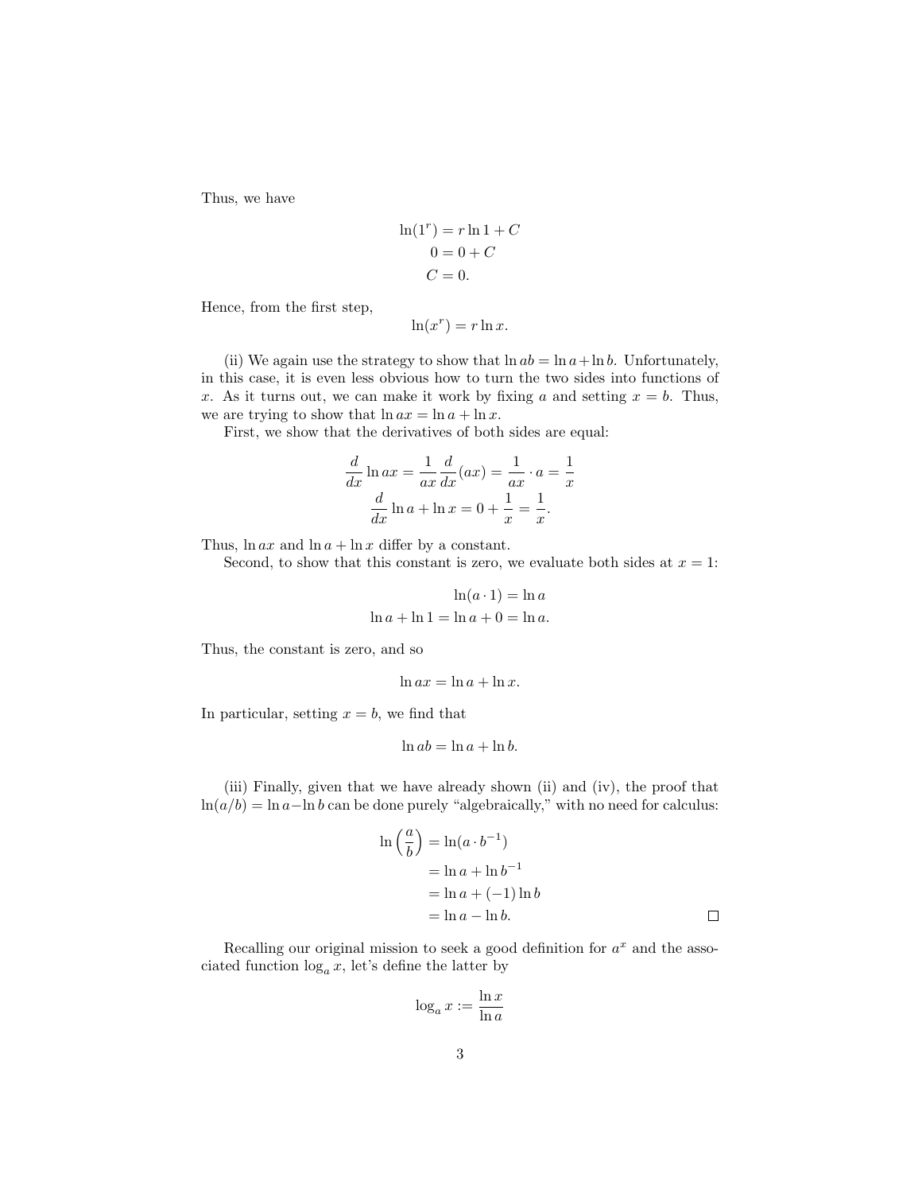Thus, we have

$$\begin{aligned}\ln(1^r) &= r \ln 1 + C \\ 0 &= 0 + C \\ C &= 0.\end{aligned}$$

Hence, from the first step,

$$\ln(x^r) = r \ln x.$$

(ii) We again use the strategy to show that $\ln ab = \ln a + \ln b$. Unfortunately, in this case, it is even less obvious how to turn the two sides into functions of $x$. As it turns out, we can make it work by fixing $a$ and setting $x = b$. Thus, we are trying to show that $\ln ax = \ln a + \ln x$.

First, we show that the derivatives of both sides are equal:

$$\begin{aligned}\frac{d}{dx} \ln ax &= \frac{1}{ax} \frac{d}{dx}(ax) = \frac{1}{ax} \cdot a = \frac{1}{x} \\ \frac{d}{dx} \ln a + \ln x &= 0 + \frac{1}{x} = \frac{1}{x}.\end{aligned}$$

Thus, $\ln ax$ and $\ln a + \ln x$ differ by a constant.

Second, to show that this constant is zero, we evaluate both sides at $x = 1$:

$$\begin{aligned}\ln(a \cdot 1) &= \ln a \\ \ln a + \ln 1 &= \ln a + 0 = \ln a.\end{aligned}$$

Thus, the constant is zero, and so

$$\ln ax = \ln a + \ln x.$$

In particular, setting $x = b$, we find that

$$\ln ab = \ln a + \ln b.$$

(iii) Finally, given that we have already shown (ii) and (iv), the proof that $\ln(a/b) = \ln a - \ln b$ can be done purely "algebraically," with no need for calculus:

$$\begin{aligned}\ln\left(\frac{a}{b}\right) &= \ln(a \cdot b^{-1}) \\ &= \ln a + \ln b^{-1} \\ &= \ln a + (-1)\ln b \\ &= \ln a - \ln b.\end{aligned}$$

□

Recalling our original mission to seek a good definition for $a^x$ and the associated function $\log_a x$, let's define the latter by

$$\log_a x := \frac{\ln x}{\ln a}$$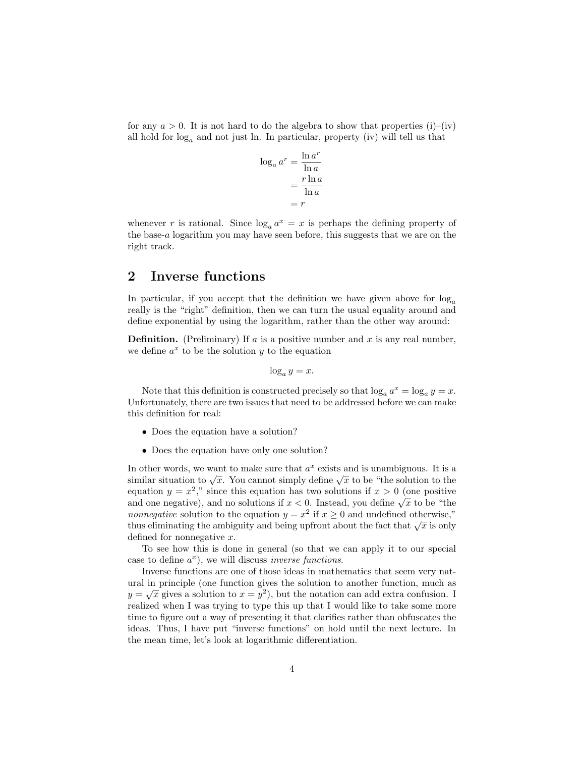for any $a > 0$. It is not hard to do the algebra to show that properties (i)–(iv) all hold for $\log_a$ and not just ln. In particular, property (iv) will tell us that

$$
\begin{aligned}
\log_a a^r &= \frac{\ln a^r}{\ln a} \\
&= \frac{r \ln a}{\ln a} \\
&= r
\end{aligned}
$$

whenever $r$ is rational. Since $\log_a a^x = x$ is perhaps the defining property of the base-$a$ logarithm you may have seen before, this suggests that we are on the right track.

## 2 Inverse functions

In particular, if you accept that the definition we have given above for $\log_a$ really is the "right" definition, then we can turn the usual equality around and define exponential by using the logarithm, rather than the other way around:

**Definition.** (Preliminary) If $a$ is a positive number and $x$ is any real number, we define $a^x$ to be the solution $y$ to the equation

$$\log_a y = x.$$

Note that this definition is constructed precisely so that $\log_a a^x = \log_a y = x$. Unfortunately, there are two issues that need to be addressed before we can make this definition for real:

- Does the equation have a solution?
- Does the equation have only one solution?

In other words, we want to make sure that $a^x$ exists and is unambiguous. It is a similar situation to $\sqrt{x}$. You cannot simply define $\sqrt{x}$ to be "the solution to the equation $y = x^2$," since this equation has two solutions if $x > 0$ (one positive and one negative), and no solutions if $x < 0$. Instead, you define $\sqrt{x}$ to be "the *nonnegative* solution to the equation $y = x^2$ if $x \geq 0$ and undefined otherwise," thus eliminating the ambiguity and being upfront about the fact that $\sqrt{x}$ is only defined for nonnegative $x$.

To see how this is done in general (so that we can apply it to our special case to define $a^x$), we will discuss *inverse functions*.

Inverse functions are one of those ideas in mathematics that seem very natural in principle (one function gives the solution to another function, much as $y = \sqrt{x}$ gives a solution to $x = y^2$), but the notation can add extra confusion. I realized when I was trying to type this up that I would like to take some more time to figure out a way of presenting it that clarifies rather than obfuscates the ideas. Thus, I have put "inverse functions" on hold until the next lecture. In the mean time, let's look at logarithmic differentiation.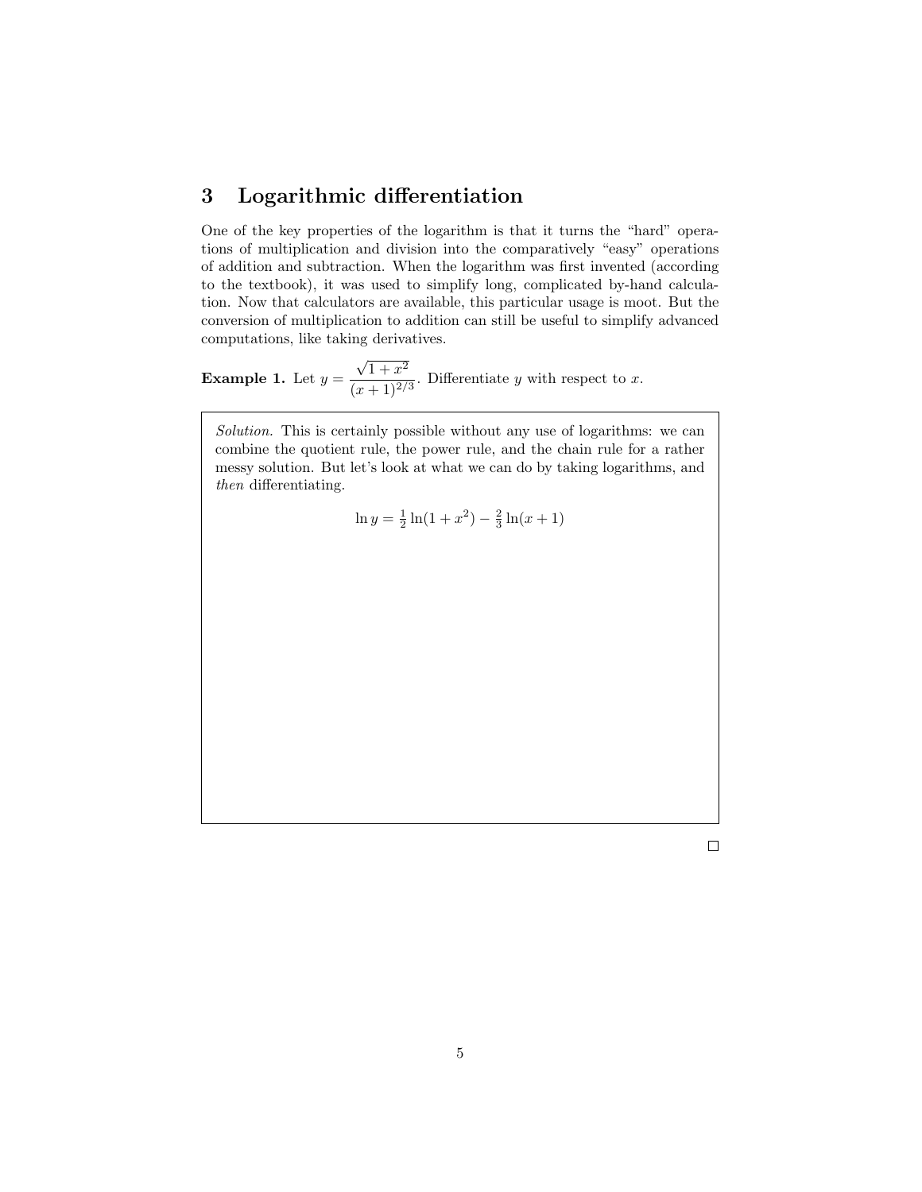## 3 Logarithmic differentiation

One of the key properties of the logarithm is that it turns the "hard" operations of multiplication and division into the comparatively "easy" operations of addition and subtraction. When the logarithm was first invented (according to the textbook), it was used to simplify long, complicated by-hand calculation. Now that calculators are available, this particular usage is moot. But the conversion of multiplication to addition can still be useful to simplify advanced computations, like taking derivatives.

**Example 1.** Let $y = \dfrac{\sqrt{1+x^2}}{(x+1)^{2/3}}$. Differentiate $y$ with respect to $x$.

*Solution.* This is certainly possible without any use of logarithms: we can combine the quotient rule, the power rule, and the chain rule for a rather messy solution. But let's look at what we can do by taking logarithms, and *then* differentiating.

$$\ln y = \tfrac{1}{2}\ln(1+x^2) - \tfrac{2}{3}\ln(x+1)$$

□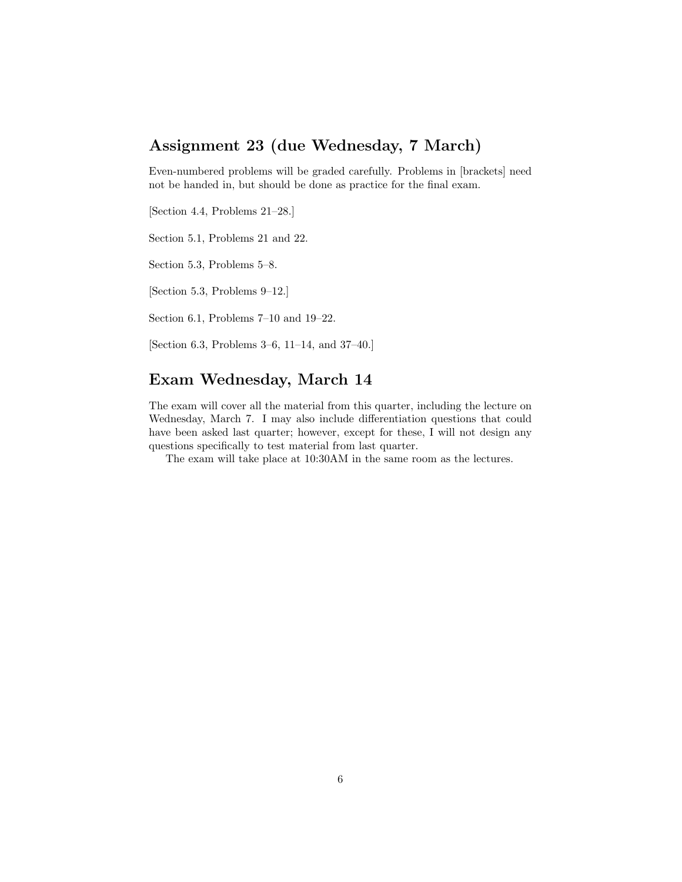## Assignment 23 (due Wednesday, 7 March)

Even-numbered problems will be graded carefully. Problems in [brackets] need not be handed in, but should be done as practice for the final exam.

[Section 4.4, Problems 21–28.]

Section 5.1, Problems 21 and 22.

Section 5.3, Problems 5–8.

[Section 5.3, Problems 9–12.]

Section 6.1, Problems 7–10 and 19–22.

[Section 6.3, Problems 3–6, 11–14, and 37–40.]

## Exam Wednesday, March 14

The exam will cover all the material from this quarter, including the lecture on Wednesday, March 7. I may also include differentiation questions that could have been asked last quarter; however, except for these, I will not design any questions specifically to test material from last quarter.

The exam will take place at 10:30AM in the same room as the lectures.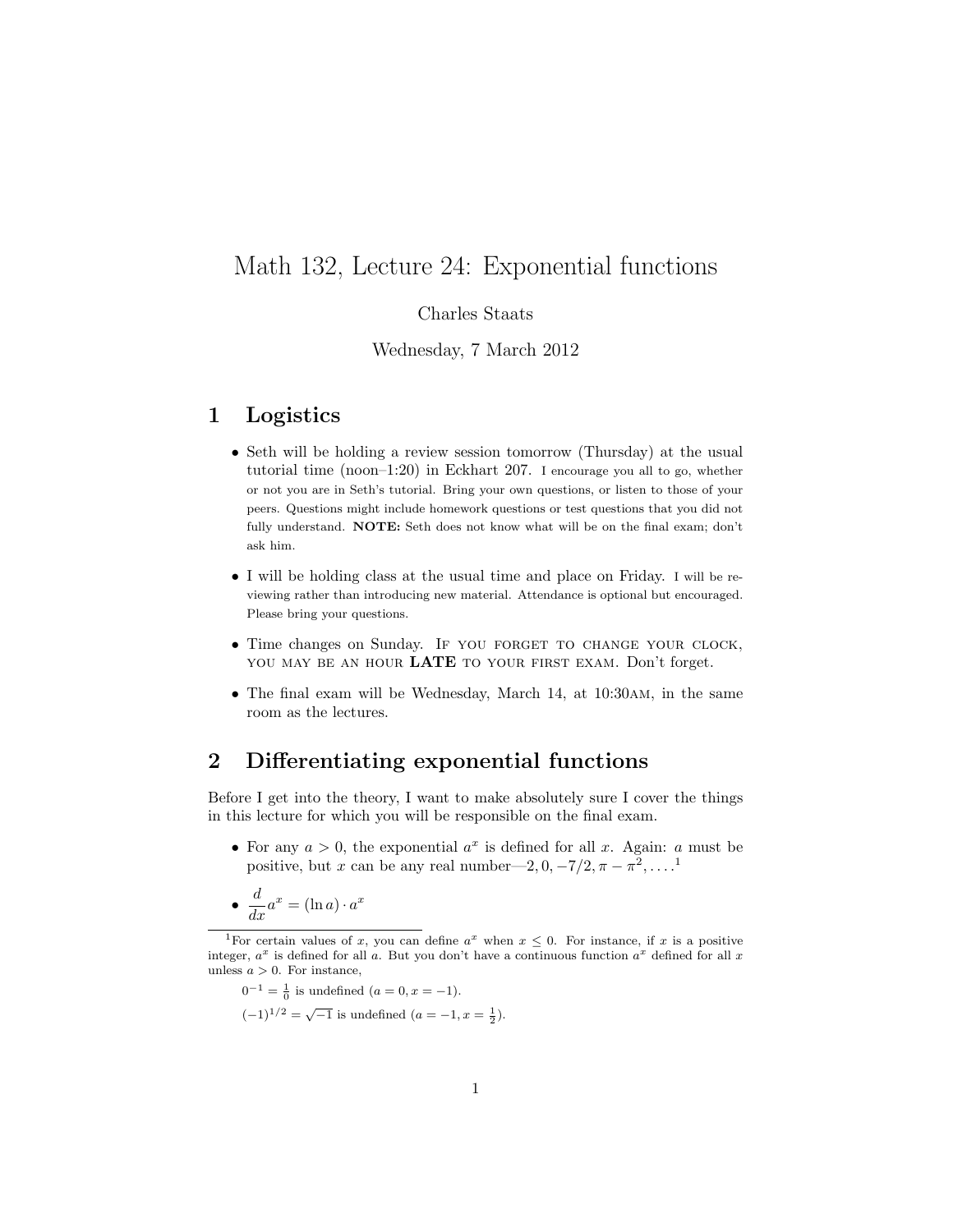# Math 132, Lecture 24: Exponential functions

Charles Staats

Wednesday, 7 March 2012

## 1 Logistics

- Seth will be holding a review session tomorrow (Thursday) at the usual tutorial time (noon–1:20) in Eckhart 207. I encourage you all to go, whether or not you are in Seth's tutorial. Bring your own questions, or listen to those of your peers. Questions might include homework questions or test questions that you did not fully understand. **NOTE:** Seth does not know what will be on the final exam; don't ask him.
- I will be holding class at the usual time and place on Friday. I will be reviewing rather than introducing new material. Attendance is optional but encouraged. Please bring your questions.
- Time changes on Sunday. If you forget to change your clock, you may be an hour **LATE** to your first exam. Don't forget.
- The final exam will be Wednesday, March 14, at 10:30AM, in the same room as the lectures.

## 2 Differentiating exponential functions

Before I get into the theory, I want to make absolutely sure I cover the things in this lecture for which you will be responsible on the final exam.

- For any $a > 0$, the exponential $a^x$ is defined for all $x$. Again: $a$ must be positive, but $x$ can be any real number—$2, 0, -7/2, \pi - \pi^2, \ldots$.[1]
- $\dfrac{d}{dx} a^x = (\ln a) \cdot a^x$

---

[1] For certain values of $x$, you can define $a^x$ when $x \leq 0$. For instance, if $x$ is a positive integer, $a^x$ is defined for all $a$. But you don't have a continuous function $a^x$ defined for all $x$ unless $a > 0$. For instance,

$0^{-1} = \frac{1}{0}$ is undefined ($a = 0, x = -1$).

$(-1)^{1/2} = \sqrt{-1}$ is undefined ($a = -1, x = \frac{1}{2}$).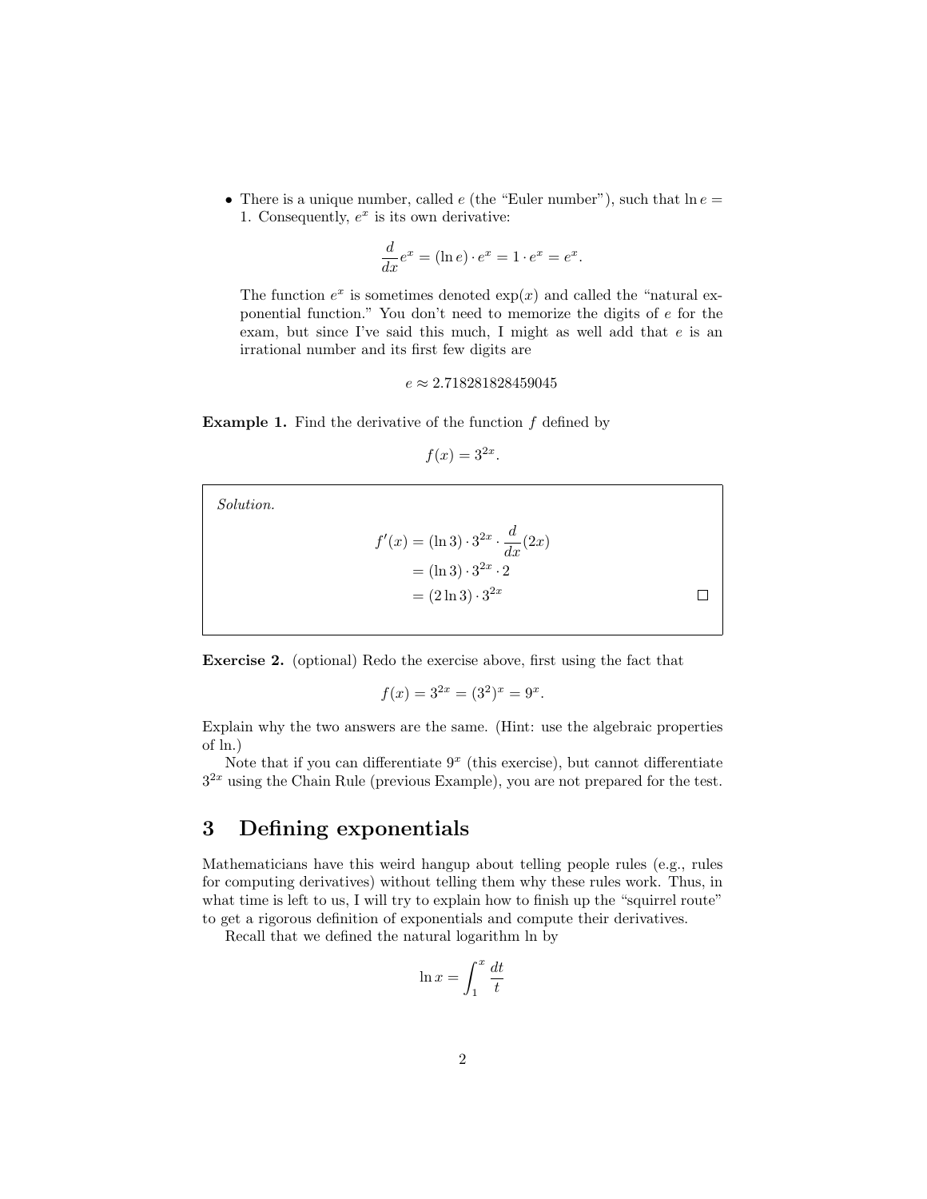- There is a unique number, called $e$ (the "Euler number"), such that $\ln e = 1$. Consequently, $e^x$ is its own derivative:

$$\frac{d}{dx}e^x = (\ln e) \cdot e^x = 1 \cdot e^x = e^x.$$

  The function $e^x$ is sometimes denoted $\exp(x)$ and called the "natural exponential function." You don't need to memorize the digits of $e$ for the exam, but since I've said this much, I might as well add that $e$ is an irrational number and its first few digits are

$$e \approx 2.718281828459045$$

**Example 1.** Find the derivative of the function $f$ defined by

$$f(x) = 3^{2x}.$$

*Solution.*

$$\begin{aligned} f'(x) &= (\ln 3) \cdot 3^{2x} \cdot \frac{d}{dx}(2x) \\ &= (\ln 3) \cdot 3^{2x} \cdot 2 \\ &= (2 \ln 3) \cdot 3^{2x} \end{aligned}$$

□

**Exercise 2.** (optional) Redo the exercise above, first using the fact that

$$f(x) = 3^{2x} = (3^2)^x = 9^x.$$

Explain why the two answers are the same. (Hint: use the algebraic properties of ln.)

Note that if you can differentiate $9^x$ (this exercise), but cannot differentiate $3^{2x}$ using the Chain Rule (previous Example), you are not prepared for the test.

## 3 Defining exponentials

Mathematicians have this weird hangup about telling people rules (e.g., rules for computing derivatives) without telling them why these rules work. Thus, in what time is left to us, I will try to explain how to finish up the "squirrel route" to get a rigorous definition of exponentials and compute their derivatives.

Recall that we defined the natural logarithm ln by

$$\ln x = \int_1^x \frac{dt}{t}$$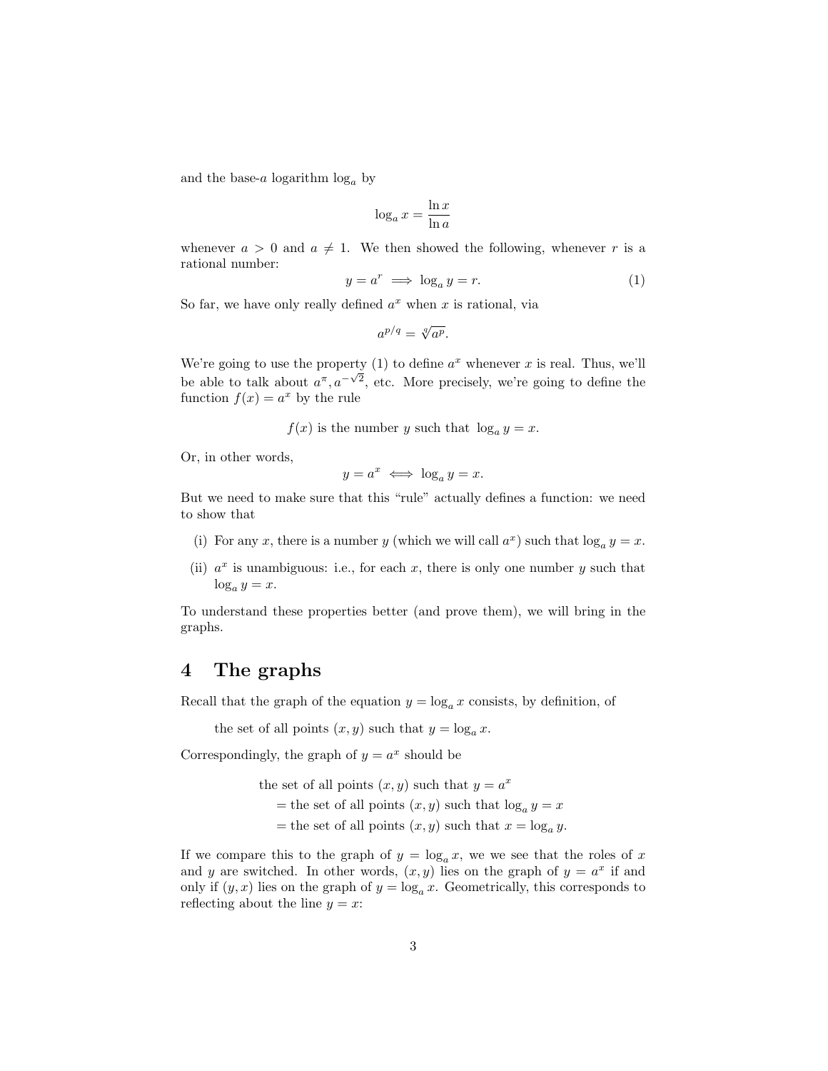and the base-$a$ logarithm $\log_a$ by

$$\log_a x = \frac{\ln x}{\ln a}$$

whenever $a > 0$ and $a \neq 1$. We then showed the following, whenever $r$ is a rational number:

$$y = a^r \implies \log_a y = r. \tag{1}$$

So far, we have only really defined $a^x$ when $x$ is rational, via

$$a^{p/q} = \sqrt[q]{a^p}.$$

We're going to use the property (1) to define $a^x$ whenever $x$ is real. Thus, we'll be able to talk about $a^\pi, a^{-\sqrt{2}}$, etc. More precisely, we're going to define the function $f(x) = a^x$ by the rule

$$f(x) \text{ is the number } y \text{ such that } \log_a y = x.$$

Or, in other words,

$$y = a^x \iff \log_a y = x.$$

But we need to make sure that this "rule" actually defines a function: we need to show that

(i) For any $x$, there is a number $y$ (which we will call $a^x$) such that $\log_a y = x$.

(ii) $a^x$ is unambiguous: i.e., for each $x$, there is only one number $y$ such that $\log_a y = x$.

To understand these properties better (and prove them), we will bring in the graphs.

## 4 The graphs

Recall that the graph of the equation $y = \log_a x$ consists, by definition, of

the set of all points $(x, y)$ such that $y = \log_a x$.

Correspondingly, the graph of $y = a^x$ should be

$$\begin{aligned} &\text{the set of all points } (x, y) \text{ such that } y = a^x \\ &= \text{the set of all points } (x, y) \text{ such that } \log_a y = x \\ &= \text{the set of all points } (x, y) \text{ such that } x = \log_a y. \end{aligned}$$

If we compare this to the graph of $y = \log_a x$, we we see that the roles of $x$ and $y$ are switched. In other words, $(x, y)$ lies on the graph of $y = a^x$ if and only if $(y, x)$ lies on the graph of $y = \log_a x$. Geometrically, this corresponds to reflecting about the line $y = x$: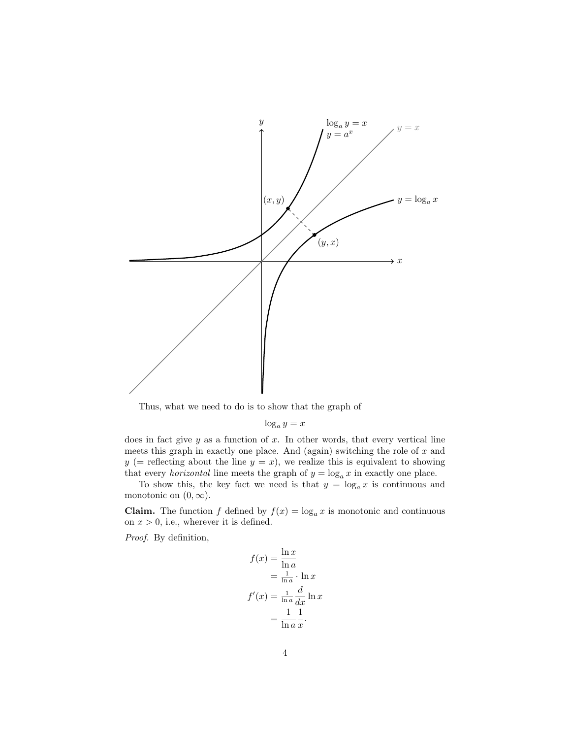Thus, what we need to do is to show that the graph of

$$\log_a y = x$$

does in fact give $y$ as a function of $x$. In other words, that every vertical line meets this graph in exactly one place. And (again) switching the role of $x$ and $y$ (= reflecting about the line $y = x$), we realize this is equivalent to showing that every *horizontal* line meets the graph of $y = \log_a x$ in exactly one place.

To show this, the key fact we need is that $y = \log_a x$ is continuous and monotonic on $(0, \infty)$.

**Claim.** The function $f$ defined by $f(x) = \log_a x$ is monotonic and continuous on $x > 0$, i.e., wherever it is defined.

*Proof.* By definition,

$$\begin{aligned} f(x) &= \frac{\ln x}{\ln a} \\ &= \tfrac{1}{\ln a} \cdot \ln x \\ f'(x) &= \tfrac{1}{\ln a} \frac{d}{dx} \ln x \\ &= \frac{1}{\ln a} \frac{1}{x}. \end{aligned}$$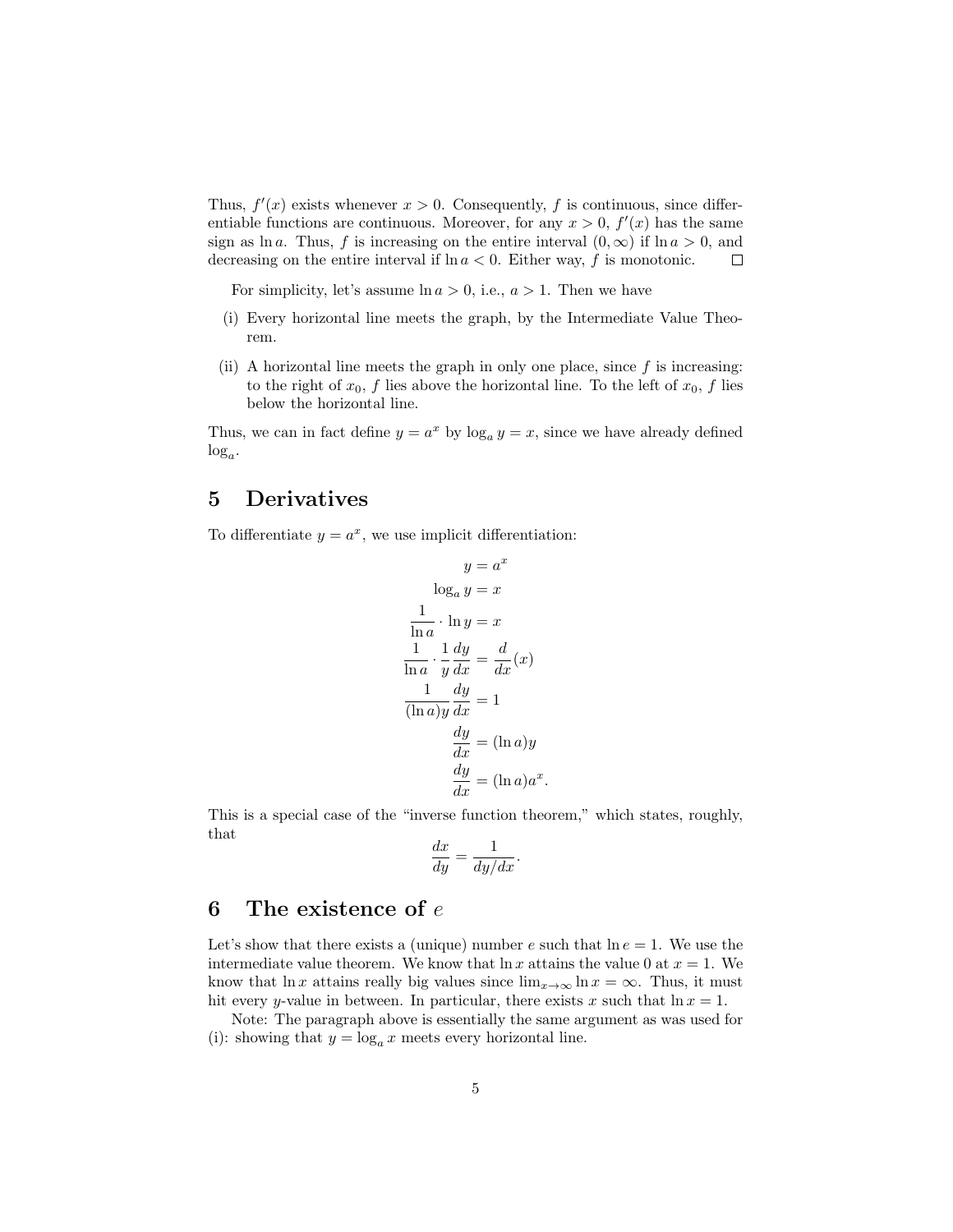Thus, $f'(x)$ exists whenever $x > 0$. Consequently, $f$ is continuous, since differentiable functions are continuous. Moreover, for any $x > 0$, $f'(x)$ has the same sign as $\ln a$. Thus, $f$ is increasing on the entire interval $(0, \infty)$ if $\ln a > 0$, and decreasing on the entire interval if $\ln a < 0$. Either way, $f$ is monotonic. □

For simplicity, let's assume $\ln a > 0$, i.e., $a > 1$. Then we have

(i) Every horizontal line meets the graph, by the Intermediate Value Theorem.

(ii) A horizontal line meets the graph in only one place, since $f$ is increasing: to the right of $x_0$, $f$ lies above the horizontal line. To the left of $x_0$, $f$ lies below the horizontal line.

Thus, we can in fact define $y = a^x$ by $\log_a y = x$, since we have already defined $\log_a$.

## 5 Derivatives

To differentiate $y = a^x$, we use implicit differentiation:

$$
\begin{aligned}
y &= a^x \\
\log_a y &= x \\
\frac{1}{\ln a} \cdot \ln y &= x \\
\frac{1}{\ln a} \cdot \frac{1}{y}\frac{dy}{dx} &= \frac{d}{dx}(x) \\
\frac{1}{(\ln a) y}\frac{dy}{dx} &= 1 \\
\frac{dy}{dx} &= (\ln a) y \\
\frac{dy}{dx} &= (\ln a) a^x.
\end{aligned}
$$

This is a special case of the "inverse function theorem," which states, roughly, that

$$\frac{dx}{dy} = \frac{1}{dy/dx}.$$

## 6 The existence of $e$

Let's show that there exists a (unique) number $e$ such that $\ln e = 1$. We use the intermediate value theorem. We know that $\ln x$ attains the value 0 at $x = 1$. We know that $\ln x$ attains really big values since $\lim_{x\to\infty} \ln x = \infty$. Thus, it must hit every $y$-value in between. In particular, there exists $x$ such that $\ln x = 1$.

Note: The paragraph above is essentially the same argument as was used for (i): showing that $y = \log_a x$ meets every horizontal line.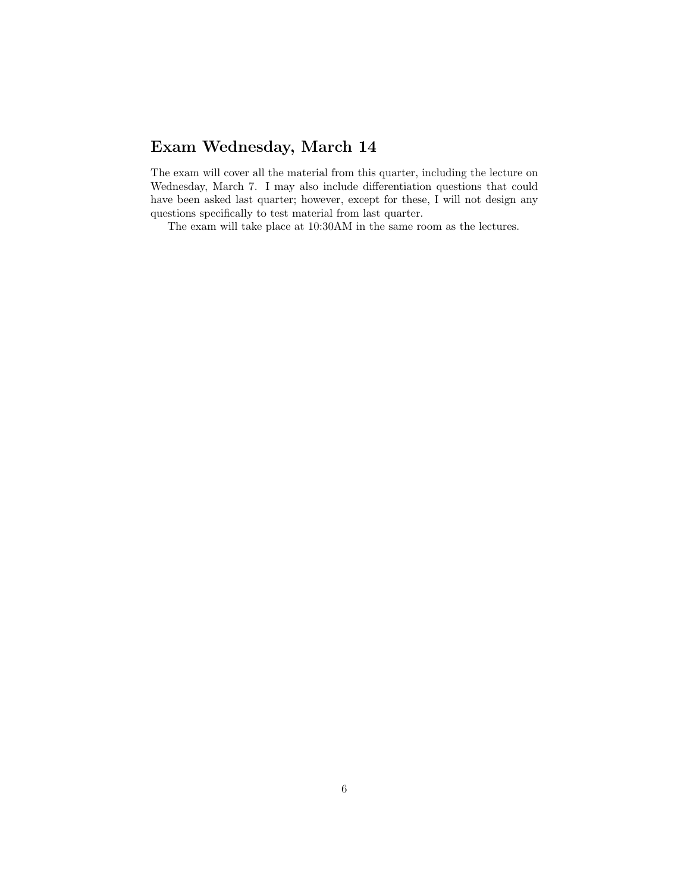## Exam Wednesday, March 14

The exam will cover all the material from this quarter, including the lecture on Wednesday, March 7. I may also include differentiation questions that could have been asked last quarter; however, except for these, I will not design any questions specifically to test material from last quarter.

The exam will take place at 10:30AM in the same room as the lectures.